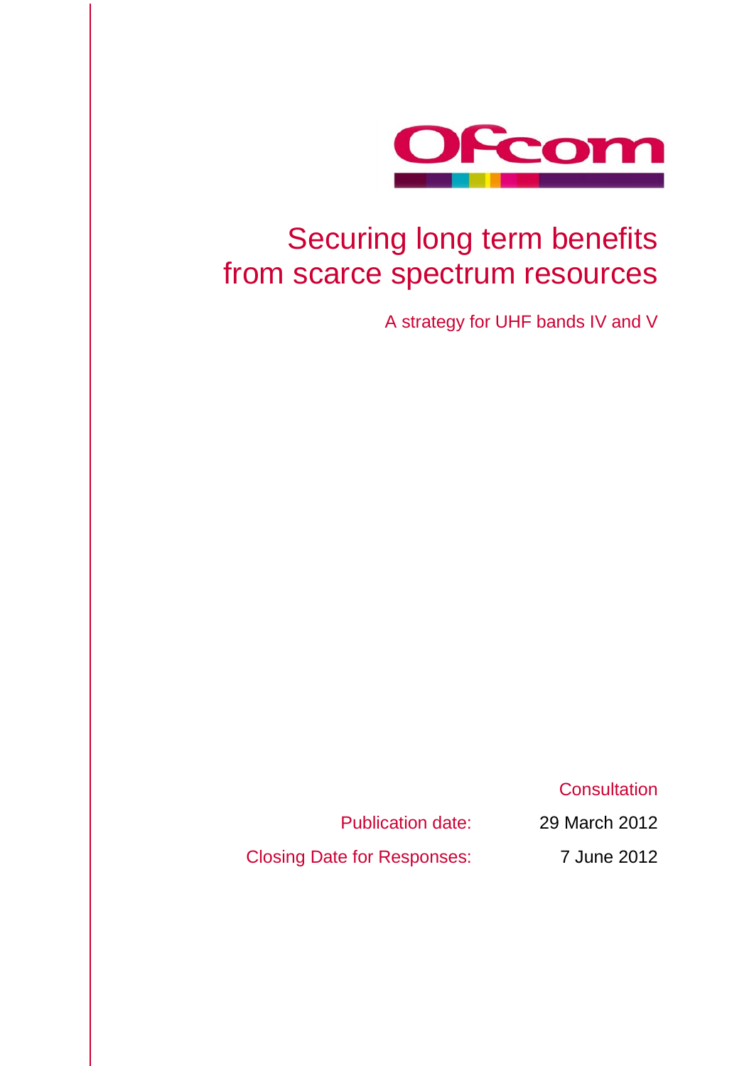Ofcom

# Securing long term benefits from scarce spectrum resources

A strategy for UHF bands IV and V

Consultation

Publication date: 29 March 2012

Closing Date for Responses: 7 June 2012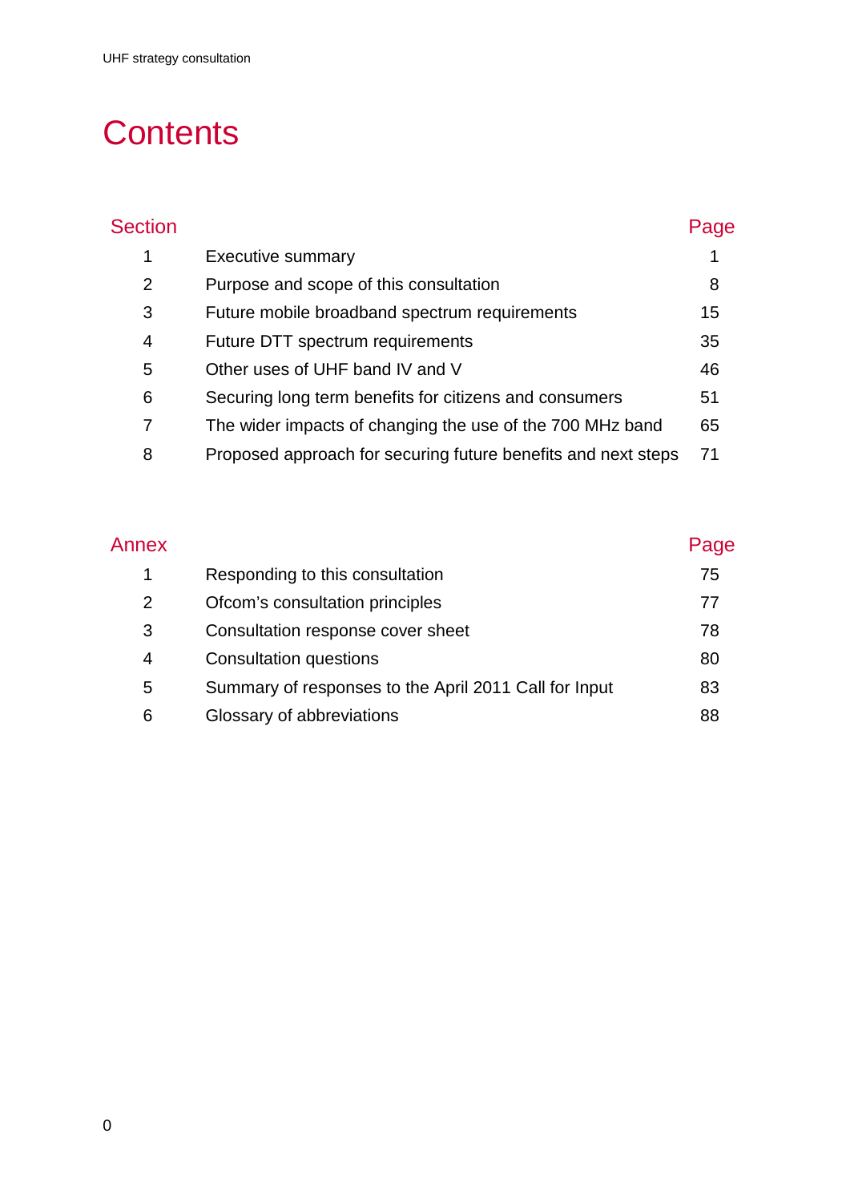# Contents

| Section | | Page |
|---|---|---|
| 1 | Executive summary | 1 |
| 2 | Purpose and scope of this consultation | 8 |
| 3 | Future mobile broadband spectrum requirements | 15 |
| 4 | Future DTT spectrum requirements | 35 |
| 5 | Other uses of UHF band IV and V | 46 |
| 6 | Securing long term benefits for citizens and consumers | 51 |
| 7 | The wider impacts of changing the use of the 700 MHz band | 65 |
| 8 | Proposed approach for securing future benefits and next steps | 71 |

| Annex | | Page |
|---|---|---|
| 1 | Responding to this consultation | 75 |
| 2 | Ofcom’s consultation principles | 77 |
| 3 | Consultation response cover sheet | 78 |
| 4 | Consultation questions | 80 |
| 5 | Summary of responses to the April 2011 Call for Input | 83 |
| 6 | Glossary of abbreviations | 88 |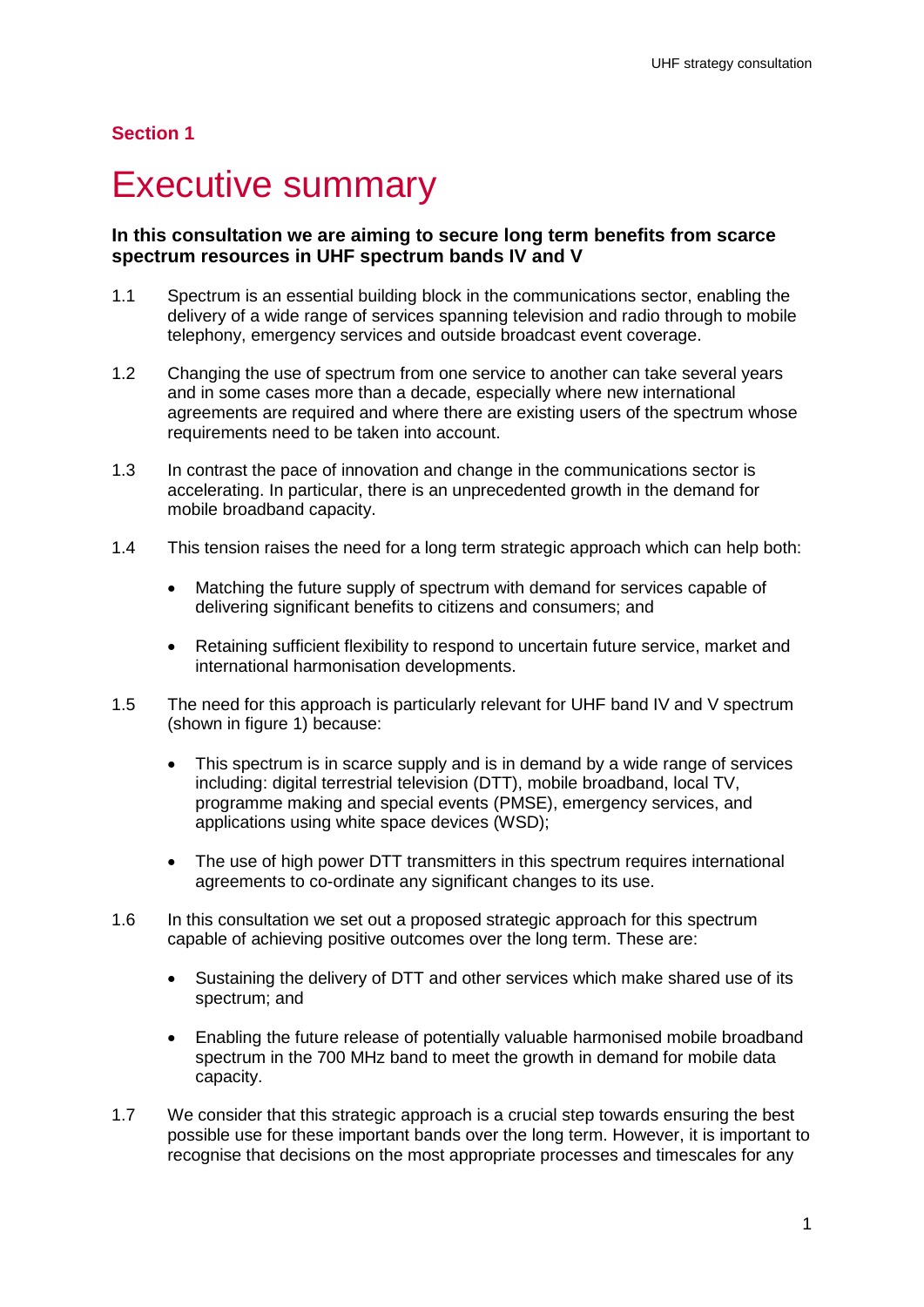## Section 1

# Executive summary

**In this consultation we are aiming to secure long term benefits from scarce spectrum resources in UHF spectrum bands IV and V**

1.1 Spectrum is an essential building block in the communications sector, enabling the delivery of a wide range of services spanning television and radio through to mobile telephony, emergency services and outside broadcast event coverage.

1.2 Changing the use of spectrum from one service to another can take several years and in some cases more than a decade, especially where new international agreements are required and where there are existing users of the spectrum whose requirements need to be taken into account.

1.3 In contrast the pace of innovation and change in the communications sector is accelerating. In particular, there is an unprecedented growth in the demand for mobile broadband capacity.

1.4 This tension raises the need for a long term strategic approach which can help both:

- Matching the future supply of spectrum with demand for services capable of delivering significant benefits to citizens and consumers; and
- Retaining sufficient flexibility to respond to uncertain future service, market and international harmonisation developments.

1.5 The need for this approach is particularly relevant for UHF band IV and V spectrum (shown in figure 1) because:

- This spectrum is in scarce supply and is in demand by a wide range of services including: digital terrestrial television (DTT), mobile broadband, local TV, programme making and special events (PMSE), emergency services, and applications using white space devices (WSD);
- The use of high power DTT transmitters in this spectrum requires international agreements to co-ordinate any significant changes to its use.

1.6 In this consultation we set out a proposed strategic approach for this spectrum capable of achieving positive outcomes over the long term. These are:

- Sustaining the delivery of DTT and other services which make shared use of its spectrum; and
- Enabling the future release of potentially valuable harmonised mobile broadband spectrum in the 700 MHz band to meet the growth in demand for mobile data capacity.

1.7 We consider that this strategic approach is a crucial step towards ensuring the best possible use for these important bands over the long term. However, it is important to recognise that decisions on the most appropriate processes and timescales for any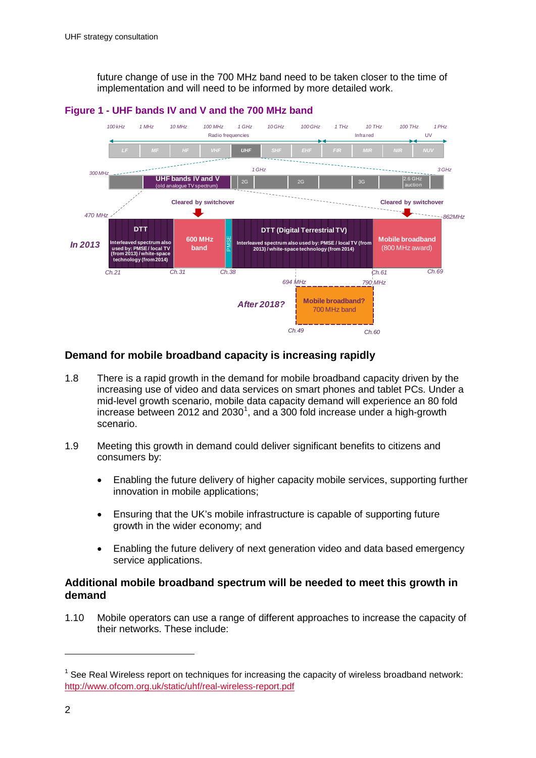future change of use in the 700 MHz band need to be taken closer to the time of implementation and will need to be informed by more detailed work.

**Figure 1 - UHF bands IV and V and the 700 MHz band**

## Demand for mobile broadband capacity is increasing rapidly

1.8 There is a rapid growth in the demand for mobile broadband capacity driven by the increasing use of video and data services on smart phones and tablet PCs. Under a mid-level growth scenario, mobile data capacity demand will experience an 80 fold increase between 2012 and 2030[1], and a 300 fold increase under a high-growth scenario.

1.9 Meeting this growth in demand could deliver significant benefits to citizens and consumers by:

- Enabling the future delivery of higher capacity mobile services, supporting further innovation in mobile applications;
- Ensuring that the UK's mobile infrastructure is capable of supporting future growth in the wider economy; and
- Enabling the future delivery of next generation video and data based emergency service applications.

## Additional mobile broadband spectrum will be needed to meet this growth in demand

1.10 Mobile operators can use a range of different approaches to increase the capacity of their networks. These include:

---

[1] See Real Wireless report on techniques for increasing the capacity of wireless broadband network: http://www.ofcom.org.uk/static/uhf/real-wireless-report.pdf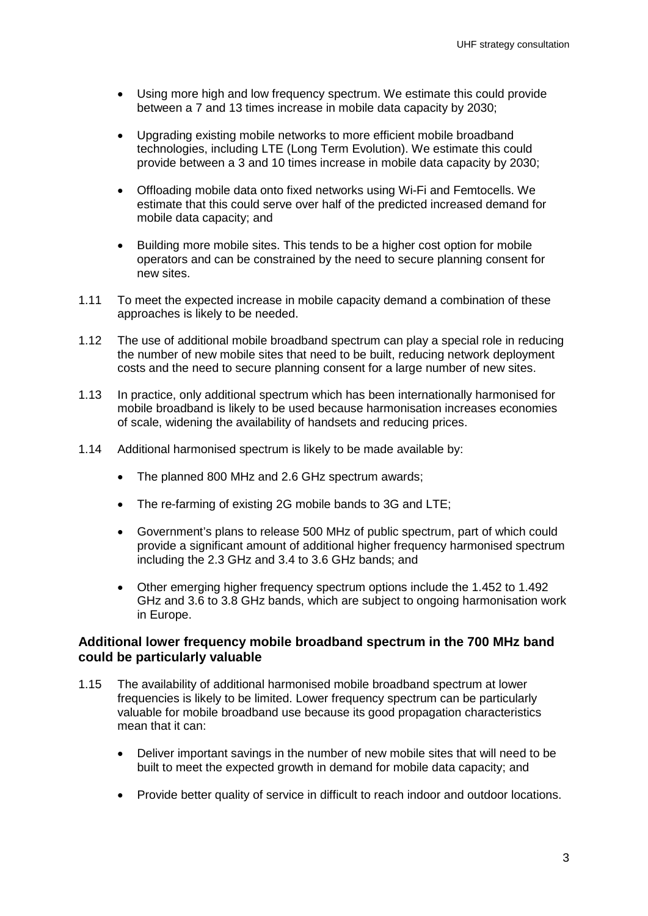- Using more high and low frequency spectrum. We estimate this could provide between a 7 and 13 times increase in mobile data capacity by 2030;

- Upgrading existing mobile networks to more efficient mobile broadband technologies, including LTE (Long Term Evolution). We estimate this could provide between a 3 and 10 times increase in mobile data capacity by 2030;

- Offloading mobile data onto fixed networks using Wi-Fi and Femtocells. We estimate that this could serve over half of the predicted increased demand for mobile data capacity; and

- Building more mobile sites. This tends to be a higher cost option for mobile operators and can be constrained by the need to secure planning consent for new sites.

1.11 To meet the expected increase in mobile capacity demand a combination of these approaches is likely to be needed.

1.12 The use of additional mobile broadband spectrum can play a special role in reducing the number of new mobile sites that need to be built, reducing network deployment costs and the need to secure planning consent for a large number of new sites.

1.13 In practice, only additional spectrum which has been internationally harmonised for mobile broadband is likely to be used because harmonisation increases economies of scale, widening the availability of handsets and reducing prices.

1.14 Additional harmonised spectrum is likely to be made available by:

- The planned 800 MHz and 2.6 GHz spectrum awards;

- The re-farming of existing 2G mobile bands to 3G and LTE;

- Government's plans to release 500 MHz of public spectrum, part of which could provide a significant amount of additional higher frequency harmonised spectrum including the 2.3 GHz and 3.4 to 3.6 GHz bands; and

- Other emerging higher frequency spectrum options include the 1.452 to 1.492 GHz and 3.6 to 3.8 GHz bands, which are subject to ongoing harmonisation work in Europe.

### Additional lower frequency mobile broadband spectrum in the 700 MHz band could be particularly valuable

1.15 The availability of additional harmonised mobile broadband spectrum at lower frequencies is likely to be limited. Lower frequency spectrum can be particularly valuable for mobile broadband use because its good propagation characteristics mean that it can:

- Deliver important savings in the number of new mobile sites that will need to be built to meet the expected growth in demand for mobile data capacity; and

- Provide better quality of service in difficult to reach indoor and outdoor locations.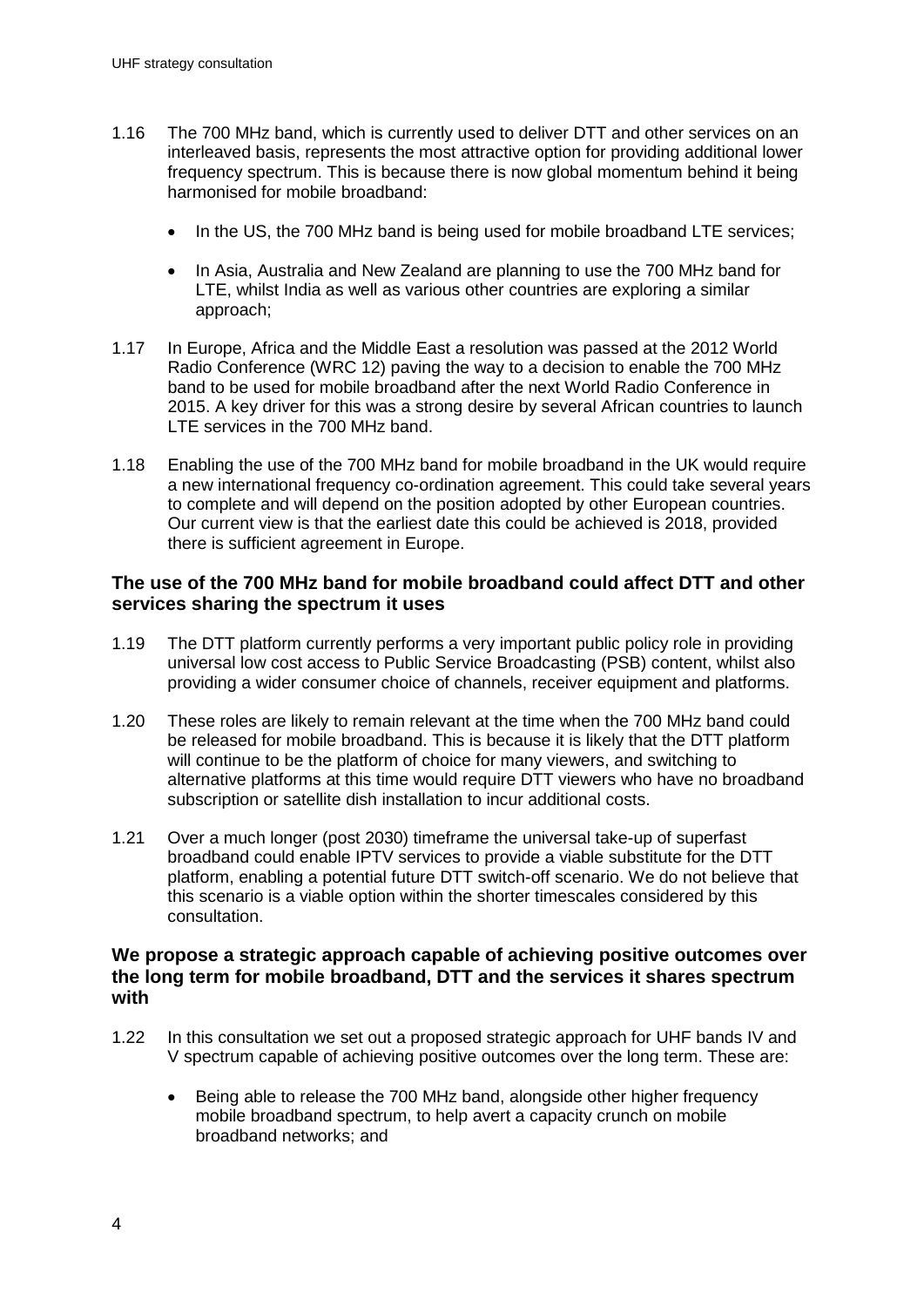1.16 The 700 MHz band, which is currently used to deliver DTT and other services on an interleaved basis, represents the most attractive option for providing additional lower frequency spectrum. This is because there is now global momentum behind it being harmonised for mobile broadband:

- In the US, the 700 MHz band is being used for mobile broadband LTE services;
- In Asia, Australia and New Zealand are planning to use the 700 MHz band for LTE, whilst India as well as various other countries are exploring a similar approach;

1.17 In Europe, Africa and the Middle East a resolution was passed at the 2012 World Radio Conference (WRC 12) paving the way to a decision to enable the 700 MHz band to be used for mobile broadband after the next World Radio Conference in 2015. A key driver for this was a strong desire by several African countries to launch LTE services in the 700 MHz band.

1.18 Enabling the use of the 700 MHz band for mobile broadband in the UK would require a new international frequency co-ordination agreement. This could take several years to complete and will depend on the position adopted by other European countries. Our current view is that the earliest date this could be achieved is 2018, provided there is sufficient agreement in Europe.

### The use of the 700 MHz band for mobile broadband could affect DTT and other services sharing the spectrum it uses

1.19 The DTT platform currently performs a very important public policy role in providing universal low cost access to Public Service Broadcasting (PSB) content, whilst also providing a wider consumer choice of channels, receiver equipment and platforms.

1.20 These roles are likely to remain relevant at the time when the 700 MHz band could be released for mobile broadband. This is because it is likely that the DTT platform will continue to be the platform of choice for many viewers, and switching to alternative platforms at this time would require DTT viewers who have no broadband subscription or satellite dish installation to incur additional costs.

1.21 Over a much longer (post 2030) timeframe the universal take-up of superfast broadband could enable IPTV services to provide a viable substitute for the DTT platform, enabling a potential future DTT switch-off scenario. We do not believe that this scenario is a viable option within the shorter timescales considered by this consultation.

### We propose a strategic approach capable of achieving positive outcomes over the long term for mobile broadband, DTT and the services it shares spectrum with

1.22 In this consultation we set out a proposed strategic approach for UHF bands IV and V spectrum capable of achieving positive outcomes over the long term. These are:

- Being able to release the 700 MHz band, alongside other higher frequency mobile broadband spectrum, to help avert a capacity crunch on mobile broadband networks; and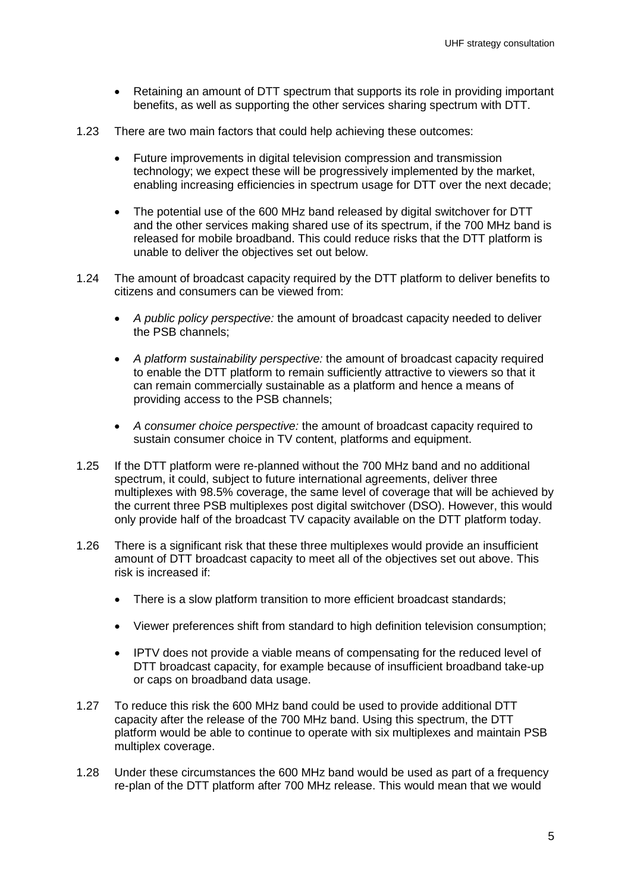- Retaining an amount of DTT spectrum that supports its role in providing important benefits, as well as supporting the other services sharing spectrum with DTT.

1.23 There are two main factors that could help achieving these outcomes:

- Future improvements in digital television compression and transmission technology; we expect these will be progressively implemented by the market, enabling increasing efficiencies in spectrum usage for DTT over the next decade;

- The potential use of the 600 MHz band released by digital switchover for DTT and the other services making shared use of its spectrum, if the 700 MHz band is released for mobile broadband. This could reduce risks that the DTT platform is unable to deliver the objectives set out below.

1.24 The amount of broadcast capacity required by the DTT platform to deliver benefits to citizens and consumers can be viewed from:

- *A public policy perspective:* the amount of broadcast capacity needed to deliver the PSB channels;

- *A platform sustainability perspective:* the amount of broadcast capacity required to enable the DTT platform to remain sufficiently attractive to viewers so that it can remain commercially sustainable as a platform and hence a means of providing access to the PSB channels;

- *A consumer choice perspective:* the amount of broadcast capacity required to sustain consumer choice in TV content, platforms and equipment.

1.25 If the DTT platform were re-planned without the 700 MHz band and no additional spectrum, it could, subject to future international agreements, deliver three multiplexes with 98.5% coverage, the same level of coverage that will be achieved by the current three PSB multiplexes post digital switchover (DSO). However, this would only provide half of the broadcast TV capacity available on the DTT platform today.

1.26 There is a significant risk that these three multiplexes would provide an insufficient amount of DTT broadcast capacity to meet all of the objectives set out above. This risk is increased if:

- There is a slow platform transition to more efficient broadcast standards;

- Viewer preferences shift from standard to high definition television consumption;

- IPTV does not provide a viable means of compensating for the reduced level of DTT broadcast capacity, for example because of insufficient broadband take-up or caps on broadband data usage.

1.27 To reduce this risk the 600 MHz band could be used to provide additional DTT capacity after the release of the 700 MHz band. Using this spectrum, the DTT platform would be able to continue to operate with six multiplexes and maintain PSB multiplex coverage.

1.28 Under these circumstances the 600 MHz band would be used as part of a frequency re-plan of the DTT platform after 700 MHz release. This would mean that we would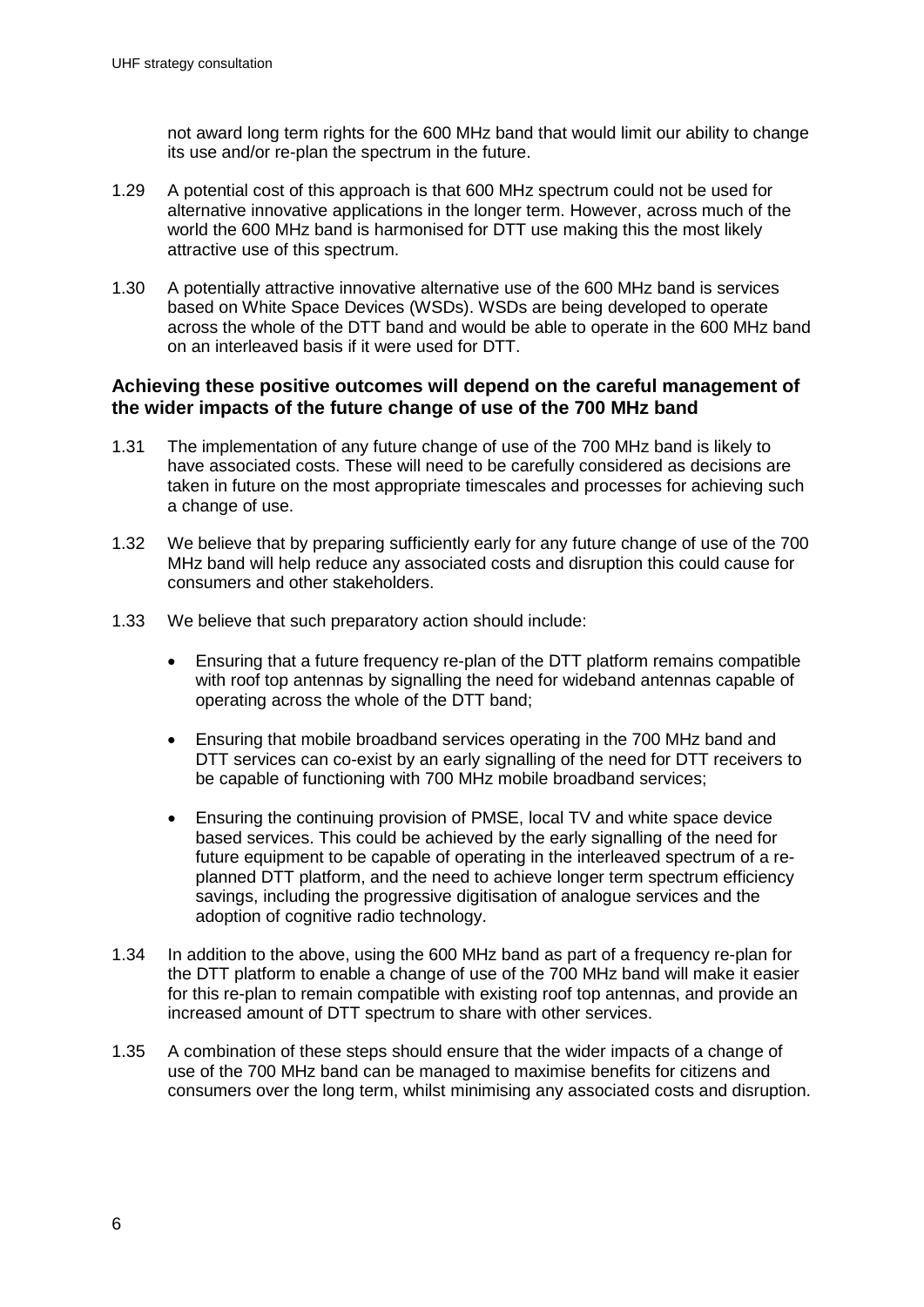not award long term rights for the 600 MHz band that would limit our ability to change its use and/or re-plan the spectrum in the future.

1.29 A potential cost of this approach is that 600 MHz spectrum could not be used for alternative innovative applications in the longer term. However, across much of the world the 600 MHz band is harmonised for DTT use making this the most likely attractive use of this spectrum.

1.30 A potentially attractive innovative alternative use of the 600 MHz band is services based on White Space Devices (WSDs). WSDs are being developed to operate across the whole of the DTT band and would be able to operate in the 600 MHz band on an interleaved basis if it were used for DTT.

### Achieving these positive outcomes will depend on the careful management of the wider impacts of the future change of use of the 700 MHz band

1.31 The implementation of any future change of use of the 700 MHz band is likely to have associated costs. These will need to be carefully considered as decisions are taken in future on the most appropriate timescales and processes for achieving such a change of use.

1.32 We believe that by preparing sufficiently early for any future change of use of the 700 MHz band will help reduce any associated costs and disruption this could cause for consumers and other stakeholders.

1.33 We believe that such preparatory action should include:

- Ensuring that a future frequency re-plan of the DTT platform remains compatible with roof top antennas by signalling the need for wideband antennas capable of operating across the whole of the DTT band;
- Ensuring that mobile broadband services operating in the 700 MHz band and DTT services can co-exist by an early signalling of the need for DTT receivers to be capable of functioning with 700 MHz mobile broadband services;
- Ensuring the continuing provision of PMSE, local TV and white space device based services. This could be achieved by the early signalling of the need for future equipment to be capable of operating in the interleaved spectrum of a re-planned DTT platform, and the need to achieve longer term spectrum efficiency savings, including the progressive digitisation of analogue services and the adoption of cognitive radio technology.

1.34 In addition to the above, using the 600 MHz band as part of a frequency re-plan for the DTT platform to enable a change of use of the 700 MHz band will make it easier for this re-plan to remain compatible with existing roof top antennas, and provide an increased amount of DTT spectrum to share with other services.

1.35 A combination of these steps should ensure that the wider impacts of a change of use of the 700 MHz band can be managed to maximise benefits for citizens and consumers over the long term, whilst minimising any associated costs and disruption.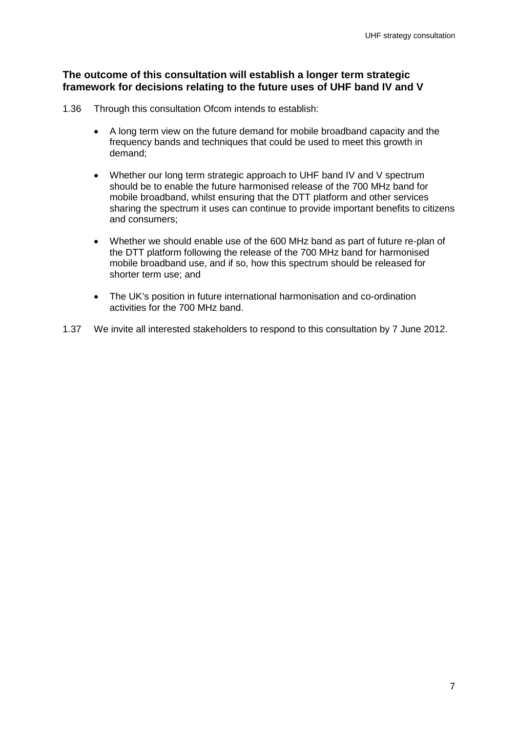### The outcome of this consultation will establish a longer term strategic framework for decisions relating to the future uses of UHF band IV and V

1.36 Through this consultation Ofcom intends to establish:

- A long term view on the future demand for mobile broadband capacity and the frequency bands and techniques that could be used to meet this growth in demand;
- Whether our long term strategic approach to UHF band IV and V spectrum should be to enable the future harmonised release of the 700 MHz band for mobile broadband, whilst ensuring that the DTT platform and other services sharing the spectrum it uses can continue to provide important benefits to citizens and consumers;
- Whether we should enable use of the 600 MHz band as part of future re-plan of the DTT platform following the release of the 700 MHz band for harmonised mobile broadband use, and if so, how this spectrum should be released for shorter term use; and
- The UK's position in future international harmonisation and co-ordination activities for the 700 MHz band.

1.37 We invite all interested stakeholders to respond to this consultation by 7 June 2012.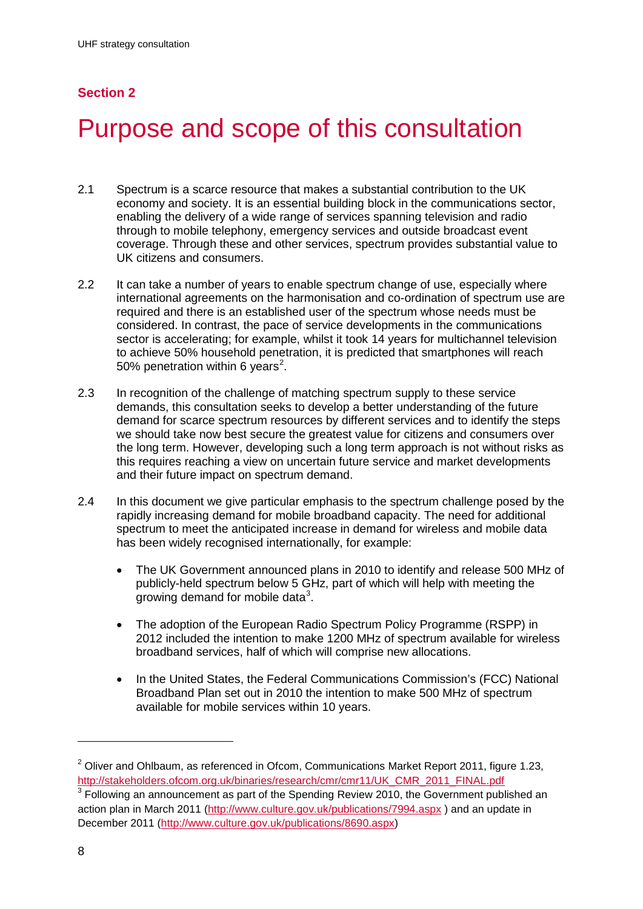**Section 2**

# Purpose and scope of this consultation

2.1 Spectrum is a scarce resource that makes a substantial contribution to the UK economy and society. It is an essential building block in the communications sector, enabling the delivery of a wide range of services spanning television and radio through to mobile telephony, emergency services and outside broadcast event coverage. Through these and other services, spectrum provides substantial value to UK citizens and consumers.

2.2 It can take a number of years to enable spectrum change of use, especially where international agreements on the harmonisation and co-ordination of spectrum use are required and there is an established user of the spectrum whose needs must be considered. In contrast, the pace of service developments in the communications sector is accelerating; for example, whilst it took 14 years for multichannel television to achieve 50% household penetration, it is predicted that smartphones will reach 50% penetration within 6 years[2].

2.3 In recognition of the challenge of matching spectrum supply to these service demands, this consultation seeks to develop a better understanding of the future demand for scarce spectrum resources by different services and to identify the steps we should take now best secure the greatest value for citizens and consumers over the long term. However, developing such a long term approach is not without risks as this requires reaching a view on uncertain future service and market developments and their future impact on spectrum demand.

2.4 In this document we give particular emphasis to the spectrum challenge posed by the rapidly increasing demand for mobile broadband capacity. The need for additional spectrum to meet the anticipated increase in demand for wireless and mobile data has been widely recognised internationally, for example:

- The UK Government announced plans in 2010 to identify and release 500 MHz of publicly-held spectrum below 5 GHz, part of which will help with meeting the growing demand for mobile data[3].

- The adoption of the European Radio Spectrum Policy Programme (RSPP) in 2012 included the intention to make 1200 MHz of spectrum available for wireless broadband services, half of which will comprise new allocations.

- In the United States, the Federal Communications Commission's (FCC) National Broadband Plan set out in 2010 the intention to make 500 MHz of spectrum available for mobile services within 10 years.

---

[2] Oliver and Ohlbaum, as referenced in Ofcom, Communications Market Report 2011, figure 1.23, http://stakeholders.ofcom.org.uk/binaries/research/cmr/cmr11/UK_CMR_2011_FINAL.pdf

[3] Following an announcement as part of the Spending Review 2010, the Government published an action plan in March 2011 (http://www.culture.gov.uk/publications/7994.aspx ) and an update in December 2011 (http://www.culture.gov.uk/publications/8690.aspx)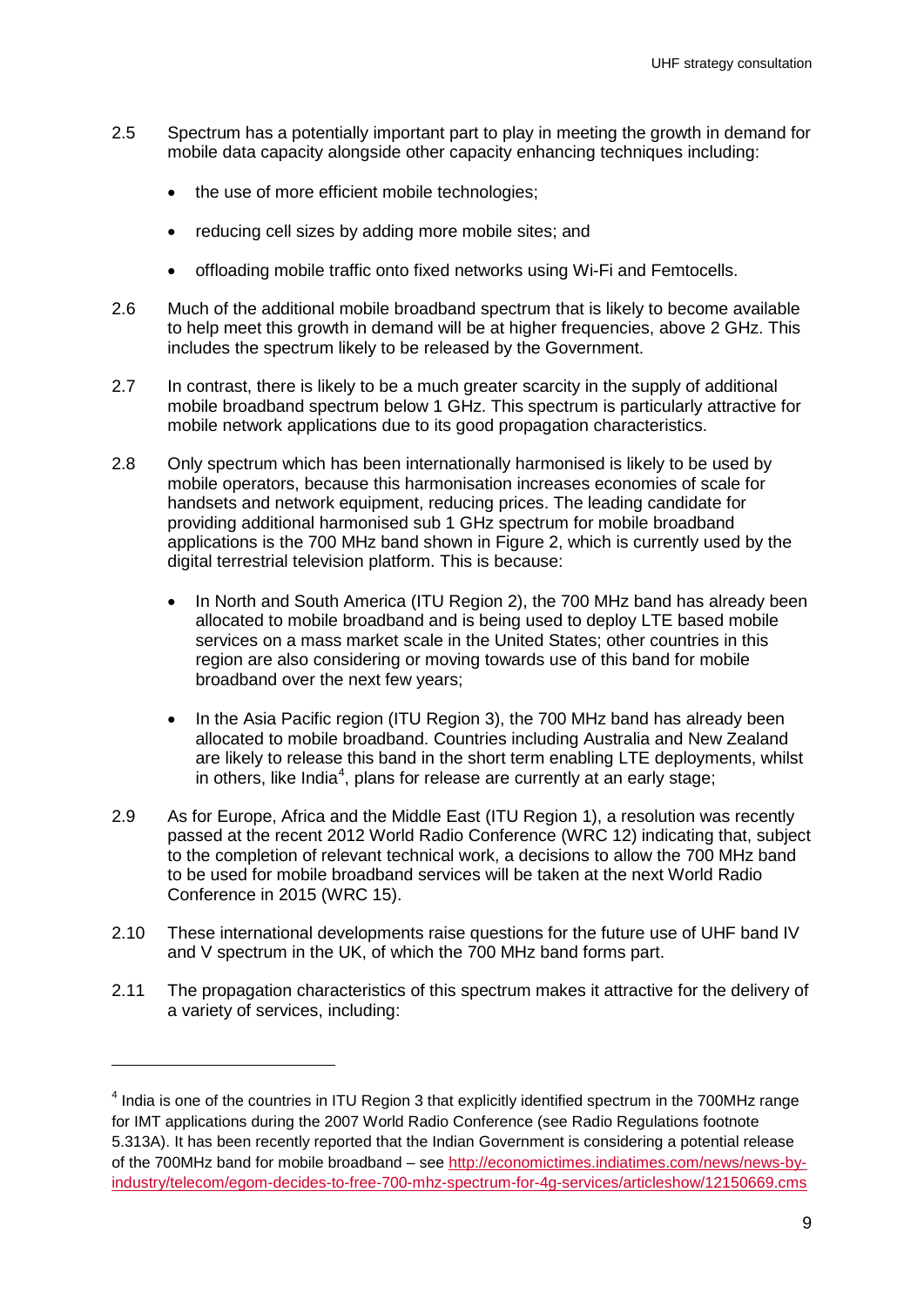2.5 Spectrum has a potentially important part to play in meeting the growth in demand for mobile data capacity alongside other capacity enhancing techniques including:

- the use of more efficient mobile technologies;
- reducing cell sizes by adding more mobile sites; and
- offloading mobile traffic onto fixed networks using Wi-Fi and Femtocells.

2.6 Much of the additional mobile broadband spectrum that is likely to become available to help meet this growth in demand will be at higher frequencies, above 2 GHz. This includes the spectrum likely to be released by the Government.

2.7 In contrast, there is likely to be a much greater scarcity in the supply of additional mobile broadband spectrum below 1 GHz. This spectrum is particularly attractive for mobile network applications due to its good propagation characteristics.

2.8 Only spectrum which has been internationally harmonised is likely to be used by mobile operators, because this harmonisation increases economies of scale for handsets and network equipment, reducing prices. The leading candidate for providing additional harmonised sub 1 GHz spectrum for mobile broadband applications is the 700 MHz band shown in Figure 2, which is currently used by the digital terrestrial television platform. This is because:

- In North and South America (ITU Region 2), the 700 MHz band has already been allocated to mobile broadband and is being used to deploy LTE based mobile services on a mass market scale in the United States; other countries in this region are also considering or moving towards use of this band for mobile broadband over the next few years;
- In the Asia Pacific region (ITU Region 3), the 700 MHz band has already been allocated to mobile broadband. Countries including Australia and New Zealand are likely to release this band in the short term enabling LTE deployments, whilst in others, like India[4], plans for release are currently at an early stage;

2.9 As for Europe, Africa and the Middle East (ITU Region 1), a resolution was recently passed at the recent 2012 World Radio Conference (WRC 12) indicating that, subject to the completion of relevant technical work, a decisions to allow the 700 MHz band to be used for mobile broadband services will be taken at the next World Radio Conference in 2015 (WRC 15).

2.10 These international developments raise questions for the future use of UHF band IV and V spectrum in the UK, of which the 700 MHz band forms part.

2.11 The propagation characteristics of this spectrum makes it attractive for the delivery of a variety of services, including:

---

[4] India is one of the countries in ITU Region 3 that explicitly identified spectrum in the 700MHz range for IMT applications during the 2007 World Radio Conference (see Radio Regulations footnote 5.313A). It has been recently reported that the Indian Government is considering a potential release of the 700MHz band for mobile broadband – see http://economictimes.indiatimes.com/news/news-by-industry/telecom/egom-decides-to-free-700-mhz-spectrum-for-4g-services/articleshow/12150669.cms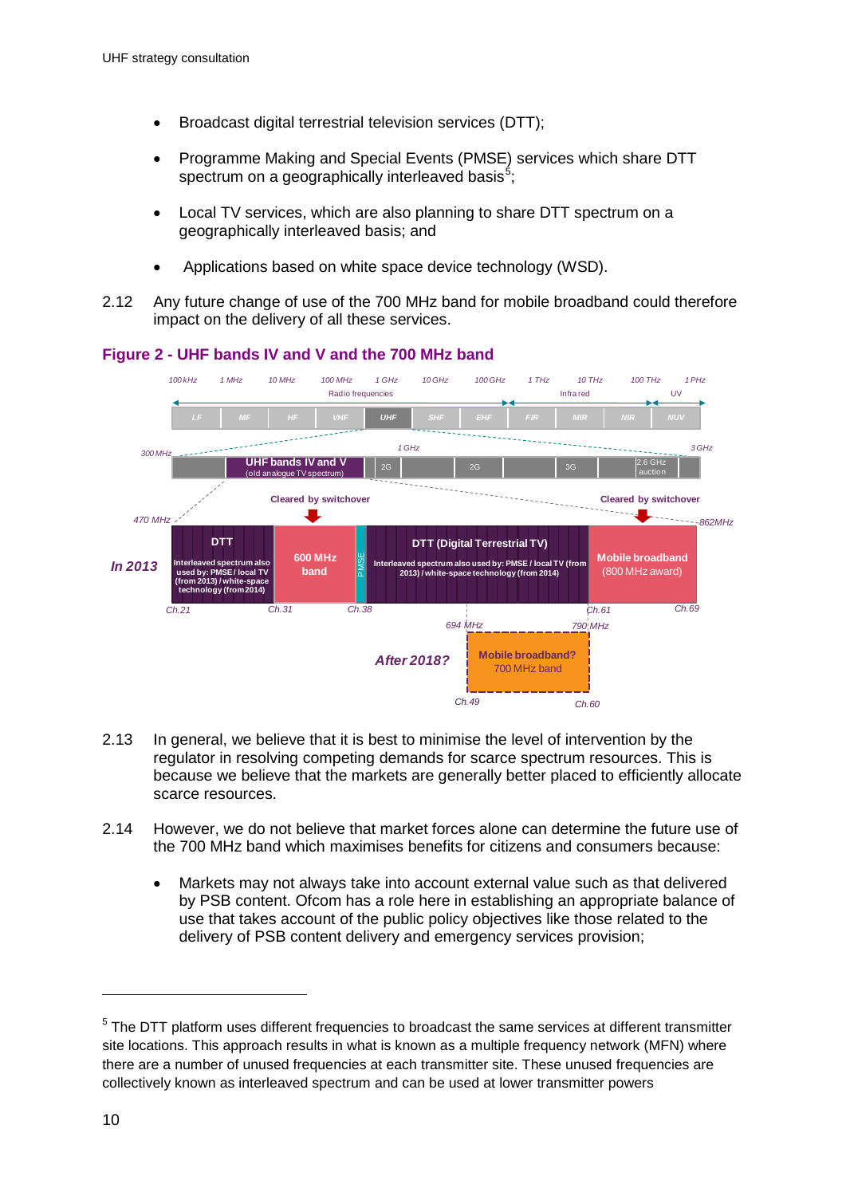- Broadcast digital terrestrial television services (DTT);
- Programme Making and Special Events (PMSE) services which share DTT spectrum on a geographically interleaved basis[5];
- Local TV services, which are also planning to share DTT spectrum on a geographically interleaved basis; and
- Applications based on white space device technology (WSD).

2.12 Any future change of use of the 700 MHz band for mobile broadband could therefore impact on the delivery of all these services.

**Figure 2 - UHF bands IV and V and the 700 MHz band**

2.13 In general, we believe that it is best to minimise the level of intervention by the regulator in resolving competing demands for scarce spectrum resources. This is because we believe that the markets are generally better placed to efficiently allocate scarce resources.

2.14 However, we do not believe that market forces alone can determine the future use of the 700 MHz band which maximises benefits for citizens and consumers because:

- Markets may not always take into account external value such as that delivered by PSB content. Ofcom has a role here in establishing an appropriate balance of use that takes account of the public policy objectives like those related to the delivery of PSB content delivery and emergency services provision;

---

[5] The DTT platform uses different frequencies to broadcast the same services at different transmitter site locations. This approach results in what is known as a multiple frequency network (MFN) where there are a number of unused frequencies at each transmitter site. These unused frequencies are collectively known as interleaved spectrum and can be used at lower transmitter powers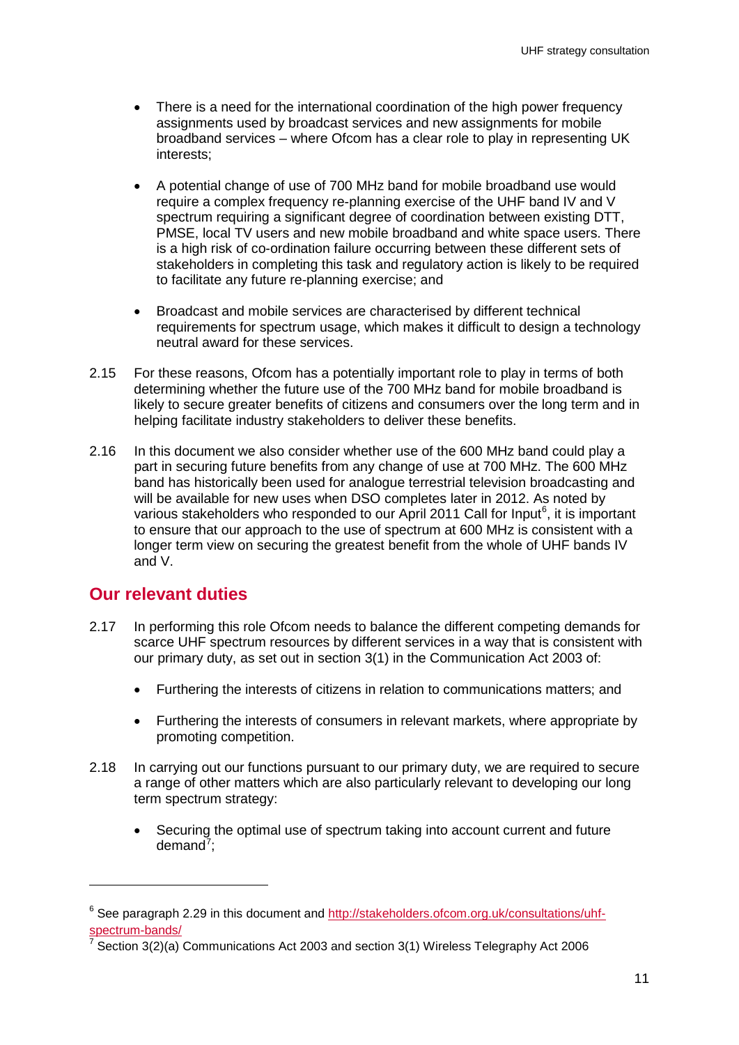- There is a need for the international coordination of the high power frequency assignments used by broadcast services and new assignments for mobile broadband services – where Ofcom has a clear role to play in representing UK interests;

- A potential change of use of 700 MHz band for mobile broadband use would require a complex frequency re-planning exercise of the UHF band IV and V spectrum requiring a significant degree of coordination between existing DTT, PMSE, local TV users and new mobile broadband and white space users. There is a high risk of co-ordination failure occurring between these different sets of stakeholders in completing this task and regulatory action is likely to be required to facilitate any future re-planning exercise; and

- Broadcast and mobile services are characterised by different technical requirements for spectrum usage, which makes it difficult to design a technology neutral award for these services.

2.15 For these reasons, Ofcom has a potentially important role to play in terms of both determining whether the future use of the 700 MHz band for mobile broadband is likely to secure greater benefits of citizens and consumers over the long term and in helping facilitate industry stakeholders to deliver these benefits.

2.16 In this document we also consider whether use of the 600 MHz band could play a part in securing future benefits from any change of use at 700 MHz. The 600 MHz band has historically been used for analogue terrestrial television broadcasting and will be available for new uses when DSO completes later in 2012. As noted by various stakeholders who responded to our April 2011 Call for Input[6], it is important to ensure that our approach to the use of spectrum at 600 MHz is consistent with a longer term view on securing the greatest benefit from the whole of UHF bands IV and V.

## Our relevant duties

2.17 In performing this role Ofcom needs to balance the different competing demands for scarce UHF spectrum resources by different services in a way that is consistent with our primary duty, as set out in section 3(1) in the Communication Act 2003 of:

- Furthering the interests of citizens in relation to communications matters; and

- Furthering the interests of consumers in relevant markets, where appropriate by promoting competition.

2.18 In carrying out our functions pursuant to our primary duty, we are required to secure a range of other matters which are also particularly relevant to developing our long term spectrum strategy:

- Securing the optimal use of spectrum taking into account current and future demand[7];

---

[6] See paragraph 2.29 in this document and http://stakeholders.ofcom.org.uk/consultations/uhf-spectrum-bands/

[7] Section 3(2)(a) Communications Act 2003 and section 3(1) Wireless Telegraphy Act 2006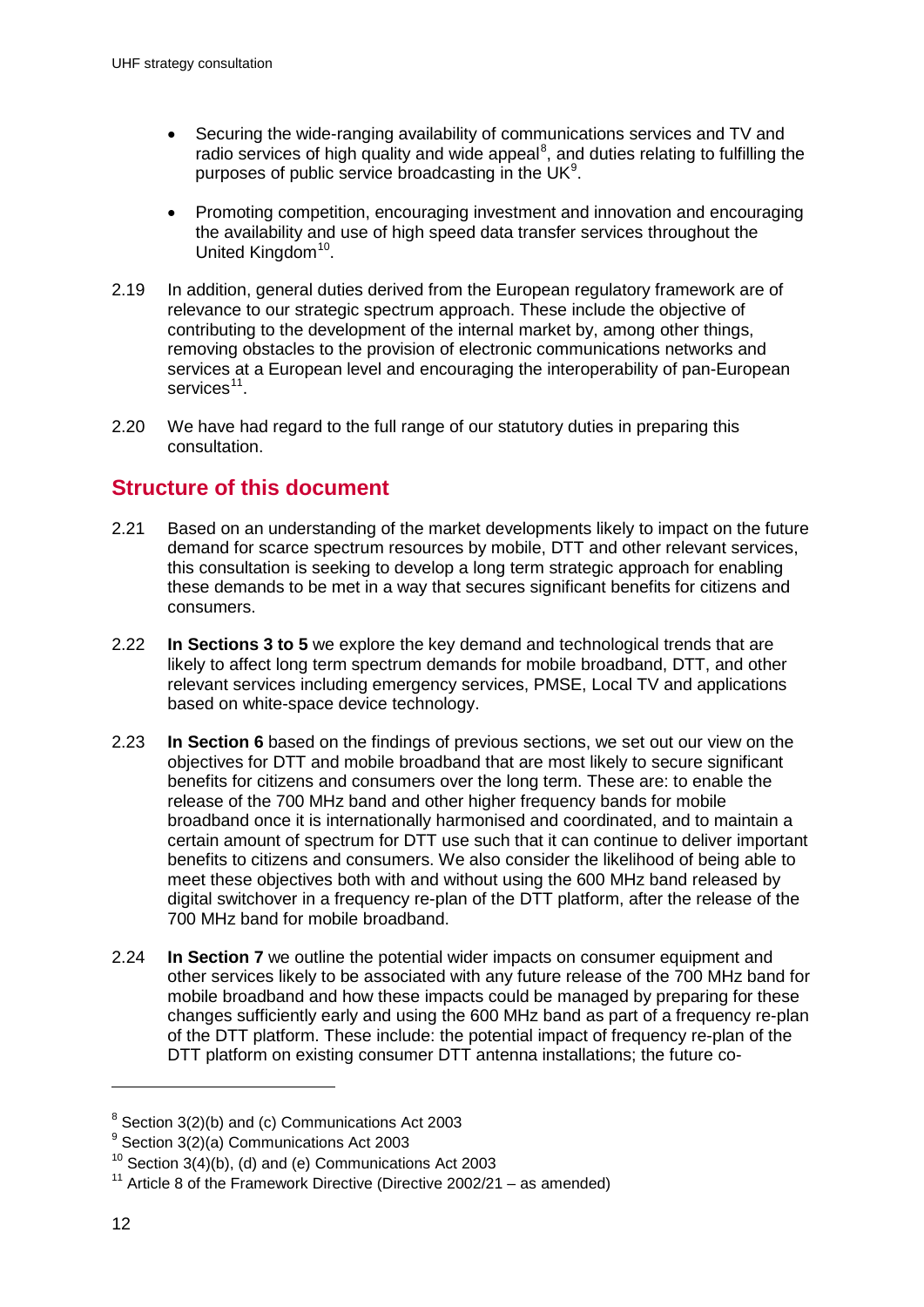- Securing the wide-ranging availability of communications services and TV and radio services of high quality and wide appeal[8], and duties relating to fulfilling the purposes of public service broadcasting in the UK[9].

- Promoting competition, encouraging investment and innovation and encouraging the availability and use of high speed data transfer services throughout the United Kingdom[10].

2.19 In addition, general duties derived from the European regulatory framework are of relevance to our strategic spectrum approach. These include the objective of contributing to the development of the internal market by, among other things, removing obstacles to the provision of electronic communications networks and services at a European level and encouraging the interoperability of pan-European services[11].

2.20 We have had regard to the full range of our statutory duties in preparing this consultation.

## Structure of this document

2.21 Based on an understanding of the market developments likely to impact on the future demand for scarce spectrum resources by mobile, DTT and other relevant services, this consultation is seeking to develop a long term strategic approach for enabling these demands to be met in a way that secures significant benefits for citizens and consumers.

2.22 **In Sections 3 to 5** we explore the key demand and technological trends that are likely to affect long term spectrum demands for mobile broadband, DTT, and other relevant services including emergency services, PMSE, Local TV and applications based on white-space device technology.

2.23 **In Section 6** based on the findings of previous sections, we set out our view on the objectives for DTT and mobile broadband that are most likely to secure significant benefits for citizens and consumers over the long term. These are: to enable the release of the 700 MHz band and other higher frequency bands for mobile broadband once it is internationally harmonised and coordinated, and to maintain a certain amount of spectrum for DTT use such that it can continue to deliver important benefits to citizens and consumers. We also consider the likelihood of being able to meet these objectives both with and without using the 600 MHz band released by digital switchover in a frequency re-plan of the DTT platform, after the release of the 700 MHz band for mobile broadband.

2.24 **In Section 7** we outline the potential wider impacts on consumer equipment and other services likely to be associated with any future release of the 700 MHz band for mobile broadband and how these impacts could be managed by preparing for these changes sufficiently early and using the 600 MHz band as part of a frequency re-plan of the DTT platform. These include: the potential impact of frequency re-plan of the DTT platform on existing consumer DTT antenna installations; the future co-

---

[8] Section 3(2)(b) and (c) Communications Act 2003

[9] Section 3(2)(a) Communications Act 2003

[10] Section 3(4)(b), (d) and (e) Communications Act 2003

[11] Article 8 of the Framework Directive (Directive 2002/21 – as amended)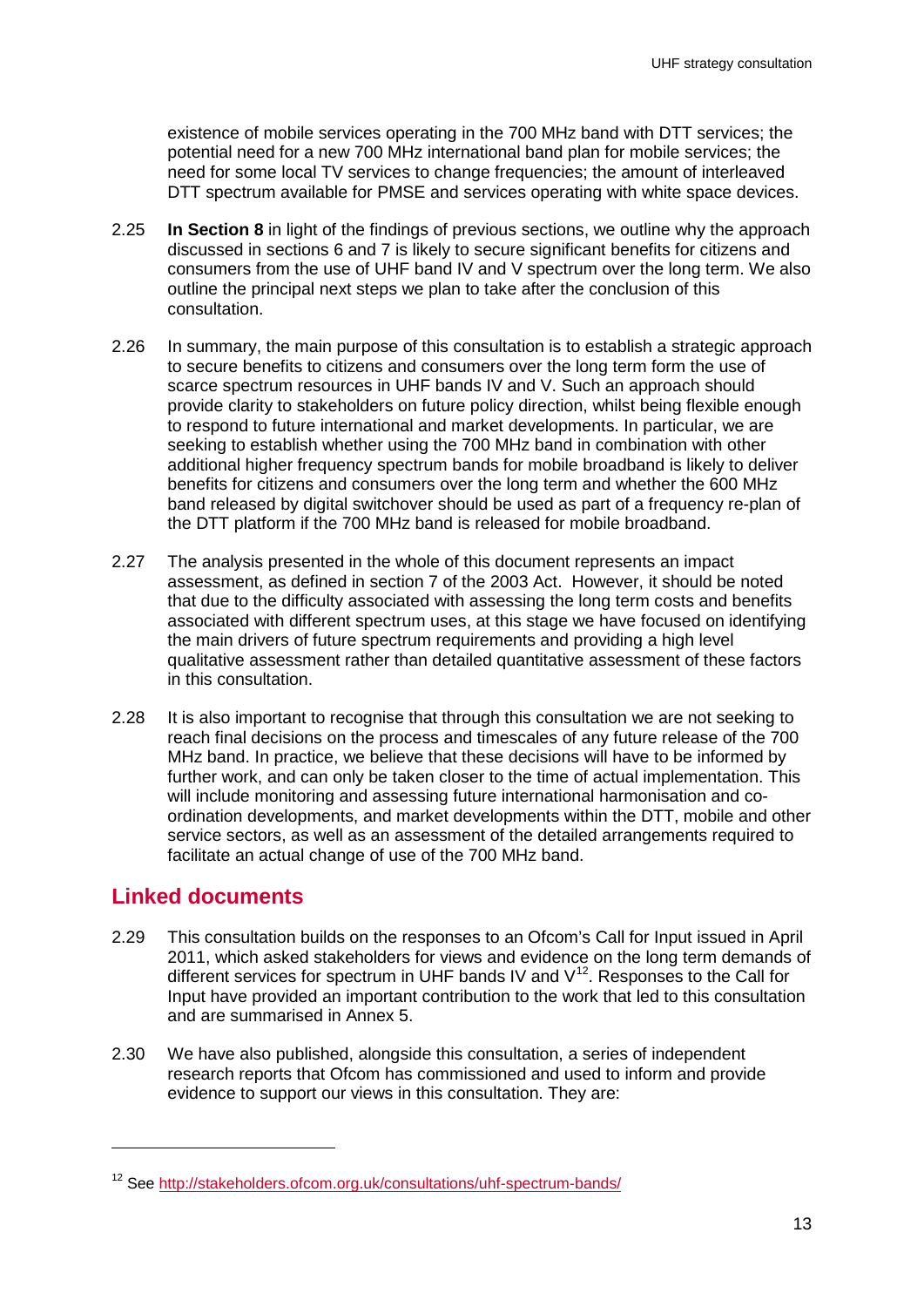existence of mobile services operating in the 700 MHz band with DTT services; the potential need for a new 700 MHz international band plan for mobile services; the need for some local TV services to change frequencies; the amount of interleaved DTT spectrum available for PMSE and services operating with white space devices.

2.25 **In Section 8** in light of the findings of previous sections, we outline why the approach discussed in sections 6 and 7 is likely to secure significant benefits for citizens and consumers from the use of UHF band IV and V spectrum over the long term. We also outline the principal next steps we plan to take after the conclusion of this consultation.

2.26 In summary, the main purpose of this consultation is to establish a strategic approach to secure benefits to citizens and consumers over the long term form the use of scarce spectrum resources in UHF bands IV and V. Such an approach should provide clarity to stakeholders on future policy direction, whilst being flexible enough to respond to future international and market developments. In particular, we are seeking to establish whether using the 700 MHz band in combination with other additional higher frequency spectrum bands for mobile broadband is likely to deliver benefits for citizens and consumers over the long term and whether the 600 MHz band released by digital switchover should be used as part of a frequency re-plan of the DTT platform if the 700 MHz band is released for mobile broadband.

2.27 The analysis presented in the whole of this document represents an impact assessment, as defined in section 7 of the 2003 Act. However, it should be noted that due to the difficulty associated with assessing the long term costs and benefits associated with different spectrum uses, at this stage we have focused on identifying the main drivers of future spectrum requirements and providing a high level qualitative assessment rather than detailed quantitative assessment of these factors in this consultation.

2.28 It is also important to recognise that through this consultation we are not seeking to reach final decisions on the process and timescales of any future release of the 700 MHz band. In practice, we believe that these decisions will have to be informed by further work, and can only be taken closer to the time of actual implementation. This will include monitoring and assessing future international harmonisation and co-ordination developments, and market developments within the DTT, mobile and other service sectors, as well as an assessment of the detailed arrangements required to facilitate an actual change of use of the 700 MHz band.

## Linked documents

2.29 This consultation builds on the responses to an Ofcom's Call for Input issued in April 2011, which asked stakeholders for views and evidence on the long term demands of different services for spectrum in UHF bands IV and V[12]. Responses to the Call for Input have provided an important contribution to the work that led to this consultation and are summarised in Annex 5.

2.30 We have also published, alongside this consultation, a series of independent research reports that Ofcom has commissioned and used to inform and provide evidence to support our views in this consultation. They are:

[12] See http://stakeholders.ofcom.org.uk/consultations/uhf-spectrum-bands/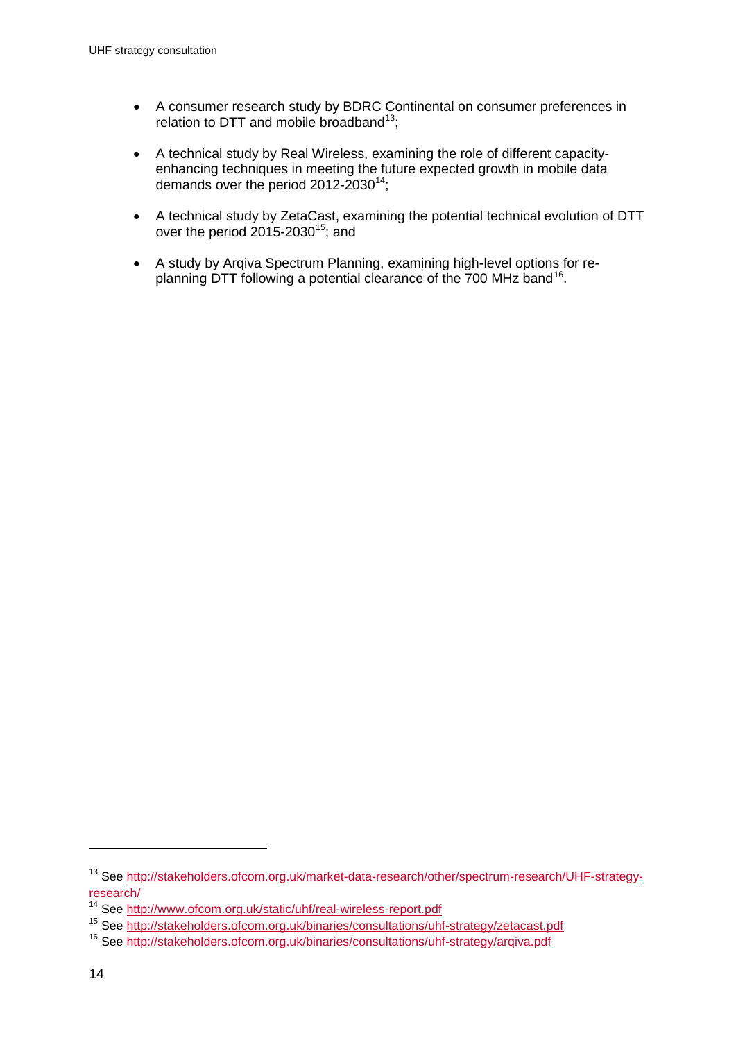- A consumer research study by BDRC Continental on consumer preferences in relation to DTT and mobile broadband[13];
- A technical study by Real Wireless, examining the role of different capacity-enhancing techniques in meeting the future expected growth in mobile data demands over the period 2012-2030[14];
- A technical study by ZetaCast, examining the potential technical evolution of DTT over the period 2015-2030[15]; and
- A study by Arqiva Spectrum Planning, examining high-level options for re-planning DTT following a potential clearance of the 700 MHz band[16].

---

[13] See http://stakeholders.ofcom.org.uk/market-data-research/other/spectrum-research/UHF-strategy-research/

[14] See http://www.ofcom.org.uk/static/uhf/real-wireless-report.pdf

[15] See http://stakeholders.ofcom.org.uk/binaries/consultations/uhf-strategy/zetacast.pdf

[16] See http://stakeholders.ofcom.org.uk/binaries/consultations/uhf-strategy/arqiva.pdf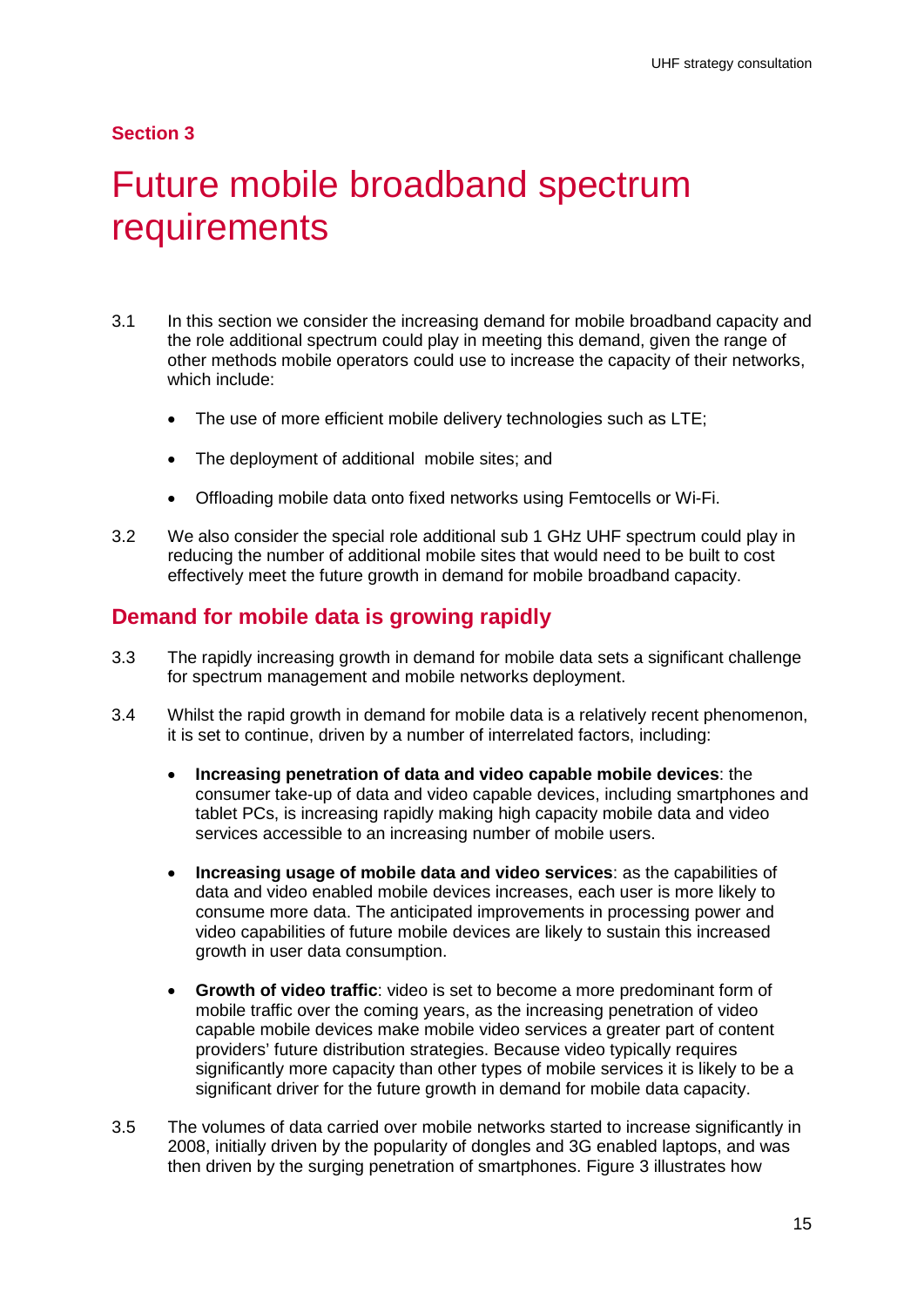**Section 3**

# Future mobile broadband spectrum requirements

3.1 In this section we consider the increasing demand for mobile broadband capacity and the role additional spectrum could play in meeting this demand, given the range of other methods mobile operators could use to increase the capacity of their networks, which include:

- The use of more efficient mobile delivery technologies such as LTE;
- The deployment of additional mobile sites; and
- Offloading mobile data onto fixed networks using Femtocells or Wi-Fi.

3.2 We also consider the special role additional sub 1 GHz UHF spectrum could play in reducing the number of additional mobile sites that would need to be built to cost effectively meet the future growth in demand for mobile broadband capacity.

## Demand for mobile data is growing rapidly

3.3 The rapidly increasing growth in demand for mobile data sets a significant challenge for spectrum management and mobile networks deployment.

3.4 Whilst the rapid growth in demand for mobile data is a relatively recent phenomenon, it is set to continue, driven by a number of interrelated factors, including:

- **Increasing penetration of data and video capable mobile devices**: the consumer take-up of data and video capable devices, including smartphones and tablet PCs, is increasing rapidly making high capacity mobile data and video services accessible to an increasing number of mobile users.
- **Increasing usage of mobile data and video services**: as the capabilities of data and video enabled mobile devices increases, each user is more likely to consume more data. The anticipated improvements in processing power and video capabilities of future mobile devices are likely to sustain this increased growth in user data consumption.
- **Growth of video traffic**: video is set to become a more predominant form of mobile traffic over the coming years, as the increasing penetration of video capable mobile devices make mobile video services a greater part of content providers' future distribution strategies. Because video typically requires significantly more capacity than other types of mobile services it is likely to be a significant driver for the future growth in demand for mobile data capacity.

3.5 The volumes of data carried over mobile networks started to increase significantly in 2008, initially driven by the popularity of dongles and 3G enabled laptops, and was then driven by the surging penetration of smartphones. Figure 3 illustrates how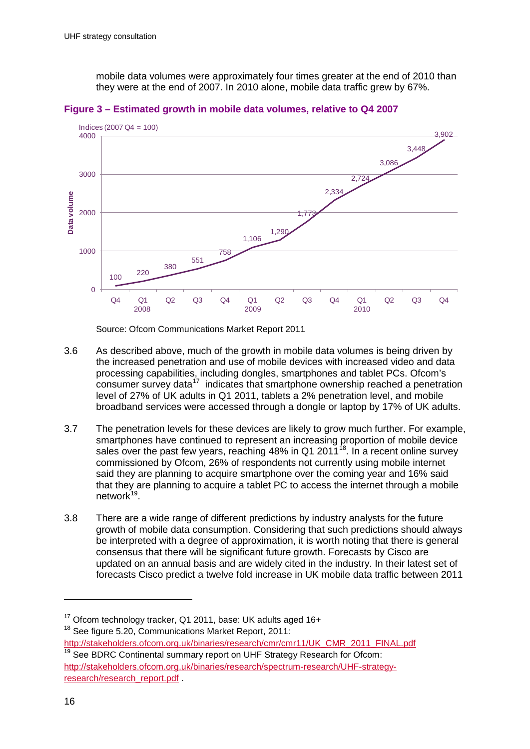mobile data volumes were approximately four times greater at the end of 2010 than they were at the end of 2007. In 2010 alone, mobile data traffic grew by 67%.

**Figure 3 – Estimated growth in mobile data volumes, relative to Q4 2007**

| Quarter | Data volume (Indices, 2007 Q4 = 100) |
|---|---|
| Q4 2007 | 100 |
| Q1 2008 | 220 |
| Q2 2008 | 380 |
| Q3 2008 | 551 |
| Q4 2008 | 758 |
| Q1 2009 | 1,106 |
| Q2 2009 | 1,290 |
| Q3 2009 | 1,773 |
| Q4 2009 | 2,334 |
| Q1 2010 | 2,724 |
| Q2 2010 | 3,086 |
| Q3 2010 | 3,448 |
| Q4 2010 | 3,902 |

Source: Ofcom Communications Market Report 2011

3.6 As described above, much of the growth in mobile data volumes is being driven by the increased penetration and use of mobile devices with increased video and data processing capabilities, including dongles, smartphones and tablet PCs. Ofcom's consumer survey data[17] indicates that smartphone ownership reached a penetration level of 27% of UK adults in Q1 2011, tablets a 2% penetration level, and mobile broadband services were accessed through a dongle or laptop by 17% of UK adults.

3.7 The penetration levels for these devices are likely to grow much further. For example, smartphones have continued to represent an increasing proportion of mobile device sales over the past few years, reaching 48% in Q1 2011[18]. In a recent online survey commissioned by Ofcom, 26% of respondents not currently using mobile internet said they are planning to acquire smartphone over the coming year and 16% said that they are planning to acquire a tablet PC to access the internet through a mobile network[19].

3.8 There are a wide range of different predictions by industry analysts for the future growth of mobile data consumption. Considering that such predictions should always be interpreted with a degree of approximation, it is worth noting that there is general consensus that there will be significant future growth. Forecasts by Cisco are updated on an annual basis and are widely cited in the industry. In their latest set of forecasts Cisco predict a twelve fold increase in UK mobile data traffic between 2011

---

[17] Ofcom technology tracker, Q1 2011, base: UK adults aged 16+

[18] See figure 5.20, Communications Market Report, 2011: http://stakeholders.ofcom.org.uk/binaries/research/cmr/cmr11/UK_CMR_2011_FINAL.pdf

[19] See BDRC Continental summary report on UHF Strategy Research for Ofcom: http://stakeholders.ofcom.org.uk/binaries/research/spectrum-research/UHF-strategy-research/research_report.pdf .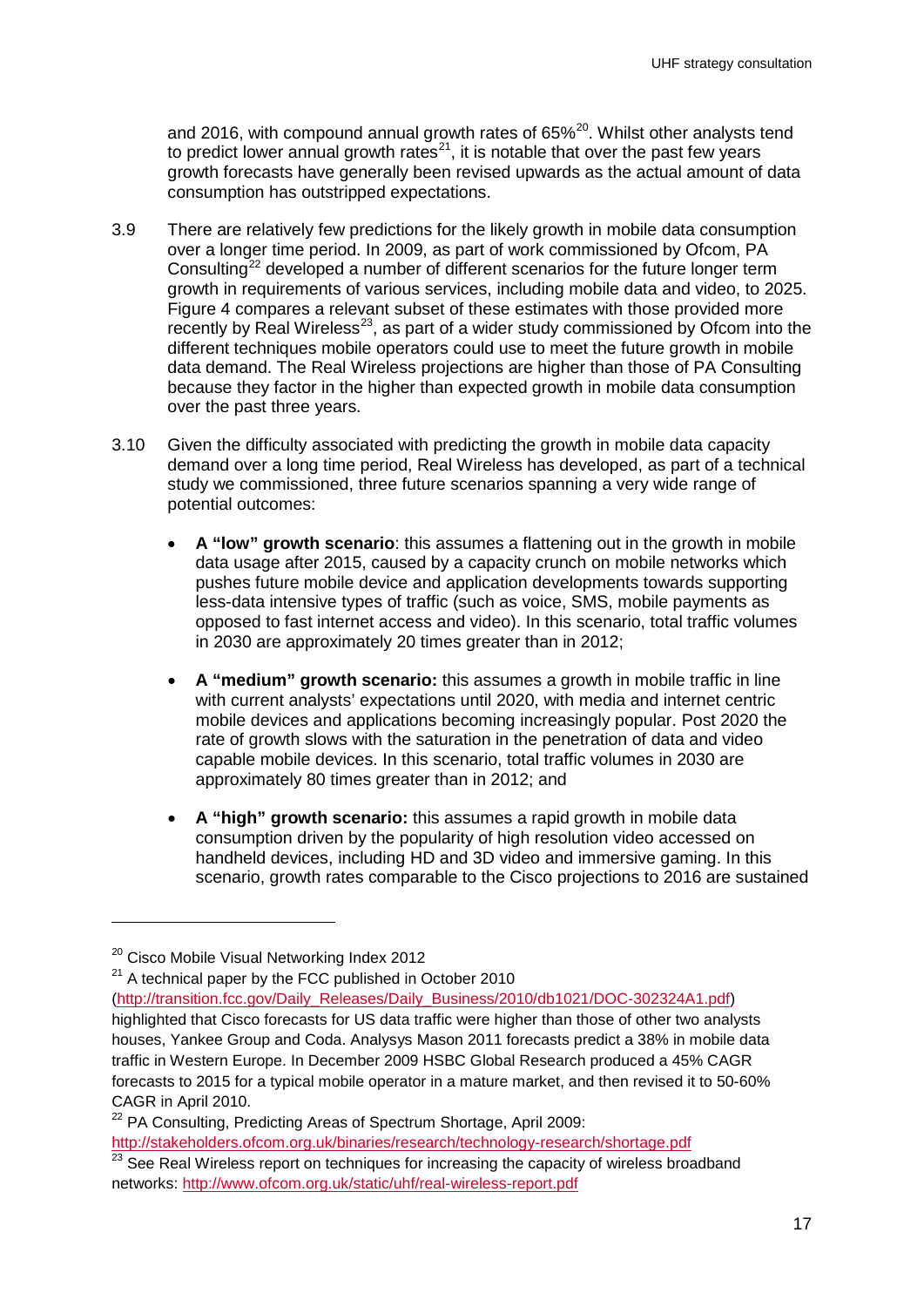and 2016, with compound annual growth rates of 65%[20]. Whilst other analysts tend to predict lower annual growth rates[21], it is notable that over the past few years growth forecasts have generally been revised upwards as the actual amount of data consumption has outstripped expectations.

3.9 There are relatively few predictions for the likely growth in mobile data consumption over a longer time period. In 2009, as part of work commissioned by Ofcom, PA Consulting[22] developed a number of different scenarios for the future longer term growth in requirements of various services, including mobile data and video, to 2025. Figure 4 compares a relevant subset of these estimates with those provided more recently by Real Wireless[23], as part of a wider study commissioned by Ofcom into the different techniques mobile operators could use to meet the future growth in mobile data demand. The Real Wireless projections are higher than those of PA Consulting because they factor in the higher than expected growth in mobile data consumption over the past three years.

3.10 Given the difficulty associated with predicting the growth in mobile data capacity demand over a long time period, Real Wireless has developed, as part of a technical study we commissioned, three future scenarios spanning a very wide range of potential outcomes:

- **A "low" growth scenario**: this assumes a flattening out in the growth in mobile data usage after 2015, caused by a capacity crunch on mobile networks which pushes future mobile device and application developments towards supporting less-data intensive types of traffic (such as voice, SMS, mobile payments as opposed to fast internet access and video). In this scenario, total traffic volumes in 2030 are approximately 20 times greater than in 2012;

- **A "medium" growth scenario:** this assumes a growth in mobile traffic in line with current analysts' expectations until 2020, with media and internet centric mobile devices and applications becoming increasingly popular. Post 2020 the rate of growth slows with the saturation in the penetration of data and video capable mobile devices. In this scenario, total traffic volumes in 2030 are approximately 80 times greater than in 2012; and

- **A "high" growth scenario:** this assumes a rapid growth in mobile data consumption driven by the popularity of high resolution video accessed on handheld devices, including HD and 3D video and immersive gaming. In this scenario, growth rates comparable to the Cisco projections to 2016 are sustained

---

[20] Cisco Mobile Visual Networking Index 2012

[21] A technical paper by the FCC published in October 2010 (http://transition.fcc.gov/Daily_Releases/Daily_Business/2010/db1021/DOC-302324A1.pdf) highlighted that Cisco forecasts for US data traffic were higher than those of other two analysts houses, Yankee Group and Coda. Analysys Mason 2011 forecasts predict a 38% in mobile data traffic in Western Europe. In December 2009 HSBC Global Research produced a 45% CAGR forecasts to 2015 for a typical mobile operator in a mature market, and then revised it to 50-60% CAGR in April 2010.

[22] PA Consulting, Predicting Areas of Spectrum Shortage, April 2009: http://stakeholders.ofcom.org.uk/binaries/research/technology-research/shortage.pdf

[23] See Real Wireless report on techniques for increasing the capacity of wireless broadband networks: http://www.ofcom.org.uk/static/uhf/real-wireless-report.pdf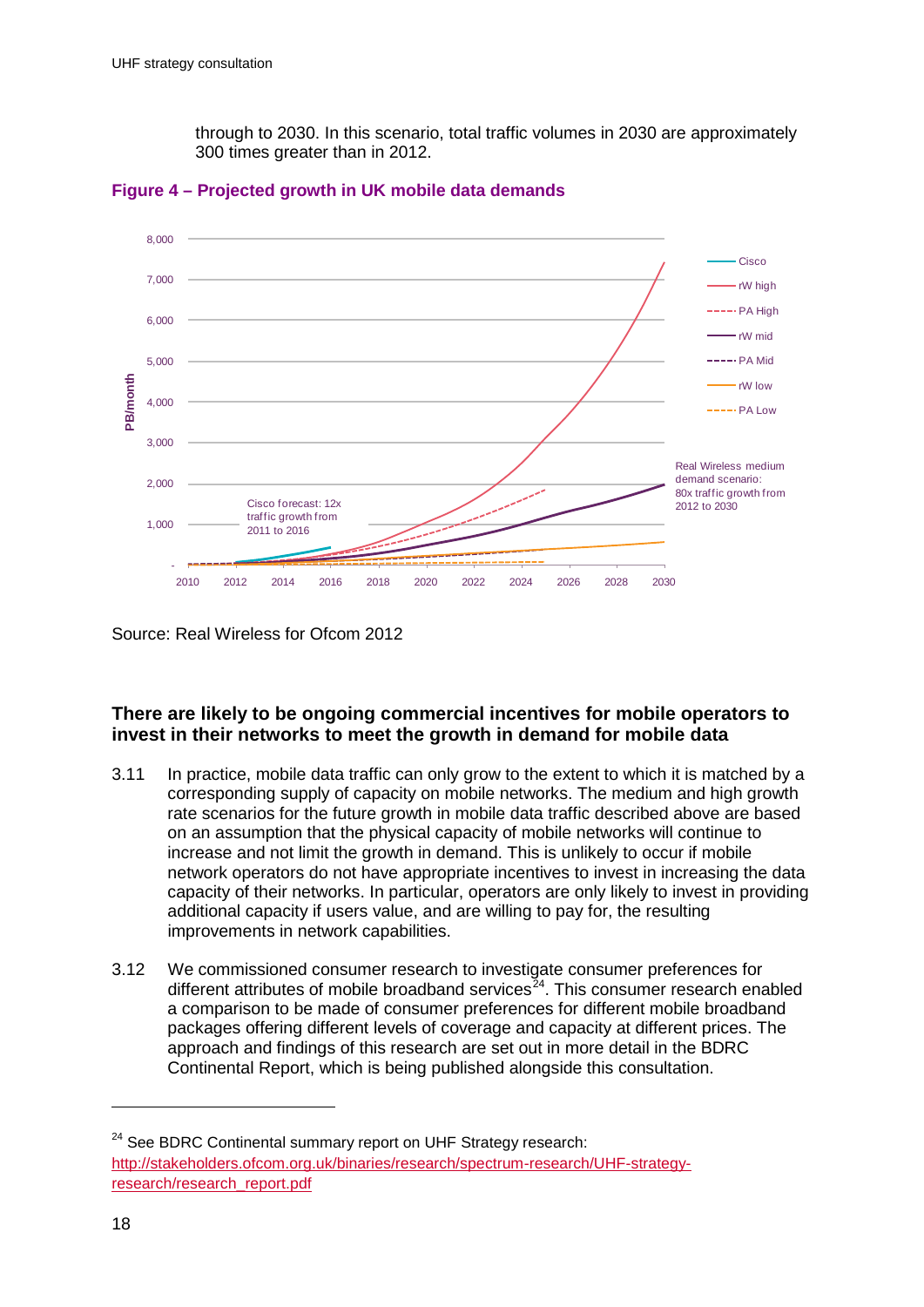through to 2030. In this scenario, total traffic volumes in 2030 are approximately 300 times greater than in 2012.

**Figure 4 – Projected growth in UK mobile data demands**

PB/month

8,000
7,000
6,000
5,000
4,000
3,000
2,000
1,000
-

2010 2012 2014 2016 2018 2020 2022 2024 2026 2028 2030

Cisco
rW high
PA High
rW mid
PA Mid
rW low
PA Low

Cisco forecast: 12x traffic growth from 2011 to 2016

Real Wireless medium demand scenario: 80x traffic growth from 2012 to 2030

Source: Real Wireless for Ofcom 2012

### There are likely to be ongoing commercial incentives for mobile operators to invest in their networks to meet the growth in demand for mobile data

3.11 In practice, mobile data traffic can only grow to the extent to which it is matched by a corresponding supply of capacity on mobile networks. The medium and high growth rate scenarios for the future growth in mobile data traffic described above are based on an assumption that the physical capacity of mobile networks will continue to increase and not limit the growth in demand. This is unlikely to occur if mobile network operators do not have appropriate incentives to invest in increasing the data capacity of their networks. In particular, operators are only likely to invest in providing additional capacity if users value, and are willing to pay for, the resulting improvements in network capabilities.

3.12 We commissioned consumer research to investigate consumer preferences for different attributes of mobile broadband services[24]. This consumer research enabled a comparison to be made of consumer preferences for different mobile broadband packages offering different levels of coverage and capacity at different prices. The approach and findings of this research are set out in more detail in the BDRC Continental Report, which is being published alongside this consultation.

---

[24] See BDRC Continental summary report on UHF Strategy research: http://stakeholders.ofcom.org.uk/binaries/research/spectrum-research/UHF-strategy-research/research_report.pdf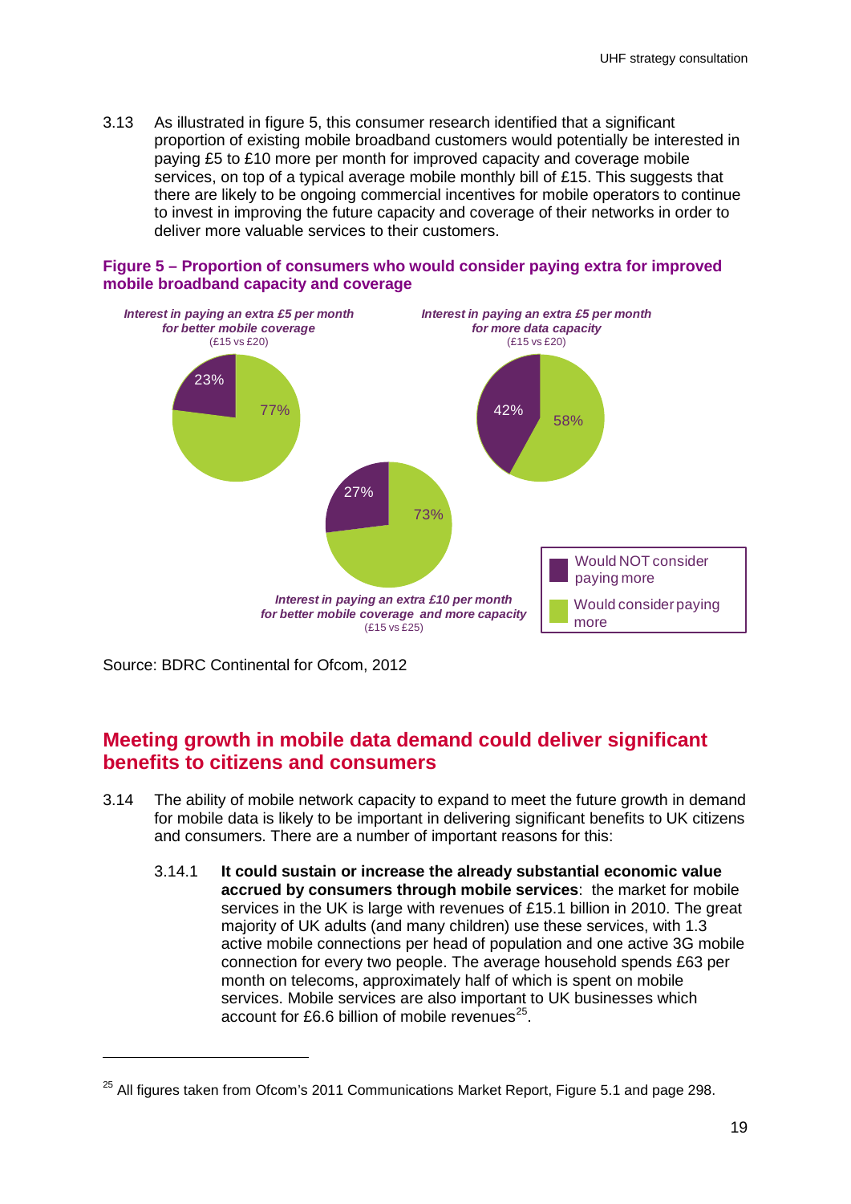3.13 As illustrated in figure 5, this consumer research identified that a significant proportion of existing mobile broadband customers would potentially be interested in paying £5 to £10 more per month for improved capacity and coverage mobile services, on top of a typical average mobile monthly bill of £15. This suggests that there are likely to be ongoing commercial incentives for mobile operators to continue to invest in improving the future capacity and coverage of their networks in order to deliver more valuable services to their customers.

**Figure 5 – Proportion of consumers who would consider paying extra for improved mobile broadband capacity and coverage**

***Interest in paying an extra £5 per month for better mobile coverage*** (£15 vs £20)

| | % |
|---|---|
| Would NOT consider paying more | 23% |
| Would consider paying more | 77% |

***Interest in paying an extra £5 per month for more data capacity*** (£15 vs £20)

| | % |
|---|---|
| Would NOT consider paying more | 42% |
| Would consider paying more | 58% |

***Interest in paying an extra £10 per month for better mobile coverage and more capacity*** (£15 vs £25)

| | % |
|---|---|
| Would NOT consider paying more | 27% |
| Would consider paying more | 73% |

Source: BDRC Continental for Ofcom, 2012

## Meeting growth in mobile data demand could deliver significant benefits to citizens and consumers

3.14 The ability of mobile network capacity to expand to meet the future growth in demand for mobile data is likely to be important in delivering significant benefits to UK citizens and consumers. There are a number of important reasons for this:

3.14.1 **It could sustain or increase the already substantial economic value accrued by consumers through mobile services**: the market for mobile services in the UK is large with revenues of £15.1 billion in 2010. The great majority of UK adults (and many children) use these services, with 1.3 active mobile connections per head of population and one active 3G mobile connection for every two people. The average household spends £63 per month on telecoms, approximately half of which is spent on mobile services. Mobile services are also important to UK businesses which account for £6.6 billion of mobile revenues[25].

[25] All figures taken from Ofcom's 2011 Communications Market Report, Figure 5.1 and page 298.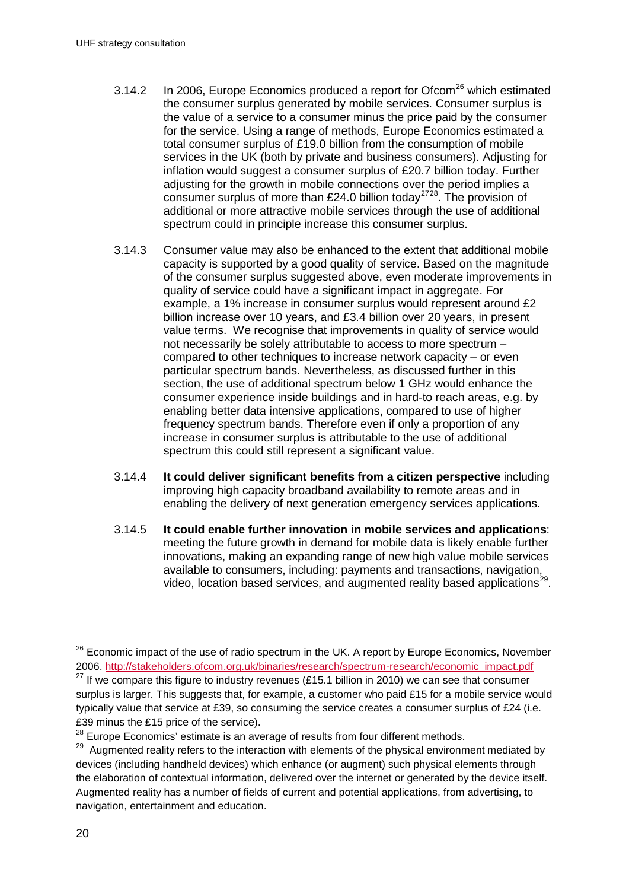3.14.2 In 2006, Europe Economics produced a report for Ofcom[26] which estimated the consumer surplus generated by mobile services. Consumer surplus is the value of a service to a consumer minus the price paid by the consumer for the service. Using a range of methods, Europe Economics estimated a total consumer surplus of £19.0 billion from the consumption of mobile services in the UK (both by private and business consumers). Adjusting for inflation would suggest a consumer surplus of £20.7 billion today. Further adjusting for the growth in mobile connections over the period implies a consumer surplus of more than £24.0 billion today[27][28]. The provision of additional or more attractive mobile services through the use of additional spectrum could in principle increase this consumer surplus.

3.14.3 Consumer value may also be enhanced to the extent that additional mobile capacity is supported by a good quality of service. Based on the magnitude of the consumer surplus suggested above, even moderate improvements in quality of service could have a significant impact in aggregate. For example, a 1% increase in consumer surplus would represent around £2 billion increase over 10 years, and £3.4 billion over 20 years, in present value terms. We recognise that improvements in quality of service would not necessarily be solely attributable to access to more spectrum – compared to other techniques to increase network capacity – or even particular spectrum bands. Nevertheless, as discussed further in this section, the use of additional spectrum below 1 GHz would enhance the consumer experience inside buildings and in hard-to reach areas, e.g. by enabling better data intensive applications, compared to use of higher frequency spectrum bands. Therefore even if only a proportion of any increase in consumer surplus is attributable to the use of additional spectrum this could still represent a significant value.

3.14.4 **It could deliver significant benefits from a citizen perspective** including improving high capacity broadband availability to remote areas and in enabling the delivery of next generation emergency services applications.

3.14.5 **It could enable further innovation in mobile services and applications**: meeting the future growth in demand for mobile data is likely enable further innovations, making an expanding range of new high value mobile services available to consumers, including: payments and transactions, navigation, video, location based services, and augmented reality based applications[29].

---

[26] Economic impact of the use of radio spectrum in the UK. A report by Europe Economics, November 2006. http://stakeholders.ofcom.org.uk/binaries/research/spectrum-research/economic_impact.pdf

[27] If we compare this figure to industry revenues (£15.1 billion in 2010) we can see that consumer surplus is larger. This suggests that, for example, a customer who paid £15 for a mobile service would typically value that service at £39, so consuming the service creates a consumer surplus of £24 (i.e. £39 minus the £15 price of the service).

[28] Europe Economics' estimate is an average of results from four different methods.

[29] Augmented reality refers to the interaction with elements of the physical environment mediated by devices (including handheld devices) which enhance (or augment) such physical elements through the elaboration of contextual information, delivered over the internet or generated by the device itself. Augmented reality has a number of fields of current and potential applications, from advertising, to navigation, entertainment and education.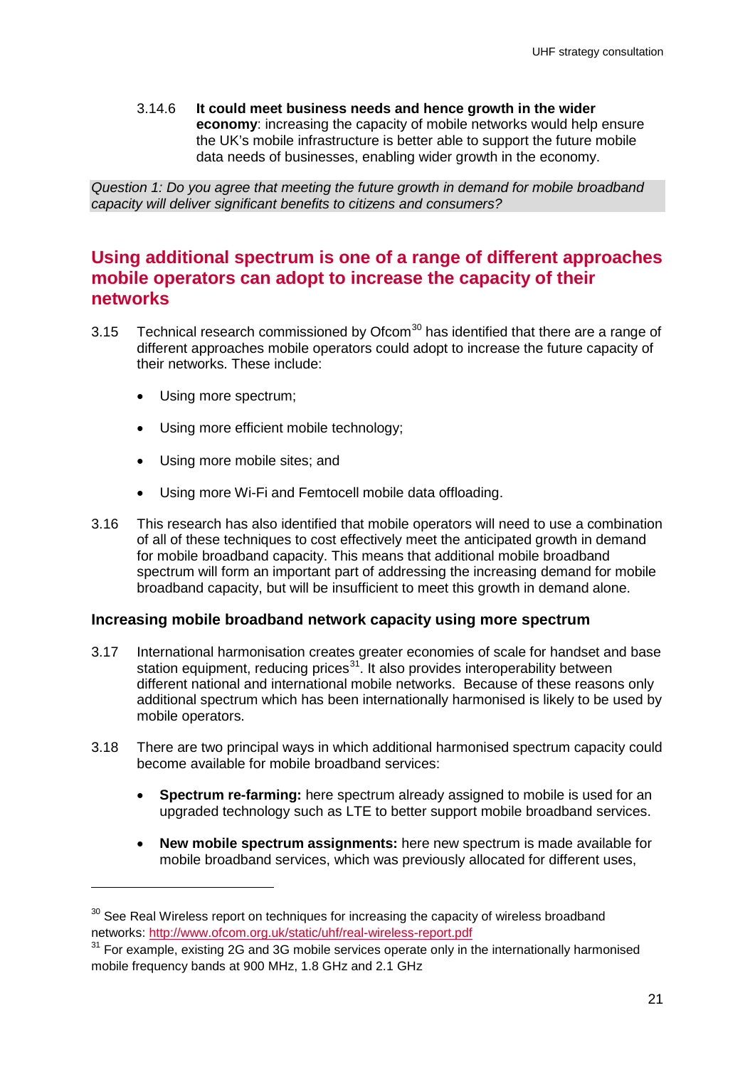3.14.6 **It could meet business needs and hence growth in the wider economy**: increasing the capacity of mobile networks would help ensure the UK's mobile infrastructure is better able to support the future mobile data needs of businesses, enabling wider growth in the economy.

*Question 1: Do you agree that meeting the future growth in demand for mobile broadband capacity will deliver significant benefits to citizens and consumers?*

## Using additional spectrum is one of a range of different approaches mobile operators can adopt to increase the capacity of their networks

3.15 Technical research commissioned by Ofcom[30] has identified that there are a range of different approaches mobile operators could adopt to increase the future capacity of their networks. These include:

- Using more spectrum;
- Using more efficient mobile technology;
- Using more mobile sites; and
- Using more Wi-Fi and Femtocell mobile data offloading.

3.16 This research has also identified that mobile operators will need to use a combination of all of these techniques to cost effectively meet the anticipated growth in demand for mobile broadband capacity. This means that additional mobile broadband spectrum will form an important part of addressing the increasing demand for mobile broadband capacity, but will be insufficient to meet this growth in demand alone.

### Increasing mobile broadband network capacity using more spectrum

3.17 International harmonisation creates greater economies of scale for handset and base station equipment, reducing prices[31]. It also provides interoperability between different national and international mobile networks. Because of these reasons only additional spectrum which has been internationally harmonised is likely to be used by mobile operators.

3.18 There are two principal ways in which additional harmonised spectrum capacity could become available for mobile broadband services:

- **Spectrum re-farming:** here spectrum already assigned to mobile is used for an upgraded technology such as LTE to better support mobile broadband services.
- **New mobile spectrum assignments:** here new spectrum is made available for mobile broadband services, which was previously allocated for different uses,

[30] See Real Wireless report on techniques for increasing the capacity of wireless broadband networks: http://www.ofcom.org.uk/static/uhf/real-wireless-report.pdf

[31] For example, existing 2G and 3G mobile services operate only in the internationally harmonised mobile frequency bands at 900 MHz, 1.8 GHz and 2.1 GHz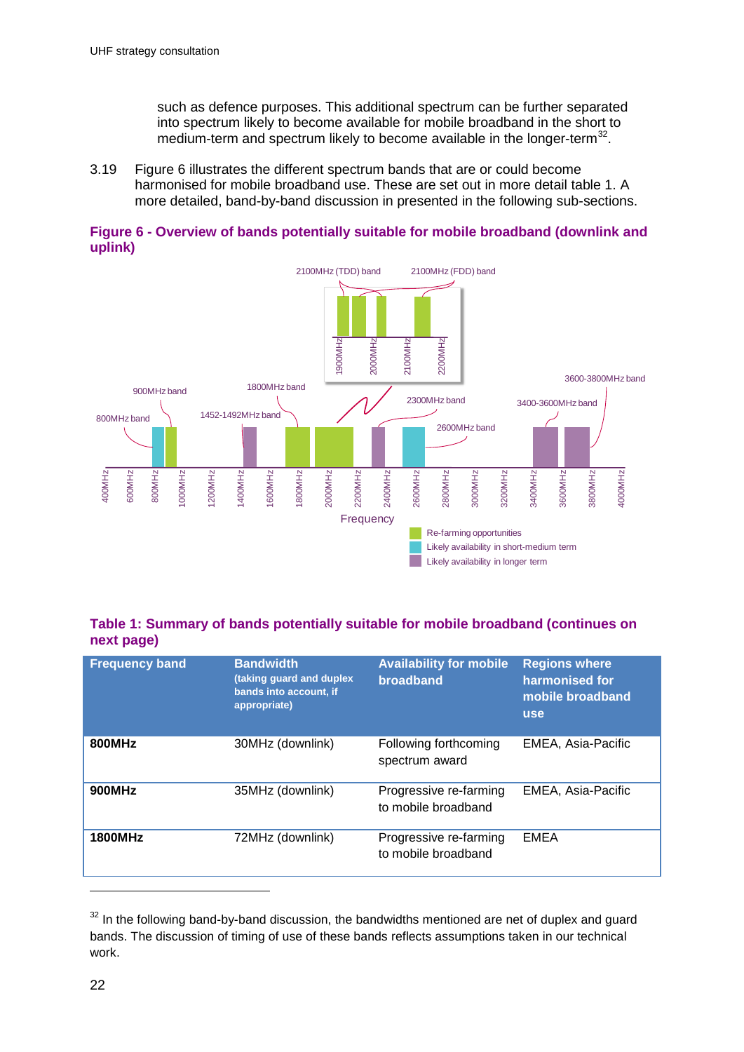such as defence purposes. This additional spectrum can be further separated into spectrum likely to become available for mobile broadband in the short to medium-term and spectrum likely to become available in the longer-term[32].

3.19 Figure 6 illustrates the different spectrum bands that are or could become harmonised for mobile broadband use. These are set out in more detail table 1. A more detailed, band-by-band discussion in presented in the following sub-sections.

**Figure 6 - Overview of bands potentially suitable for mobile broadband (downlink and uplink)**

**Table 1: Summary of bands potentially suitable for mobile broadband (continues on next page)**

| Frequency band | Bandwidth (taking guard and duplex bands into account, if appropriate) | Availability for mobile broadband | Regions where harmonised for mobile broadband use |
|---|---|---|---|
| **800MHz** | 30MHz (downlink) | Following forthcoming spectrum award | EMEA, Asia-Pacific |
| **900MHz** | 35MHz (downlink) | Progressive re-farming to mobile broadband | EMEA, Asia-Pacific |
| **1800MHz** | 72MHz (downlink) | Progressive re-farming to mobile broadband | EMEA |

[32] In the following band-by-band discussion, the bandwidths mentioned are net of duplex and guard bands. The discussion of timing of use of these bands reflects assumptions taken in our technical work.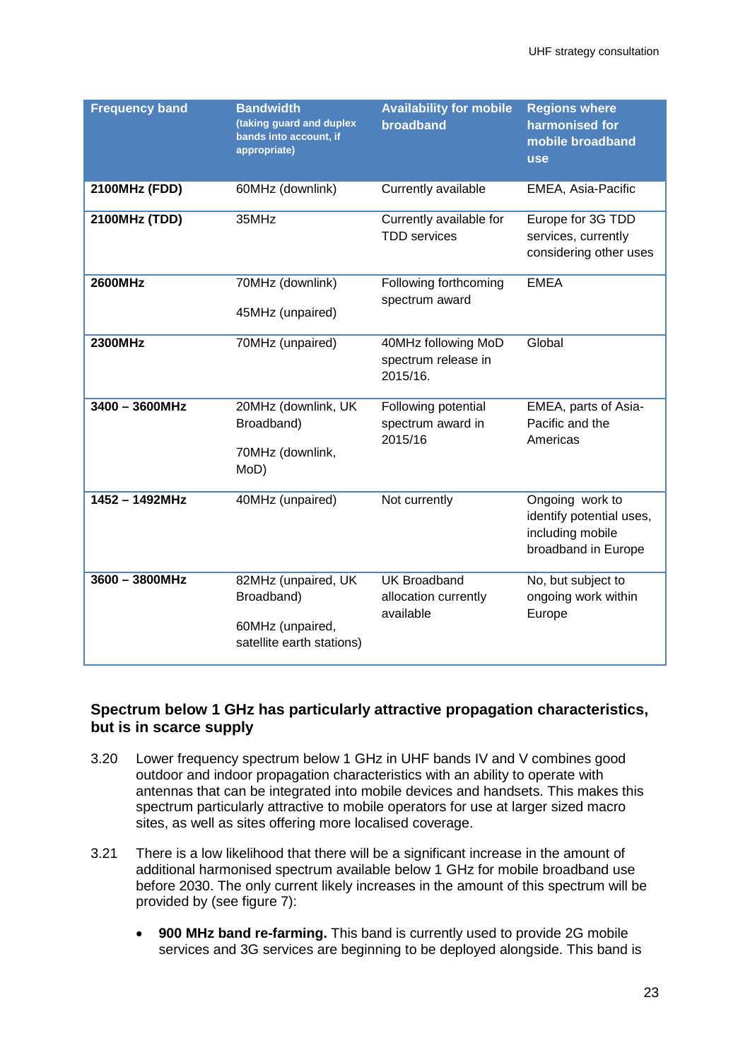| Frequency band | Bandwidth (taking guard and duplex bands into account, if appropriate) | Availability for mobile broadband | Regions where harmonised for mobile broadband use |
|---|---|---|---|
| **2100MHz (FDD)** | 60MHz (downlink) | Currently available | EMEA, Asia-Pacific |
| **2100MHz (TDD)** | 35MHz | Currently available for TDD services | Europe for 3G TDD services, currently considering other uses |
| **2600MHz** | 70MHz (downlink)<br><br>45MHz (unpaired) | Following forthcoming spectrum award | EMEA |
| **2300MHz** | 70MHz (unpaired) | 40MHz following MoD spectrum release in 2015/16. | Global |
| **3400 – 3600MHz** | 20MHz (downlink, UK Broadband)<br><br>70MHz (downlink, MoD) | Following potential spectrum award in 2015/16 | EMEA, parts of Asia-Pacific and the Americas |
| **1452 – 1492MHz** | 40MHz (unpaired) | Not currently | Ongoing work to identify potential uses, including mobile broadband in Europe |
| **3600 – 3800MHz** | 82MHz (unpaired, UK Broadband)<br><br>60MHz (unpaired, satellite earth stations) | UK Broadband allocation currently available | No, but subject to ongoing work within Europe |

### Spectrum below 1 GHz has particularly attractive propagation characteristics, but is in scarce supply

3.20 Lower frequency spectrum below 1 GHz in UHF bands IV and V combines good outdoor and indoor propagation characteristics with an ability to operate with antennas that can be integrated into mobile devices and handsets. This makes this spectrum particularly attractive to mobile operators for use at larger sized macro sites, as well as sites offering more localised coverage.

3.21 There is a low likelihood that there will be a significant increase in the amount of additional harmonised spectrum available below 1 GHz for mobile broadband use before 2030. The only current likely increases in the amount of this spectrum will be provided by (see figure 7):

- **900 MHz band re-farming.** This band is currently used to provide 2G mobile services and 3G services are beginning to be deployed alongside. This band is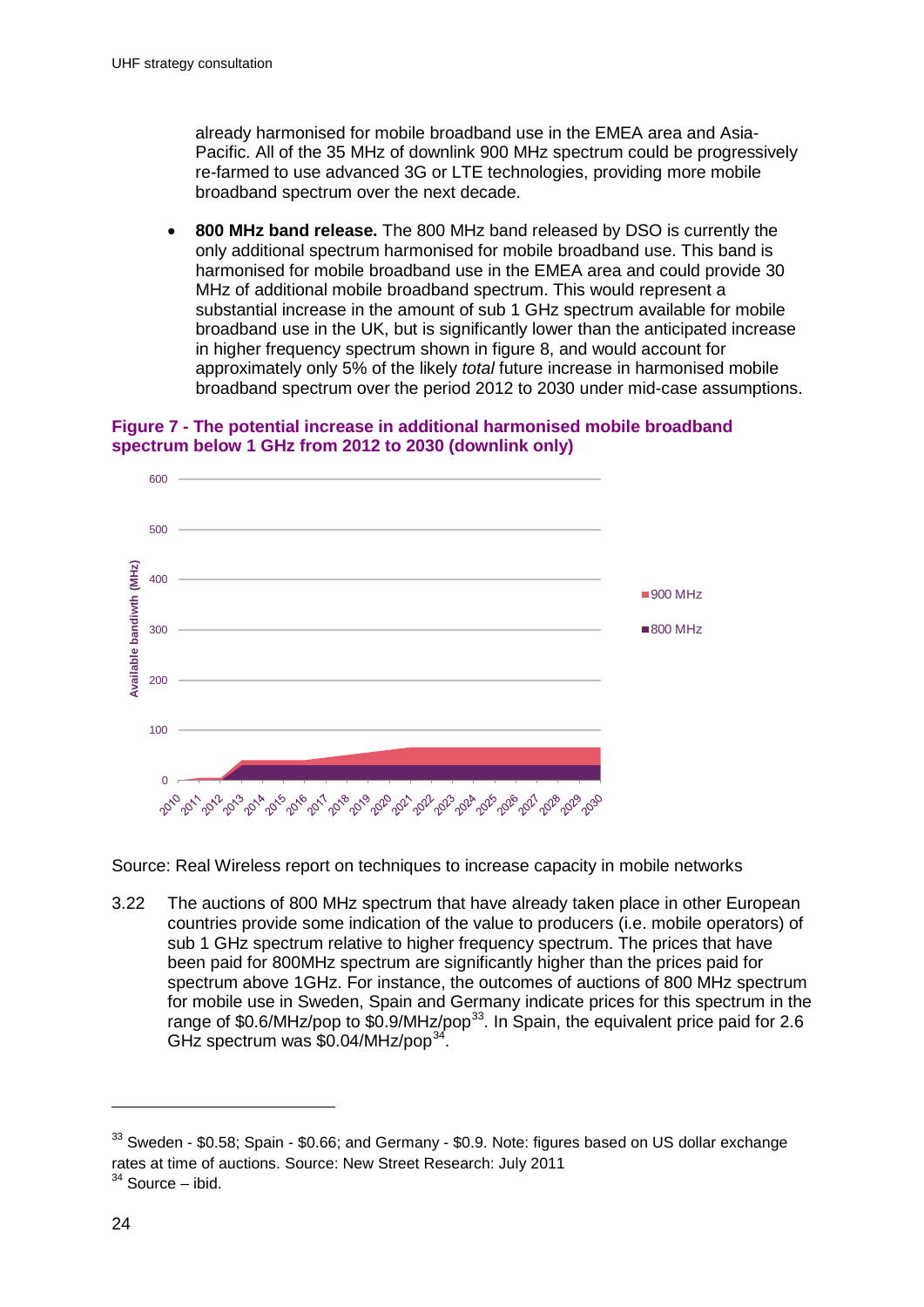already harmonised for mobile broadband use in the EMEA area and Asia-Pacific. All of the 35 MHz of downlink 900 MHz spectrum could be progressively re-farmed to use advanced 3G or LTE technologies, providing more mobile broadband spectrum over the next decade.

- **800 MHz band release.** The 800 MHz band released by DSO is currently the only additional spectrum harmonised for mobile broadband use. This band is harmonised for mobile broadband use in the EMEA area and could provide 30 MHz of additional mobile broadband spectrum. This would represent a substantial increase in the amount of sub 1 GHz spectrum available for mobile broadband use in the UK, but is significantly lower than the anticipated increase in higher frequency spectrum shown in figure 8, and would account for approximately only 5% of the likely *total* future increase in harmonised mobile broadband spectrum over the period 2012 to 2030 under mid-case assumptions.

**Figure 7 - The potential increase in additional harmonised mobile broadband spectrum below 1 GHz from 2012 to 2030 (downlink only)**

Source: Real Wireless report on techniques to increase capacity in mobile networks

3.22 The auctions of 800 MHz spectrum that have already taken place in other European countries provide some indication of the value to producers (i.e. mobile operators) of sub 1 GHz spectrum relative to higher frequency spectrum. The prices that have been paid for 800MHz spectrum are significantly higher than the prices paid for spectrum above 1GHz. For instance, the outcomes of auctions of 800 MHz spectrum for mobile use in Sweden, Spain and Germany indicate prices for this spectrum in the range of \$0.6/MHz/pop to \$0.9/MHz/pop[33]. In Spain, the equivalent price paid for 2.6 GHz spectrum was \$0.04/MHz/pop[34].

---

[33] Sweden - \$0.58; Spain - \$0.66; and Germany - \$0.9. Note: figures based on US dollar exchange rates at time of auctions. Source: New Street Research: July 2011

[34] Source – ibid.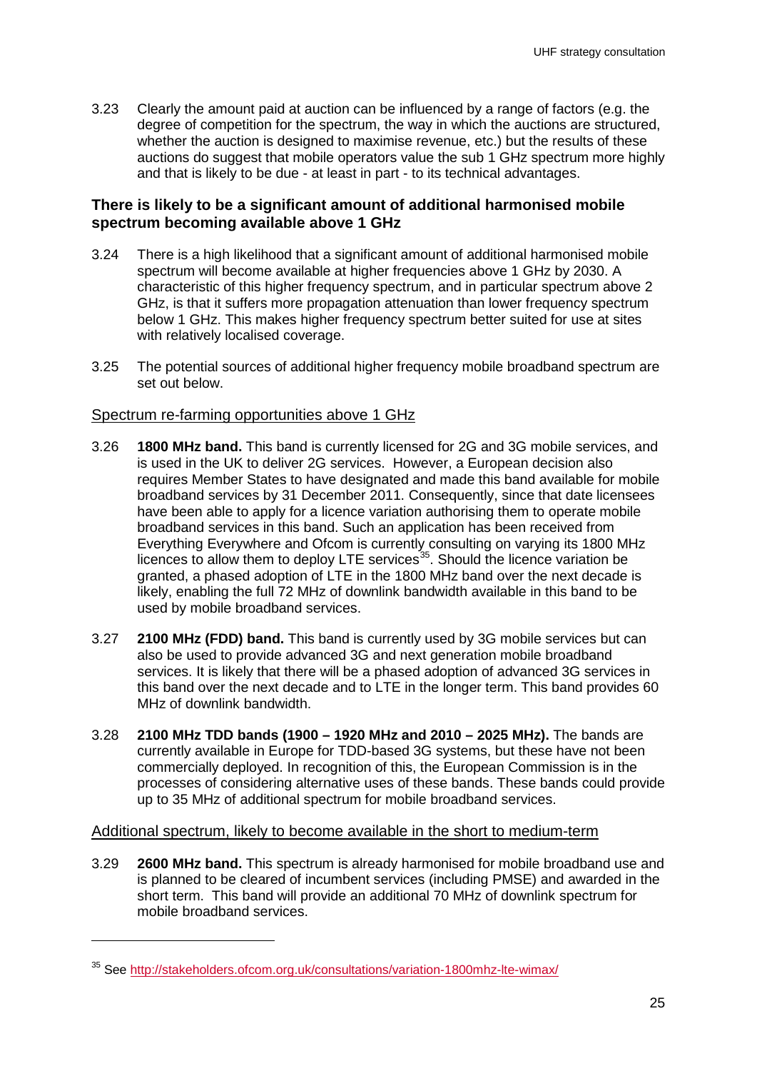3.23 Clearly the amount paid at auction can be influenced by a range of factors (e.g. the degree of competition for the spectrum, the way in which the auctions are structured, whether the auction is designed to maximise revenue, etc.) but the results of these auctions do suggest that mobile operators value the sub 1 GHz spectrum more highly and that is likely to be due - at least in part - to its technical advantages.

### There is likely to be a significant amount of additional harmonised mobile spectrum becoming available above 1 GHz

3.24 There is a high likelihood that a significant amount of additional harmonised mobile spectrum will become available at higher frequencies above 1 GHz by 2030. A characteristic of this higher frequency spectrum, and in particular spectrum above 2 GHz, is that it suffers more propagation attenuation than lower frequency spectrum below 1 GHz. This makes higher frequency spectrum better suited for use at sites with relatively localised coverage.

3.25 The potential sources of additional higher frequency mobile broadband spectrum are set out below.

#### Spectrum re-farming opportunities above 1 GHz

3.26 **1800 MHz band.** This band is currently licensed for 2G and 3G mobile services, and is used in the UK to deliver 2G services. However, a European decision also requires Member States to have designated and made this band available for mobile broadband services by 31 December 2011. Consequently, since that date licensees have been able to apply for a licence variation authorising them to operate mobile broadband services in this band. Such an application has been received from Everything Everywhere and Ofcom is currently consulting on varying its 1800 MHz licences to allow them to deploy LTE services[35]. Should the licence variation be granted, a phased adoption of LTE in the 1800 MHz band over the next decade is likely, enabling the full 72 MHz of downlink bandwidth available in this band to be used by mobile broadband services.

3.27 **2100 MHz (FDD) band.** This band is currently used by 3G mobile services but can also be used to provide advanced 3G and next generation mobile broadband services. It is likely that there will be a phased adoption of advanced 3G services in this band over the next decade and to LTE in the longer term. This band provides 60 MHz of downlink bandwidth.

3.28 **2100 MHz TDD bands (1900 – 1920 MHz and 2010 – 2025 MHz).** The bands are currently available in Europe for TDD-based 3G systems, but these have not been commercially deployed. In recognition of this, the European Commission is in the processes of considering alternative uses of these bands. These bands could provide up to 35 MHz of additional spectrum for mobile broadband services.

#### Additional spectrum, likely to become available in the short to medium-term

3.29 **2600 MHz band.** This spectrum is already harmonised for mobile broadband use and is planned to be cleared of incumbent services (including PMSE) and awarded in the short term. This band will provide an additional 70 MHz of downlink spectrum for mobile broadband services.

---

[35] See http://stakeholders.ofcom.org.uk/consultations/variation-1800mhz-lte-wimax/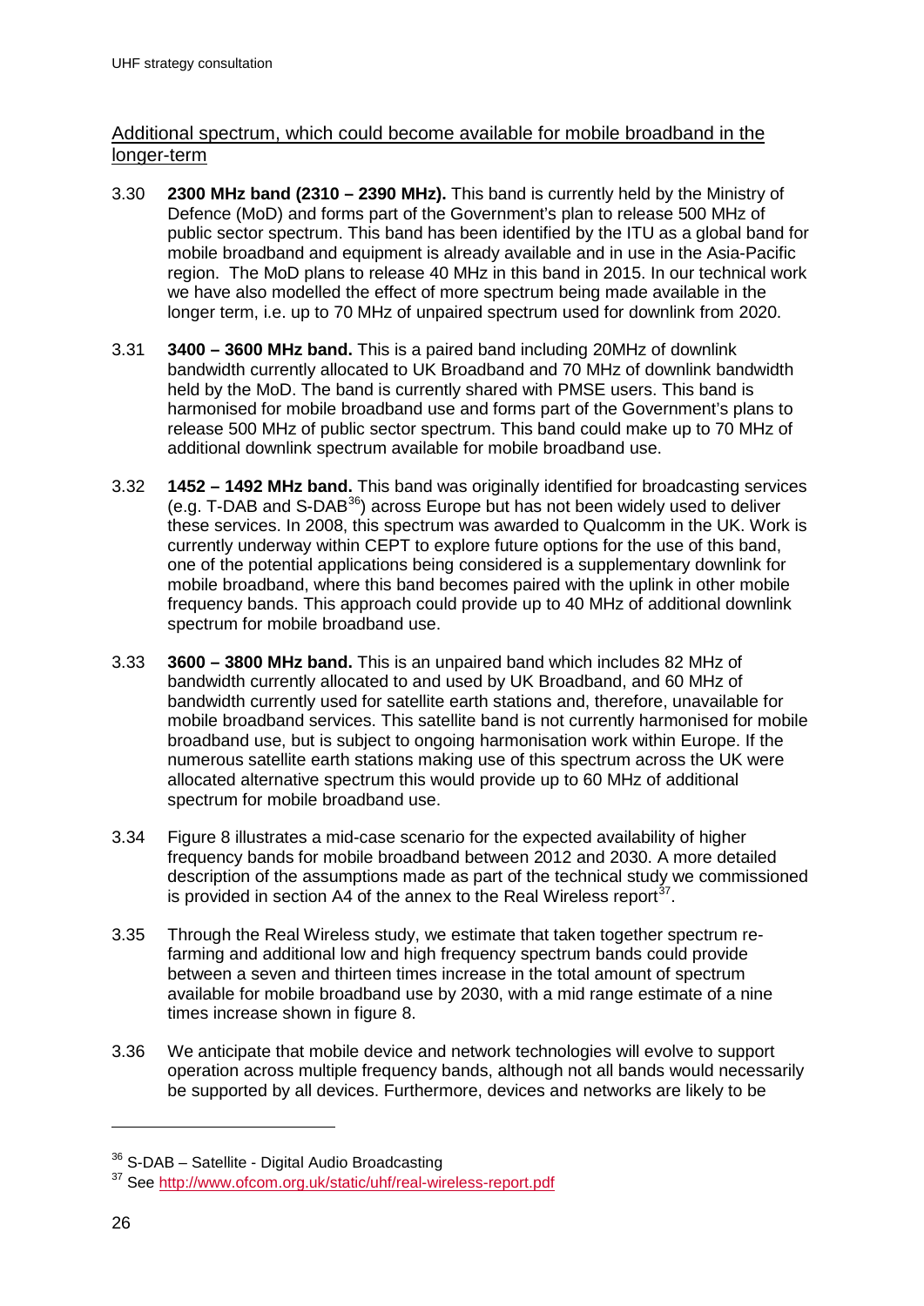Additional spectrum, which could become available for mobile broadband in the longer-term

3.30 **2300 MHz band (2310 – 2390 MHz).** This band is currently held by the Ministry of Defence (MoD) and forms part of the Government's plan to release 500 MHz of public sector spectrum. This band has been identified by the ITU as a global band for mobile broadband and equipment is already available and in use in the Asia-Pacific region. The MoD plans to release 40 MHz in this band in 2015. In our technical work we have also modelled the effect of more spectrum being made available in the longer term, i.e. up to 70 MHz of unpaired spectrum used for downlink from 2020.

3.31 **3400 – 3600 MHz band.** This is a paired band including 20MHz of downlink bandwidth currently allocated to UK Broadband and 70 MHz of downlink bandwidth held by the MoD. The band is currently shared with PMSE users. This band is harmonised for mobile broadband use and forms part of the Government's plans to release 500 MHz of public sector spectrum. This band could make up to 70 MHz of additional downlink spectrum available for mobile broadband use.

3.32 **1452 – 1492 MHz band.** This band was originally identified for broadcasting services (e.g. T-DAB and S-DAB[36]) across Europe but has not been widely used to deliver these services. In 2008, this spectrum was awarded to Qualcomm in the UK. Work is currently underway within CEPT to explore future options for the use of this band, one of the potential applications being considered is a supplementary downlink for mobile broadband, where this band becomes paired with the uplink in other mobile frequency bands. This approach could provide up to 40 MHz of additional downlink spectrum for mobile broadband use.

3.33 **3600 – 3800 MHz band.** This is an unpaired band which includes 82 MHz of bandwidth currently allocated to and used by UK Broadband, and 60 MHz of bandwidth currently used for satellite earth stations and, therefore, unavailable for mobile broadband services. This satellite band is not currently harmonised for mobile broadband use, but is subject to ongoing harmonisation work within Europe. If the numerous satellite earth stations making use of this spectrum across the UK were allocated alternative spectrum this would provide up to 60 MHz of additional spectrum for mobile broadband use.

3.34 Figure 8 illustrates a mid-case scenario for the expected availability of higher frequency bands for mobile broadband between 2012 and 2030. A more detailed description of the assumptions made as part of the technical study we commissioned is provided in section A4 of the annex to the Real Wireless report[37].

3.35 Through the Real Wireless study, we estimate that taken together spectrum re-farming and additional low and high frequency spectrum bands could provide between a seven and thirteen times increase in the total amount of spectrum available for mobile broadband use by 2030, with a mid range estimate of a nine times increase shown in figure 8.

3.36 We anticipate that mobile device and network technologies will evolve to support operation across multiple frequency bands, although not all bands would necessarily be supported by all devices. Furthermore, devices and networks are likely to be

[36] S-DAB – Satellite - Digital Audio Broadcasting

[37] See http://www.ofcom.org.uk/static/uhf/real-wireless-report.pdf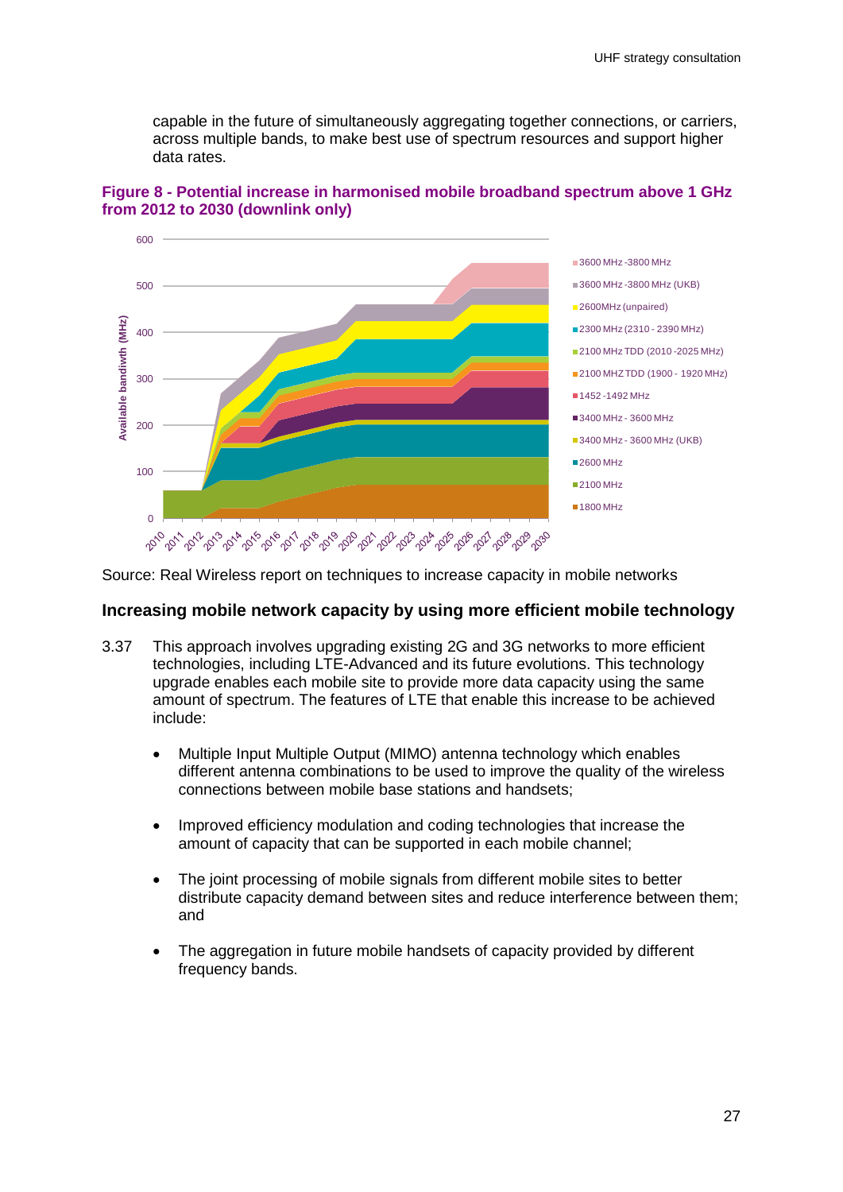capable in the future of simultaneously aggregating together connections, or carriers, across multiple bands, to make best use of spectrum resources and support higher data rates.

**Figure 8 - Potential increase in harmonised mobile broadband spectrum above 1 GHz from 2012 to 2030 (downlink only)**

Source: Real Wireless report on techniques to increase capacity in mobile networks

### Increasing mobile network capacity by using more efficient mobile technology

3.37 This approach involves upgrading existing 2G and 3G networks to more efficient technologies, including LTE-Advanced and its future evolutions. This technology upgrade enables each mobile site to provide more data capacity using the same amount of spectrum. The features of LTE that enable this increase to be achieved include:

- Multiple Input Multiple Output (MIMO) antenna technology which enables different antenna combinations to be used to improve the quality of the wireless connections between mobile base stations and handsets;
- Improved efficiency modulation and coding technologies that increase the amount of capacity that can be supported in each mobile channel;
- The joint processing of mobile signals from different mobile sites to better distribute capacity demand between sites and reduce interference between them; and
- The aggregation in future mobile handsets of capacity provided by different frequency bands.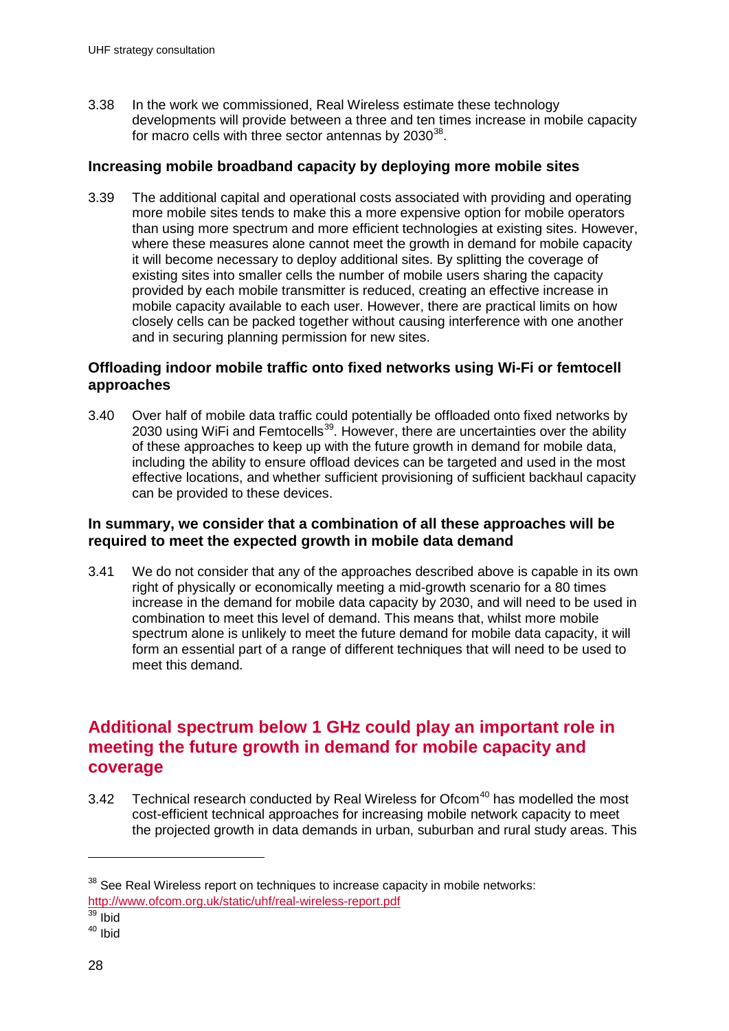3.38 In the work we commissioned, Real Wireless estimate these technology developments will provide between a three and ten times increase in mobile capacity for macro cells with three sector antennas by 2030[38].

### Increasing mobile broadband capacity by deploying more mobile sites

3.39 The additional capital and operational costs associated with providing and operating more mobile sites tends to make this a more expensive option for mobile operators than using more spectrum and more efficient technologies at existing sites. However, where these measures alone cannot meet the growth in demand for mobile capacity it will become necessary to deploy additional sites. By splitting the coverage of existing sites into smaller cells the number of mobile users sharing the capacity provided by each mobile transmitter is reduced, creating an effective increase in mobile capacity available to each user. However, there are practical limits on how closely cells can be packed together without causing interference with one another and in securing planning permission for new sites.

### Offloading indoor mobile traffic onto fixed networks using Wi-Fi or femtocell approaches

3.40 Over half of mobile data traffic could potentially be offloaded onto fixed networks by 2030 using WiFi and Femtocells[39]. However, there are uncertainties over the ability of these approaches to keep up with the future growth in demand for mobile data, including the ability to ensure offload devices can be targeted and used in the most effective locations, and whether sufficient provisioning of sufficient backhaul capacity can be provided to these devices.

### In summary, we consider that a combination of all these approaches will be required to meet the expected growth in mobile data demand

3.41 We do not consider that any of the approaches described above is capable in its own right of physically or economically meeting a mid-growth scenario for a 80 times increase in the demand for mobile data capacity by 2030, and will need to be used in combination to meet this level of demand. This means that, whilst more mobile spectrum alone is unlikely to meet the future demand for mobile data capacity, it will form an essential part of a range of different techniques that will need to be used to meet this demand.

## Additional spectrum below 1 GHz could play an important role in meeting the future growth in demand for mobile capacity and coverage

3.42 Technical research conducted by Real Wireless for Ofcom[40] has modelled the most cost-efficient technical approaches for increasing mobile network capacity to meet the projected growth in data demands in urban, suburban and rural study areas. This

---

[38] See Real Wireless report on techniques to increase capacity in mobile networks: http://www.ofcom.org.uk/static/uhf/real-wireless-report.pdf

[39] Ibid

[40] Ibid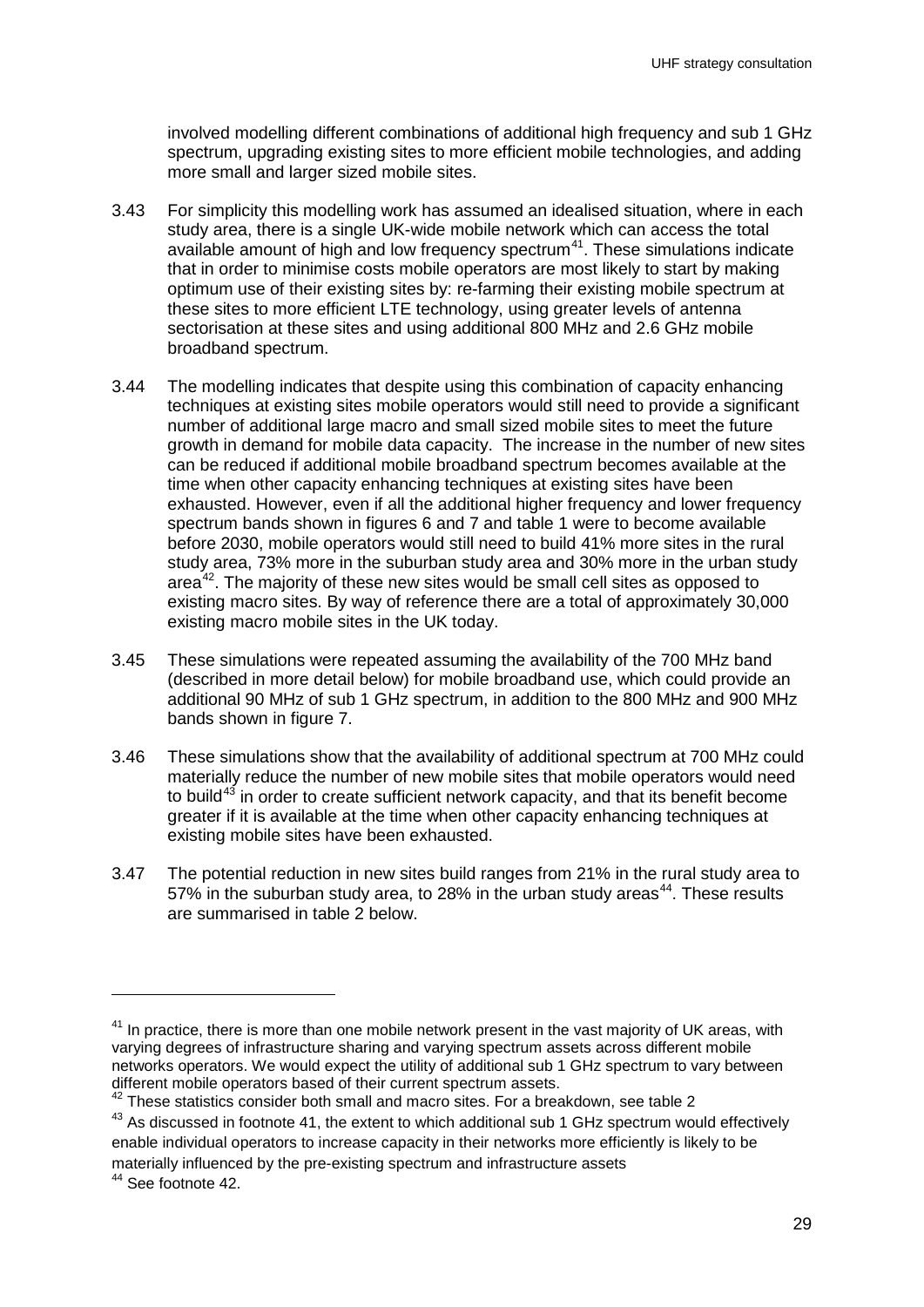involved modelling different combinations of additional high frequency and sub 1 GHz spectrum, upgrading existing sites to more efficient mobile technologies, and adding more small and larger sized mobile sites.

3.43 For simplicity this modelling work has assumed an idealised situation, where in each study area, there is a single UK-wide mobile network which can access the total available amount of high and low frequency spectrum[41]. These simulations indicate that in order to minimise costs mobile operators are most likely to start by making optimum use of their existing sites by: re-farming their existing mobile spectrum at these sites to more efficient LTE technology, using greater levels of antenna sectorisation at these sites and using additional 800 MHz and 2.6 GHz mobile broadband spectrum.

3.44 The modelling indicates that despite using this combination of capacity enhancing techniques at existing sites mobile operators would still need to provide a significant number of additional large macro and small sized mobile sites to meet the future growth in demand for mobile data capacity. The increase in the number of new sites can be reduced if additional mobile broadband spectrum becomes available at the time when other capacity enhancing techniques at existing sites have been exhausted. However, even if all the additional higher frequency and lower frequency spectrum bands shown in figures 6 and 7 and table 1 were to become available before 2030, mobile operators would still need to build 41% more sites in the rural study area, 73% more in the suburban study area and 30% more in the urban study area[42]. The majority of these new sites would be small cell sites as opposed to existing macro sites. By way of reference there are a total of approximately 30,000 existing macro mobile sites in the UK today.

3.45 These simulations were repeated assuming the availability of the 700 MHz band (described in more detail below) for mobile broadband use, which could provide an additional 90 MHz of sub 1 GHz spectrum, in addition to the 800 MHz and 900 MHz bands shown in figure 7.

3.46 These simulations show that the availability of additional spectrum at 700 MHz could materially reduce the number of new mobile sites that mobile operators would need to build[43] in order to create sufficient network capacity, and that its benefit become greater if it is available at the time when other capacity enhancing techniques at existing mobile sites have been exhausted.

3.47 The potential reduction in new sites build ranges from 21% in the rural study area to 57% in the suburban study area, to 28% in the urban study areas[44]. These results are summarised in table 2 below.

---

[41] In practice, there is more than one mobile network present in the vast majority of UK areas, with varying degrees of infrastructure sharing and varying spectrum assets across different mobile networks operators. We would expect the utility of additional sub 1 GHz spectrum to vary between different mobile operators based of their current spectrum assets.

[42] These statistics consider both small and macro sites. For a breakdown, see table 2

[43] As discussed in footnote 41, the extent to which additional sub 1 GHz spectrum would effectively enable individual operators to increase capacity in their networks more efficiently is likely to be materially influenced by the pre-existing spectrum and infrastructure assets

[44] See footnote 42.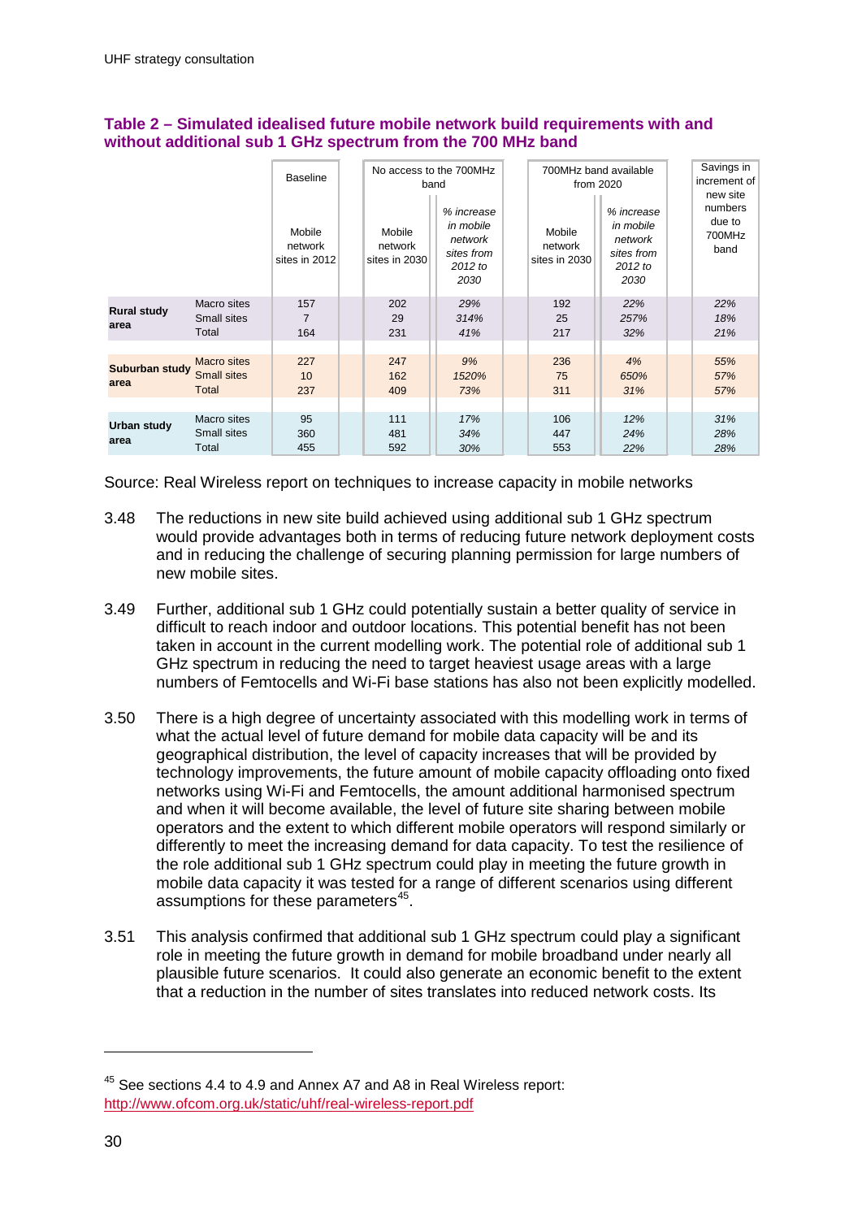**Table 2 – Simulated idealised future mobile network build requirements with and without additional sub 1 GHz spectrum from the 700 MHz band**

| | | Baseline | No access to the 700MHz band | | 700MHz band available from 2020 | | Savings in increment of new site numbers due to 700MHz band |
|---|---|---|---|---|---|---|---|
| | | Mobile network sites in 2012 | Mobile network sites in 2030 | *% increase in mobile network sites from 2012 to 2030* | Mobile network sites in 2030 | *% increase in mobile network sites from 2012 to 2030* | |
| **Rural study area** | Macro sites | 157 | 202 | *29%* | 192 | *22%* | *22%* |
| | Small sites | 7 | 29 | *314%* | 25 | *257%* | *18%* |
| | Total | 164 | 231 | *41%* | 217 | *32%* | *21%* |
| **Suburban study area** | Macro sites | 227 | 247 | *9%* | 236 | *4%* | *55%* |
| | Small sites | 10 | 162 | *1520%* | 75 | *650%* | *57%* |
| | Total | 237 | 409 | *73%* | 311 | *31%* | *57%* |
| **Urban study area** | Macro sites | 95 | 111 | *17%* | 106 | *12%* | *31%* |
| | Small sites | 360 | 481 | *34%* | 447 | *24%* | *28%* |
| | Total | 455 | 592 | *30%* | 553 | *22%* | *28%* |

Source: Real Wireless report on techniques to increase capacity in mobile networks

3.48 The reductions in new site build achieved using additional sub 1 GHz spectrum would provide advantages both in terms of reducing future network deployment costs and in reducing the challenge of securing planning permission for large numbers of new mobile sites.

3.49 Further, additional sub 1 GHz could potentially sustain a better quality of service in difficult to reach indoor and outdoor locations. This potential benefit has not been taken in account in the current modelling work. The potential role of additional sub 1 GHz spectrum in reducing the need to target heaviest usage areas with a large numbers of Femtocells and Wi-Fi base stations has also not been explicitly modelled.

3.50 There is a high degree of uncertainty associated with this modelling work in terms of what the actual level of future demand for mobile data capacity will be and its geographical distribution, the level of capacity increases that will be provided by technology improvements, the future amount of mobile capacity offloading onto fixed networks using Wi-Fi and Femtocells, the amount additional harmonised spectrum and when it will become available, the level of future site sharing between mobile operators and the extent to which different mobile operators will respond similarly or differently to meet the increasing demand for data capacity. To test the resilience of the role additional sub 1 GHz spectrum could play in meeting the future growth in mobile data capacity it was tested for a range of different scenarios using different assumptions for these parameters[45].

3.51 This analysis confirmed that additional sub 1 GHz spectrum could play a significant role in meeting the future growth in demand for mobile broadband under nearly all plausible future scenarios. It could also generate an economic benefit to the extent that a reduction in the number of sites translates into reduced network costs. Its

[45] See sections 4.4 to 4.9 and Annex A7 and A8 in Real Wireless report: http://www.ofcom.org.uk/static/uhf/real-wireless-report.pdf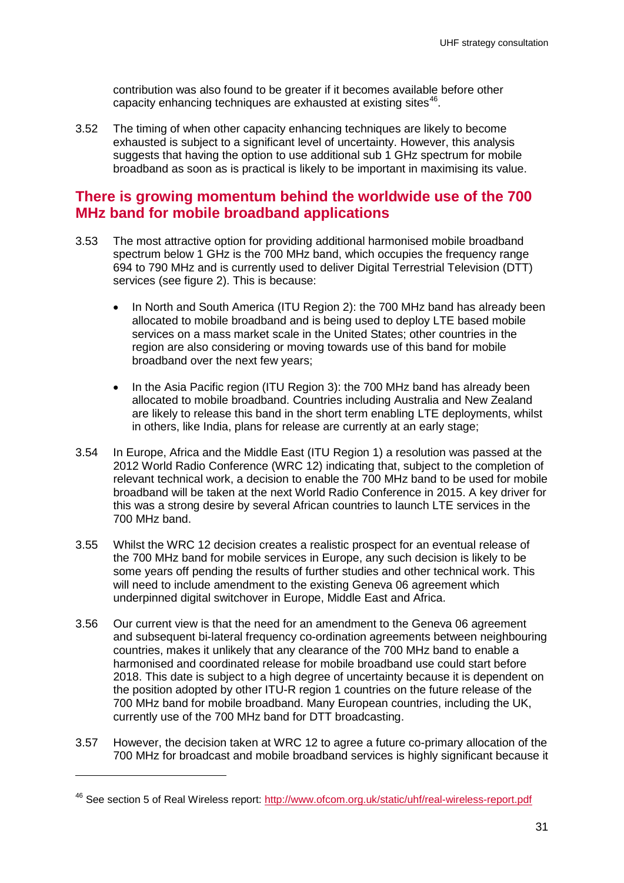contribution was also found to be greater if it becomes available before other capacity enhancing techniques are exhausted at existing sites[46].

3.52 The timing of when other capacity enhancing techniques are likely to become exhausted is subject to a significant level of uncertainty. However, this analysis suggests that having the option to use additional sub 1 GHz spectrum for mobile broadband as soon as is practical is likely to be important in maximising its value.

## There is growing momentum behind the worldwide use of the 700 MHz band for mobile broadband applications

3.53 The most attractive option for providing additional harmonised mobile broadband spectrum below 1 GHz is the 700 MHz band, which occupies the frequency range 694 to 790 MHz and is currently used to deliver Digital Terrestrial Television (DTT) services (see figure 2). This is because:

- In North and South America (ITU Region 2): the 700 MHz band has already been allocated to mobile broadband and is being used to deploy LTE based mobile services on a mass market scale in the United States; other countries in the region are also considering or moving towards use of this band for mobile broadband over the next few years;

- In the Asia Pacific region (ITU Region 3): the 700 MHz band has already been allocated to mobile broadband. Countries including Australia and New Zealand are likely to release this band in the short term enabling LTE deployments, whilst in others, like India, plans for release are currently at an early stage;

3.54 In Europe, Africa and the Middle East (ITU Region 1) a resolution was passed at the 2012 World Radio Conference (WRC 12) indicating that, subject to the completion of relevant technical work, a decision to enable the 700 MHz band to be used for mobile broadband will be taken at the next World Radio Conference in 2015. A key driver for this was a strong desire by several African countries to launch LTE services in the 700 MHz band.

3.55 Whilst the WRC 12 decision creates a realistic prospect for an eventual release of the 700 MHz band for mobile services in Europe, any such decision is likely to be some years off pending the results of further studies and other technical work. This will need to include amendment to the existing Geneva 06 agreement which underpinned digital switchover in Europe, Middle East and Africa.

3.56 Our current view is that the need for an amendment to the Geneva 06 agreement and subsequent bi-lateral frequency co-ordination agreements between neighbouring countries, makes it unlikely that any clearance of the 700 MHz band to enable a harmonised and coordinated release for mobile broadband use could start before 2018. This date is subject to a high degree of uncertainty because it is dependent on the position adopted by other ITU-R region 1 countries on the future release of the 700 MHz band for mobile broadband. Many European countries, including the UK, currently use of the 700 MHz band for DTT broadcasting.

3.57 However, the decision taken at WRC 12 to agree a future co-primary allocation of the 700 MHz for broadcast and mobile broadband services is highly significant because it

[46] See section 5 of Real Wireless report: http://www.ofcom.org.uk/static/uhf/real-wireless-report.pdf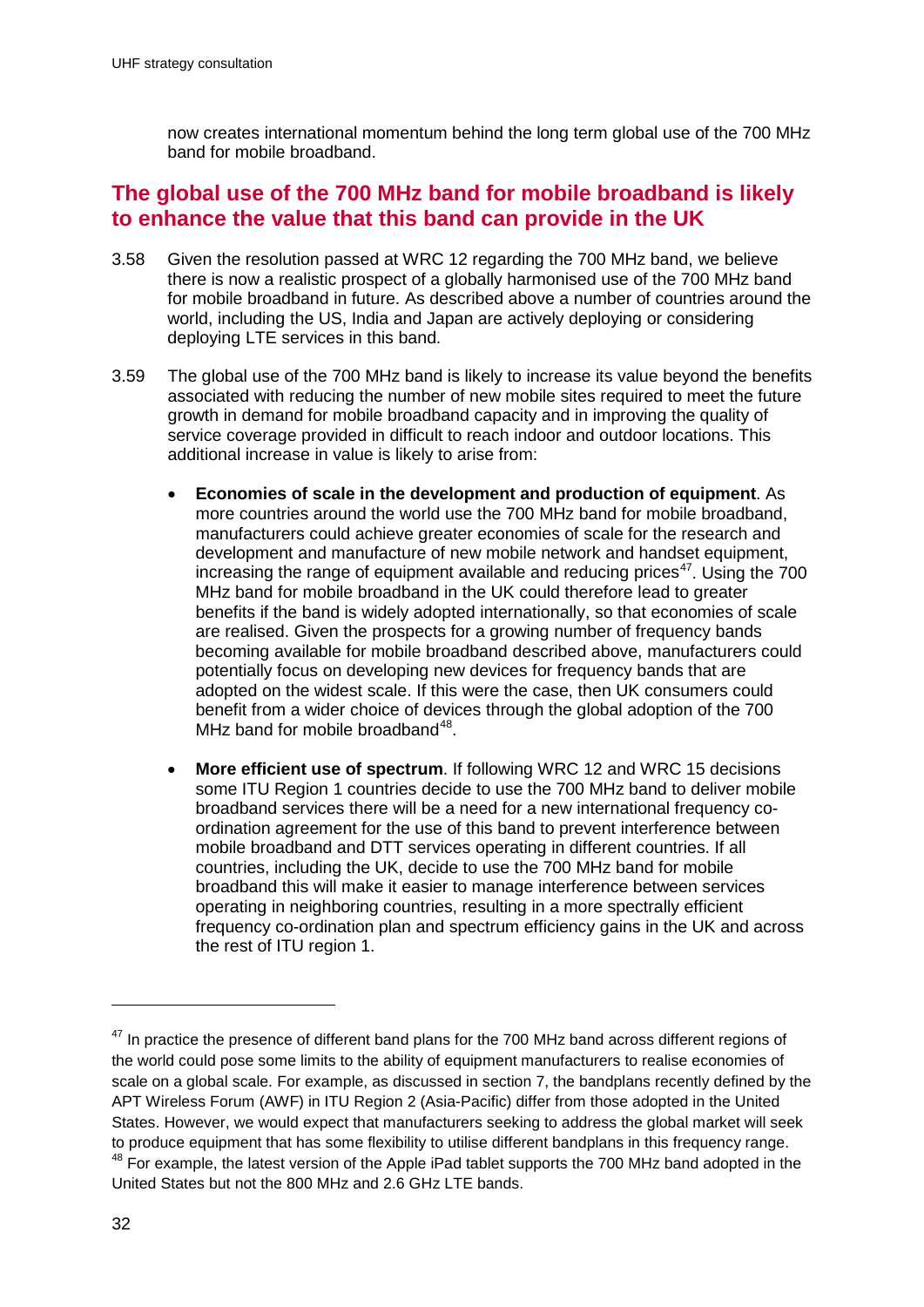now creates international momentum behind the long term global use of the 700 MHz band for mobile broadband.

## The global use of the 700 MHz band for mobile broadband is likely to enhance the value that this band can provide in the UK

3.58 Given the resolution passed at WRC 12 regarding the 700 MHz band, we believe there is now a realistic prospect of a globally harmonised use of the 700 MHz band for mobile broadband in future. As described above a number of countries around the world, including the US, India and Japan are actively deploying or considering deploying LTE services in this band.

3.59 The global use of the 700 MHz band is likely to increase its value beyond the benefits associated with reducing the number of new mobile sites required to meet the future growth in demand for mobile broadband capacity and in improving the quality of service coverage provided in difficult to reach indoor and outdoor locations. This additional increase in value is likely to arise from:

- **Economies of scale in the development and production of equipment**. As more countries around the world use the 700 MHz band for mobile broadband, manufacturers could achieve greater economies of scale for the research and development and manufacture of new mobile network and handset equipment, increasing the range of equipment available and reducing prices[47]. Using the 700 MHz band for mobile broadband in the UK could therefore lead to greater benefits if the band is widely adopted internationally, so that economies of scale are realised. Given the prospects for a growing number of frequency bands becoming available for mobile broadband described above, manufacturers could potentially focus on developing new devices for frequency bands that are adopted on the widest scale. If this were the case, then UK consumers could benefit from a wider choice of devices through the global adoption of the 700 MHz band for mobile broadband[48].

- **More efficient use of spectrum**. If following WRC 12 and WRC 15 decisions some ITU Region 1 countries decide to use the 700 MHz band to deliver mobile broadband services there will be a need for a new international frequency co-ordination agreement for the use of this band to prevent interference between mobile broadband and DTT services operating in different countries. If all countries, including the UK, decide to use the 700 MHz band for mobile broadband this will make it easier to manage interference between services operating in neighboring countries, resulting in a more spectrally efficient frequency co-ordination plan and spectrum efficiency gains in the UK and across the rest of ITU region 1.

---

[47] In practice the presence of different band plans for the 700 MHz band across different regions of the world could pose some limits to the ability of equipment manufacturers to realise economies of scale on a global scale. For example, as discussed in section 7, the bandplans recently defined by the APT Wireless Forum (AWF) in ITU Region 2 (Asia-Pacific) differ from those adopted in the United States. However, we would expect that manufacturers seeking to address the global market will seek to produce equipment that has some flexibility to utilise different bandplans in this frequency range.

[48] For example, the latest version of the Apple iPad tablet supports the 700 MHz band adopted in the United States but not the 800 MHz and 2.6 GHz LTE bands.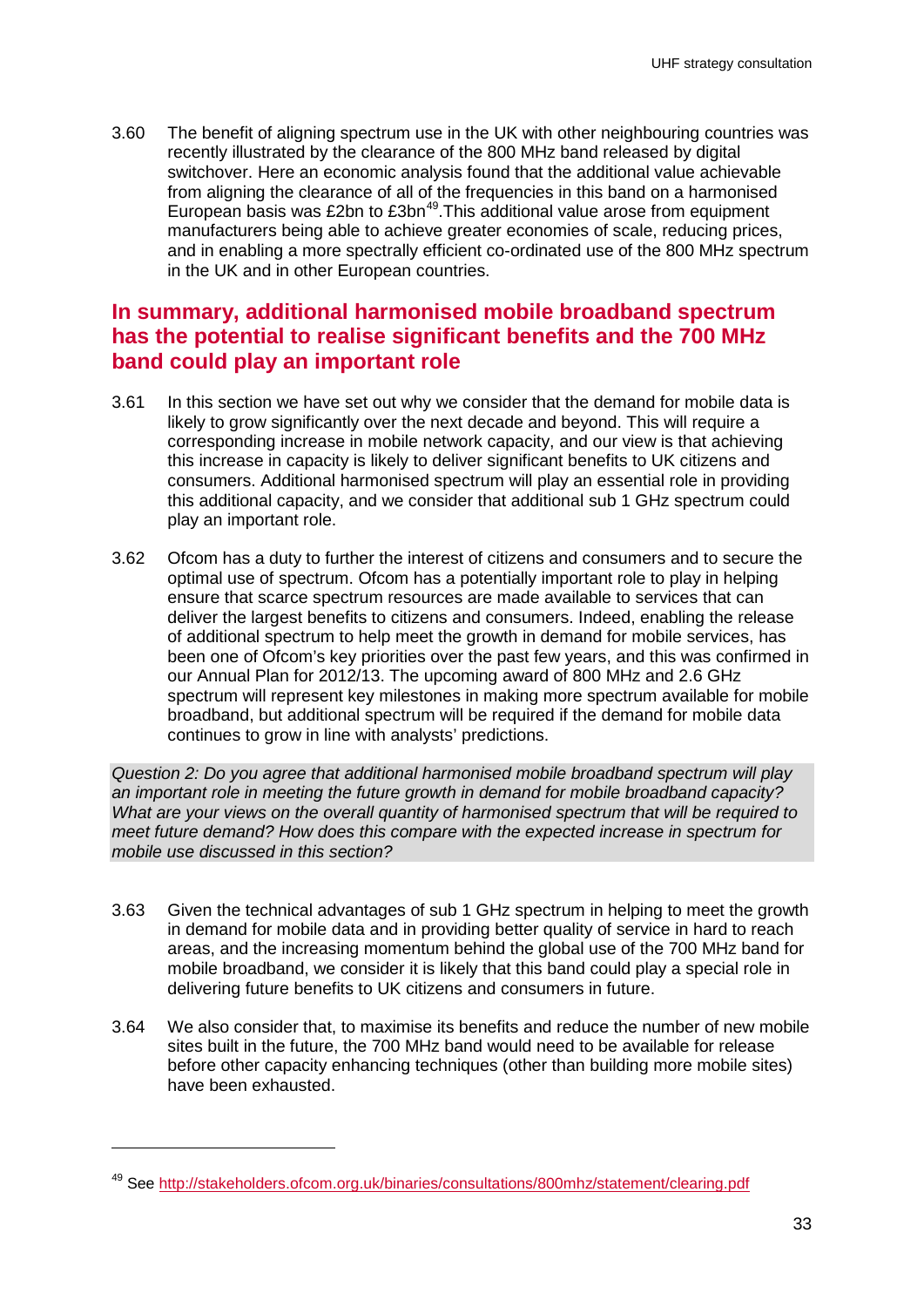3.60 The benefit of aligning spectrum use in the UK with other neighbouring countries was recently illustrated by the clearance of the 800 MHz band released by digital switchover. Here an economic analysis found that the additional value achievable from aligning the clearance of all of the frequencies in this band on a harmonised European basis was £2bn to £3bn[49].This additional value arose from equipment manufacturers being able to achieve greater economies of scale, reducing prices, and in enabling a more spectrally efficient co-ordinated use of the 800 MHz spectrum in the UK and in other European countries.

## In summary, additional harmonised mobile broadband spectrum has the potential to realise significant benefits and the 700 MHz band could play an important role

3.61 In this section we have set out why we consider that the demand for mobile data is likely to grow significantly over the next decade and beyond. This will require a corresponding increase in mobile network capacity, and our view is that achieving this increase in capacity is likely to deliver significant benefits to UK citizens and consumers. Additional harmonised spectrum will play an essential role in providing this additional capacity, and we consider that additional sub 1 GHz spectrum could play an important role.

3.62 Ofcom has a duty to further the interest of citizens and consumers and to secure the optimal use of spectrum. Ofcom has a potentially important role to play in helping ensure that scarce spectrum resources are made available to services that can deliver the largest benefits to citizens and consumers. Indeed, enabling the release of additional spectrum to help meet the growth in demand for mobile services, has been one of Ofcom's key priorities over the past few years, and this was confirmed in our Annual Plan for 2012/13. The upcoming award of 800 MHz and 2.6 GHz spectrum will represent key milestones in making more spectrum available for mobile broadband, but additional spectrum will be required if the demand for mobile data continues to grow in line with analysts' predictions.

*Question 2: Do you agree that additional harmonised mobile broadband spectrum will play an important role in meeting the future growth in demand for mobile broadband capacity? What are your views on the overall quantity of harmonised spectrum that will be required to meet future demand? How does this compare with the expected increase in spectrum for mobile use discussed in this section?*

3.63 Given the technical advantages of sub 1 GHz spectrum in helping to meet the growth in demand for mobile data and in providing better quality of service in hard to reach areas, and the increasing momentum behind the global use of the 700 MHz band for mobile broadband, we consider it is likely that this band could play a special role in delivering future benefits to UK citizens and consumers in future.

3.64 We also consider that, to maximise its benefits and reduce the number of new mobile sites built in the future, the 700 MHz band would need to be available for release before other capacity enhancing techniques (other than building more mobile sites) have been exhausted.

[49] See http://stakeholders.ofcom.org.uk/binaries/consultations/800mhz/statement/clearing.pdf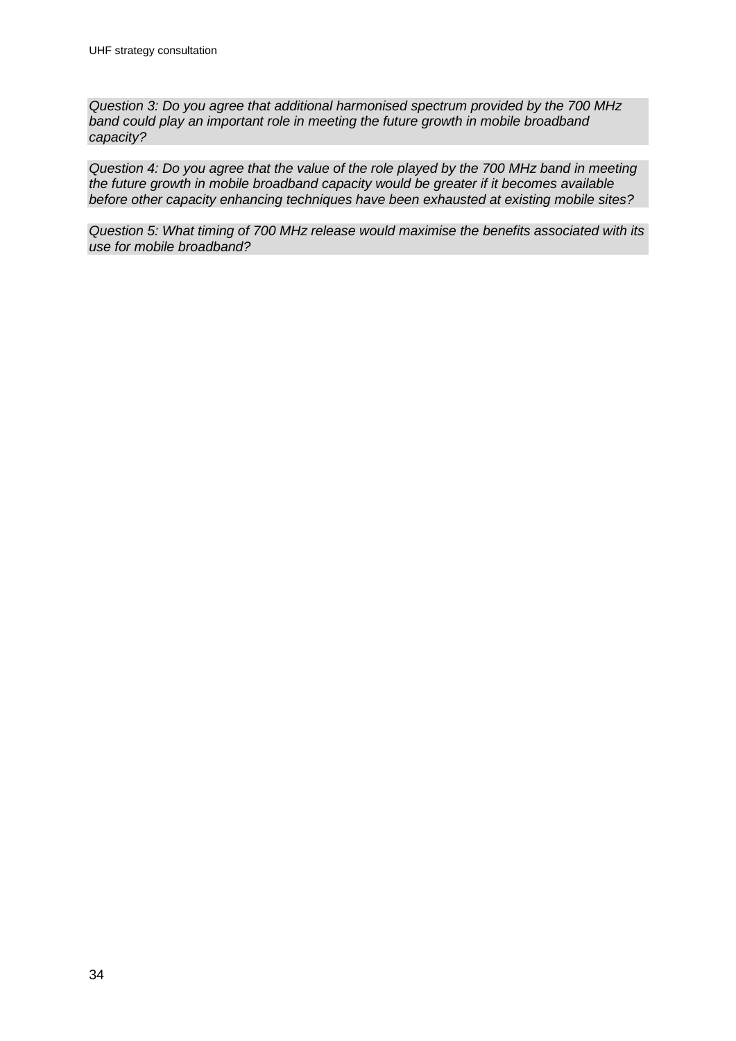*Question 3: Do you agree that additional harmonised spectrum provided by the 700 MHz band could play an important role in meeting the future growth in mobile broadband capacity?*

*Question 4: Do you agree that the value of the role played by the 700 MHz band in meeting the future growth in mobile broadband capacity would be greater if it becomes available before other capacity enhancing techniques have been exhausted at existing mobile sites?*

*Question 5: What timing of 700 MHz release would maximise the benefits associated with its use for mobile broadband?*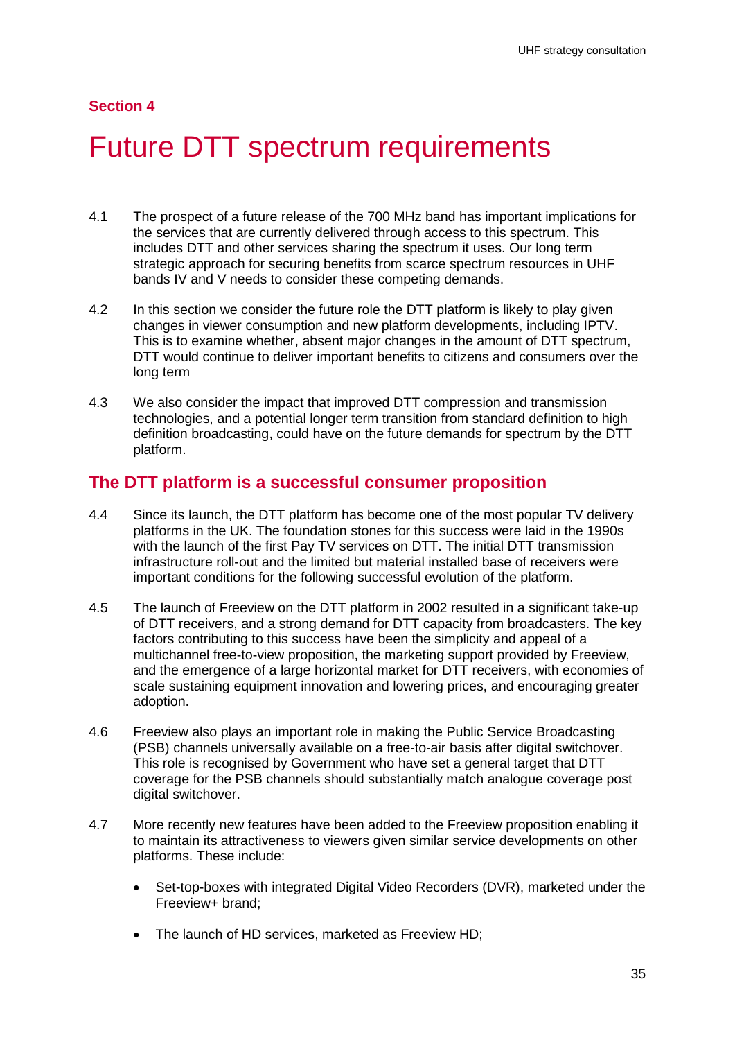## Section 4

# Future DTT spectrum requirements

4.1 The prospect of a future release of the 700 MHz band has important implications for the services that are currently delivered through access to this spectrum. This includes DTT and other services sharing the spectrum it uses. Our long term strategic approach for securing benefits from scarce spectrum resources in UHF bands IV and V needs to consider these competing demands.

4.2 In this section we consider the future role the DTT platform is likely to play given changes in viewer consumption and new platform developments, including IPTV. This is to examine whether, absent major changes in the amount of DTT spectrum, DTT would continue to deliver important benefits to citizens and consumers over the long term

4.3 We also consider the impact that improved DTT compression and transmission technologies, and a potential longer term transition from standard definition to high definition broadcasting, could have on the future demands for spectrum by the DTT platform.

## The DTT platform is a successful consumer proposition

4.4 Since its launch, the DTT platform has become one of the most popular TV delivery platforms in the UK. The foundation stones for this success were laid in the 1990s with the launch of the first Pay TV services on DTT. The initial DTT transmission infrastructure roll-out and the limited but material installed base of receivers were important conditions for the following successful evolution of the platform.

4.5 The launch of Freeview on the DTT platform in 2002 resulted in a significant take-up of DTT receivers, and a strong demand for DTT capacity from broadcasters. The key factors contributing to this success have been the simplicity and appeal of a multichannel free-to-view proposition, the marketing support provided by Freeview, and the emergence of a large horizontal market for DTT receivers, with economies of scale sustaining equipment innovation and lowering prices, and encouraging greater adoption.

4.6 Freeview also plays an important role in making the Public Service Broadcasting (PSB) channels universally available on a free-to-air basis after digital switchover. This role is recognised by Government who have set a general target that DTT coverage for the PSB channels should substantially match analogue coverage post digital switchover.

4.7 More recently new features have been added to the Freeview proposition enabling it to maintain its attractiveness to viewers given similar service developments on other platforms. These include:

- Set-top-boxes with integrated Digital Video Recorders (DVR), marketed under the Freeview+ brand;

- The launch of HD services, marketed as Freeview HD;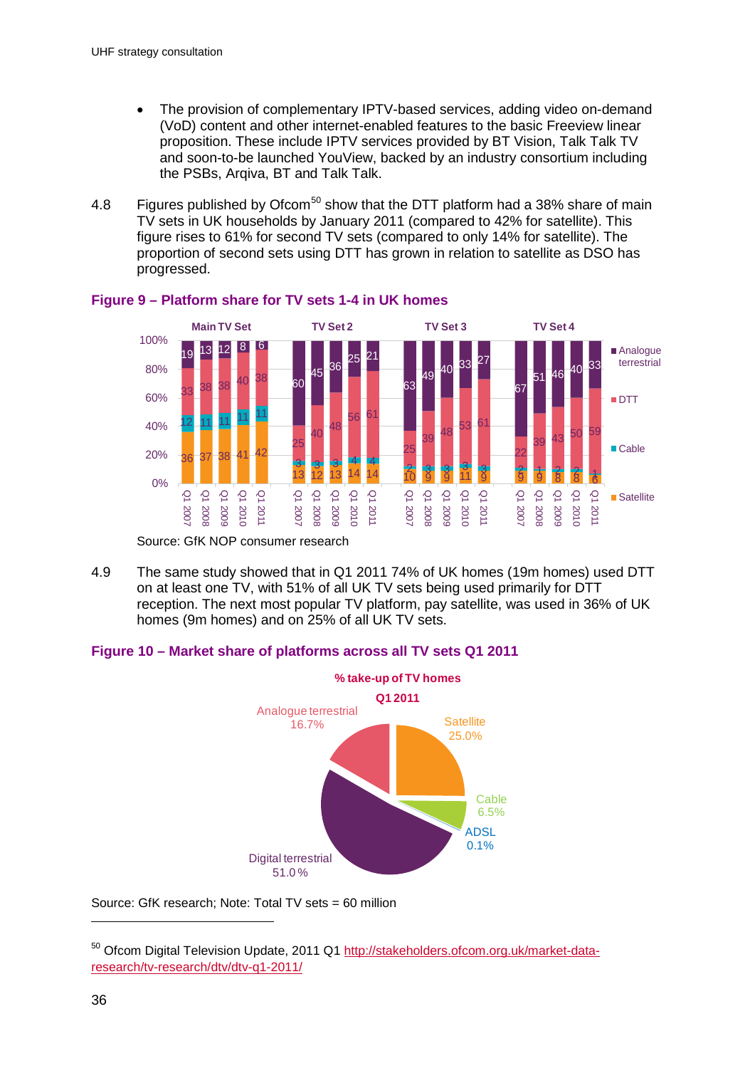- The provision of complementary IPTV-based services, adding video on-demand (VoD) content and other internet-enabled features to the basic Freeview linear proposition. These include IPTV services provided by BT Vision, Talk Talk TV and soon-to-be launched YouView, backed by an industry consortium including the PSBs, Arqiva, BT and Talk Talk.

4.8 Figures published by Ofcom[50] show that the DTT platform had a 38% share of main TV sets in UK households by January 2011 (compared to 42% for satellite). This figure rises to 61% for second TV sets (compared to only 14% for satellite). The proportion of second sets using DTT has grown in relation to satellite as DSO has progressed.

### Figure 9 – Platform share for TV sets 1-4 in UK homes

Source: GfK NOP consumer research

4.9 The same study showed that in Q1 2011 74% of UK homes (19m homes) used DTT on at least one TV, with 51% of all UK TV sets being used primarily for DTT reception. The next most popular TV platform, pay satellite, was used in 36% of UK homes (9m homes) and on 25% of all UK TV sets.

### Figure 10 – Market share of platforms across all TV sets Q1 2011

Source: GfK research; Note: Total TV sets = 60 million

---

[50] Ofcom Digital Television Update, 2011 Q1 http://stakeholders.ofcom.org.uk/market-data-research/tv-research/dtv/dtv-q1-2011/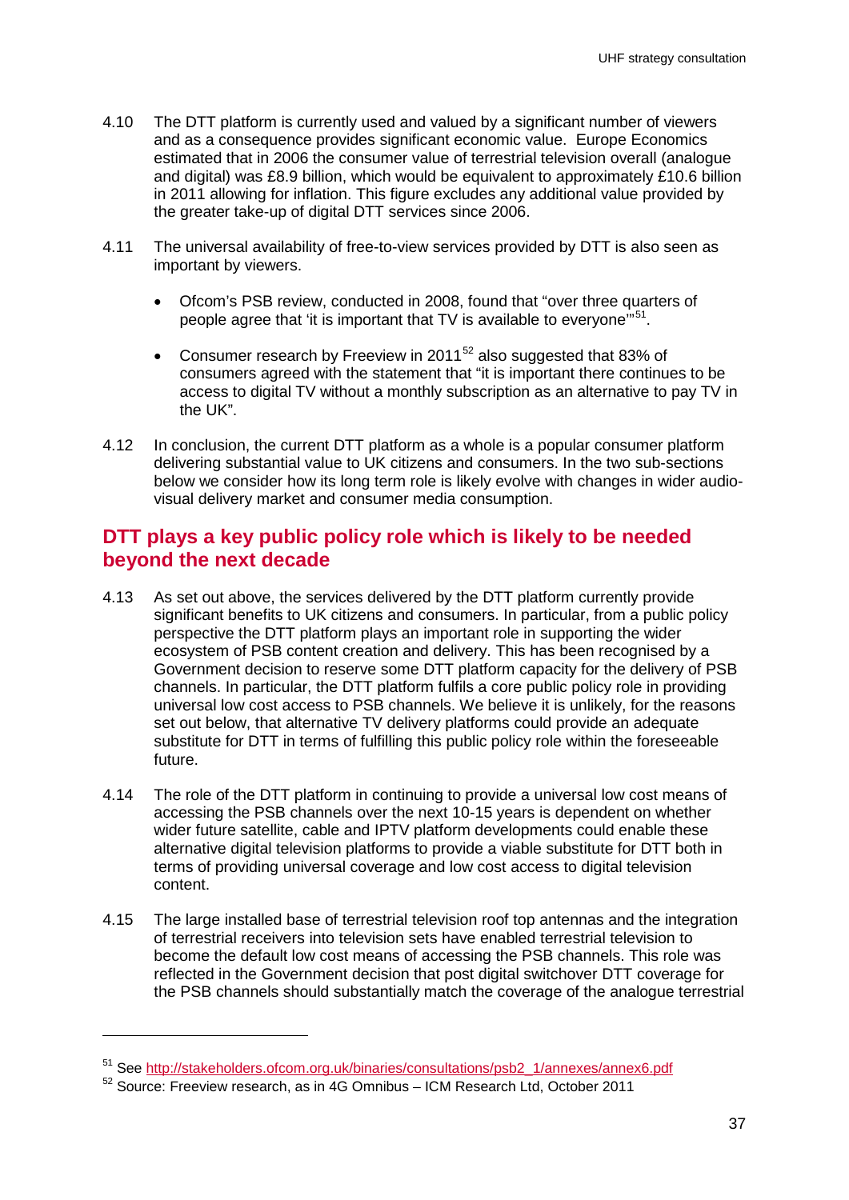4.10 The DTT platform is currently used and valued by a significant number of viewers and as a consequence provides significant economic value. Europe Economics estimated that in 2006 the consumer value of terrestrial television overall (analogue and digital) was £8.9 billion, which would be equivalent to approximately £10.6 billion in 2011 allowing for inflation. This figure excludes any additional value provided by the greater take-up of digital DTT services since 2006.

4.11 The universal availability of free-to-view services provided by DTT is also seen as important by viewers.

- Ofcom's PSB review, conducted in 2008, found that "over three quarters of people agree that 'it is important that TV is available to everyone'"[51].
- Consumer research by Freeview in 2011[52] also suggested that 83% of consumers agreed with the statement that "it is important there continues to be access to digital TV without a monthly subscription as an alternative to pay TV in the UK".

4.12 In conclusion, the current DTT platform as a whole is a popular consumer platform delivering substantial value to UK citizens and consumers. In the two sub-sections below we consider how its long term role is likely evolve with changes in wider audio-visual delivery market and consumer media consumption.

## DTT plays a key public policy role which is likely to be needed beyond the next decade

4.13 As set out above, the services delivered by the DTT platform currently provide significant benefits to UK citizens and consumers. In particular, from a public policy perspective the DTT platform plays an important role in supporting the wider ecosystem of PSB content creation and delivery. This has been recognised by a Government decision to reserve some DTT platform capacity for the delivery of PSB channels. In particular, the DTT platform fulfils a core public policy role in providing universal low cost access to PSB channels. We believe it is unlikely, for the reasons set out below, that alternative TV delivery platforms could provide an adequate substitute for DTT in terms of fulfilling this public policy role within the foreseeable future.

4.14 The role of the DTT platform in continuing to provide a universal low cost means of accessing the PSB channels over the next 10-15 years is dependent on whether wider future satellite, cable and IPTV platform developments could enable these alternative digital television platforms to provide a viable substitute for DTT both in terms of providing universal coverage and low cost access to digital television content.

4.15 The large installed base of terrestrial television roof top antennas and the integration of terrestrial receivers into television sets have enabled terrestrial television to become the default low cost means of accessing the PSB channels. This role was reflected in the Government decision that post digital switchover DTT coverage for the PSB channels should substantially match the coverage of the analogue terrestrial

---

[51] See http://stakeholders.ofcom.org.uk/binaries/consultations/psb2_1/annexes/annex6.pdf

[52] Source: Freeview research, as in 4G Omnibus – ICM Research Ltd, October 2011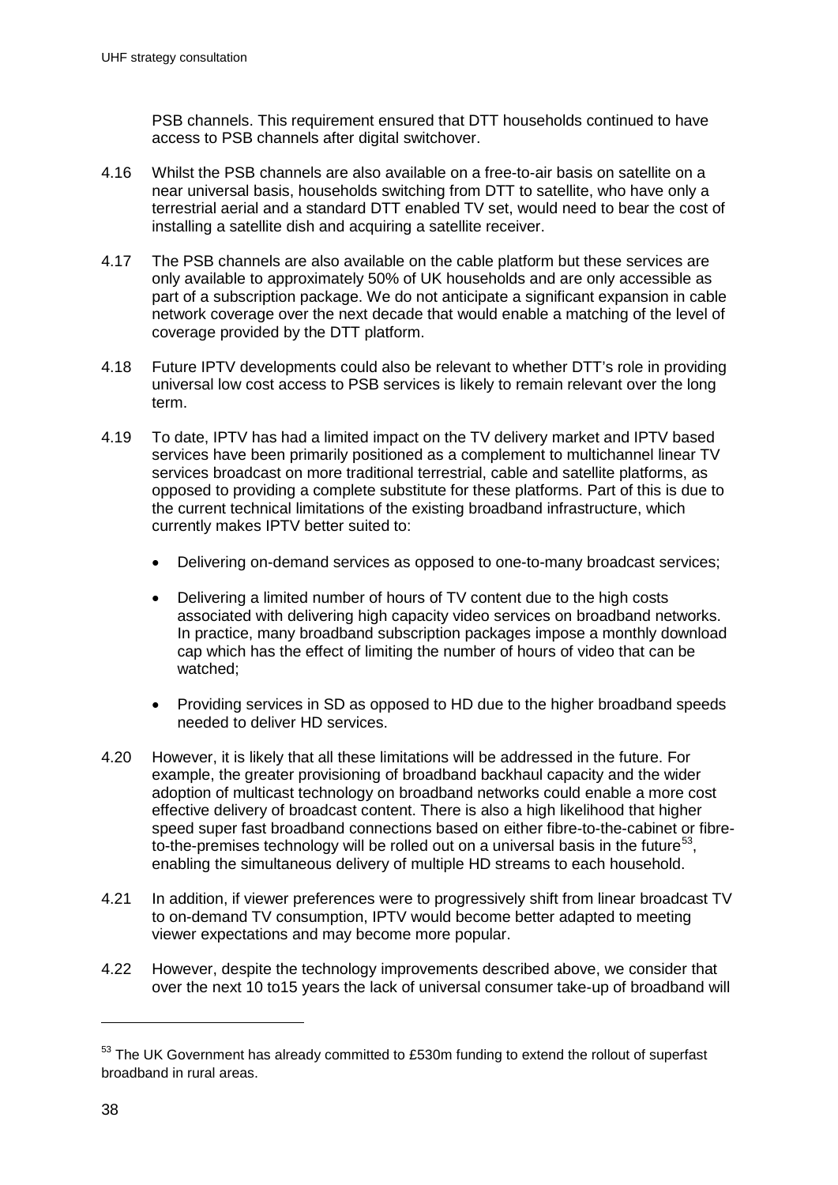PSB channels. This requirement ensured that DTT households continued to have access to PSB channels after digital switchover.

4.16 Whilst the PSB channels are also available on a free-to-air basis on satellite on a near universal basis, households switching from DTT to satellite, who have only a terrestrial aerial and a standard DTT enabled TV set, would need to bear the cost of installing a satellite dish and acquiring a satellite receiver.

4.17 The PSB channels are also available on the cable platform but these services are only available to approximately 50% of UK households and are only accessible as part of a subscription package. We do not anticipate a significant expansion in cable network coverage over the next decade that would enable a matching of the level of coverage provided by the DTT platform.

4.18 Future IPTV developments could also be relevant to whether DTT's role in providing universal low cost access to PSB services is likely to remain relevant over the long term.

4.19 To date, IPTV has had a limited impact on the TV delivery market and IPTV based services have been primarily positioned as a complement to multichannel linear TV services broadcast on more traditional terrestrial, cable and satellite platforms, as opposed to providing a complete substitute for these platforms. Part of this is due to the current technical limitations of the existing broadband infrastructure, which currently makes IPTV better suited to:

- Delivering on-demand services as opposed to one-to-many broadcast services;
- Delivering a limited number of hours of TV content due to the high costs associated with delivering high capacity video services on broadband networks. In practice, many broadband subscription packages impose a monthly download cap which has the effect of limiting the number of hours of video that can be watched;
- Providing services in SD as opposed to HD due to the higher broadband speeds needed to deliver HD services.

4.20 However, it is likely that all these limitations will be addressed in the future. For example, the greater provisioning of broadband backhaul capacity and the wider adoption of multicast technology on broadband networks could enable a more cost effective delivery of broadcast content. There is also a high likelihood that higher speed super fast broadband connections based on either fibre-to-the-cabinet or fibre-to-the-premises technology will be rolled out on a universal basis in the future[53], enabling the simultaneous delivery of multiple HD streams to each household.

4.21 In addition, if viewer preferences were to progressively shift from linear broadcast TV to on-demand TV consumption, IPTV would become better adapted to meeting viewer expectations and may become more popular.

4.22 However, despite the technology improvements described above, we consider that over the next 10 to15 years the lack of universal consumer take-up of broadband will

[53] The UK Government has already committed to £530m funding to extend the rollout of superfast broadband in rural areas.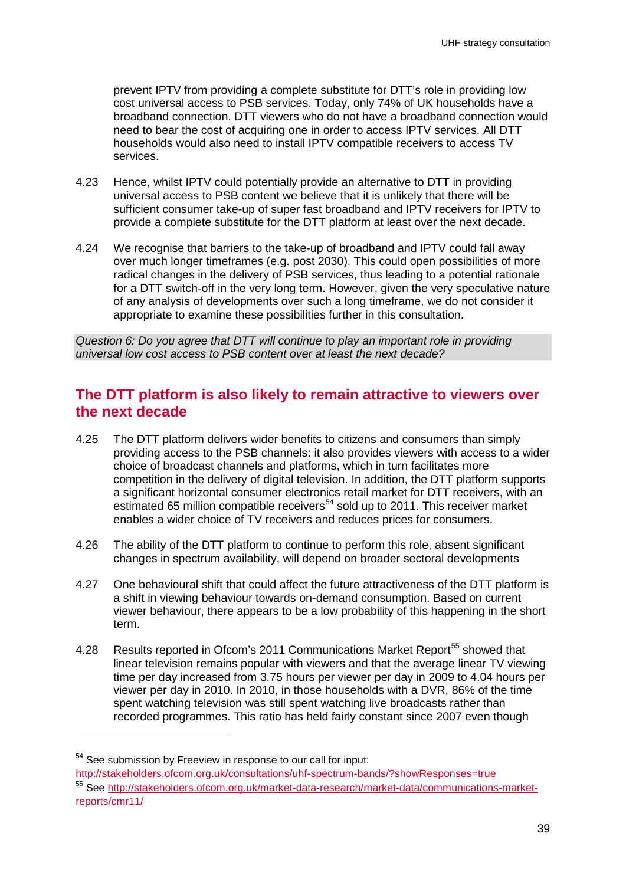prevent IPTV from providing a complete substitute for DTT's role in providing low cost universal access to PSB services. Today, only 74% of UK households have a broadband connection. DTT viewers who do not have a broadband connection would need to bear the cost of acquiring one in order to access IPTV services. All DTT households would also need to install IPTV compatible receivers to access TV services.

4.23 Hence, whilst IPTV could potentially provide an alternative to DTT in providing universal access to PSB content we believe that it is unlikely that there will be sufficient consumer take-up of super fast broadband and IPTV receivers for IPTV to provide a complete substitute for the DTT platform at least over the next decade.

4.24 We recognise that barriers to the take-up of broadband and IPTV could fall away over much longer timeframes (e.g. post 2030). This could open possibilities of more radical changes in the delivery of PSB services, thus leading to a potential rationale for a DTT switch-off in the very long term. However, given the very speculative nature of any analysis of developments over such a long timeframe, we do not consider it appropriate to examine these possibilities further in this consultation.

*Question 6: Do you agree that DTT will continue to play an important role in providing universal low cost access to PSB content over at least the next decade?*

## The DTT platform is also likely to remain attractive to viewers over the next decade

4.25 The DTT platform delivers wider benefits to citizens and consumers than simply providing access to the PSB channels: it also provides viewers with access to a wider choice of broadcast channels and platforms, which in turn facilitates more competition in the delivery of digital television. In addition, the DTT platform supports a significant horizontal consumer electronics retail market for DTT receivers, with an estimated 65 million compatible receivers[54] sold up to 2011. This receiver market enables a wider choice of TV receivers and reduces prices for consumers.

4.26 The ability of the DTT platform to continue to perform this role, absent significant changes in spectrum availability, will depend on broader sectoral developments

4.27 One behavioural shift that could affect the future attractiveness of the DTT platform is a shift in viewing behaviour towards on-demand consumption. Based on current viewer behaviour, there appears to be a low probability of this happening in the short term.

4.28 Results reported in Ofcom's 2011 Communications Market Report[55] showed that linear television remains popular with viewers and that the average linear TV viewing time per day increased from 3.75 hours per viewer per day in 2009 to 4.04 hours per viewer per day in 2010. In 2010, in those households with a DVR, 86% of the time spent watching television was still spent watching live broadcasts rather than recorded programmes. This ratio has held fairly constant since 2007 even though

---

[54] See submission by Freeview in response to our call for input: http://stakeholders.ofcom.org.uk/consultations/uhf-spectrum-bands/?showResponses=true

[55] See http://stakeholders.ofcom.org.uk/market-data-research/market-data/communications-market-reports/cmr11/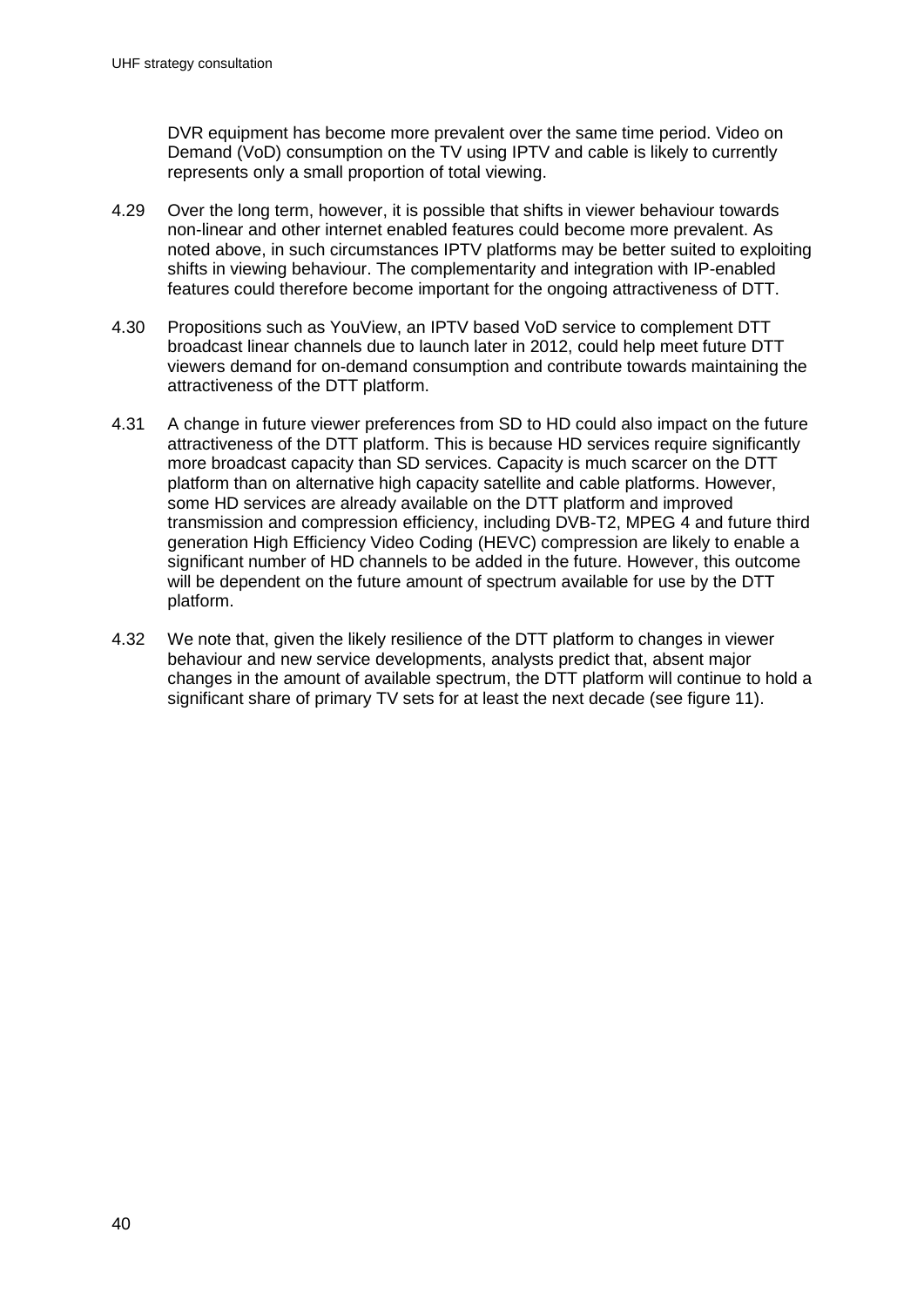DVR equipment has become more prevalent over the same time period. Video on Demand (VoD) consumption on the TV using IPTV and cable is likely to currently represents only a small proportion of total viewing.

4.29 Over the long term, however, it is possible that shifts in viewer behaviour towards non-linear and other internet enabled features could become more prevalent. As noted above, in such circumstances IPTV platforms may be better suited to exploiting shifts in viewing behaviour. The complementarity and integration with IP-enabled features could therefore become important for the ongoing attractiveness of DTT.

4.30 Propositions such as YouView, an IPTV based VoD service to complement DTT broadcast linear channels due to launch later in 2012, could help meet future DTT viewers demand for on-demand consumption and contribute towards maintaining the attractiveness of the DTT platform.

4.31 A change in future viewer preferences from SD to HD could also impact on the future attractiveness of the DTT platform. This is because HD services require significantly more broadcast capacity than SD services. Capacity is much scarcer on the DTT platform than on alternative high capacity satellite and cable platforms. However, some HD services are already available on the DTT platform and improved transmission and compression efficiency, including DVB-T2, MPEG 4 and future third generation High Efficiency Video Coding (HEVC) compression are likely to enable a significant number of HD channels to be added in the future. However, this outcome will be dependent on the future amount of spectrum available for use by the DTT platform.

4.32 We note that, given the likely resilience of the DTT platform to changes in viewer behaviour and new service developments, analysts predict that, absent major changes in the amount of available spectrum, the DTT platform will continue to hold a significant share of primary TV sets for at least the next decade (see figure 11).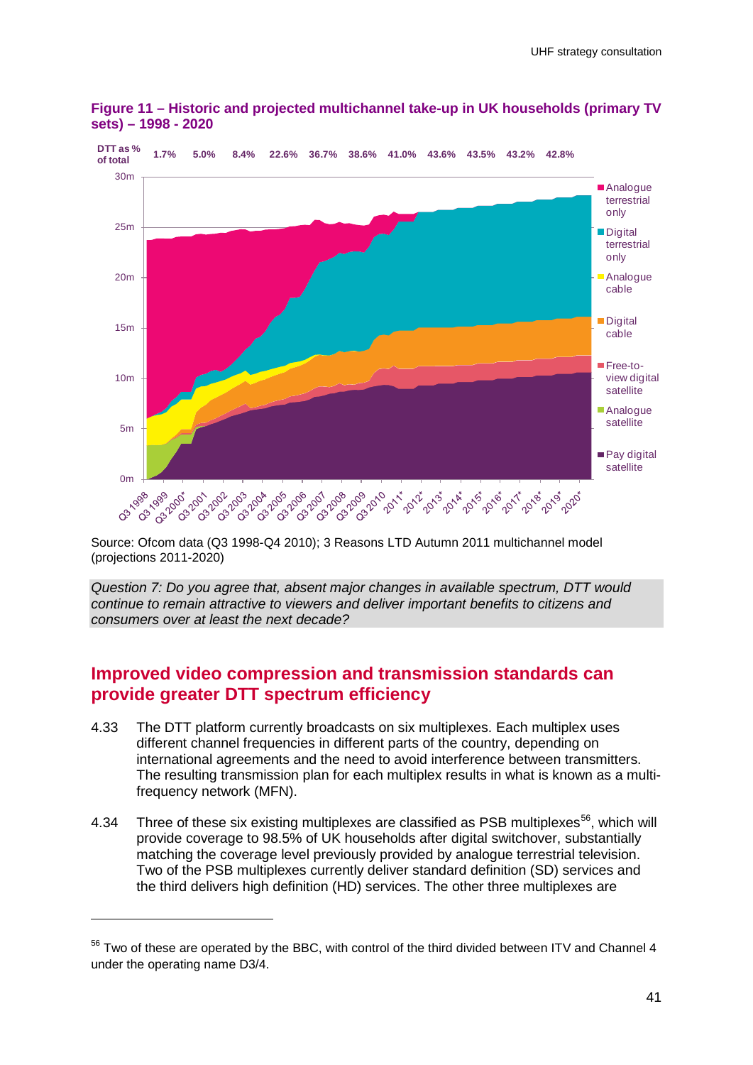**Figure 11 – Historic and projected multichannel take-up in UK households (primary TV sets) – 1998 - 2020**

Source: Ofcom data (Q3 1998-Q4 2010); 3 Reasons LTD Autumn 2011 multichannel model (projections 2011-2020)

*Question 7: Do you agree that, absent major changes in available spectrum, DTT would continue to remain attractive to viewers and deliver important benefits to citizens and consumers over at least the next decade?*

## Improved video compression and transmission standards can provide greater DTT spectrum efficiency

4.33 The DTT platform currently broadcasts on six multiplexes. Each multiplex uses different channel frequencies in different parts of the country, depending on international agreements and the need to avoid interference between transmitters. The resulting transmission plan for each multiplex results in what is known as a multi-frequency network (MFN).

4.34 Three of these six existing multiplexes are classified as PSB multiplexes[56], which will provide coverage to 98.5% of UK households after digital switchover, substantially matching the coverage level previously provided by analogue terrestrial television. Two of the PSB multiplexes currently deliver standard definition (SD) services and the third delivers high definition (HD) services. The other three multiplexes are

[56] Two of these are operated by the BBC, with control of the third divided between ITV and Channel 4 under the operating name D3/4.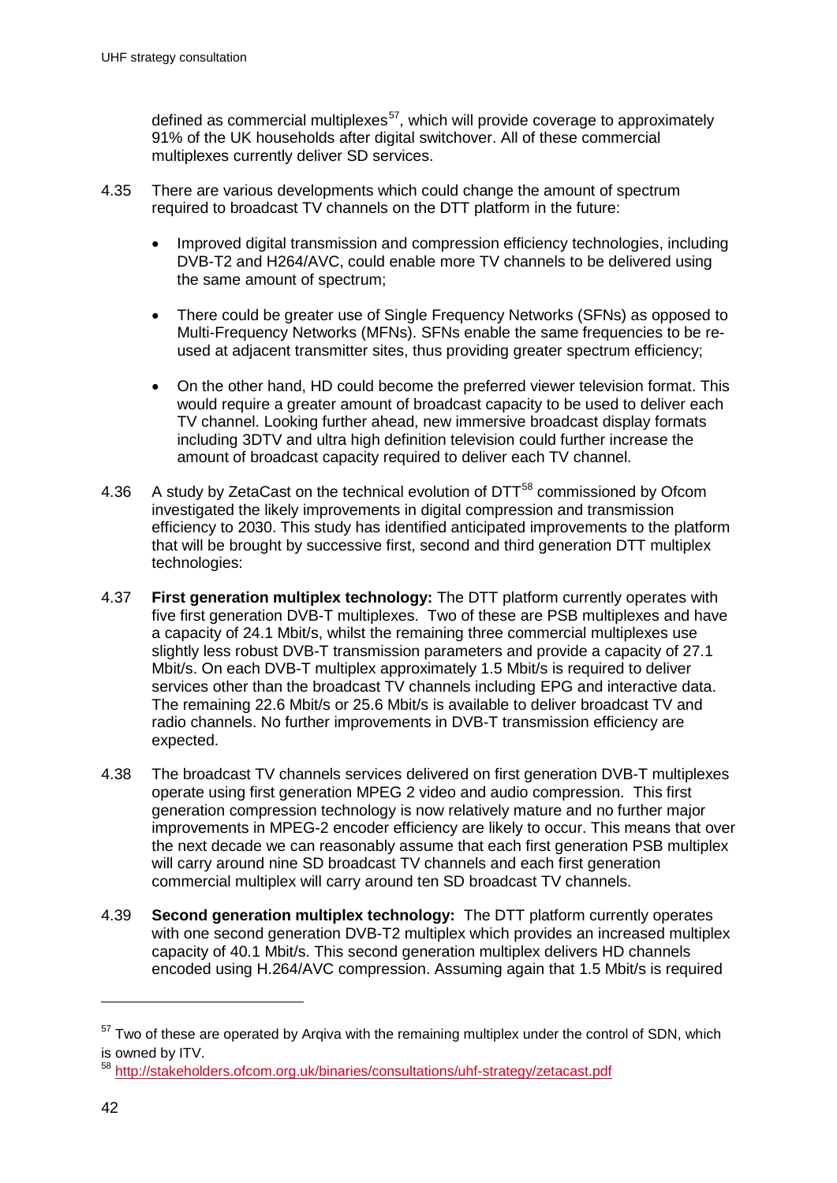defined as commercial multiplexes[57], which will provide coverage to approximately 91% of the UK households after digital switchover. All of these commercial multiplexes currently deliver SD services.

4.35 There are various developments which could change the amount of spectrum required to broadcast TV channels on the DTT platform in the future:

- Improved digital transmission and compression efficiency technologies, including DVB-T2 and H264/AVC, could enable more TV channels to be delivered using the same amount of spectrum;
- There could be greater use of Single Frequency Networks (SFNs) as opposed to Multi-Frequency Networks (MFNs). SFNs enable the same frequencies to be re-used at adjacent transmitter sites, thus providing greater spectrum efficiency;
- On the other hand, HD could become the preferred viewer television format. This would require a greater amount of broadcast capacity to be used to deliver each TV channel. Looking further ahead, new immersive broadcast display formats including 3DTV and ultra high definition television could further increase the amount of broadcast capacity required to deliver each TV channel.

4.36 A study by ZetaCast on the technical evolution of DTT[58] commissioned by Ofcom investigated the likely improvements in digital compression and transmission efficiency to 2030. This study has identified anticipated improvements to the platform that will be brought by successive first, second and third generation DTT multiplex technologies:

4.37 **First generation multiplex technology:** The DTT platform currently operates with five first generation DVB-T multiplexes. Two of these are PSB multiplexes and have a capacity of 24.1 Mbit/s, whilst the remaining three commercial multiplexes use slightly less robust DVB-T transmission parameters and provide a capacity of 27.1 Mbit/s. On each DVB-T multiplex approximately 1.5 Mbit/s is required to deliver services other than the broadcast TV channels including EPG and interactive data. The remaining 22.6 Mbit/s or 25.6 Mbit/s is available to deliver broadcast TV and radio channels. No further improvements in DVB-T transmission efficiency are expected.

4.38 The broadcast TV channels services delivered on first generation DVB-T multiplexes operate using first generation MPEG 2 video and audio compression. This first generation compression technology is now relatively mature and no further major improvements in MPEG-2 encoder efficiency are likely to occur. This means that over the next decade we can reasonably assume that each first generation PSB multiplex will carry around nine SD broadcast TV channels and each first generation commercial multiplex will carry around ten SD broadcast TV channels.

4.39 **Second generation multiplex technology:** The DTT platform currently operates with one second generation DVB-T2 multiplex which provides an increased multiplex capacity of 40.1 Mbit/s. This second generation multiplex delivers HD channels encoded using H.264/AVC compression. Assuming again that 1.5 Mbit/s is required

---

[57] Two of these are operated by Arqiva with the remaining multiplex under the control of SDN, which is owned by ITV.

[58] http://stakeholders.ofcom.org.uk/binaries/consultations/uhf-strategy/zetacast.pdf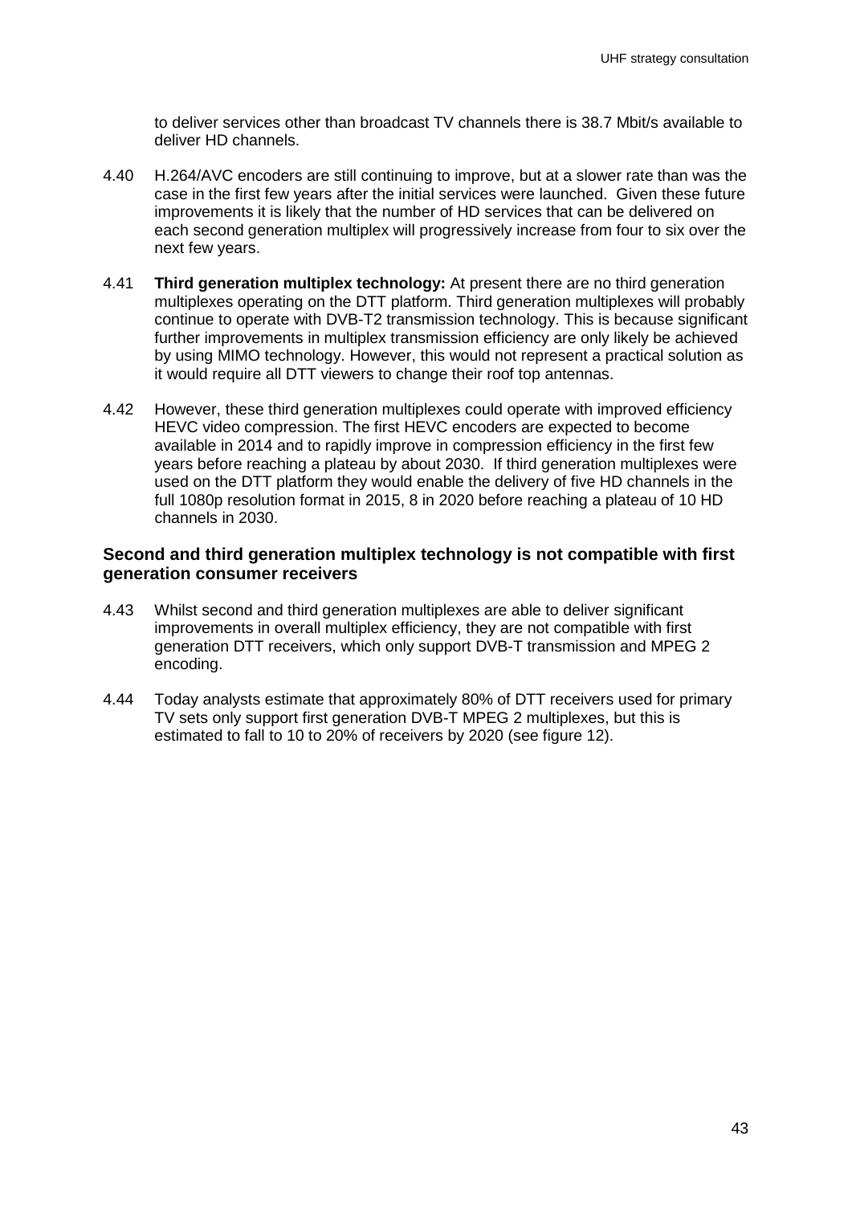to deliver services other than broadcast TV channels there is 38.7 Mbit/s available to deliver HD channels.

4.40 H.264/AVC encoders are still continuing to improve, but at a slower rate than was the case in the first few years after the initial services were launched. Given these future improvements it is likely that the number of HD services that can be delivered on each second generation multiplex will progressively increase from four to six over the next few years.

4.41 **Third generation multiplex technology:** At present there are no third generation multiplexes operating on the DTT platform. Third generation multiplexes will probably continue to operate with DVB-T2 transmission technology. This is because significant further improvements in multiplex transmission efficiency are only likely be achieved by using MIMO technology. However, this would not represent a practical solution as it would require all DTT viewers to change their roof top antennas.

4.42 However, these third generation multiplexes could operate with improved efficiency HEVC video compression. The first HEVC encoders are expected to become available in 2014 and to rapidly improve in compression efficiency in the first few years before reaching a plateau by about 2030. If third generation multiplexes were used on the DTT platform they would enable the delivery of five HD channels in the full 1080p resolution format in 2015, 8 in 2020 before reaching a plateau of 10 HD channels in 2030.

### Second and third generation multiplex technology is not compatible with first generation consumer receivers

4.43 Whilst second and third generation multiplexes are able to deliver significant improvements in overall multiplex efficiency, they are not compatible with first generation DTT receivers, which only support DVB-T transmission and MPEG 2 encoding.

4.44 Today analysts estimate that approximately 80% of DTT receivers used for primary TV sets only support first generation DVB-T MPEG 2 multiplexes, but this is estimated to fall to 10 to 20% of receivers by 2020 (see figure 12).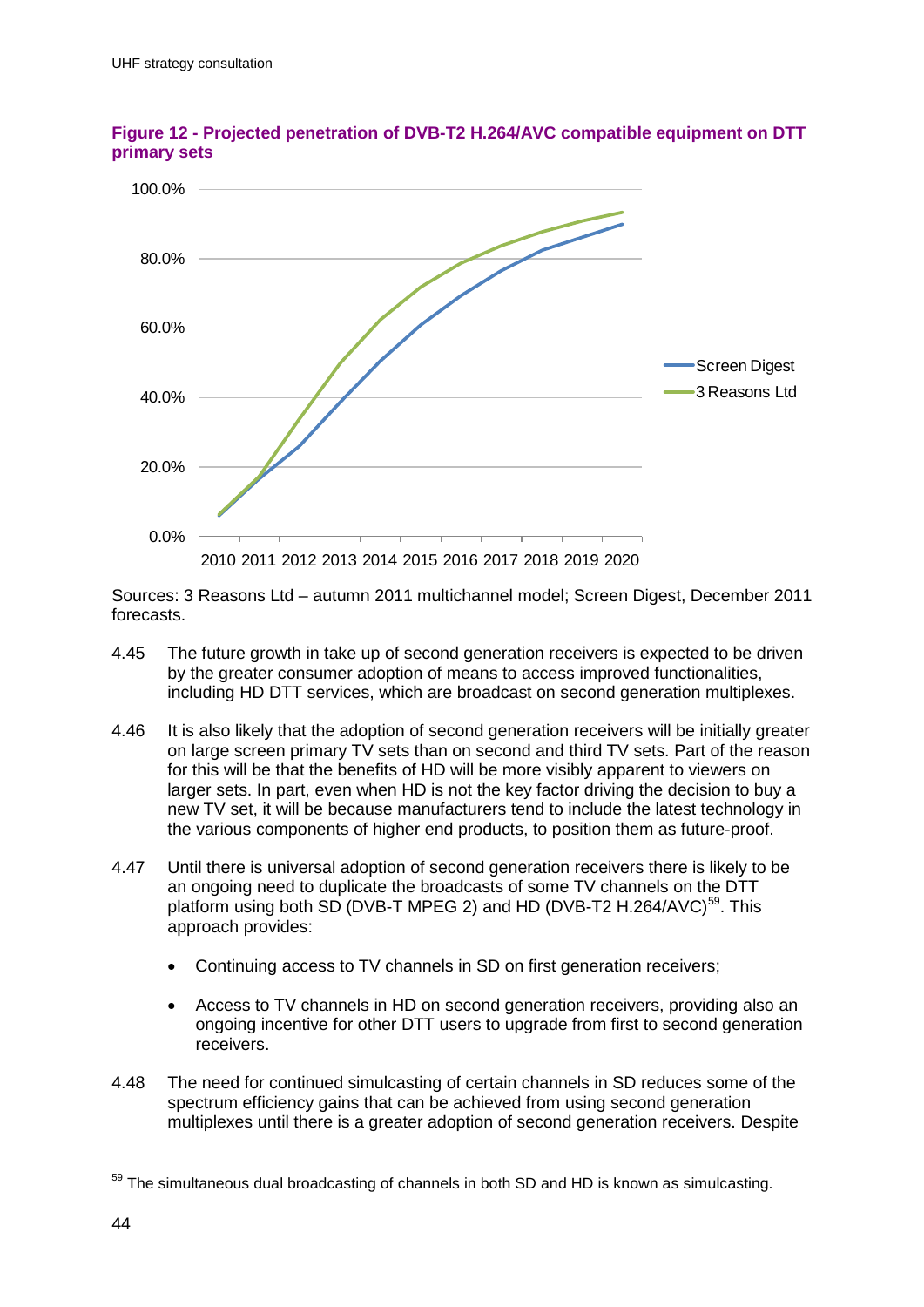**Figure 12 - Projected penetration of DVB-T2 H.264/AVC compatible equipment on DTT primary sets**

100.0%
80.0%
60.0%
40.0%
20.0%
0.0%

2010 2011 2012 2013 2014 2015 2016 2017 2018 2019 2020

Screen Digest
3 Reasons Ltd

Sources: 3 Reasons Ltd – autumn 2011 multichannel model; Screen Digest, December 2011 forecasts.

4.45 The future growth in take up of second generation receivers is expected to be driven by the greater consumer adoption of means to access improved functionalities, including HD DTT services, which are broadcast on second generation multiplexes.

4.46 It is also likely that the adoption of second generation receivers will be initially greater on large screen primary TV sets than on second and third TV sets. Part of the reason for this will be that the benefits of HD will be more visibly apparent to viewers on larger sets. In part, even when HD is not the key factor driving the decision to buy a new TV set, it will be because manufacturers tend to include the latest technology in the various components of higher end products, to position them as future-proof.

4.47 Until there is universal adoption of second generation receivers there is likely to be an ongoing need to duplicate the broadcasts of some TV channels on the DTT platform using both SD (DVB-T MPEG 2) and HD (DVB-T2 H.264/AVC)[59]. This approach provides:

- Continuing access to TV channels in SD on first generation receivers;
- Access to TV channels in HD on second generation receivers, providing also an ongoing incentive for other DTT users to upgrade from first to second generation receivers.

4.48 The need for continued simulcasting of certain channels in SD reduces some of the spectrum efficiency gains that can be achieved from using second generation multiplexes until there is a greater adoption of second generation receivers. Despite

[59] The simultaneous dual broadcasting of channels in both SD and HD is known as simulcasting.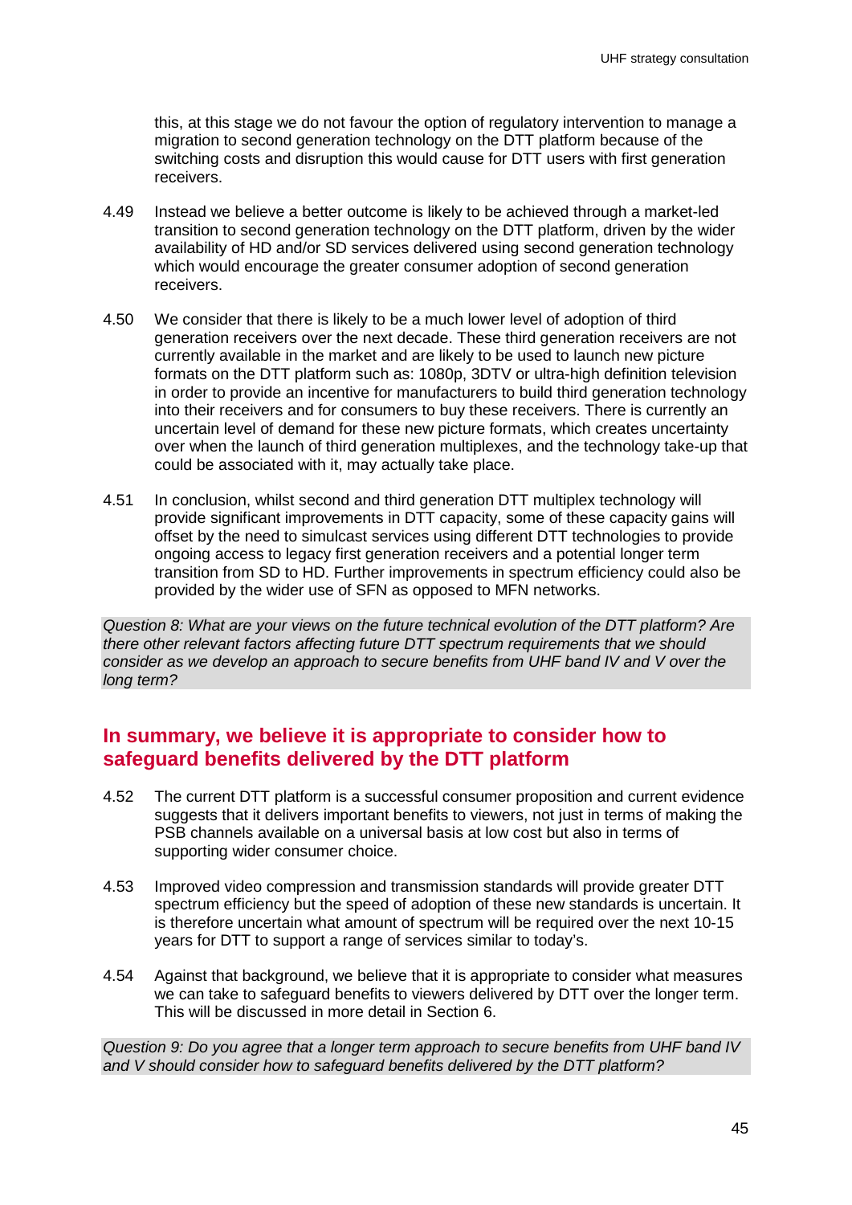this, at this stage we do not favour the option of regulatory intervention to manage a migration to second generation technology on the DTT platform because of the switching costs and disruption this would cause for DTT users with first generation receivers.

4.49 Instead we believe a better outcome is likely to be achieved through a market-led transition to second generation technology on the DTT platform, driven by the wider availability of HD and/or SD services delivered using second generation technology which would encourage the greater consumer adoption of second generation receivers.

4.50 We consider that there is likely to be a much lower level of adoption of third generation receivers over the next decade. These third generation receivers are not currently available in the market and are likely to be used to launch new picture formats on the DTT platform such as: 1080p, 3DTV or ultra-high definition television in order to provide an incentive for manufacturers to build third generation technology into their receivers and for consumers to buy these receivers. There is currently an uncertain level of demand for these new picture formats, which creates uncertainty over when the launch of third generation multiplexes, and the technology take-up that could be associated with it, may actually take place.

4.51 In conclusion, whilst second and third generation DTT multiplex technology will provide significant improvements in DTT capacity, some of these capacity gains will offset by the need to simulcast services using different DTT technologies to provide ongoing access to legacy first generation receivers and a potential longer term transition from SD to HD. Further improvements in spectrum efficiency could also be provided by the wider use of SFN as opposed to MFN networks.

*Question 8: What are your views on the future technical evolution of the DTT platform? Are there other relevant factors affecting future DTT spectrum requirements that we should consider as we develop an approach to secure benefits from UHF band IV and V over the long term?*

## In summary, we believe it is appropriate to consider how to safeguard benefits delivered by the DTT platform

4.52 The current DTT platform is a successful consumer proposition and current evidence suggests that it delivers important benefits to viewers, not just in terms of making the PSB channels available on a universal basis at low cost but also in terms of supporting wider consumer choice.

4.53 Improved video compression and transmission standards will provide greater DTT spectrum efficiency but the speed of adoption of these new standards is uncertain. It is therefore uncertain what amount of spectrum will be required over the next 10-15 years for DTT to support a range of services similar to today's.

4.54 Against that background, we believe that it is appropriate to consider what measures we can take to safeguard benefits to viewers delivered by DTT over the longer term. This will be discussed in more detail in Section 6.

*Question 9: Do you agree that a longer term approach to secure benefits from UHF band IV and V should consider how to safeguard benefits delivered by the DTT platform?*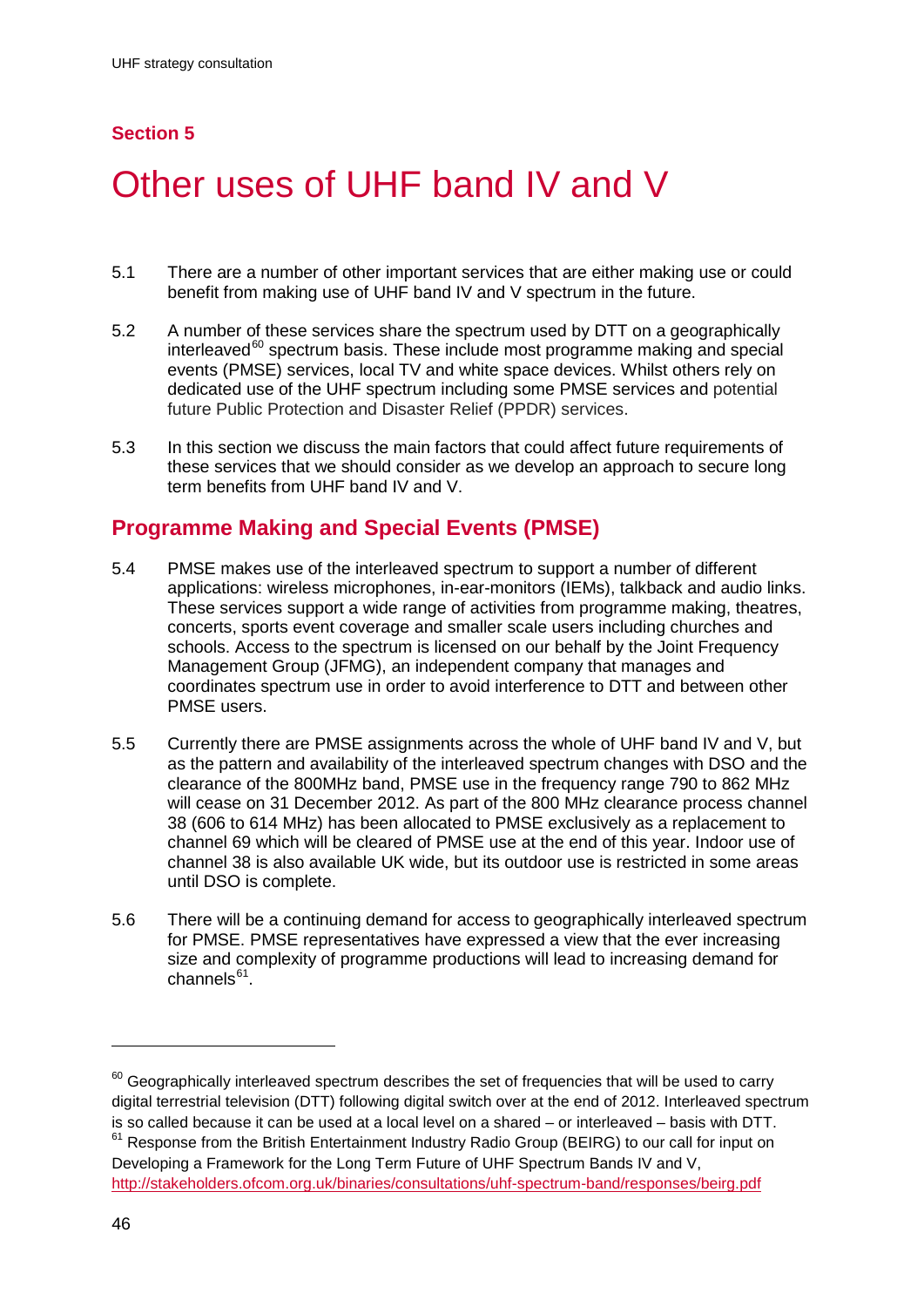## Section 5

# Other uses of UHF band IV and V

5.1 There are a number of other important services that are either making use or could benefit from making use of UHF band IV and V spectrum in the future.

5.2 A number of these services share the spectrum used by DTT on a geographically interleaved[60] spectrum basis. These include most programme making and special events (PMSE) services, local TV and white space devices. Whilst others rely on dedicated use of the UHF spectrum including some PMSE services and potential future Public Protection and Disaster Relief (PPDR) services.

5.3 In this section we discuss the main factors that could affect future requirements of these services that we should consider as we develop an approach to secure long term benefits from UHF band IV and V.

## Programme Making and Special Events (PMSE)

5.4 PMSE makes use of the interleaved spectrum to support a number of different applications: wireless microphones, in-ear-monitors (IEMs), talkback and audio links. These services support a wide range of activities from programme making, theatres, concerts, sports event coverage and smaller scale users including churches and schools. Access to the spectrum is licensed on our behalf by the Joint Frequency Management Group (JFMG), an independent company that manages and coordinates spectrum use in order to avoid interference to DTT and between other PMSE users.

5.5 Currently there are PMSE assignments across the whole of UHF band IV and V, but as the pattern and availability of the interleaved spectrum changes with DSO and the clearance of the 800MHz band, PMSE use in the frequency range 790 to 862 MHz will cease on 31 December 2012. As part of the 800 MHz clearance process channel 38 (606 to 614 MHz) has been allocated to PMSE exclusively as a replacement to channel 69 which will be cleared of PMSE use at the end of this year. Indoor use of channel 38 is also available UK wide, but its outdoor use is restricted in some areas until DSO is complete.

5.6 There will be a continuing demand for access to geographically interleaved spectrum for PMSE. PMSE representatives have expressed a view that the ever increasing size and complexity of programme productions will lead to increasing demand for channels[61].

---

[60] Geographically interleaved spectrum describes the set of frequencies that will be used to carry digital terrestrial television (DTT) following digital switch over at the end of 2012. Interleaved spectrum is so called because it can be used at a local level on a shared – or interleaved – basis with DTT.

[61] Response from the British Entertainment Industry Radio Group (BEIRG) to our call for input on Developing a Framework for the Long Term Future of UHF Spectrum Bands IV and V, http://stakeholders.ofcom.org.uk/binaries/consultations/uhf-spectrum-band/responses/beirg.pdf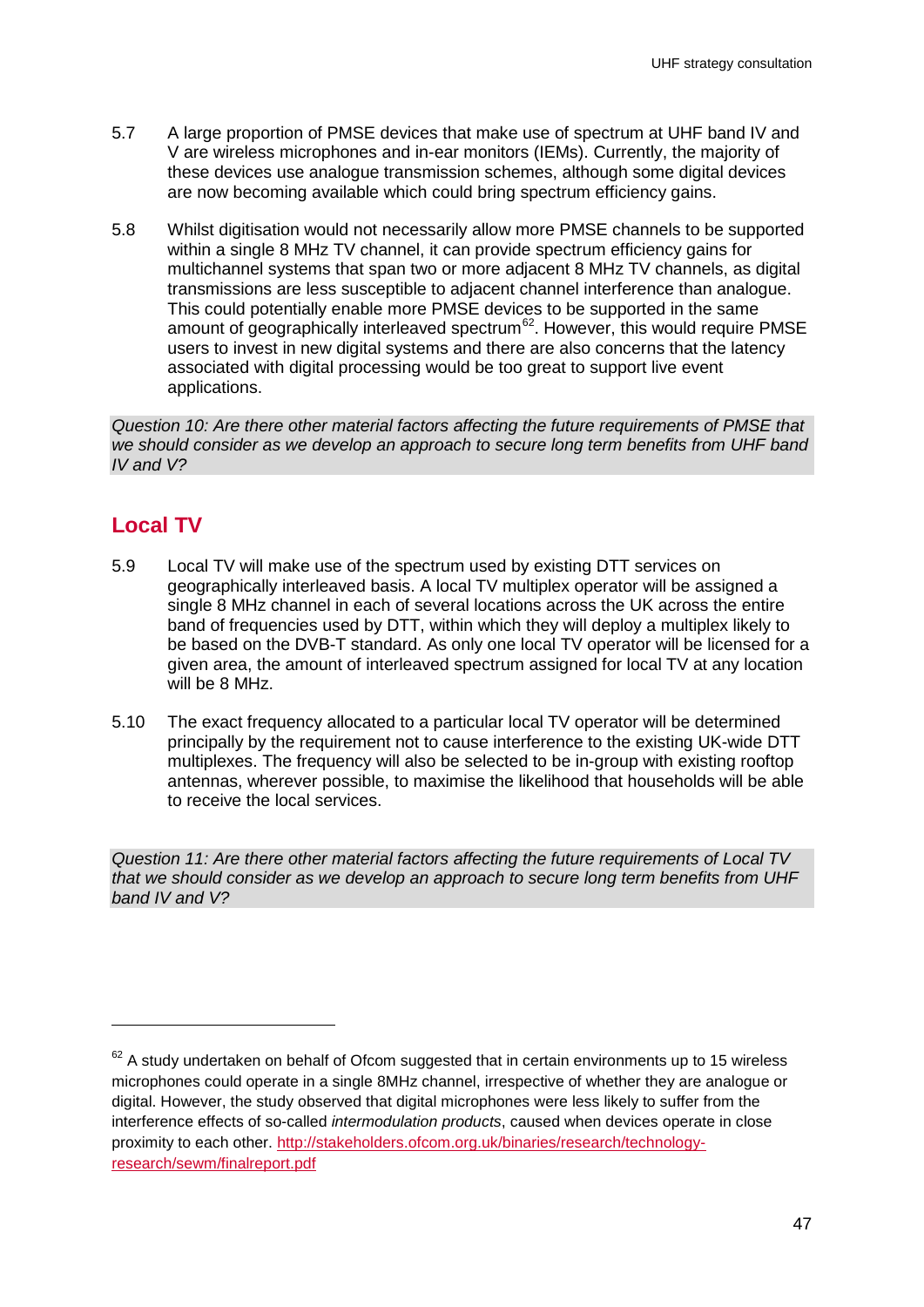5.7 A large proportion of PMSE devices that make use of spectrum at UHF band IV and V are wireless microphones and in-ear monitors (IEMs). Currently, the majority of these devices use analogue transmission schemes, although some digital devices are now becoming available which could bring spectrum efficiency gains.

5.8 Whilst digitisation would not necessarily allow more PMSE channels to be supported within a single 8 MHz TV channel, it can provide spectrum efficiency gains for multichannel systems that span two or more adjacent 8 MHz TV channels, as digital transmissions are less susceptible to adjacent channel interference than analogue. This could potentially enable more PMSE devices to be supported in the same amount of geographically interleaved spectrum[62]. However, this would require PMSE users to invest in new digital systems and there are also concerns that the latency associated with digital processing would be too great to support live event applications.

*Question 10: Are there other material factors affecting the future requirements of PMSE that we should consider as we develop an approach to secure long term benefits from UHF band IV and V?*

## Local TV

5.9 Local TV will make use of the spectrum used by existing DTT services on geographically interleaved basis. A local TV multiplex operator will be assigned a single 8 MHz channel in each of several locations across the UK across the entire band of frequencies used by DTT, within which they will deploy a multiplex likely to be based on the DVB-T standard. As only one local TV operator will be licensed for a given area, the amount of interleaved spectrum assigned for local TV at any location will be 8 MHz.

5.10 The exact frequency allocated to a particular local TV operator will be determined principally by the requirement not to cause interference to the existing UK-wide DTT multiplexes. The frequency will also be selected to be in-group with existing rooftop antennas, wherever possible, to maximise the likelihood that households will be able to receive the local services.

*Question 11: Are there other material factors affecting the future requirements of Local TV that we should consider as we develop an approach to secure long term benefits from UHF band IV and V?*

---

[62] A study undertaken on behalf of Ofcom suggested that in certain environments up to 15 wireless microphones could operate in a single 8MHz channel, irrespective of whether they are analogue or digital. However, the study observed that digital microphones were less likely to suffer from the interference effects of so-called *intermodulation products*, caused when devices operate in close proximity to each other. http://stakeholders.ofcom.org.uk/binaries/research/technology-research/sewm/finalreport.pdf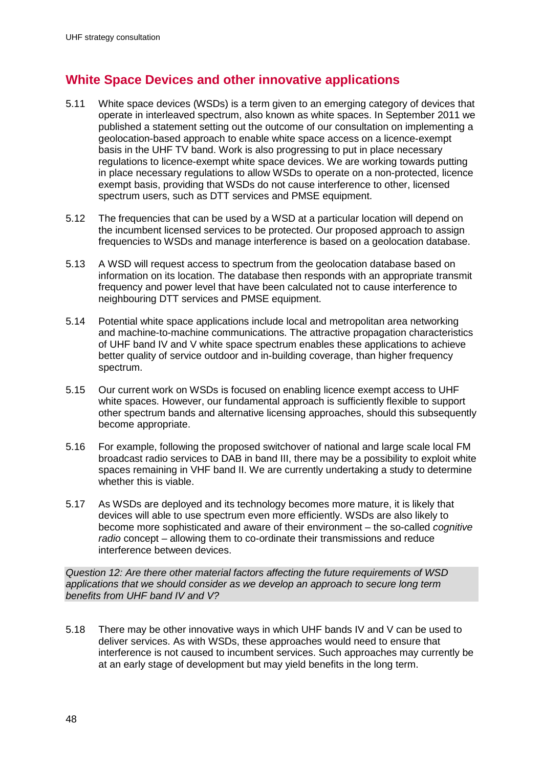## White Space Devices and other innovative applications

5.11 White space devices (WSDs) is a term given to an emerging category of devices that operate in interleaved spectrum, also known as white spaces. In September 2011 we published a statement setting out the outcome of our consultation on implementing a geolocation-based approach to enable white space access on a licence-exempt basis in the UHF TV band. Work is also progressing to put in place necessary regulations to licence-exempt white space devices. We are working towards putting in place necessary regulations to allow WSDs to operate on a non-protected, licence exempt basis, providing that WSDs do not cause interference to other, licensed spectrum users, such as DTT services and PMSE equipment.

5.12 The frequencies that can be used by a WSD at a particular location will depend on the incumbent licensed services to be protected. Our proposed approach to assign frequencies to WSDs and manage interference is based on a geolocation database.

5.13 A WSD will request access to spectrum from the geolocation database based on information on its location. The database then responds with an appropriate transmit frequency and power level that have been calculated not to cause interference to neighbouring DTT services and PMSE equipment.

5.14 Potential white space applications include local and metropolitan area networking and machine-to-machine communications. The attractive propagation characteristics of UHF band IV and V white space spectrum enables these applications to achieve better quality of service outdoor and in-building coverage, than higher frequency spectrum.

5.15 Our current work on WSDs is focused on enabling licence exempt access to UHF white spaces. However, our fundamental approach is sufficiently flexible to support other spectrum bands and alternative licensing approaches, should this subsequently become appropriate.

5.16 For example, following the proposed switchover of national and large scale local FM broadcast radio services to DAB in band III, there may be a possibility to exploit white spaces remaining in VHF band II. We are currently undertaking a study to determine whether this is viable.

5.17 As WSDs are deployed and its technology becomes more mature, it is likely that devices will able to use spectrum even more efficiently. WSDs are also likely to become more sophisticated and aware of their environment – the so-called *cognitive radio* concept – allowing them to co-ordinate their transmissions and reduce interference between devices.

*Question 12: Are there other material factors affecting the future requirements of WSD applications that we should consider as we develop an approach to secure long term benefits from UHF band IV and V?*

5.18 There may be other innovative ways in which UHF bands IV and V can be used to deliver services. As with WSDs, these approaches would need to ensure that interference is not caused to incumbent services. Such approaches may currently be at an early stage of development but may yield benefits in the long term.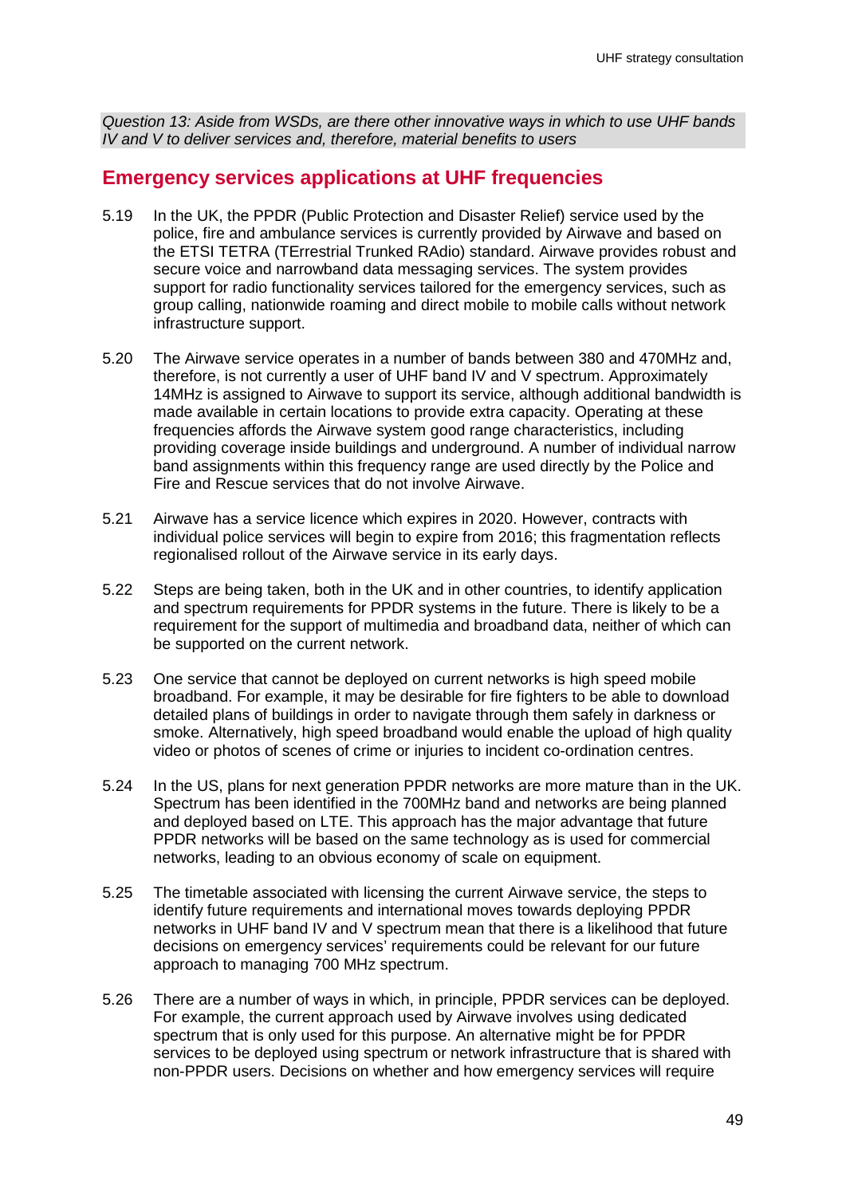*Question 13: Aside from WSDs, are there other innovative ways in which to use UHF bands IV and V to deliver services and, therefore, material benefits to users*

## Emergency services applications at UHF frequencies

5.19 In the UK, the PPDR (Public Protection and Disaster Relief) service used by the police, fire and ambulance services is currently provided by Airwave and based on the ETSI TETRA (TErrestrial Trunked RAdio) standard. Airwave provides robust and secure voice and narrowband data messaging services. The system provides support for radio functionality services tailored for the emergency services, such as group calling, nationwide roaming and direct mobile to mobile calls without network infrastructure support.

5.20 The Airwave service operates in a number of bands between 380 and 470MHz and, therefore, is not currently a user of UHF band IV and V spectrum. Approximately 14MHz is assigned to Airwave to support its service, although additional bandwidth is made available in certain locations to provide extra capacity. Operating at these frequencies affords the Airwave system good range characteristics, including providing coverage inside buildings and underground. A number of individual narrow band assignments within this frequency range are used directly by the Police and Fire and Rescue services that do not involve Airwave.

5.21 Airwave has a service licence which expires in 2020. However, contracts with individual police services will begin to expire from 2016; this fragmentation reflects regionalised rollout of the Airwave service in its early days.

5.22 Steps are being taken, both in the UK and in other countries, to identify application and spectrum requirements for PPDR systems in the future. There is likely to be a requirement for the support of multimedia and broadband data, neither of which can be supported on the current network.

5.23 One service that cannot be deployed on current networks is high speed mobile broadband. For example, it may be desirable for fire fighters to be able to download detailed plans of buildings in order to navigate through them safely in darkness or smoke. Alternatively, high speed broadband would enable the upload of high quality video or photos of scenes of crime or injuries to incident co-ordination centres.

5.24 In the US, plans for next generation PPDR networks are more mature than in the UK. Spectrum has been identified in the 700MHz band and networks are being planned and deployed based on LTE. This approach has the major advantage that future PPDR networks will be based on the same technology as is used for commercial networks, leading to an obvious economy of scale on equipment.

5.25 The timetable associated with licensing the current Airwave service, the steps to identify future requirements and international moves towards deploying PPDR networks in UHF band IV and V spectrum mean that there is a likelihood that future decisions on emergency services' requirements could be relevant for our future approach to managing 700 MHz spectrum.

5.26 There are a number of ways in which, in principle, PPDR services can be deployed. For example, the current approach used by Airwave involves using dedicated spectrum that is only used for this purpose. An alternative might be for PPDR services to be deployed using spectrum or network infrastructure that is shared with non-PPDR users. Decisions on whether and how emergency services will require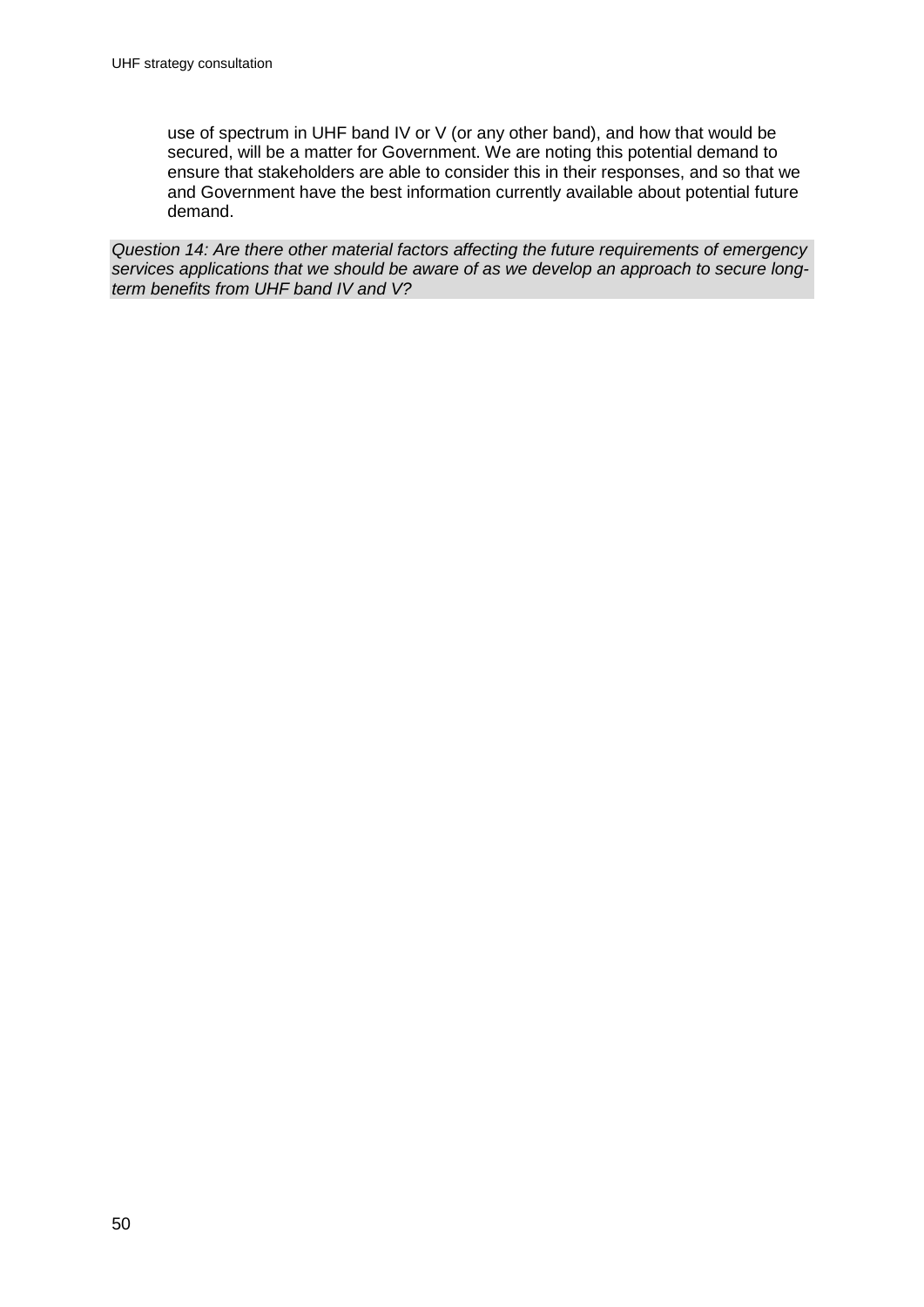use of spectrum in UHF band IV or V (or any other band), and how that would be secured, will be a matter for Government. We are noting this potential demand to ensure that stakeholders are able to consider this in their responses, and so that we and Government have the best information currently available about potential future demand.

*Question 14: Are there other material factors affecting the future requirements of emergency services applications that we should be aware of as we develop an approach to secure long-term benefits from UHF band IV and V?*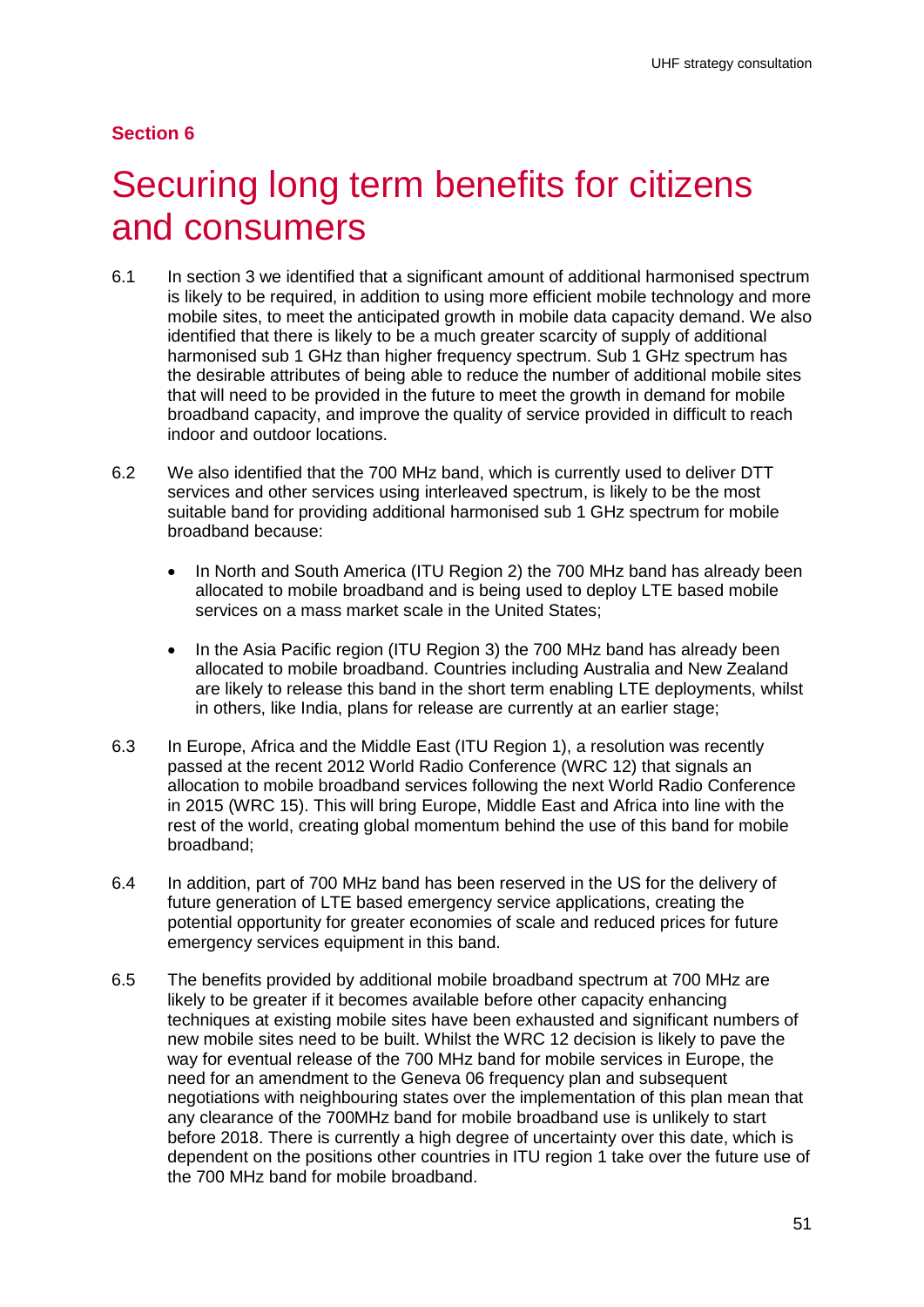**Section 6**

# Securing long term benefits for citizens and consumers

6.1 In section 3 we identified that a significant amount of additional harmonised spectrum is likely to be required, in addition to using more efficient mobile technology and more mobile sites, to meet the anticipated growth in mobile data capacity demand. We also identified that there is likely to be a much greater scarcity of supply of additional harmonised sub 1 GHz than higher frequency spectrum. Sub 1 GHz spectrum has the desirable attributes of being able to reduce the number of additional mobile sites that will need to be provided in the future to meet the growth in demand for mobile broadband capacity, and improve the quality of service provided in difficult to reach indoor and outdoor locations.

6.2 We also identified that the 700 MHz band, which is currently used to deliver DTT services and other services using interleaved spectrum, is likely to be the most suitable band for providing additional harmonised sub 1 GHz spectrum for mobile broadband because:

- In North and South America (ITU Region 2) the 700 MHz band has already been allocated to mobile broadband and is being used to deploy LTE based mobile services on a mass market scale in the United States;
- In the Asia Pacific region (ITU Region 3) the 700 MHz band has already been allocated to mobile broadband. Countries including Australia and New Zealand are likely to release this band in the short term enabling LTE deployments, whilst in others, like India, plans for release are currently at an earlier stage;

6.3 In Europe, Africa and the Middle East (ITU Region 1), a resolution was recently passed at the recent 2012 World Radio Conference (WRC 12) that signals an allocation to mobile broadband services following the next World Radio Conference in 2015 (WRC 15). This will bring Europe, Middle East and Africa into line with the rest of the world, creating global momentum behind the use of this band for mobile broadband;

6.4 In addition, part of 700 MHz band has been reserved in the US for the delivery of future generation of LTE based emergency service applications, creating the potential opportunity for greater economies of scale and reduced prices for future emergency services equipment in this band.

6.5 The benefits provided by additional mobile broadband spectrum at 700 MHz are likely to be greater if it becomes available before other capacity enhancing techniques at existing mobile sites have been exhausted and significant numbers of new mobile sites need to be built. Whilst the WRC 12 decision is likely to pave the way for eventual release of the 700 MHz band for mobile services in Europe, the need for an amendment to the Geneva 06 frequency plan and subsequent negotiations with neighbouring states over the implementation of this plan mean that any clearance of the 700MHz band for mobile broadband use is unlikely to start before 2018. There is currently a high degree of uncertainty over this date, which is dependent on the positions other countries in ITU region 1 take over the future use of the 700 MHz band for mobile broadband.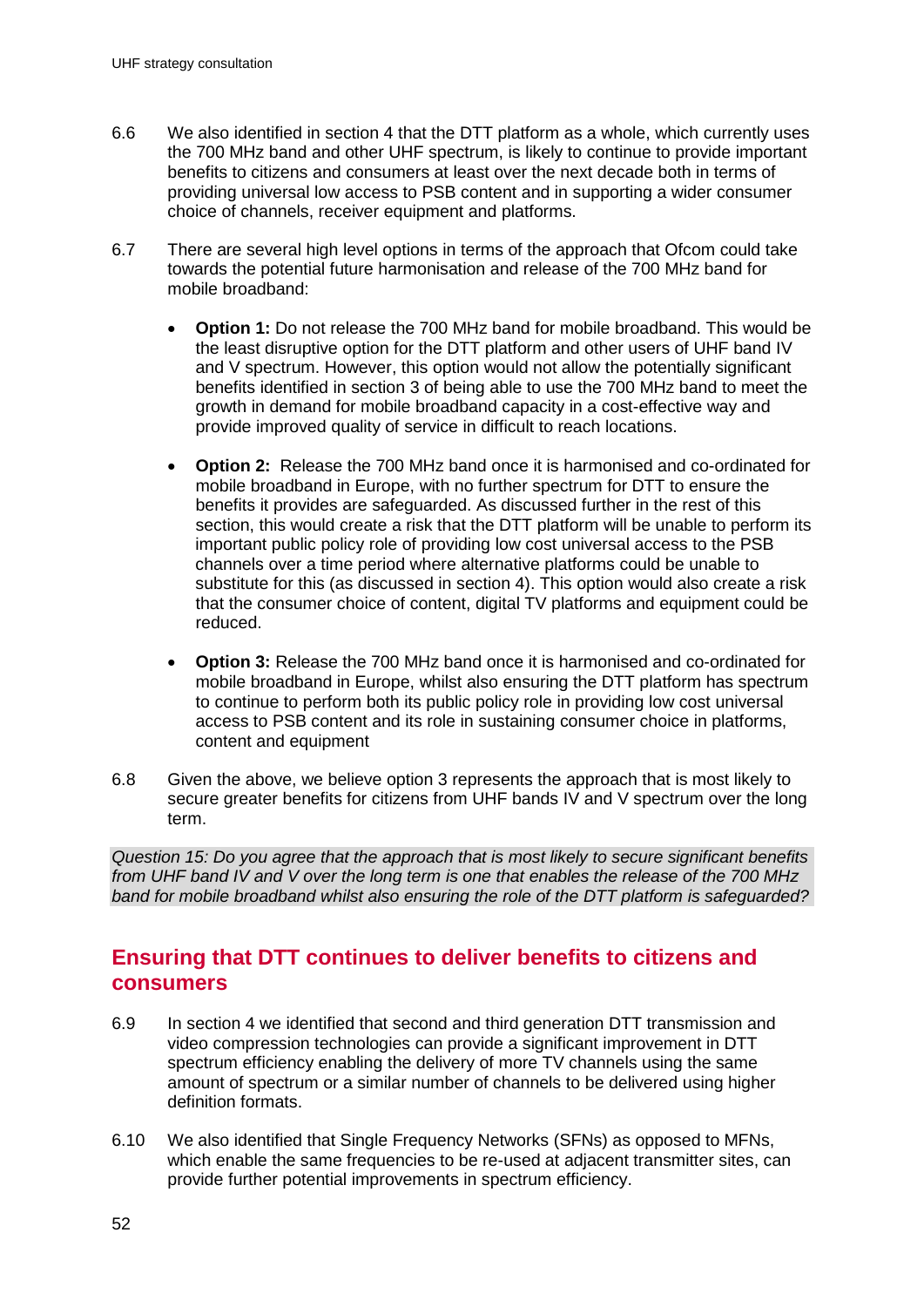6.6 We also identified in section 4 that the DTT platform as a whole, which currently uses the 700 MHz band and other UHF spectrum, is likely to continue to provide important benefits to citizens and consumers at least over the next decade both in terms of providing universal low access to PSB content and in supporting a wider consumer choice of channels, receiver equipment and platforms.

6.7 There are several high level options in terms of the approach that Ofcom could take towards the potential future harmonisation and release of the 700 MHz band for mobile broadband:

- **Option 1:** Do not release the 700 MHz band for mobile broadband. This would be the least disruptive option for the DTT platform and other users of UHF band IV and V spectrum. However, this option would not allow the potentially significant benefits identified in section 3 of being able to use the 700 MHz band to meet the growth in demand for mobile broadband capacity in a cost-effective way and provide improved quality of service in difficult to reach locations.

- **Option 2:** Release the 700 MHz band once it is harmonised and co-ordinated for mobile broadband in Europe, with no further spectrum for DTT to ensure the benefits it provides are safeguarded. As discussed further in the rest of this section, this would create a risk that the DTT platform will be unable to perform its important public policy role of providing low cost universal access to the PSB channels over a time period where alternative platforms could be unable to substitute for this (as discussed in section 4). This option would also create a risk that the consumer choice of content, digital TV platforms and equipment could be reduced.

- **Option 3:** Release the 700 MHz band once it is harmonised and co-ordinated for mobile broadband in Europe, whilst also ensuring the DTT platform has spectrum to continue to perform both its public policy role in providing low cost universal access to PSB content and its role in sustaining consumer choice in platforms, content and equipment

6.8 Given the above, we believe option 3 represents the approach that is most likely to secure greater benefits for citizens from UHF bands IV and V spectrum over the long term.

*Question 15: Do you agree that the approach that is most likely to secure significant benefits from UHF band IV and V over the long term is one that enables the release of the 700 MHz band for mobile broadband whilst also ensuring the role of the DTT platform is safeguarded?*

## Ensuring that DTT continues to deliver benefits to citizens and consumers

6.9 In section 4 we identified that second and third generation DTT transmission and video compression technologies can provide a significant improvement in DTT spectrum efficiency enabling the delivery of more TV channels using the same amount of spectrum or a similar number of channels to be delivered using higher definition formats.

6.10 We also identified that Single Frequency Networks (SFNs) as opposed to MFNs, which enable the same frequencies to be re-used at adjacent transmitter sites, can provide further potential improvements in spectrum efficiency.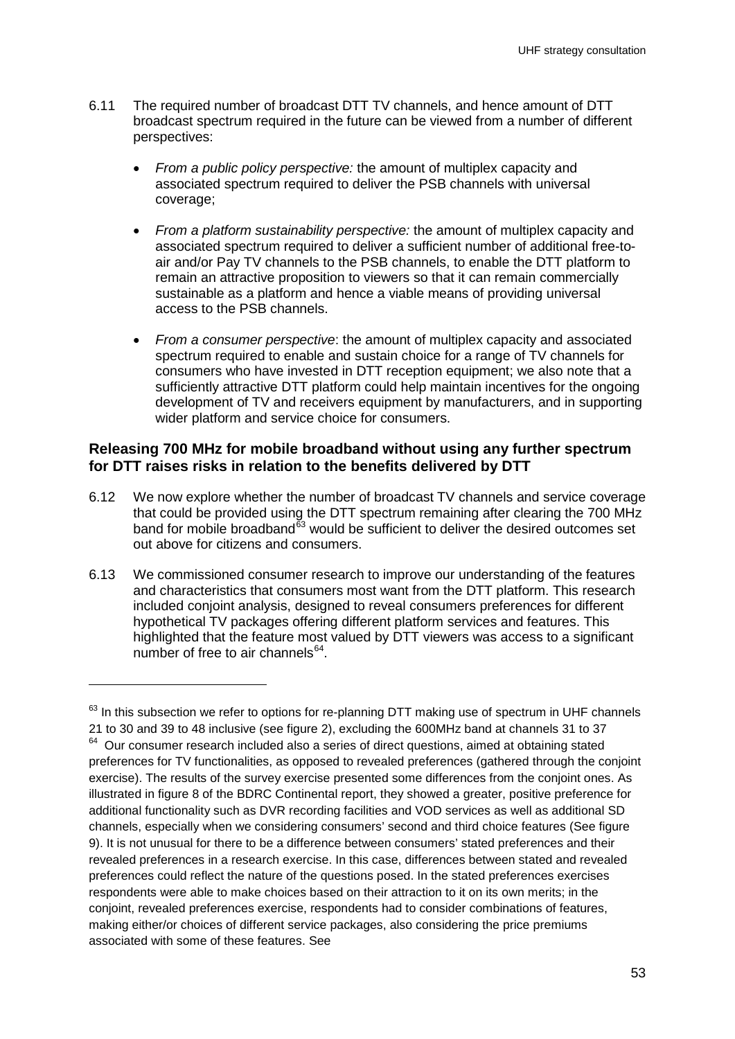6.11 The required number of broadcast DTT TV channels, and hence amount of DTT broadcast spectrum required in the future can be viewed from a number of different perspectives:

- *From a public policy perspective:* the amount of multiplex capacity and associated spectrum required to deliver the PSB channels with universal coverage;
- *From a platform sustainability perspective:* the amount of multiplex capacity and associated spectrum required to deliver a sufficient number of additional free-to-air and/or Pay TV channels to the PSB channels, to enable the DTT platform to remain an attractive proposition to viewers so that it can remain commercially sustainable as a platform and hence a viable means of providing universal access to the PSB channels.
- *From a consumer perspective*: the amount of multiplex capacity and associated spectrum required to enable and sustain choice for a range of TV channels for consumers who have invested in DTT reception equipment; we also note that a sufficiently attractive DTT platform could help maintain incentives for the ongoing development of TV and receivers equipment by manufacturers, and in supporting wider platform and service choice for consumers.

### Releasing 700 MHz for mobile broadband without using any further spectrum for DTT raises risks in relation to the benefits delivered by DTT

6.12 We now explore whether the number of broadcast TV channels and service coverage that could be provided using the DTT spectrum remaining after clearing the 700 MHz band for mobile broadband[63] would be sufficient to deliver the desired outcomes set out above for citizens and consumers.

6.13 We commissioned consumer research to improve our understanding of the features and characteristics that consumers most want from the DTT platform. This research included conjoint analysis, designed to reveal consumers preferences for different hypothetical TV packages offering different platform services and features. This highlighted that the feature most valued by DTT viewers was access to a significant number of free to air channels[64].

---

[63] In this subsection we refer to options for re-planning DTT making use of spectrum in UHF channels 21 to 30 and 39 to 48 inclusive (see figure 2), excluding the 600MHz band at channels 31 to 37

[64] Our consumer research included also a series of direct questions, aimed at obtaining stated preferences for TV functionalities, as opposed to revealed preferences (gathered through the conjoint exercise). The results of the survey exercise presented some differences from the conjoint ones. As illustrated in figure 8 of the BDRC Continental report, they showed a greater, positive preference for additional functionality such as DVR recording facilities and VOD services as well as additional SD channels, especially when we considering consumers' second and third choice features (See figure 9). It is not unusual for there to be a difference between consumers' stated preferences and their revealed preferences in a research exercise. In this case, differences between stated and revealed preferences could reflect the nature of the questions posed. In the stated preferences exercises respondents were able to make choices based on their attraction to it on its own merits; in the conjoint, revealed preferences exercise, respondents had to consider combinations of features, making either/or choices of different service packages, also considering the price premiums associated with some of these features. See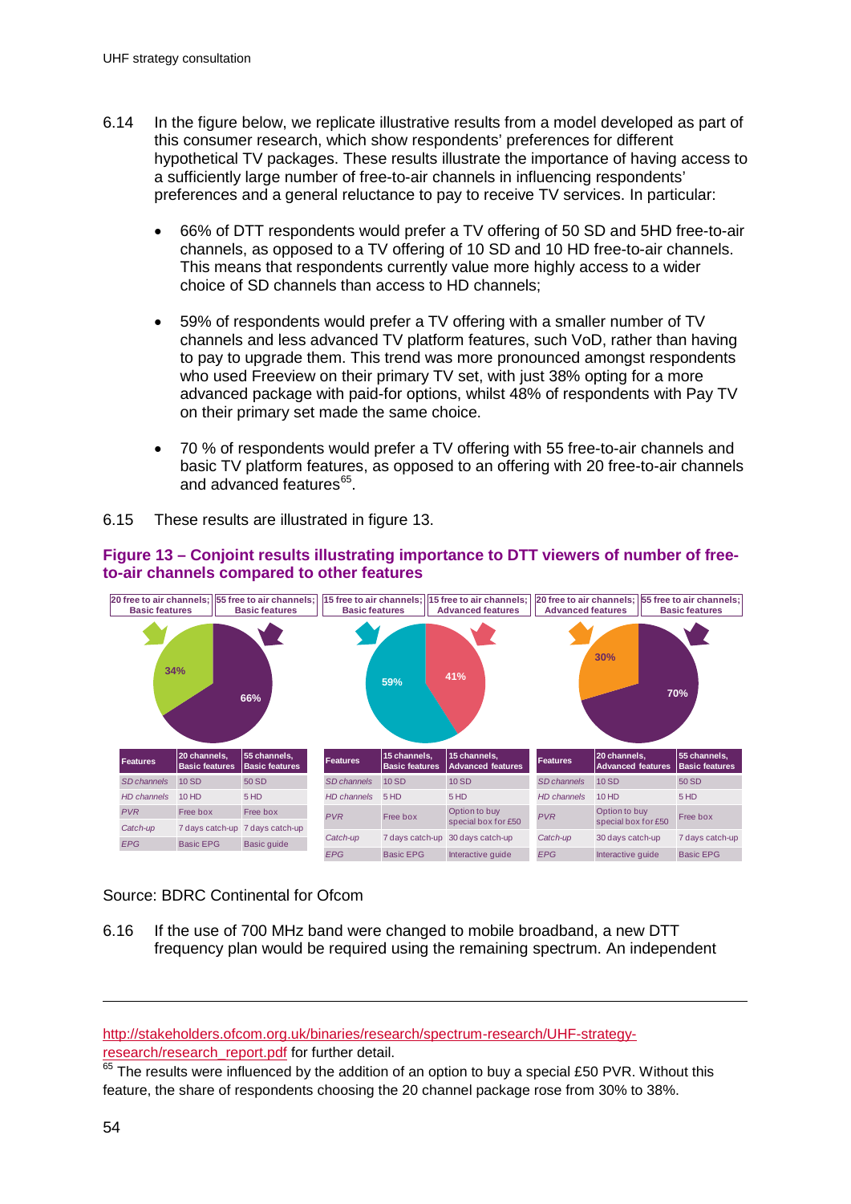6.14 In the figure below, we replicate illustrative results from a model developed as part of this consumer research, which show respondents' preferences for different hypothetical TV packages. These results illustrate the importance of having access to a sufficiently large number of free-to-air channels in influencing respondents' preferences and a general reluctance to pay to receive TV services. In particular:

- 66% of DTT respondents would prefer a TV offering of 50 SD and 5HD free-to-air channels, as opposed to a TV offering of 10 SD and 10 HD free-to-air channels. This means that respondents currently value more highly access to a wider choice of SD channels than access to HD channels;

- 59% of respondents would prefer a TV offering with a smaller number of TV channels and less advanced TV platform features, such VoD, rather than having to pay to upgrade them. This trend was more pronounced amongst respondents who used Freeview on their primary TV set, with just 38% opting for a more advanced package with paid-for options, whilst 48% of respondents with Pay TV on their primary set made the same choice.

- 70 % of respondents would prefer a TV offering with 55 free-to-air channels and basic TV platform features, as opposed to an offering with 20 free-to-air channels and advanced features[65].

6.15 These results are illustrated in figure 13.

**Figure 13 – Conjoint results illustrating importance to DTT viewers of number of free-to-air channels compared to other features**

20 free to air channels; Basic features: 34% | 55 free to air channels; Basic features: 66%

| Features | 20 channels, Basic features | 55 channels, Basic features |
|---|---|---|
| SD channels | 10 SD | 50 SD |
| HD channels | 10 HD | 5 HD |
| PVR | Free box | Free box |
| Catch-up | 7 days catch-up | 7 days catch-up |
| EPG | Basic EPG | Basic guide |

15 free to air channels; Basic features: 59% | 15 free to air channels; Advanced features: 41%

| Features | 15 channels, Basic features | 15 channels, Advanced features |
|---|---|---|
| SD channels | 10 SD | 10 SD |
| HD channels | 5 HD | 5 HD |
| PVR | Free box | Option to buy special box for £50 |
| Catch-up | 7 days catch-up | 30 days catch-up |
| EPG | Basic EPG | Interactive guide |

20 free to air channels; Advanced features: 30% | 55 free to air channels; Basic features: 70%

| Features | 20 channels, Advanced features | 55 channels, Basic features |
|---|---|---|
| SD channels | 10 SD | 50 SD |
| HD channels | 10 HD | 5 HD |
| PVR | Option to buy special box for £50 | Free box |
| Catch-up | 30 days catch-up | 7 days catch-up |
| EPG | Interactive guide | Basic EPG |

Source: BDRC Continental for Ofcom

6.16 If the use of 700 MHz band were changed to mobile broadband, a new DTT frequency plan would be required using the remaining spectrum. An independent

---

http://stakeholders.ofcom.org.uk/binaries/research/spectrum-research/UHF-strategy-research/research_report.pdf for further detail.

[65] The results were influenced by the addition of an option to buy a special £50 PVR. Without this feature, the share of respondents choosing the 20 channel package rose from 30% to 38%.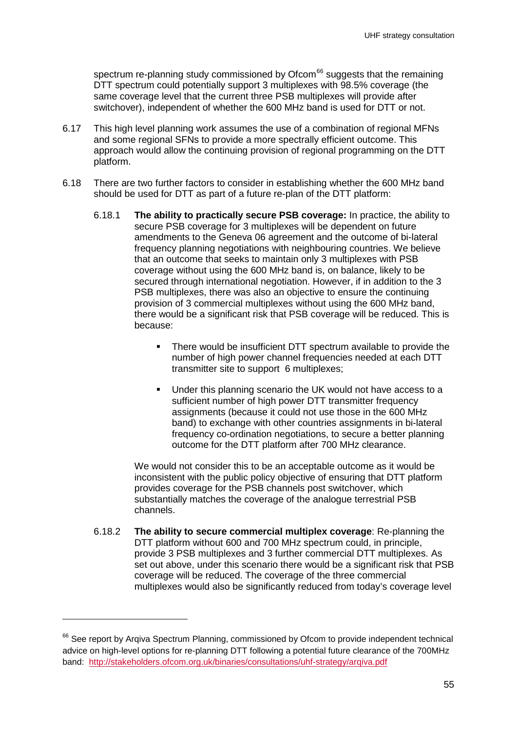spectrum re-planning study commissioned by Ofcom[66] suggests that the remaining DTT spectrum could potentially support 3 multiplexes with 98.5% coverage (the same coverage level that the current three PSB multiplexes will provide after switchover), independent of whether the 600 MHz band is used for DTT or not.

6.17 This high level planning work assumes the use of a combination of regional MFNs and some regional SFNs to provide a more spectrally efficient outcome. This approach would allow the continuing provision of regional programming on the DTT platform.

6.18 There are two further factors to consider in establishing whether the 600 MHz band should be used for DTT as part of a future re-plan of the DTT platform:

6.18.1 **The ability to practically secure PSB coverage:** In practice, the ability to secure PSB coverage for 3 multiplexes will be dependent on future amendments to the Geneva 06 agreement and the outcome of bi-lateral frequency planning negotiations with neighbouring countries. We believe that an outcome that seeks to maintain only 3 multiplexes with PSB coverage without using the 600 MHz band is, on balance, likely to be secured through international negotiation. However, if in addition to the 3 PSB multiplexes, there was also an objective to ensure the continuing provision of 3 commercial multiplexes without using the 600 MHz band, there would be a significant risk that PSB coverage will be reduced. This is because:

- There would be insufficient DTT spectrum available to provide the number of high power channel frequencies needed at each DTT transmitter site to support 6 multiplexes;
- Under this planning scenario the UK would not have access to a sufficient number of high power DTT transmitter frequency assignments (because it could not use those in the 600 MHz band) to exchange with other countries assignments in bi-lateral frequency co-ordination negotiations, to secure a better planning outcome for the DTT platform after 700 MHz clearance.

We would not consider this to be an acceptable outcome as it would be inconsistent with the public policy objective of ensuring that DTT platform provides coverage for the PSB channels post switchover, which substantially matches the coverage of the analogue terrestrial PSB channels.

6.18.2 **The ability to secure commercial multiplex coverage**: Re-planning the DTT platform without 600 and 700 MHz spectrum could, in principle, provide 3 PSB multiplexes and 3 further commercial DTT multiplexes. As set out above, under this scenario there would be a significant risk that PSB coverage will be reduced. The coverage of the three commercial multiplexes would also be significantly reduced from today's coverage level

[66] See report by Arqiva Spectrum Planning, commissioned by Ofcom to provide independent technical advice on high-level options for re-planning DTT following a potential future clearance of the 700MHz band: http://stakeholders.ofcom.org.uk/binaries/consultations/uhf-strategy/arqiva.pdf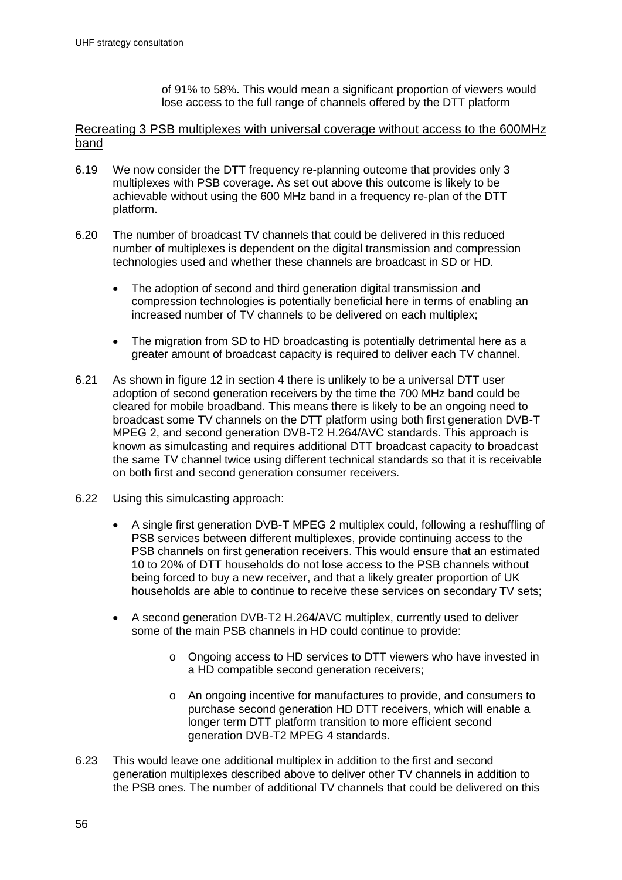of 91% to 58%. This would mean a significant proportion of viewers would lose access to the full range of channels offered by the DTT platform

## Recreating 3 PSB multiplexes with universal coverage without access to the 600MHz band

6.19 We now consider the DTT frequency re-planning outcome that provides only 3 multiplexes with PSB coverage. As set out above this outcome is likely to be achievable without using the 600 MHz band in a frequency re-plan of the DTT platform.

6.20 The number of broadcast TV channels that could be delivered in this reduced number of multiplexes is dependent on the digital transmission and compression technologies used and whether these channels are broadcast in SD or HD.

- The adoption of second and third generation digital transmission and compression technologies is potentially beneficial here in terms of enabling an increased number of TV channels to be delivered on each multiplex;
- The migration from SD to HD broadcasting is potentially detrimental here as a greater amount of broadcast capacity is required to deliver each TV channel.

6.21 As shown in figure 12 in section 4 there is unlikely to be a universal DTT user adoption of second generation receivers by the time the 700 MHz band could be cleared for mobile broadband. This means there is likely to be an ongoing need to broadcast some TV channels on the DTT platform using both first generation DVB-T MPEG 2, and second generation DVB-T2 H.264/AVC standards. This approach is known as simulcasting and requires additional DTT broadcast capacity to broadcast the same TV channel twice using different technical standards so that it is receivable on both first and second generation consumer receivers.

6.22 Using this simulcasting approach:

- A single first generation DVB-T MPEG 2 multiplex could, following a reshuffling of PSB services between different multiplexes, provide continuing access to the PSB channels on first generation receivers. This would ensure that an estimated 10 to 20% of DTT households do not lose access to the PSB channels without being forced to buy a new receiver, and that a likely greater proportion of UK households are able to continue to receive these services on secondary TV sets;
- A second generation DVB-T2 H.264/AVC multiplex, currently used to deliver some of the main PSB channels in HD could continue to provide:
  - Ongoing access to HD services to DTT viewers who have invested in a HD compatible second generation receivers;
  - An ongoing incentive for manufactures to provide, and consumers to purchase second generation HD DTT receivers, which will enable a longer term DTT platform transition to more efficient second generation DVB-T2 MPEG 4 standards.

6.23 This would leave one additional multiplex in addition to the first and second generation multiplexes described above to deliver other TV channels in addition to the PSB ones. The number of additional TV channels that could be delivered on this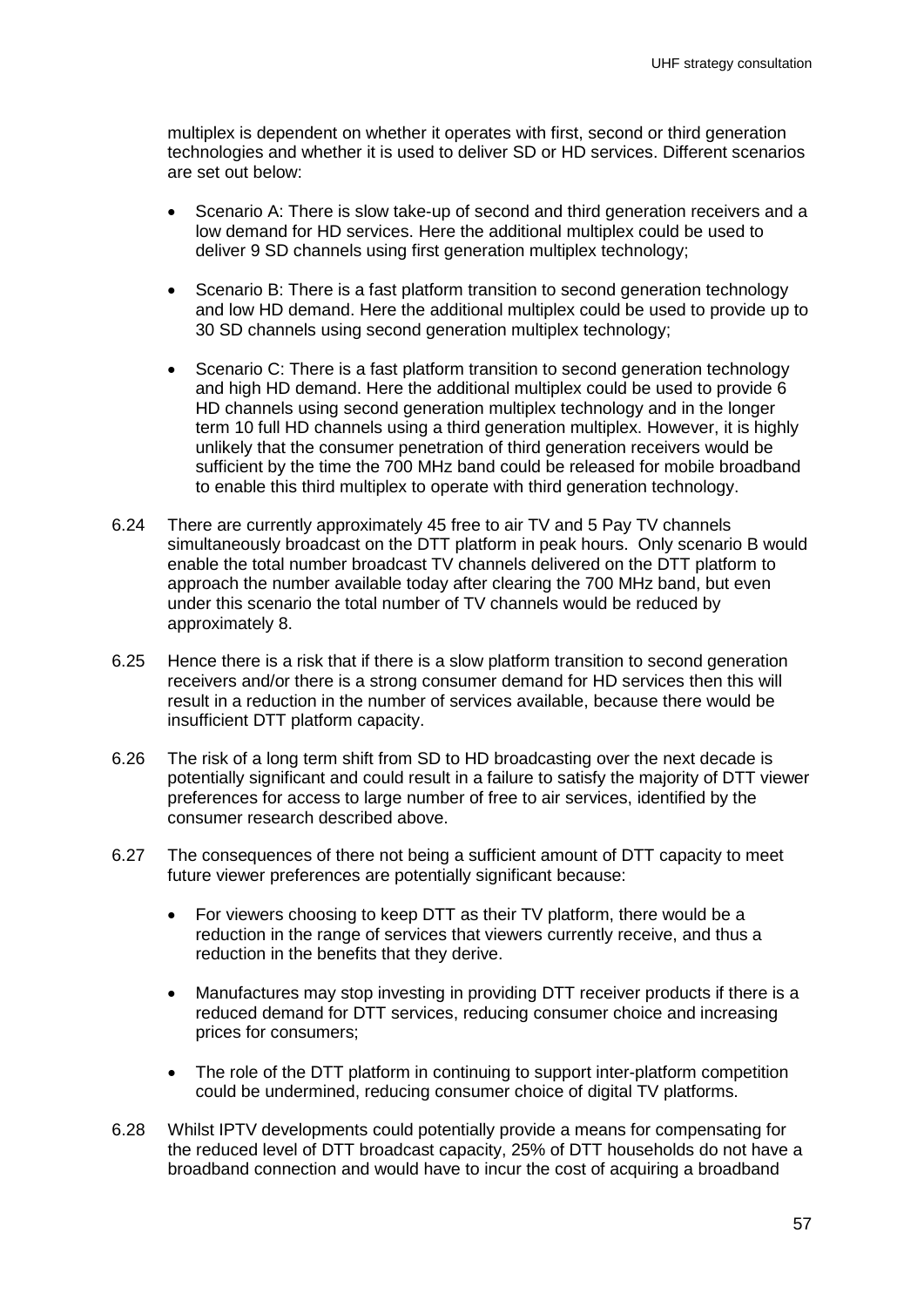multiplex is dependent on whether it operates with first, second or third generation technologies and whether it is used to deliver SD or HD services. Different scenarios are set out below:

- Scenario A: There is slow take-up of second and third generation receivers and a low demand for HD services. Here the additional multiplex could be used to deliver 9 SD channels using first generation multiplex technology;

- Scenario B: There is a fast platform transition to second generation technology and low HD demand. Here the additional multiplex could be used to provide up to 30 SD channels using second generation multiplex technology;

- Scenario C: There is a fast platform transition to second generation technology and high HD demand. Here the additional multiplex could be used to provide 6 HD channels using second generation multiplex technology and in the longer term 10 full HD channels using a third generation multiplex. However, it is highly unlikely that the consumer penetration of third generation receivers would be sufficient by the time the 700 MHz band could be released for mobile broadband to enable this third multiplex to operate with third generation technology.

6.24 There are currently approximately 45 free to air TV and 5 Pay TV channels simultaneously broadcast on the DTT platform in peak hours. Only scenario B would enable the total number broadcast TV channels delivered on the DTT platform to approach the number available today after clearing the 700 MHz band, but even under this scenario the total number of TV channels would be reduced by approximately 8.

6.25 Hence there is a risk that if there is a slow platform transition to second generation receivers and/or there is a strong consumer demand for HD services then this will result in a reduction in the number of services available, because there would be insufficient DTT platform capacity.

6.26 The risk of a long term shift from SD to HD broadcasting over the next decade is potentially significant and could result in a failure to satisfy the majority of DTT viewer preferences for access to large number of free to air services, identified by the consumer research described above.

6.27 The consequences of there not being a sufficient amount of DTT capacity to meet future viewer preferences are potentially significant because:

- For viewers choosing to keep DTT as their TV platform, there would be a reduction in the range of services that viewers currently receive, and thus a reduction in the benefits that they derive.

- Manufactures may stop investing in providing DTT receiver products if there is a reduced demand for DTT services, reducing consumer choice and increasing prices for consumers;

- The role of the DTT platform in continuing to support inter-platform competition could be undermined, reducing consumer choice of digital TV platforms.

6.28 Whilst IPTV developments could potentially provide a means for compensating for the reduced level of DTT broadcast capacity, 25% of DTT households do not have a broadband connection and would have to incur the cost of acquiring a broadband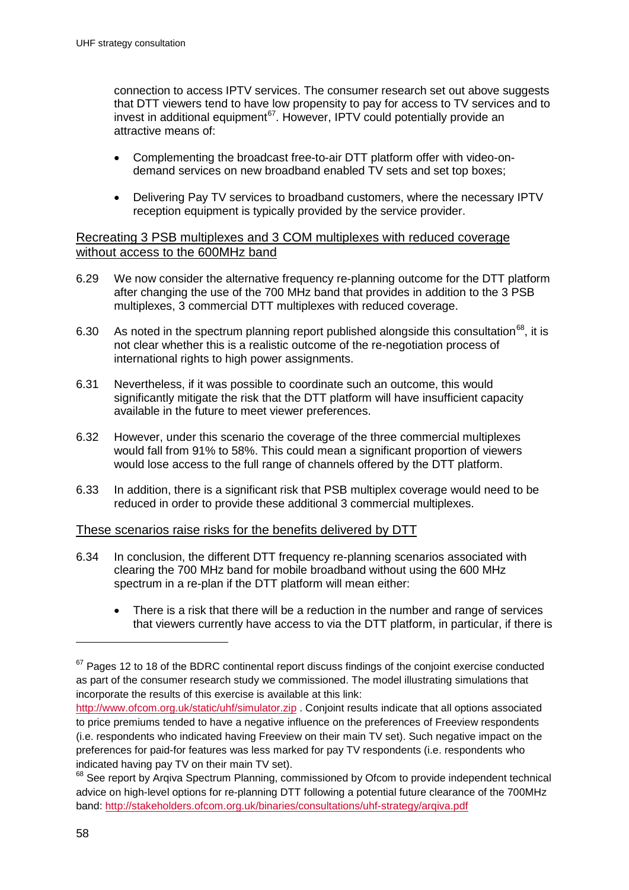connection to access IPTV services. The consumer research set out above suggests that DTT viewers tend to have low propensity to pay for access to TV services and to invest in additional equipment[67]. However, IPTV could potentially provide an attractive means of:

- Complementing the broadcast free-to-air DTT platform offer with video-on-demand services on new broadband enabled TV sets and set top boxes;
- Delivering Pay TV services to broadband customers, where the necessary IPTV reception equipment is typically provided by the service provider.

<u>Recreating 3 PSB multiplexes and 3 COM multiplexes with reduced coverage without access to the 600MHz band</u>

6.29 We now consider the alternative frequency re-planning outcome for the DTT platform after changing the use of the 700 MHz band that provides in addition to the 3 PSB multiplexes, 3 commercial DTT multiplexes with reduced coverage.

6.30 As noted in the spectrum planning report published alongside this consultation[68], it is not clear whether this is a realistic outcome of the re-negotiation process of international rights to high power assignments.

6.31 Nevertheless, if it was possible to coordinate such an outcome, this would significantly mitigate the risk that the DTT platform will have insufficient capacity available in the future to meet viewer preferences.

6.32 However, under this scenario the coverage of the three commercial multiplexes would fall from 91% to 58%. This could mean a significant proportion of viewers would lose access to the full range of channels offered by the DTT platform.

6.33 In addition, there is a significant risk that PSB multiplex coverage would need to be reduced in order to provide these additional 3 commercial multiplexes.

<u>These scenarios raise risks for the benefits delivered by DTT</u>

6.34 In conclusion, the different DTT frequency re-planning scenarios associated with clearing the 700 MHz band for mobile broadband without using the 600 MHz spectrum in a re-plan if the DTT platform will mean either:

- There is a risk that there will be a reduction in the number and range of services that viewers currently have access to via the DTT platform, in particular, if there is

---

[67] Pages 12 to 18 of the BDRC continental report discuss findings of the conjoint exercise conducted as part of the consumer research study we commissioned. The model illustrating simulations that incorporate the results of this exercise is available at this link: http://www.ofcom.org.uk/static/uhf/simulator.zip . Conjoint results indicate that all options associated to price premiums tended to have a negative influence on the preferences of Freeview respondents (i.e. respondents who indicated having Freeview on their main TV set). Such negative impact on the preferences for paid-for features was less marked for pay TV respondents (i.e. respondents who indicated having pay TV on their main TV set).

[68] See report by Arqiva Spectrum Planning, commissioned by Ofcom to provide independent technical advice on high-level options for re-planning DTT following a potential future clearance of the 700MHz band: http://stakeholders.ofcom.org.uk/binaries/consultations/uhf-strategy/arqiva.pdf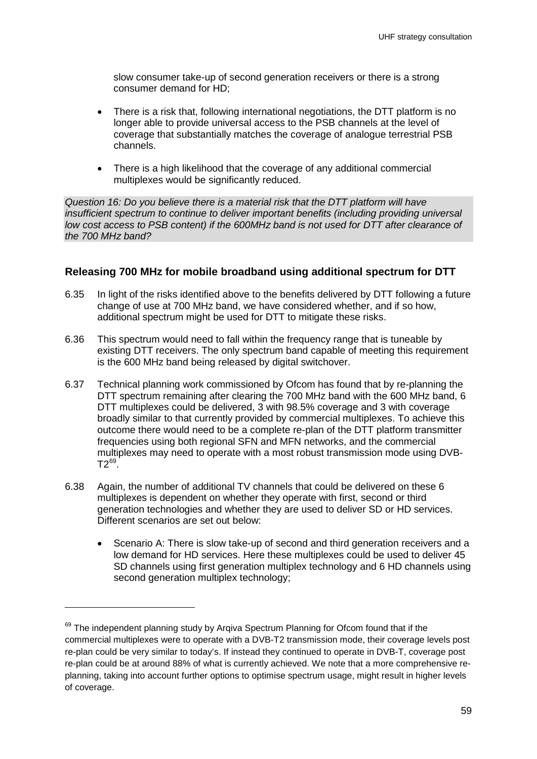slow consumer take-up of second generation receivers or there is a strong consumer demand for HD;

- There is a risk that, following international negotiations, the DTT platform is no longer able to provide universal access to the PSB channels at the level of coverage that substantially matches the coverage of analogue terrestrial PSB channels.
- There is a high likelihood that the coverage of any additional commercial multiplexes would be significantly reduced.

*Question 16: Do you believe there is a material risk that the DTT platform will have insufficient spectrum to continue to deliver important benefits (including providing universal low cost access to PSB content) if the 600MHz band is not used for DTT after clearance of the 700 MHz band?*

### Releasing 700 MHz for mobile broadband using additional spectrum for DTT

6.35 In light of the risks identified above to the benefits delivered by DTT following a future change of use at 700 MHz band, we have considered whether, and if so how, additional spectrum might be used for DTT to mitigate these risks.

6.36 This spectrum would need to fall within the frequency range that is tuneable by existing DTT receivers. The only spectrum band capable of meeting this requirement is the 600 MHz band being released by digital switchover.

6.37 Technical planning work commissioned by Ofcom has found that by re-planning the DTT spectrum remaining after clearing the 700 MHz band with the 600 MHz band, 6 DTT multiplexes could be delivered, 3 with 98.5% coverage and 3 with coverage broadly similar to that currently provided by commercial multiplexes. To achieve this outcome there would need to be a complete re-plan of the DTT platform transmitter frequencies using both regional SFN and MFN networks, and the commercial multiplexes may need to operate with a most robust transmission mode using DVB-T2[69].

6.38 Again, the number of additional TV channels that could be delivered on these 6 multiplexes is dependent on whether they operate with first, second or third generation technologies and whether they are used to deliver SD or HD services. Different scenarios are set out below:

- Scenario A: There is slow take-up of second and third generation receivers and a low demand for HD services. Here these multiplexes could be used to deliver 45 SD channels using first generation multiplex technology and 6 HD channels using second generation multiplex technology;

[69] The independent planning study by Arqiva Spectrum Planning for Ofcom found that if the commercial multiplexes were to operate with a DVB-T2 transmission mode, their coverage levels post re-plan could be very similar to today's. If instead they continued to operate in DVB-T, coverage post re-plan could be at around 88% of what is currently achieved. We note that a more comprehensive re-planning, taking into account further options to optimise spectrum usage, might result in higher levels of coverage.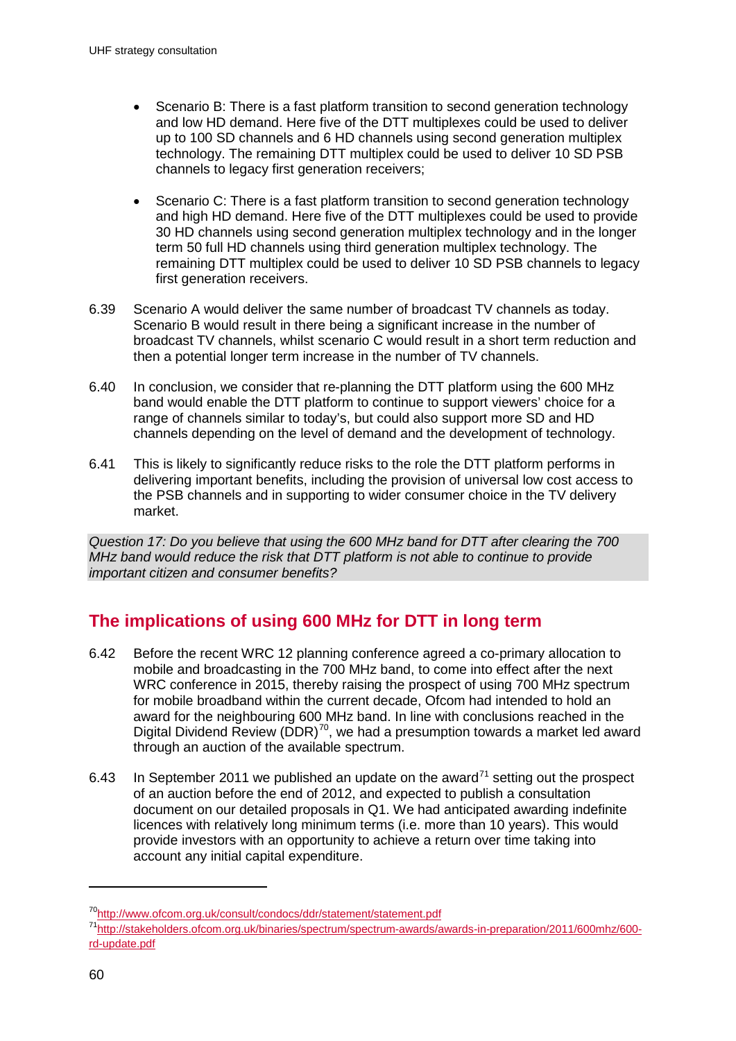- Scenario B: There is a fast platform transition to second generation technology and low HD demand. Here five of the DTT multiplexes could be used to deliver up to 100 SD channels and 6 HD channels using second generation multiplex technology. The remaining DTT multiplex could be used to deliver 10 SD PSB channels to legacy first generation receivers;

- Scenario C: There is a fast platform transition to second generation technology and high HD demand. Here five of the DTT multiplexes could be used to provide 30 HD channels using second generation multiplex technology and in the longer term 50 full HD channels using third generation multiplex technology. The remaining DTT multiplex could be used to deliver 10 SD PSB channels to legacy first generation receivers.

6.39 Scenario A would deliver the same number of broadcast TV channels as today. Scenario B would result in there being a significant increase in the number of broadcast TV channels, whilst scenario C would result in a short term reduction and then a potential longer term increase in the number of TV channels.

6.40 In conclusion, we consider that re-planning the DTT platform using the 600 MHz band would enable the DTT platform to continue to support viewers' choice for a range of channels similar to today's, but could also support more SD and HD channels depending on the level of demand and the development of technology.

6.41 This is likely to significantly reduce risks to the role the DTT platform performs in delivering important benefits, including the provision of universal low cost access to the PSB channels and in supporting to wider consumer choice in the TV delivery market.

*Question 17: Do you believe that using the 600 MHz band for DTT after clearing the 700 MHz band would reduce the risk that DTT platform is not able to continue to provide important citizen and consumer benefits?*

## The implications of using 600 MHz for DTT in long term

6.42 Before the recent WRC 12 planning conference agreed a co-primary allocation to mobile and broadcasting in the 700 MHz band, to come into effect after the next WRC conference in 2015, thereby raising the prospect of using 700 MHz spectrum for mobile broadband within the current decade, Ofcom had intended to hold an award for the neighbouring 600 MHz band. In line with conclusions reached in the Digital Dividend Review (DDR)[70], we had a presumption towards a market led award through an auction of the available spectrum.

6.43 In September 2011 we published an update on the award[71] setting out the prospect of an auction before the end of 2012, and expected to publish a consultation document on our detailed proposals in Q1. We had anticipated awarding indefinite licences with relatively long minimum terms (i.e. more than 10 years). This would provide investors with an opportunity to achieve a return over time taking into account any initial capital expenditure.

---

[70] http://www.ofcom.org.uk/consult/condocs/ddr/statement/statement.pdf

[71] http://stakeholders.ofcom.org.uk/binaries/spectrum/spectrum-awards/awards-in-preparation/2011/600mhz/600-rd-update.pdf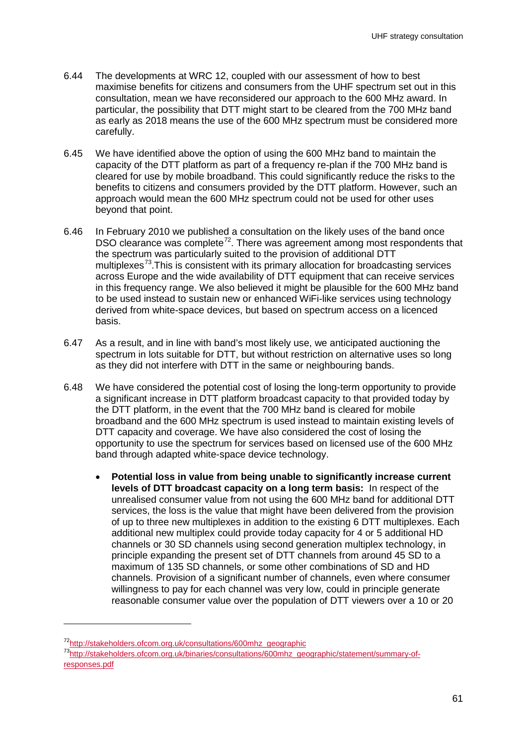6.44 The developments at WRC 12, coupled with our assessment of how to best maximise benefits for citizens and consumers from the UHF spectrum set out in this consultation, mean we have reconsidered our approach to the 600 MHz award. In particular, the possibility that DTT might start to be cleared from the 700 MHz band as early as 2018 means the use of the 600 MHz spectrum must be considered more carefully.

6.45 We have identified above the option of using the 600 MHz band to maintain the capacity of the DTT platform as part of a frequency re-plan if the 700 MHz band is cleared for use by mobile broadband. This could significantly reduce the risks to the benefits to citizens and consumers provided by the DTT platform. However, such an approach would mean the 600 MHz spectrum could not be used for other uses beyond that point.

6.46 In February 2010 we published a consultation on the likely uses of the band once DSO clearance was complete[72]. There was agreement among most respondents that the spectrum was particularly suited to the provision of additional DTT multiplexes[73].This is consistent with its primary allocation for broadcasting services across Europe and the wide availability of DTT equipment that can receive services in this frequency range. We also believed it might be plausible for the 600 MHz band to be used instead to sustain new or enhanced WiFi-like services using technology derived from white-space devices, but based on spectrum access on a licenced basis.

6.47 As a result, and in line with band's most likely use, we anticipated auctioning the spectrum in lots suitable for DTT, but without restriction on alternative uses so long as they did not interfere with DTT in the same or neighbouring bands.

6.48 We have considered the potential cost of losing the long-term opportunity to provide a significant increase in DTT platform broadcast capacity to that provided today by the DTT platform, in the event that the 700 MHz band is cleared for mobile broadband and the 600 MHz spectrum is used instead to maintain existing levels of DTT capacity and coverage. We have also considered the cost of losing the opportunity to use the spectrum for services based on licensed use of the 600 MHz band through adapted white-space device technology.

- **Potential loss in value from being unable to significantly increase current levels of DTT broadcast capacity on a long term basis:** In respect of the unrealised consumer value from not using the 600 MHz band for additional DTT services, the loss is the value that might have been delivered from the provision of up to three new multiplexes in addition to the existing 6 DTT multiplexes. Each additional new multiplex could provide today capacity for 4 or 5 additional HD channels or 30 SD channels using second generation multiplex technology, in principle expanding the present set of DTT channels from around 45 SD to a maximum of 135 SD channels, or some other combinations of SD and HD channels. Provision of a significant number of channels, even where consumer willingness to pay for each channel was very low, could in principle generate reasonable consumer value over the population of DTT viewers over a 10 or 20

[72] http://stakeholders.ofcom.org.uk/consultations/600mhz_geographic

[73] http://stakeholders.ofcom.org.uk/binaries/consultations/600mhz_geographic/statement/summary-of-responses.pdf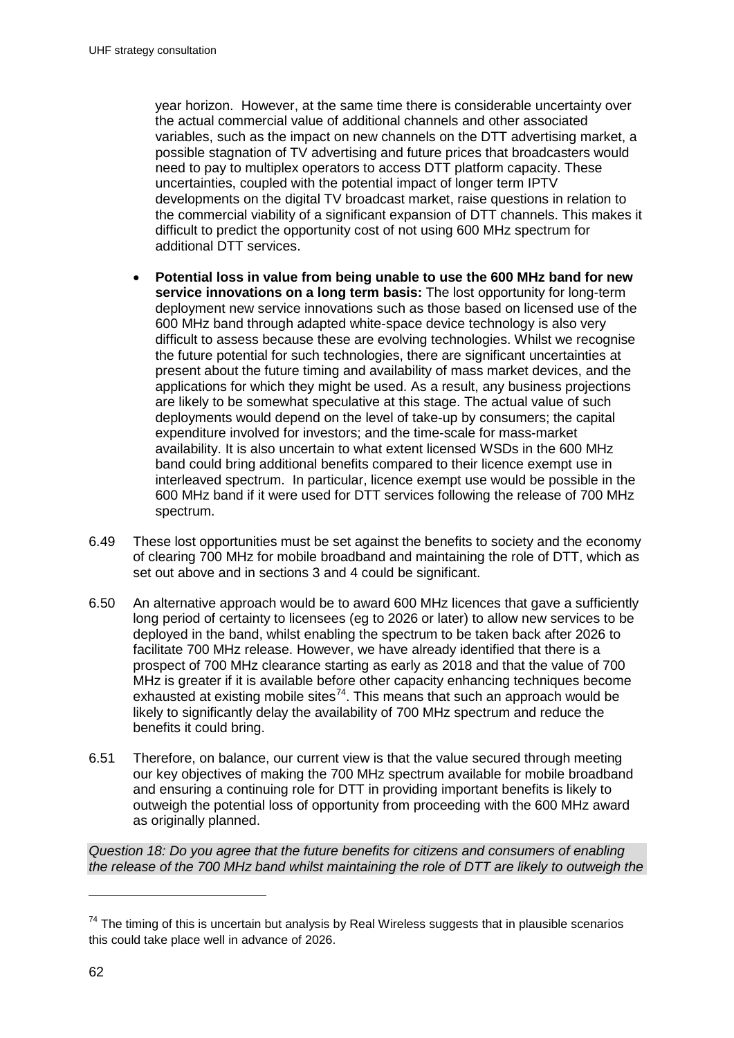year horizon. However, at the same time there is considerable uncertainty over the actual commercial value of additional channels and other associated variables, such as the impact on new channels on the DTT advertising market, a possible stagnation of TV advertising and future prices that broadcasters would need to pay to multiplex operators to access DTT platform capacity. These uncertainties, coupled with the potential impact of longer term IPTV developments on the digital TV broadcast market, raise questions in relation to the commercial viability of a significant expansion of DTT channels. This makes it difficult to predict the opportunity cost of not using 600 MHz spectrum for additional DTT services.

- **Potential loss in value from being unable to use the 600 MHz band for new service innovations on a long term basis:** The lost opportunity for long-term deployment new service innovations such as those based on licensed use of the 600 MHz band through adapted white-space device technology is also very difficult to assess because these are evolving technologies. Whilst we recognise the future potential for such technologies, there are significant uncertainties at present about the future timing and availability of mass market devices, and the applications for which they might be used. As a result, any business projections are likely to be somewhat speculative at this stage. The actual value of such deployments would depend on the level of take-up by consumers; the capital expenditure involved for investors; and the time-scale for mass-market availability. It is also uncertain to what extent licensed WSDs in the 600 MHz band could bring additional benefits compared to their licence exempt use in interleaved spectrum. In particular, licence exempt use would be possible in the 600 MHz band if it were used for DTT services following the release of 700 MHz spectrum.

6.49 These lost opportunities must be set against the benefits to society and the economy of clearing 700 MHz for mobile broadband and maintaining the role of DTT, which as set out above and in sections 3 and 4 could be significant.

6.50 An alternative approach would be to award 600 MHz licences that gave a sufficiently long period of certainty to licensees (eg to 2026 or later) to allow new services to be deployed in the band, whilst enabling the spectrum to be taken back after 2026 to facilitate 700 MHz release. However, we have already identified that there is a prospect of 700 MHz clearance starting as early as 2018 and that the value of 700 MHz is greater if it is available before other capacity enhancing techniques become exhausted at existing mobile sites[74]. This means that such an approach would be likely to significantly delay the availability of 700 MHz spectrum and reduce the benefits it could bring.

6.51 Therefore, on balance, our current view is that the value secured through meeting our key objectives of making the 700 MHz spectrum available for mobile broadband and ensuring a continuing role for DTT in providing important benefits is likely to outweigh the potential loss of opportunity from proceeding with the 600 MHz award as originally planned.

*Question 18: Do you agree that the future benefits for citizens and consumers of enabling the release of the 700 MHz band whilst maintaining the role of DTT are likely to outweigh the*

[74] The timing of this is uncertain but analysis by Real Wireless suggests that in plausible scenarios this could take place well in advance of 2026.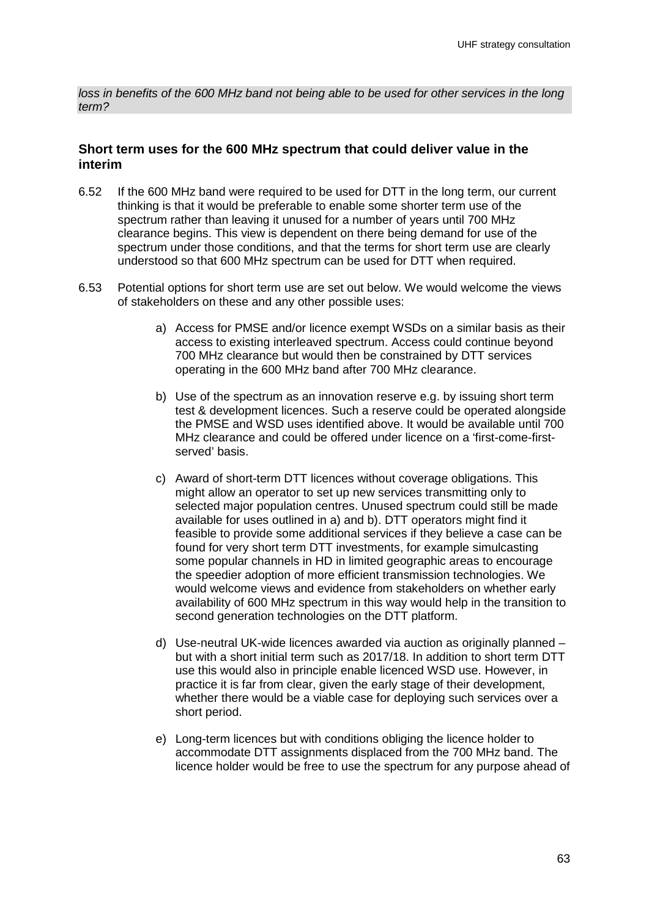*loss in benefits of the 600 MHz band not being able to be used for other services in the long term?*

### Short term uses for the 600 MHz spectrum that could deliver value in the interim

6.52 If the 600 MHz band were required to be used for DTT in the long term, our current thinking is that it would be preferable to enable some shorter term use of the spectrum rather than leaving it unused for a number of years until 700 MHz clearance begins. This view is dependent on there being demand for use of the spectrum under those conditions, and that the terms for short term use are clearly understood so that 600 MHz spectrum can be used for DTT when required.

6.53 Potential options for short term use are set out below. We would welcome the views of stakeholders on these and any other possible uses:

a) Access for PMSE and/or licence exempt WSDs on a similar basis as their access to existing interleaved spectrum. Access could continue beyond 700 MHz clearance but would then be constrained by DTT services operating in the 600 MHz band after 700 MHz clearance.

b) Use of the spectrum as an innovation reserve e.g. by issuing short term test & development licences. Such a reserve could be operated alongside the PMSE and WSD uses identified above. It would be available until 700 MHz clearance and could be offered under licence on a 'first-come-first-served' basis.

c) Award of short-term DTT licences without coverage obligations. This might allow an operator to set up new services transmitting only to selected major population centres. Unused spectrum could still be made available for uses outlined in a) and b). DTT operators might find it feasible to provide some additional services if they believe a case can be found for very short term DTT investments, for example simulcasting some popular channels in HD in limited geographic areas to encourage the speedier adoption of more efficient transmission technologies. We would welcome views and evidence from stakeholders on whether early availability of 600 MHz spectrum in this way would help in the transition to second generation technologies on the DTT platform.

d) Use-neutral UK-wide licences awarded via auction as originally planned – but with a short initial term such as 2017/18. In addition to short term DTT use this would also in principle enable licenced WSD use. However, in practice it is far from clear, given the early stage of their development, whether there would be a viable case for deploying such services over a short period.

e) Long-term licences but with conditions obliging the licence holder to accommodate DTT assignments displaced from the 700 MHz band. The licence holder would be free to use the spectrum for any purpose ahead of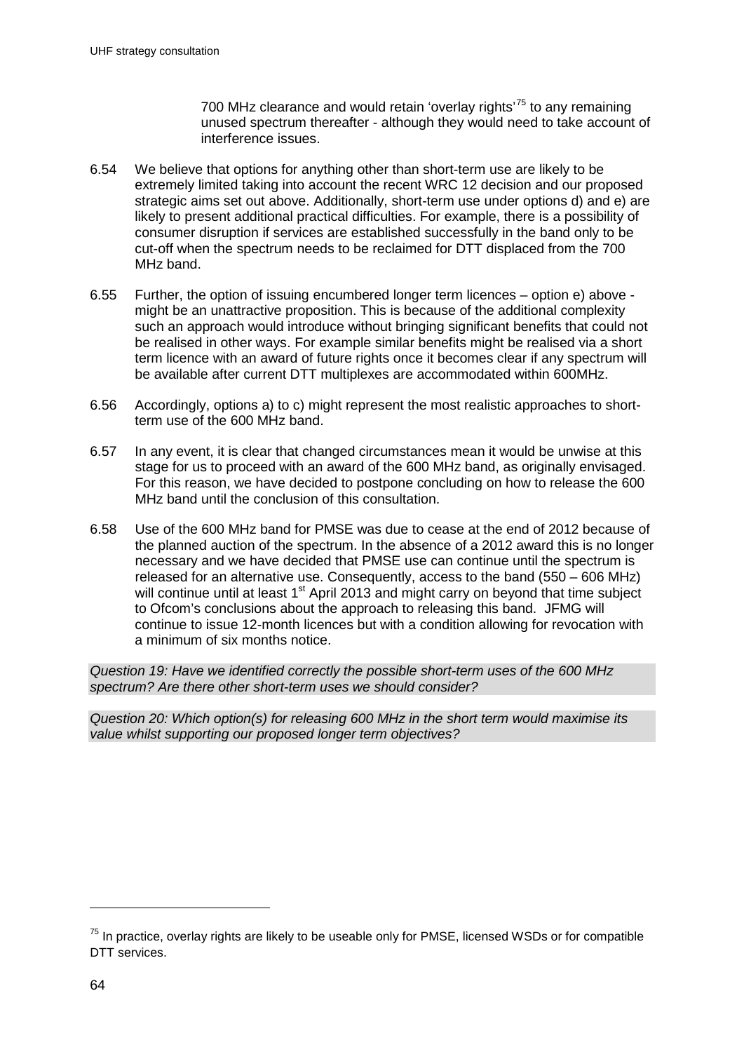700 MHz clearance and would retain 'overlay rights'[75] to any remaining unused spectrum thereafter - although they would need to take account of interference issues.

6.54 We believe that options for anything other than short-term use are likely to be extremely limited taking into account the recent WRC 12 decision and our proposed strategic aims set out above. Additionally, short-term use under options d) and e) are likely to present additional practical difficulties. For example, there is a possibility of consumer disruption if services are established successfully in the band only to be cut-off when the spectrum needs to be reclaimed for DTT displaced from the 700 MHz band.

6.55 Further, the option of issuing encumbered longer term licences – option e) above - might be an unattractive proposition. This is because of the additional complexity such an approach would introduce without bringing significant benefits that could not be realised in other ways. For example similar benefits might be realised via a short term licence with an award of future rights once it becomes clear if any spectrum will be available after current DTT multiplexes are accommodated within 600MHz.

6.56 Accordingly, options a) to c) might represent the most realistic approaches to short-term use of the 600 MHz band.

6.57 In any event, it is clear that changed circumstances mean it would be unwise at this stage for us to proceed with an award of the 600 MHz band, as originally envisaged. For this reason, we have decided to postpone concluding on how to release the 600 MHz band until the conclusion of this consultation.

6.58 Use of the 600 MHz band for PMSE was due to cease at the end of 2012 because of the planned auction of the spectrum. In the absence of a 2012 award this is no longer necessary and we have decided that PMSE use can continue until the spectrum is released for an alternative use. Consequently, access to the band (550 – 606 MHz) will continue until at least 1st April 2013 and might carry on beyond that time subject to Ofcom's conclusions about the approach to releasing this band. JFMG will continue to issue 12-month licences but with a condition allowing for revocation with a minimum of six months notice.

*Question 19: Have we identified correctly the possible short-term uses of the 600 MHz spectrum? Are there other short-term uses we should consider?*

*Question 20: Which option(s) for releasing 600 MHz in the short term would maximise its value whilst supporting our proposed longer term objectives?*

---

[75] In practice, overlay rights are likely to be useable only for PMSE, licensed WSDs or for compatible DTT services.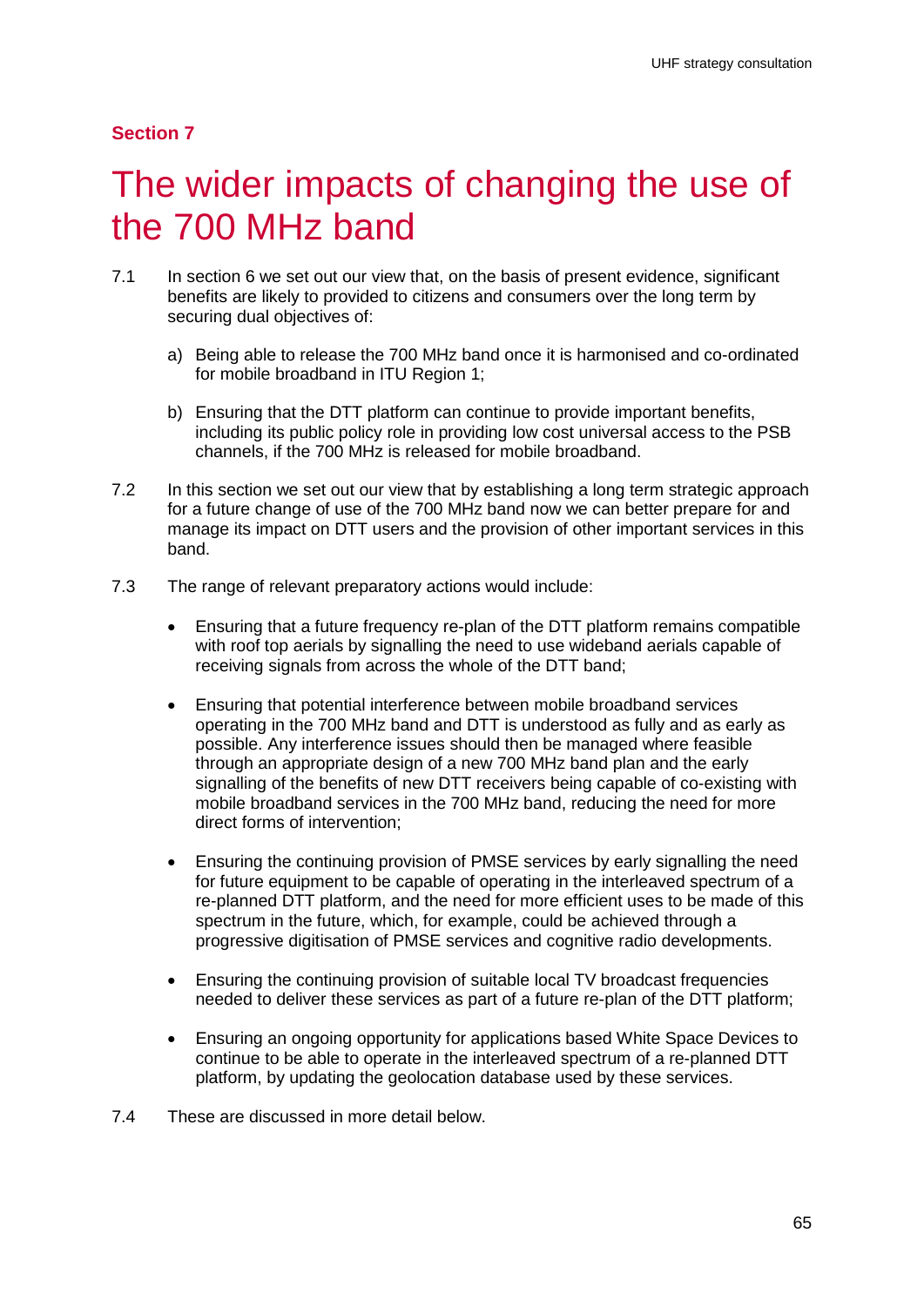## Section 7

# The wider impacts of changing the use of the 700 MHz band

7.1 In section 6 we set out our view that, on the basis of present evidence, significant benefits are likely to provided to citizens and consumers over the long term by securing dual objectives of:

a) Being able to release the 700 MHz band once it is harmonised and co-ordinated for mobile broadband in ITU Region 1;

b) Ensuring that the DTT platform can continue to provide important benefits, including its public policy role in providing low cost universal access to the PSB channels, if the 700 MHz is released for mobile broadband.

7.2 In this section we set out our view that by establishing a long term strategic approach for a future change of use of the 700 MHz band now we can better prepare for and manage its impact on DTT users and the provision of other important services in this band.

7.3 The range of relevant preparatory actions would include:

- Ensuring that a future frequency re-plan of the DTT platform remains compatible with roof top aerials by signalling the need to use wideband aerials capable of receiving signals from across the whole of the DTT band;
- Ensuring that potential interference between mobile broadband services operating in the 700 MHz band and DTT is understood as fully and as early as possible. Any interference issues should then be managed where feasible through an appropriate design of a new 700 MHz band plan and the early signalling of the benefits of new DTT receivers being capable of co-existing with mobile broadband services in the 700 MHz band, reducing the need for more direct forms of intervention;
- Ensuring the continuing provision of PMSE services by early signalling the need for future equipment to be capable of operating in the interleaved spectrum of a re-planned DTT platform, and the need for more efficient uses to be made of this spectrum in the future, which, for example, could be achieved through a progressive digitisation of PMSE services and cognitive radio developments.
- Ensuring the continuing provision of suitable local TV broadcast frequencies needed to deliver these services as part of a future re-plan of the DTT platform;
- Ensuring an ongoing opportunity for applications based White Space Devices to continue to be able to operate in the interleaved spectrum of a re-planned DTT platform, by updating the geolocation database used by these services.

7.4 These are discussed in more detail below.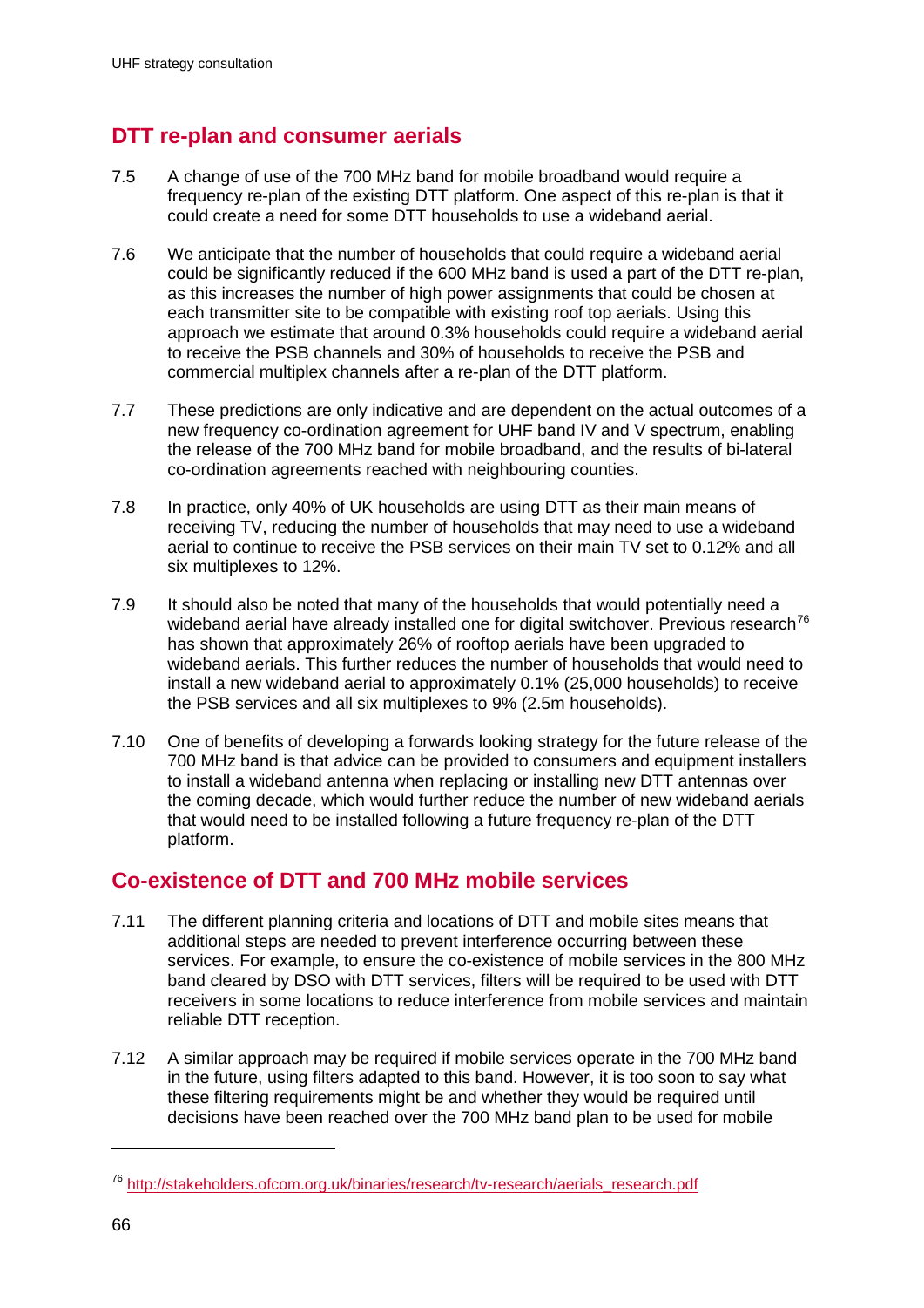## DTT re-plan and consumer aerials

7.5 A change of use of the 700 MHz band for mobile broadband would require a frequency re-plan of the existing DTT platform. One aspect of this re-plan is that it could create a need for some DTT households to use a wideband aerial.

7.6 We anticipate that the number of households that could require a wideband aerial could be significantly reduced if the 600 MHz band is used a part of the DTT re-plan, as this increases the number of high power assignments that could be chosen at each transmitter site to be compatible with existing roof top aerials. Using this approach we estimate that around 0.3% households could require a wideband aerial to receive the PSB channels and 30% of households to receive the PSB and commercial multiplex channels after a re-plan of the DTT platform.

7.7 These predictions are only indicative and are dependent on the actual outcomes of a new frequency co-ordination agreement for UHF band IV and V spectrum, enabling the release of the 700 MHz band for mobile broadband, and the results of bi-lateral co-ordination agreements reached with neighbouring counties.

7.8 In practice, only 40% of UK households are using DTT as their main means of receiving TV, reducing the number of households that may need to use a wideband aerial to continue to receive the PSB services on their main TV set to 0.12% and all six multiplexes to 12%.

7.9 It should also be noted that many of the households that would potentially need a wideband aerial have already installed one for digital switchover. Previous research[76] has shown that approximately 26% of rooftop aerials have been upgraded to wideband aerials. This further reduces the number of households that would need to install a new wideband aerial to approximately 0.1% (25,000 households) to receive the PSB services and all six multiplexes to 9% (2.5m households).

7.10 One of benefits of developing a forwards looking strategy for the future release of the 700 MHz band is that advice can be provided to consumers and equipment installers to install a wideband antenna when replacing or installing new DTT antennas over the coming decade, which would further reduce the number of new wideband aerials that would need to be installed following a future frequency re-plan of the DTT platform.

## Co-existence of DTT and 700 MHz mobile services

7.11 The different planning criteria and locations of DTT and mobile sites means that additional steps are needed to prevent interference occurring between these services. For example, to ensure the co-existence of mobile services in the 800 MHz band cleared by DSO with DTT services, filters will be required to be used with DTT receivers in some locations to reduce interference from mobile services and maintain reliable DTT reception.

7.12 A similar approach may be required if mobile services operate in the 700 MHz band in the future, using filters adapted to this band. However, it is too soon to say what these filtering requirements might be and whether they would be required until decisions have been reached over the 700 MHz band plan to be used for mobile

[76] http://stakeholders.ofcom.org.uk/binaries/research/tv-research/aerials_research.pdf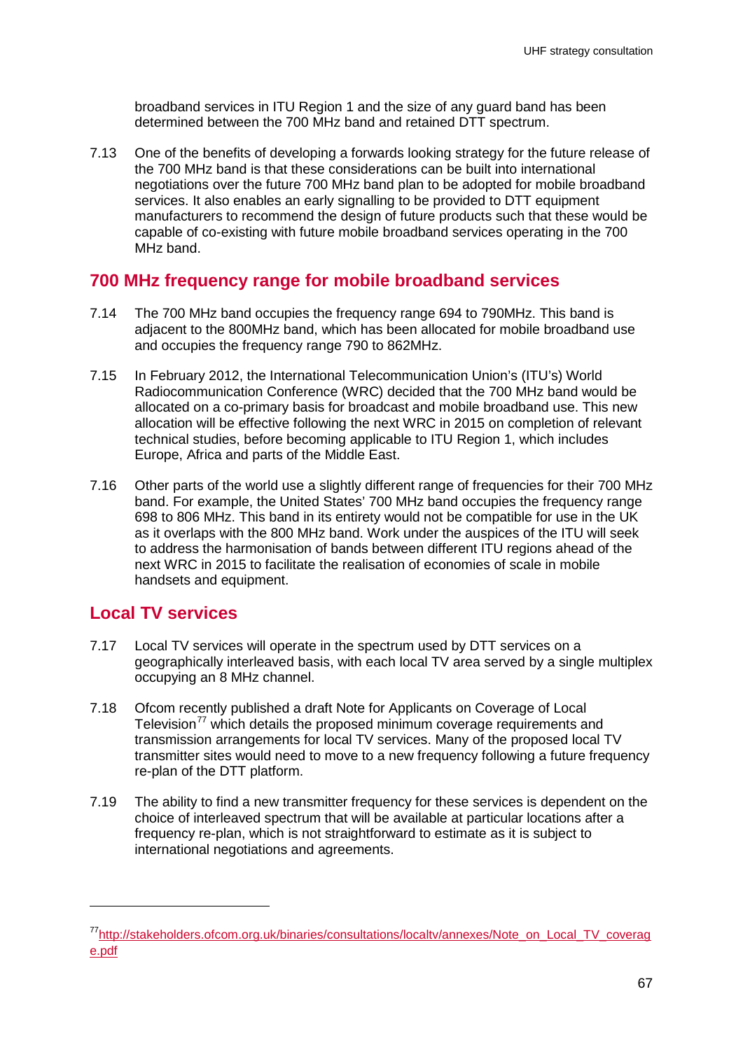broadband services in ITU Region 1 and the size of any guard band has been determined between the 700 MHz band and retained DTT spectrum.

7.13 One of the benefits of developing a forwards looking strategy for the future release of the 700 MHz band is that these considerations can be built into international negotiations over the future 700 MHz band plan to be adopted for mobile broadband services. It also enables an early signalling to be provided to DTT equipment manufacturers to recommend the design of future products such that these would be capable of co-existing with future mobile broadband services operating in the 700 MHz band.

## 700 MHz frequency range for mobile broadband services

7.14 The 700 MHz band occupies the frequency range 694 to 790MHz. This band is adjacent to the 800MHz band, which has been allocated for mobile broadband use and occupies the frequency range 790 to 862MHz.

7.15 In February 2012, the International Telecommunication Union's (ITU's) World Radiocommunication Conference (WRC) decided that the 700 MHz band would be allocated on a co-primary basis for broadcast and mobile broadband use. This new allocation will be effective following the next WRC in 2015 on completion of relevant technical studies, before becoming applicable to ITU Region 1, which includes Europe, Africa and parts of the Middle East.

7.16 Other parts of the world use a slightly different range of frequencies for their 700 MHz band. For example, the United States' 700 MHz band occupies the frequency range 698 to 806 MHz. This band in its entirety would not be compatible for use in the UK as it overlaps with the 800 MHz band. Work under the auspices of the ITU will seek to address the harmonisation of bands between different ITU regions ahead of the next WRC in 2015 to facilitate the realisation of economies of scale in mobile handsets and equipment.

## Local TV services

7.17 Local TV services will operate in the spectrum used by DTT services on a geographically interleaved basis, with each local TV area served by a single multiplex occupying an 8 MHz channel.

7.18 Ofcom recently published a draft Note for Applicants on Coverage of Local Television[77] which details the proposed minimum coverage requirements and transmission arrangements for local TV services. Many of the proposed local TV transmitter sites would need to move to a new frequency following a future frequency re-plan of the DTT platform.

7.19 The ability to find a new transmitter frequency for these services is dependent on the choice of interleaved spectrum that will be available at particular locations after a frequency re-plan, which is not straightforward to estimate as it is subject to international negotiations and agreements.

---

[77] http://stakeholders.ofcom.org.uk/binaries/consultations/localtv/annexes/Note_on_Local_TV_coverage.pdf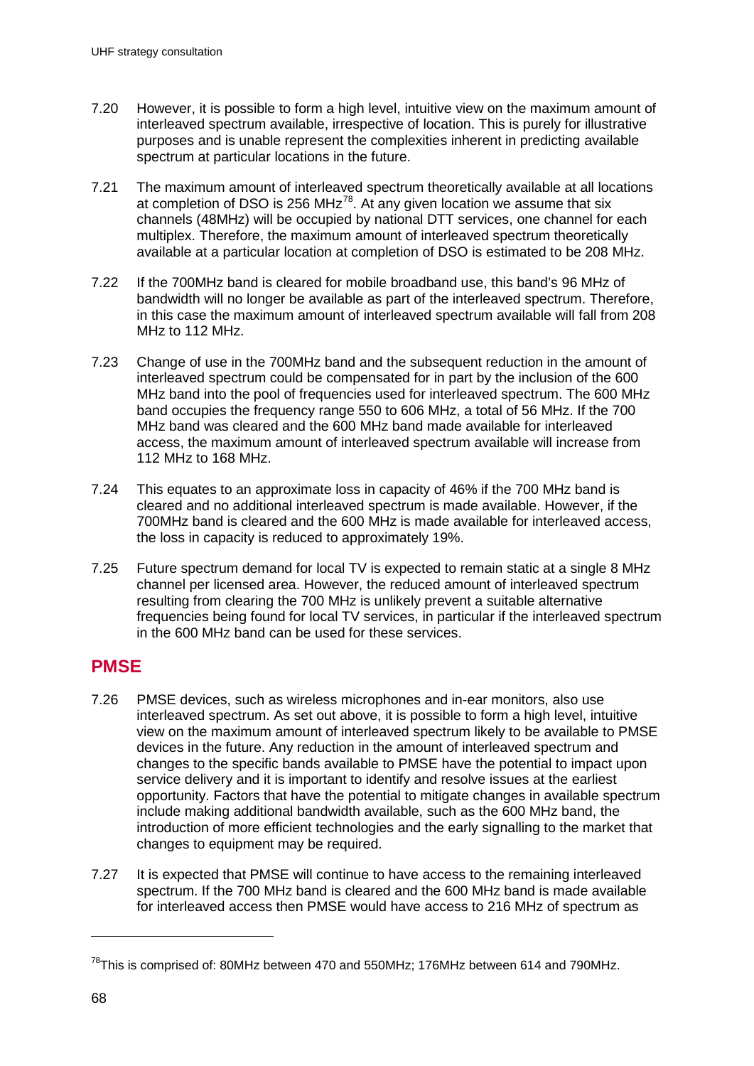7.20 However, it is possible to form a high level, intuitive view on the maximum amount of interleaved spectrum available, irrespective of location. This is purely for illustrative purposes and is unable represent the complexities inherent in predicting available spectrum at particular locations in the future.

7.21 The maximum amount of interleaved spectrum theoretically available at all locations at completion of DSO is 256 MHz[78]. At any given location we assume that six channels (48MHz) will be occupied by national DTT services, one channel for each multiplex. Therefore, the maximum amount of interleaved spectrum theoretically available at a particular location at completion of DSO is estimated to be 208 MHz.

7.22 If the 700MHz band is cleared for mobile broadband use, this band's 96 MHz of bandwidth will no longer be available as part of the interleaved spectrum. Therefore, in this case the maximum amount of interleaved spectrum available will fall from 208 MHz to 112 MHz.

7.23 Change of use in the 700MHz band and the subsequent reduction in the amount of interleaved spectrum could be compensated for in part by the inclusion of the 600 MHz band into the pool of frequencies used for interleaved spectrum. The 600 MHz band occupies the frequency range 550 to 606 MHz, a total of 56 MHz. If the 700 MHz band was cleared and the 600 MHz band made available for interleaved access, the maximum amount of interleaved spectrum available will increase from 112 MHz to 168 MHz.

7.24 This equates to an approximate loss in capacity of 46% if the 700 MHz band is cleared and no additional interleaved spectrum is made available. However, if the 700MHz band is cleared and the 600 MHz is made available for interleaved access, the loss in capacity is reduced to approximately 19%.

7.25 Future spectrum demand for local TV is expected to remain static at a single 8 MHz channel per licensed area. However, the reduced amount of interleaved spectrum resulting from clearing the 700 MHz is unlikely prevent a suitable alternative frequencies being found for local TV services, in particular if the interleaved spectrum in the 600 MHz band can be used for these services.

## PMSE

7.26 PMSE devices, such as wireless microphones and in-ear monitors, also use interleaved spectrum. As set out above, it is possible to form a high level, intuitive view on the maximum amount of interleaved spectrum likely to be available to PMSE devices in the future. Any reduction in the amount of interleaved spectrum and changes to the specific bands available to PMSE have the potential to impact upon service delivery and it is important to identify and resolve issues at the earliest opportunity. Factors that have the potential to mitigate changes in available spectrum include making additional bandwidth available, such as the 600 MHz band, the introduction of more efficient technologies and the early signalling to the market that changes to equipment may be required.

7.27 It is expected that PMSE will continue to have access to the remaining interleaved spectrum. If the 700 MHz band is cleared and the 600 MHz band is made available for interleaved access then PMSE would have access to 216 MHz of spectrum as

[78] This is comprised of: 80MHz between 470 and 550MHz; 176MHz between 614 and 790MHz.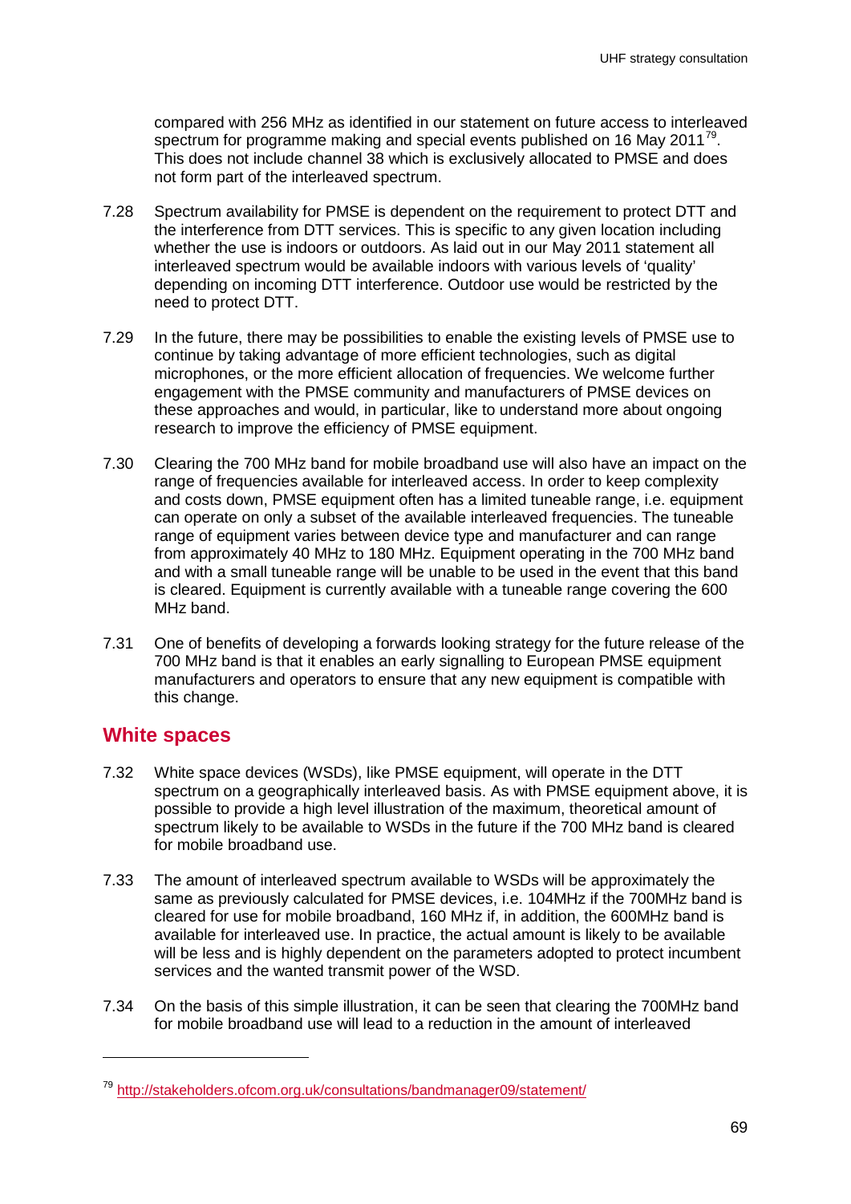compared with 256 MHz as identified in our statement on future access to interleaved spectrum for programme making and special events published on 16 May 2011[79]. This does not include channel 38 which is exclusively allocated to PMSE and does not form part of the interleaved spectrum.

7.28 Spectrum availability for PMSE is dependent on the requirement to protect DTT and the interference from DTT services. This is specific to any given location including whether the use is indoors or outdoors. As laid out in our May 2011 statement all interleaved spectrum would be available indoors with various levels of 'quality' depending on incoming DTT interference. Outdoor use would be restricted by the need to protect DTT.

7.29 In the future, there may be possibilities to enable the existing levels of PMSE use to continue by taking advantage of more efficient technologies, such as digital microphones, or the more efficient allocation of frequencies. We welcome further engagement with the PMSE community and manufacturers of PMSE devices on these approaches and would, in particular, like to understand more about ongoing research to improve the efficiency of PMSE equipment.

7.30 Clearing the 700 MHz band for mobile broadband use will also have an impact on the range of frequencies available for interleaved access. In order to keep complexity and costs down, PMSE equipment often has a limited tuneable range, i.e. equipment can operate on only a subset of the available interleaved frequencies. The tuneable range of equipment varies between device type and manufacturer and can range from approximately 40 MHz to 180 MHz. Equipment operating in the 700 MHz band and with a small tuneable range will be unable to be used in the event that this band is cleared. Equipment is currently available with a tuneable range covering the 600 MHz band.

7.31 One of benefits of developing a forwards looking strategy for the future release of the 700 MHz band is that it enables an early signalling to European PMSE equipment manufacturers and operators to ensure that any new equipment is compatible with this change.

## White spaces

7.32 White space devices (WSDs), like PMSE equipment, will operate in the DTT spectrum on a geographically interleaved basis. As with PMSE equipment above, it is possible to provide a high level illustration of the maximum, theoretical amount of spectrum likely to be available to WSDs in the future if the 700 MHz band is cleared for mobile broadband use.

7.33 The amount of interleaved spectrum available to WSDs will be approximately the same as previously calculated for PMSE devices, i.e. 104MHz if the 700MHz band is cleared for use for mobile broadband, 160 MHz if, in addition, the 600MHz band is available for interleaved use. In practice, the actual amount is likely to be available will be less and is highly dependent on the parameters adopted to protect incumbent services and the wanted transmit power of the WSD.

7.34 On the basis of this simple illustration, it can be seen that clearing the 700MHz band for mobile broadband use will lead to a reduction in the amount of interleaved

---

[79] http://stakeholders.ofcom.org.uk/consultations/bandmanager09/statement/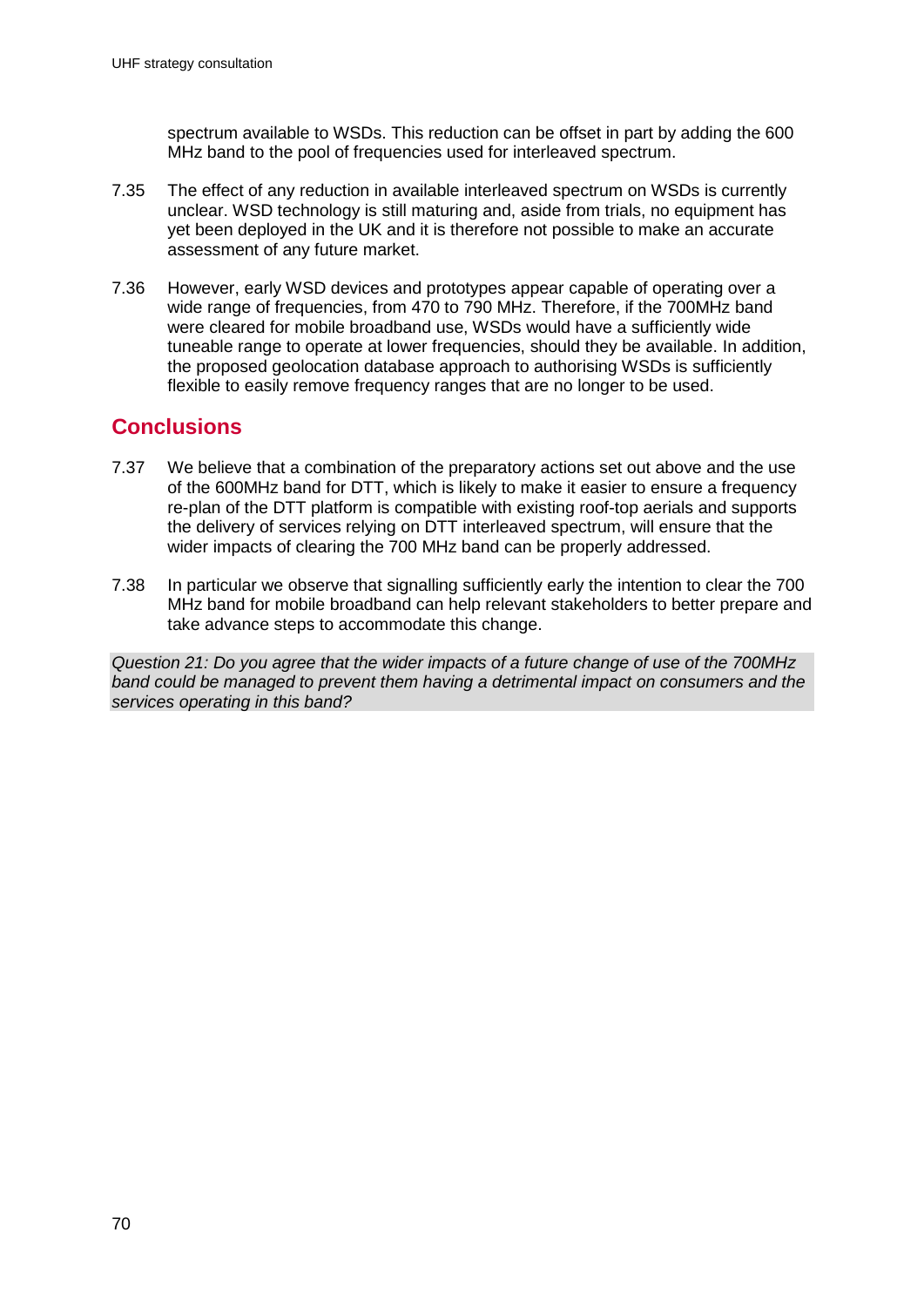spectrum available to WSDs. This reduction can be offset in part by adding the 600 MHz band to the pool of frequencies used for interleaved spectrum.

7.35 The effect of any reduction in available interleaved spectrum on WSDs is currently unclear. WSD technology is still maturing and, aside from trials, no equipment has yet been deployed in the UK and it is therefore not possible to make an accurate assessment of any future market.

7.36 However, early WSD devices and prototypes appear capable of operating over a wide range of frequencies, from 470 to 790 MHz. Therefore, if the 700MHz band were cleared for mobile broadband use, WSDs would have a sufficiently wide tuneable range to operate at lower frequencies, should they be available. In addition, the proposed geolocation database approach to authorising WSDs is sufficiently flexible to easily remove frequency ranges that are no longer to be used.

## Conclusions

7.37 We believe that a combination of the preparatory actions set out above and the use of the 600MHz band for DTT, which is likely to make it easier to ensure a frequency re-plan of the DTT platform is compatible with existing roof-top aerials and supports the delivery of services relying on DTT interleaved spectrum, will ensure that the wider impacts of clearing the 700 MHz band can be properly addressed.

7.38 In particular we observe that signalling sufficiently early the intention to clear the 700 MHz band for mobile broadband can help relevant stakeholders to better prepare and take advance steps to accommodate this change.

*Question 21: Do you agree that the wider impacts of a future change of use of the 700MHz band could be managed to prevent them having a detrimental impact on consumers and the services operating in this band?*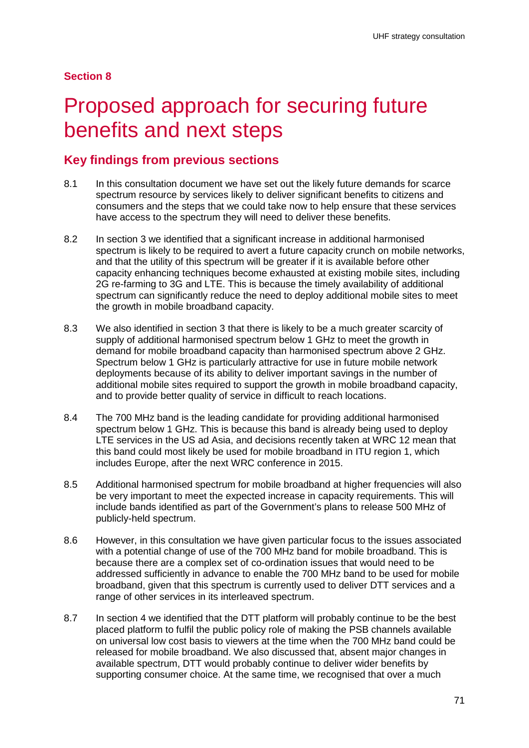**Section 8**

# Proposed approach for securing future benefits and next steps

## Key findings from previous sections

8.1 In this consultation document we have set out the likely future demands for scarce spectrum resource by services likely to deliver significant benefits to citizens and consumers and the steps that we could take now to help ensure that these services have access to the spectrum they will need to deliver these benefits.

8.2 In section 3 we identified that a significant increase in additional harmonised spectrum is likely to be required to avert a future capacity crunch on mobile networks, and that the utility of this spectrum will be greater if it is available before other capacity enhancing techniques become exhausted at existing mobile sites, including 2G re-farming to 3G and LTE. This is because the timely availability of additional spectrum can significantly reduce the need to deploy additional mobile sites to meet the growth in mobile broadband capacity.

8.3 We also identified in section 3 that there is likely to be a much greater scarcity of supply of additional harmonised spectrum below 1 GHz to meet the growth in demand for mobile broadband capacity than harmonised spectrum above 2 GHz. Spectrum below 1 GHz is particularly attractive for use in future mobile network deployments because of its ability to deliver important savings in the number of additional mobile sites required to support the growth in mobile broadband capacity, and to provide better quality of service in difficult to reach locations.

8.4 The 700 MHz band is the leading candidate for providing additional harmonised spectrum below 1 GHz. This is because this band is already being used to deploy LTE services in the US ad Asia, and decisions recently taken at WRC 12 mean that this band could most likely be used for mobile broadband in ITU region 1, which includes Europe, after the next WRC conference in 2015.

8.5 Additional harmonised spectrum for mobile broadband at higher frequencies will also be very important to meet the expected increase in capacity requirements. This will include bands identified as part of the Government's plans to release 500 MHz of publicly-held spectrum.

8.6 However, in this consultation we have given particular focus to the issues associated with a potential change of use of the 700 MHz band for mobile broadband. This is because there are a complex set of co-ordination issues that would need to be addressed sufficiently in advance to enable the 700 MHz band to be used for mobile broadband, given that this spectrum is currently used to deliver DTT services and a range of other services in its interleaved spectrum.

8.7 In section 4 we identified that the DTT platform will probably continue to be the best placed platform to fulfil the public policy role of making the PSB channels available on universal low cost basis to viewers at the time when the 700 MHz band could be released for mobile broadband. We also discussed that, absent major changes in available spectrum, DTT would probably continue to deliver wider benefits by supporting consumer choice. At the same time, we recognised that over a much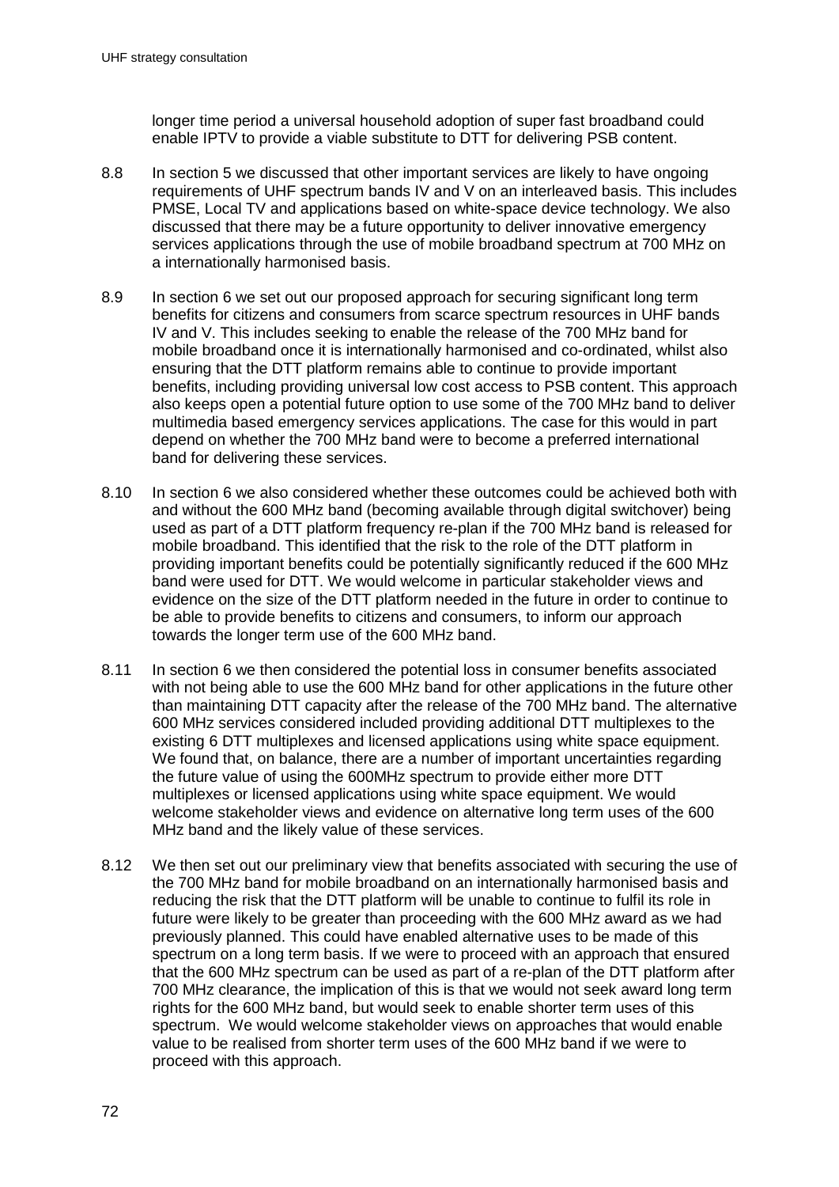longer time period a universal household adoption of super fast broadband could enable IPTV to provide a viable substitute to DTT for delivering PSB content.

8.8 In section 5 we discussed that other important services are likely to have ongoing requirements of UHF spectrum bands IV and V on an interleaved basis. This includes PMSE, Local TV and applications based on white-space device technology. We also discussed that there may be a future opportunity to deliver innovative emergency services applications through the use of mobile broadband spectrum at 700 MHz on a internationally harmonised basis.

8.9 In section 6 we set out our proposed approach for securing significant long term benefits for citizens and consumers from scarce spectrum resources in UHF bands IV and V. This includes seeking to enable the release of the 700 MHz band for mobile broadband once it is internationally harmonised and co-ordinated, whilst also ensuring that the DTT platform remains able to continue to provide important benefits, including providing universal low cost access to PSB content. This approach also keeps open a potential future option to use some of the 700 MHz band to deliver multimedia based emergency services applications. The case for this would in part depend on whether the 700 MHz band were to become a preferred international band for delivering these services.

8.10 In section 6 we also considered whether these outcomes could be achieved both with and without the 600 MHz band (becoming available through digital switchover) being used as part of a DTT platform frequency re-plan if the 700 MHz band is released for mobile broadband. This identified that the risk to the role of the DTT platform in providing important benefits could be potentially significantly reduced if the 600 MHz band were used for DTT. We would welcome in particular stakeholder views and evidence on the size of the DTT platform needed in the future in order to continue to be able to provide benefits to citizens and consumers, to inform our approach towards the longer term use of the 600 MHz band.

8.11 In section 6 we then considered the potential loss in consumer benefits associated with not being able to use the 600 MHz band for other applications in the future other than maintaining DTT capacity after the release of the 700 MHz band. The alternative 600 MHz services considered included providing additional DTT multiplexes to the existing 6 DTT multiplexes and licensed applications using white space equipment. We found that, on balance, there are a number of important uncertainties regarding the future value of using the 600MHz spectrum to provide either more DTT multiplexes or licensed applications using white space equipment. We would welcome stakeholder views and evidence on alternative long term uses of the 600 MHz band and the likely value of these services.

8.12 We then set out our preliminary view that benefits associated with securing the use of the 700 MHz band for mobile broadband on an internationally harmonised basis and reducing the risk that the DTT platform will be unable to continue to fulfil its role in future were likely to be greater than proceeding with the 600 MHz award as we had previously planned. This could have enabled alternative uses to be made of this spectrum on a long term basis. If we were to proceed with an approach that ensured that the 600 MHz spectrum can be used as part of a re-plan of the DTT platform after 700 MHz clearance, the implication of this is that we would not seek award long term rights for the 600 MHz band, but would seek to enable shorter term uses of this spectrum. We would welcome stakeholder views on approaches that would enable value to be realised from shorter term uses of the 600 MHz band if we were to proceed with this approach.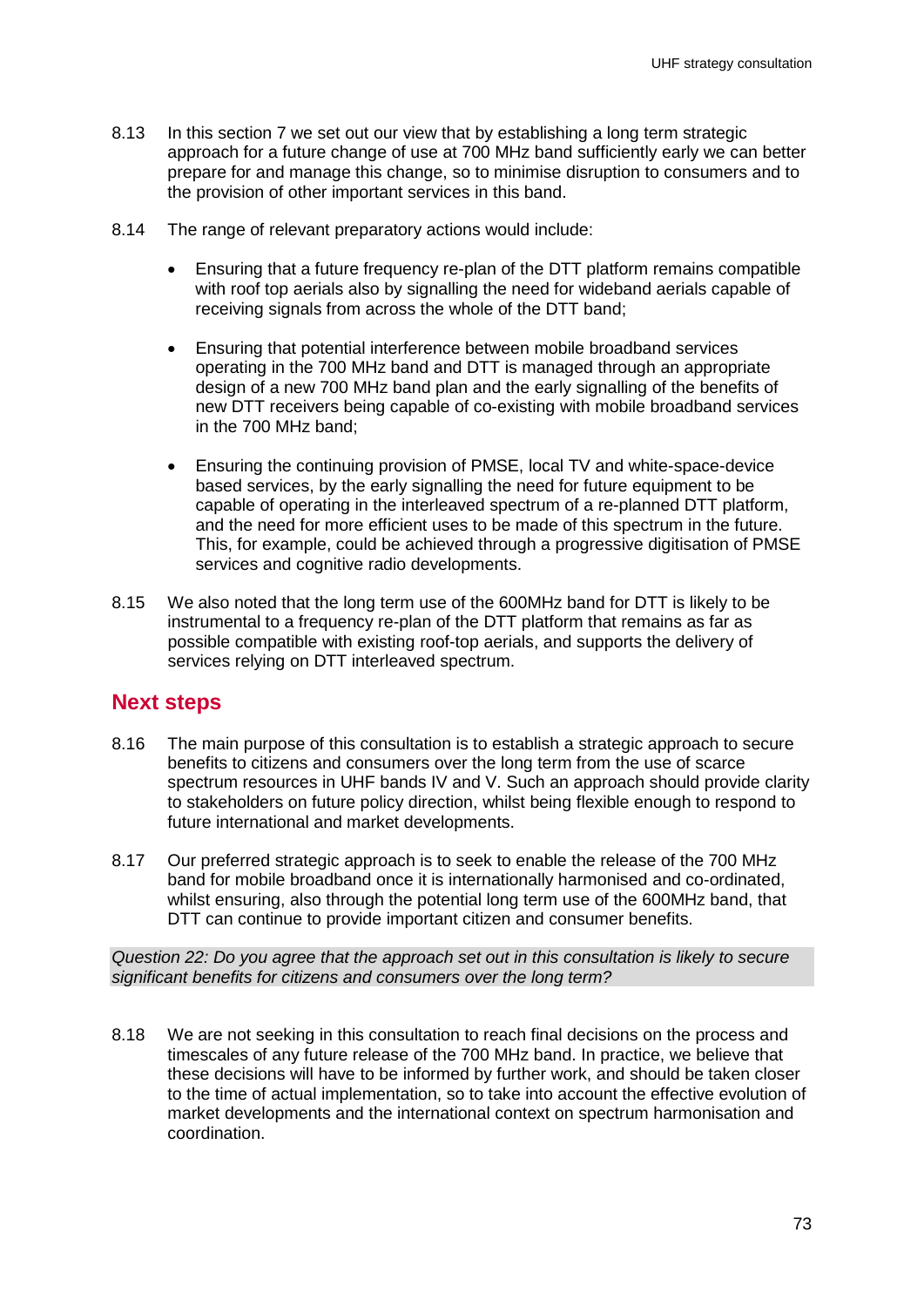8.13 In this section 7 we set out our view that by establishing a long term strategic approach for a future change of use at 700 MHz band sufficiently early we can better prepare for and manage this change, so to minimise disruption to consumers and to the provision of other important services in this band.

8.14 The range of relevant preparatory actions would include:

- Ensuring that a future frequency re-plan of the DTT platform remains compatible with roof top aerials also by signalling the need for wideband aerials capable of receiving signals from across the whole of the DTT band;

- Ensuring that potential interference between mobile broadband services operating in the 700 MHz band and DTT is managed through an appropriate design of a new 700 MHz band plan and the early signalling of the benefits of new DTT receivers being capable of co-existing with mobile broadband services in the 700 MHz band;

- Ensuring the continuing provision of PMSE, local TV and white-space-device based services, by the early signalling the need for future equipment to be capable of operating in the interleaved spectrum of a re-planned DTT platform, and the need for more efficient uses to be made of this spectrum in the future. This, for example, could be achieved through a progressive digitisation of PMSE services and cognitive radio developments.

8.15 We also noted that the long term use of the 600MHz band for DTT is likely to be instrumental to a frequency re-plan of the DTT platform that remains as far as possible compatible with existing roof-top aerials, and supports the delivery of services relying on DTT interleaved spectrum.

## Next steps

8.16 The main purpose of this consultation is to establish a strategic approach to secure benefits to citizens and consumers over the long term from the use of scarce spectrum resources in UHF bands IV and V. Such an approach should provide clarity to stakeholders on future policy direction, whilst being flexible enough to respond to future international and market developments.

8.17 Our preferred strategic approach is to seek to enable the release of the 700 MHz band for mobile broadband once it is internationally harmonised and co-ordinated, whilst ensuring, also through the potential long term use of the 600MHz band, that DTT can continue to provide important citizen and consumer benefits.

*Question 22: Do you agree that the approach set out in this consultation is likely to secure significant benefits for citizens and consumers over the long term?*

8.18 We are not seeking in this consultation to reach final decisions on the process and timescales of any future release of the 700 MHz band. In practice, we believe that these decisions will have to be informed by further work, and should be taken closer to the time of actual implementation, so to take into account the effective evolution of market developments and the international context on spectrum harmonisation and coordination.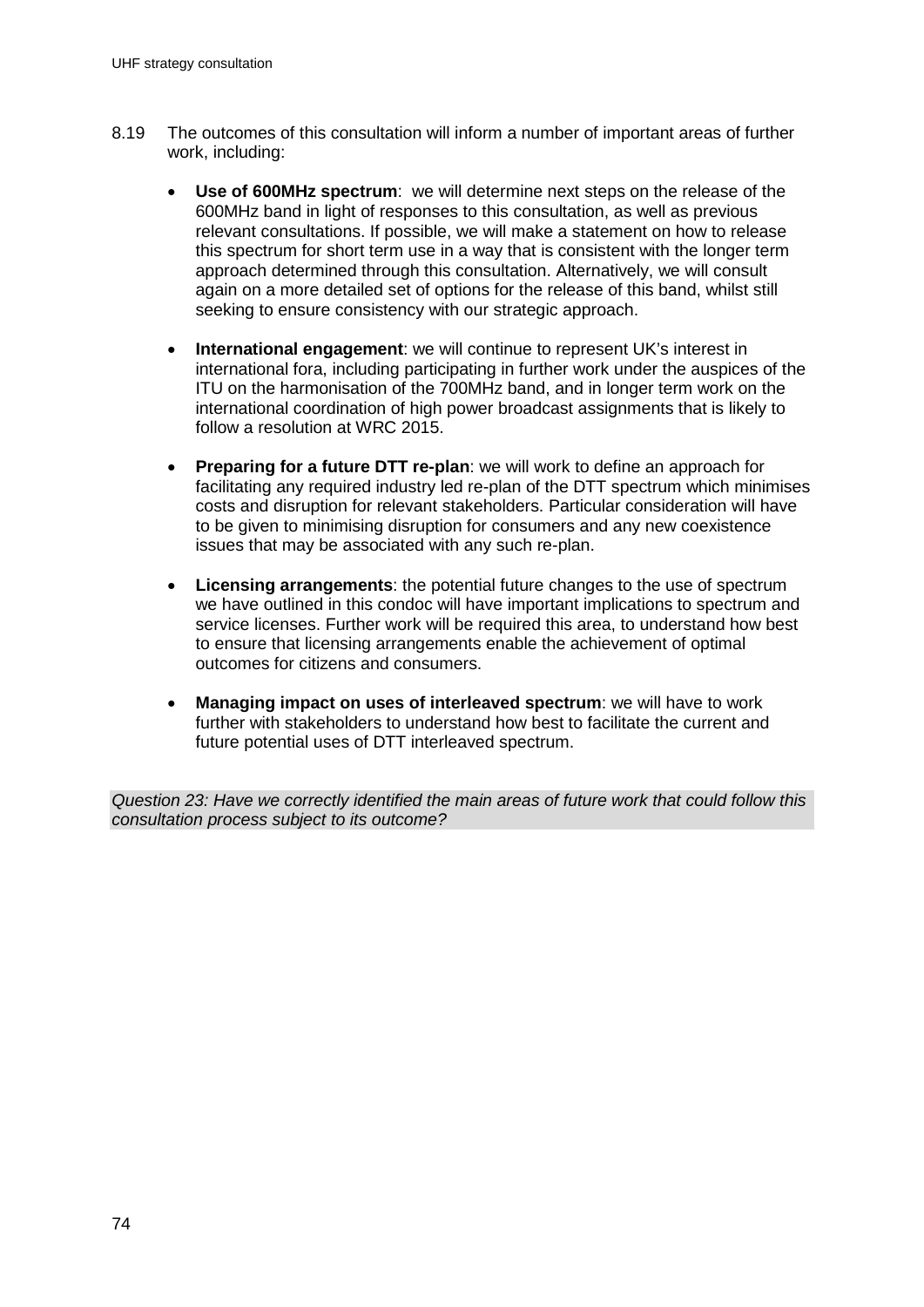8.19 The outcomes of this consultation will inform a number of important areas of further work, including:

- **Use of 600MHz spectrum**: we will determine next steps on the release of the 600MHz band in light of responses to this consultation, as well as previous relevant consultations. If possible, we will make a statement on how to release this spectrum for short term use in a way that is consistent with the longer term approach determined through this consultation. Alternatively, we will consult again on a more detailed set of options for the release of this band, whilst still seeking to ensure consistency with our strategic approach.

- **International engagement**: we will continue to represent UK's interest in international fora, including participating in further work under the auspices of the ITU on the harmonisation of the 700MHz band, and in longer term work on the international coordination of high power broadcast assignments that is likely to follow a resolution at WRC 2015.

- **Preparing for a future DTT re-plan**: we will work to define an approach for facilitating any required industry led re-plan of the DTT spectrum which minimises costs and disruption for relevant stakeholders. Particular consideration will have to be given to minimising disruption for consumers and any new coexistence issues that may be associated with any such re-plan.

- **Licensing arrangements**: the potential future changes to the use of spectrum we have outlined in this condoc will have important implications to spectrum and service licenses. Further work will be required this area, to understand how best to ensure that licensing arrangements enable the achievement of optimal outcomes for citizens and consumers.

- **Managing impact on uses of interleaved spectrum**: we will have to work further with stakeholders to understand how best to facilitate the current and future potential uses of DTT interleaved spectrum.

*Question 23: Have we correctly identified the main areas of future work that could follow this consultation process subject to its outcome?*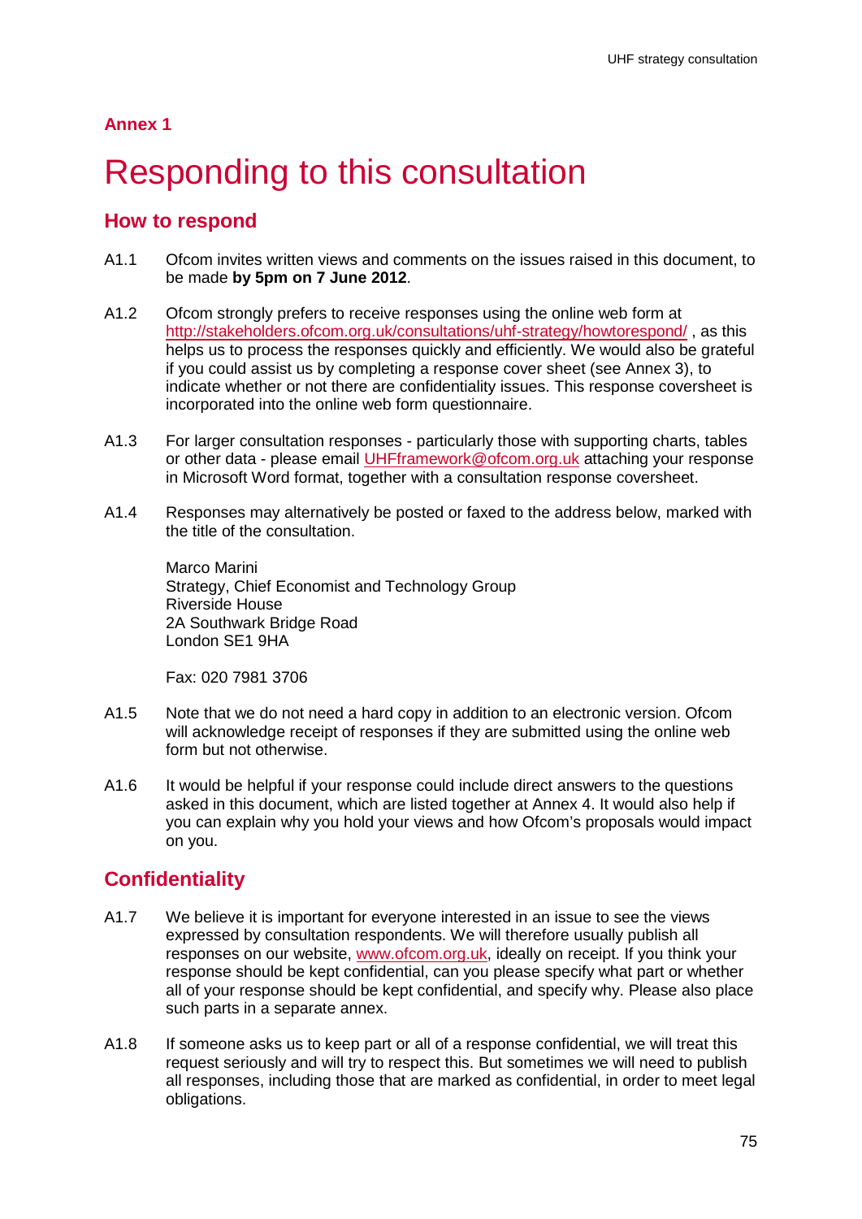## Annex 1

# Responding to this consultation

## How to respond

A1.1 Ofcom invites written views and comments on the issues raised in this document, to be made **by 5pm on 7 June 2012**.

A1.2 Ofcom strongly prefers to receive responses using the online web form at http://stakeholders.ofcom.org.uk/consultations/uhf-strategy/howtorespond/ , as this helps us to process the responses quickly and efficiently. We would also be grateful if you could assist us by completing a response cover sheet (see Annex 3), to indicate whether or not there are confidentiality issues. This response coversheet is incorporated into the online web form questionnaire.

A1.3 For larger consultation responses - particularly those with supporting charts, tables or other data - please email UHFframework@ofcom.org.uk attaching your response in Microsoft Word format, together with a consultation response coversheet.

A1.4 Responses may alternatively be posted or faxed to the address below, marked with the title of the consultation.

Marco Marini
Strategy, Chief Economist and Technology Group
Riverside House
2A Southwark Bridge Road
London SE1 9HA

Fax: 020 7981 3706

A1.5 Note that we do not need a hard copy in addition to an electronic version. Ofcom will acknowledge receipt of responses if they are submitted using the online web form but not otherwise.

A1.6 It would be helpful if your response could include direct answers to the questions asked in this document, which are listed together at Annex 4. It would also help if you can explain why you hold your views and how Ofcom's proposals would impact on you.

## Confidentiality

A1.7 We believe it is important for everyone interested in an issue to see the views expressed by consultation respondents. We will therefore usually publish all responses on our website, www.ofcom.org.uk, ideally on receipt. If you think your response should be kept confidential, can you please specify what part or whether all of your response should be kept confidential, and specify why. Please also place such parts in a separate annex.

A1.8 If someone asks us to keep part or all of a response confidential, we will treat this request seriously and will try to respect this. But sometimes we will need to publish all responses, including those that are marked as confidential, in order to meet legal obligations.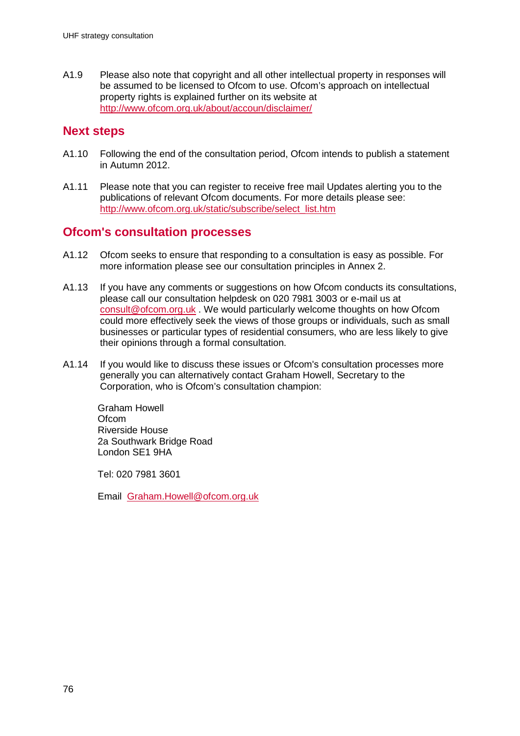A1.9 Please also note that copyright and all other intellectual property in responses will be assumed to be licensed to Ofcom to use. Ofcom's approach on intellectual property rights is explained further on its website at http://www.ofcom.org.uk/about/accoun/disclaimer/

## Next steps

A1.10 Following the end of the consultation period, Ofcom intends to publish a statement in Autumn 2012.

A1.11 Please note that you can register to receive free mail Updates alerting you to the publications of relevant Ofcom documents. For more details please see: http://www.ofcom.org.uk/static/subscribe/select_list.htm

## Ofcom's consultation processes

A1.12 Ofcom seeks to ensure that responding to a consultation is easy as possible. For more information please see our consultation principles in Annex 2.

A1.13 If you have any comments or suggestions on how Ofcom conducts its consultations, please call our consultation helpdesk on 020 7981 3003 or e-mail us at consult@ofcom.org.uk . We would particularly welcome thoughts on how Ofcom could more effectively seek the views of those groups or individuals, such as small businesses or particular types of residential consumers, who are less likely to give their opinions through a formal consultation.

A1.14 If you would like to discuss these issues or Ofcom's consultation processes more generally you can alternatively contact Graham Howell, Secretary to the Corporation, who is Ofcom's consultation champion:

Graham Howell
Ofcom
Riverside House
2a Southwark Bridge Road
London SE1 9HA

Tel: 020 7981 3601

Email Graham.Howell@ofcom.org.uk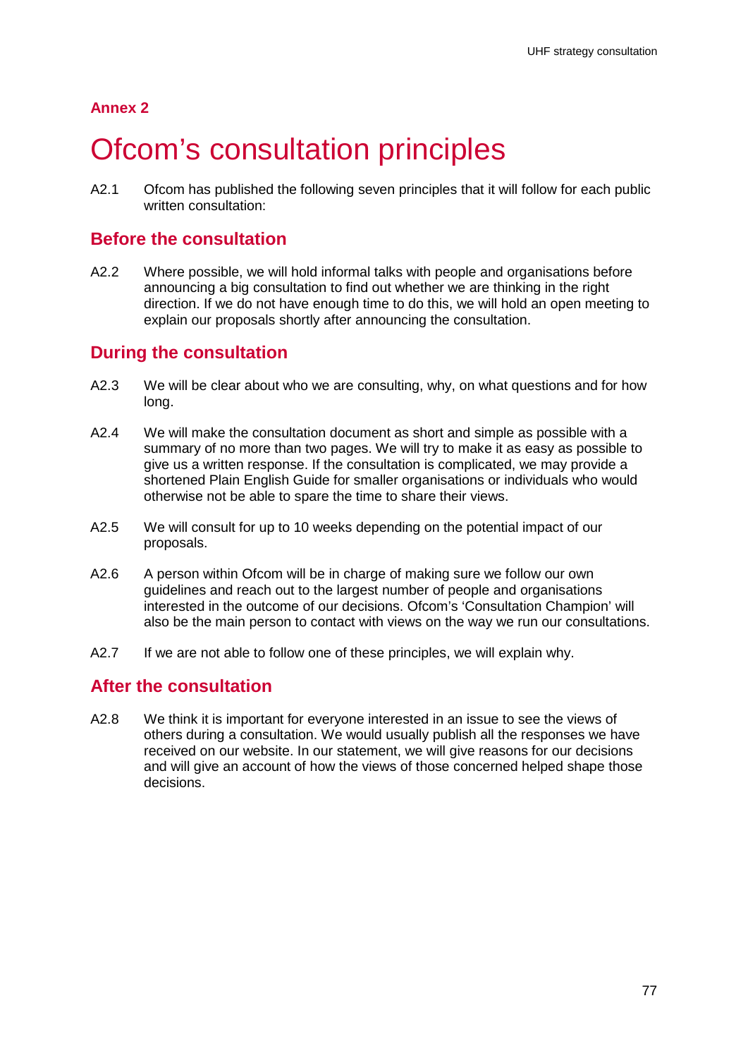## Annex 2

# Ofcom's consultation principles

A2.1 Ofcom has published the following seven principles that it will follow for each public written consultation:

### Before the consultation

A2.2 Where possible, we will hold informal talks with people and organisations before announcing a big consultation to find out whether we are thinking in the right direction. If we do not have enough time to do this, we will hold an open meeting to explain our proposals shortly after announcing the consultation.

### During the consultation

A2.3 We will be clear about who we are consulting, why, on what questions and for how long.

A2.4 We will make the consultation document as short and simple as possible with a summary of no more than two pages. We will try to make it as easy as possible to give us a written response. If the consultation is complicated, we may provide a shortened Plain English Guide for smaller organisations or individuals who would otherwise not be able to spare the time to share their views.

A2.5 We will consult for up to 10 weeks depending on the potential impact of our proposals.

A2.6 A person within Ofcom will be in charge of making sure we follow our own guidelines and reach out to the largest number of people and organisations interested in the outcome of our decisions. Ofcom's 'Consultation Champion' will also be the main person to contact with views on the way we run our consultations.

A2.7 If we are not able to follow one of these principles, we will explain why.

### After the consultation

A2.8 We think it is important for everyone interested in an issue to see the views of others during a consultation. We would usually publish all the responses we have received on our website. In our statement, we will give reasons for our decisions and will give an account of how the views of those concerned helped shape those decisions.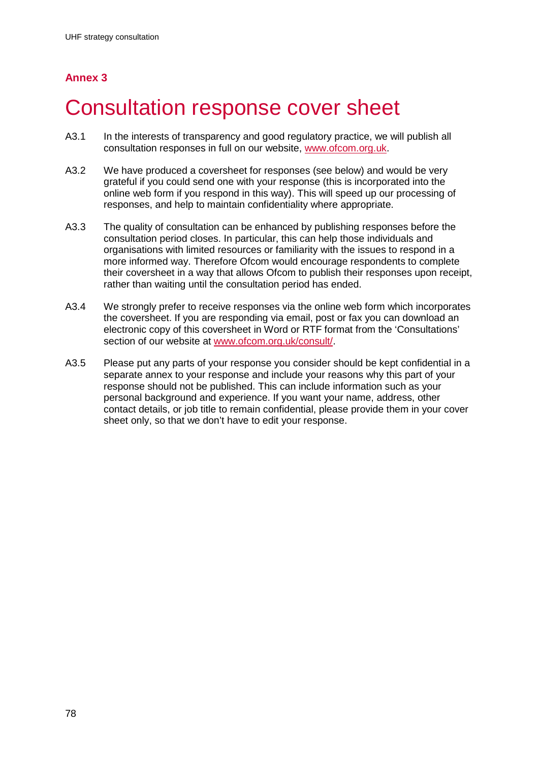## Annex 3

# Consultation response cover sheet

A3.1 In the interests of transparency and good regulatory practice, we will publish all consultation responses in full on our website, [www.ofcom.org.uk](http://www.ofcom.org.uk).

A3.2 We have produced a coversheet for responses (see below) and would be very grateful if you could send one with your response (this is incorporated into the online web form if you respond in this way). This will speed up our processing of responses, and help to maintain confidentiality where appropriate.

A3.3 The quality of consultation can be enhanced by publishing responses before the consultation period closes. In particular, this can help those individuals and organisations with limited resources or familiarity with the issues to respond in a more informed way. Therefore Ofcom would encourage respondents to complete their coversheet in a way that allows Ofcom to publish their responses upon receipt, rather than waiting until the consultation period has ended.

A3.4 We strongly prefer to receive responses via the online web form which incorporates the coversheet. If you are responding via email, post or fax you can download an electronic copy of this coversheet in Word or RTF format from the 'Consultations' section of our website at [www.ofcom.org.uk/consult/](http://www.ofcom.org.uk/consult/).

A3.5 Please put any parts of your response you consider should be kept confidential in a separate annex to your response and include your reasons why this part of your response should not be published. This can include information such as your personal background and experience. If you want your name, address, other contact details, or job title to remain confidential, please provide them in your cover sheet only, so that we don't have to edit your response.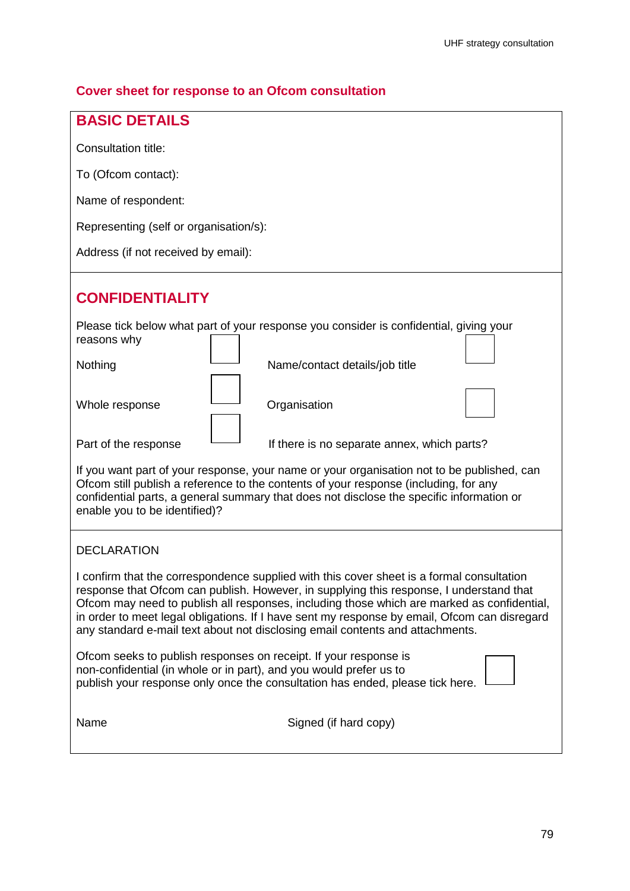## Cover sheet for response to an Ofcom consultation

### BASIC DETAILS

Consultation title:

To (Ofcom contact):

Name of respondent:

Representing (self or organisation/s):

Address (if not received by email):

### CONFIDENTIALITY

Please tick below what part of your response you consider is confidential, giving your reasons why

| | | | |
|---|---|---|---|
| Nothing | ☐ | Name/contact details/job title | ☐ |
| Whole response | ☐ | Organisation | ☐ |
| Part of the response | ☐ | If there is no separate annex, which parts? | |

If you want part of your response, your name or your organisation not to be published, can Ofcom still publish a reference to the contents of your response (including, for any confidential parts, a general summary that does not disclose the specific information or enable you to be identified)?

DECLARATION

I confirm that the correspondence supplied with this cover sheet is a formal consultation response that Ofcom can publish. However, in supplying this response, I understand that Ofcom may need to publish all responses, including those which are marked as confidential, in order to meet legal obligations. If I have sent my response by email, Ofcom can disregard any standard e-mail text about not disclosing email contents and attachments.

Ofcom seeks to publish responses on receipt. If your response is non-confidential (in whole or in part), and you would prefer us to publish your response only once the consultation has ended, please tick here. ☐

Name Signed (if hard copy)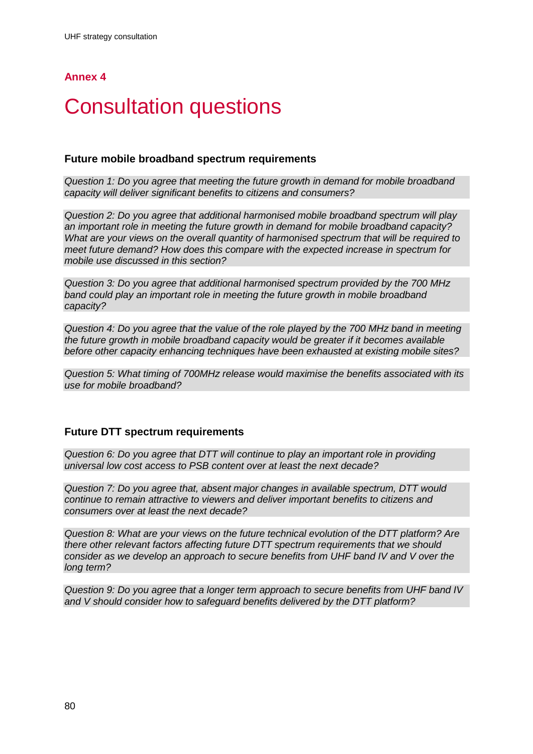## Annex 4

# Consultation questions

### Future mobile broadband spectrum requirements

*Question 1: Do you agree that meeting the future growth in demand for mobile broadband capacity will deliver significant benefits to citizens and consumers?*

*Question 2: Do you agree that additional harmonised mobile broadband spectrum will play an important role in meeting the future growth in demand for mobile broadband capacity? What are your views on the overall quantity of harmonised spectrum that will be required to meet future demand? How does this compare with the expected increase in spectrum for mobile use discussed in this section?*

*Question 3: Do you agree that additional harmonised spectrum provided by the 700 MHz band could play an important role in meeting the future growth in mobile broadband capacity?*

*Question 4: Do you agree that the value of the role played by the 700 MHz band in meeting the future growth in mobile broadband capacity would be greater if it becomes available before other capacity enhancing techniques have been exhausted at existing mobile sites?*

*Question 5: What timing of 700MHz release would maximise the benefits associated with its use for mobile broadband?*

### Future DTT spectrum requirements

*Question 6: Do you agree that DTT will continue to play an important role in providing universal low cost access to PSB content over at least the next decade?*

*Question 7: Do you agree that, absent major changes in available spectrum, DTT would continue to remain attractive to viewers and deliver important benefits to citizens and consumers over at least the next decade?*

*Question 8: What are your views on the future technical evolution of the DTT platform? Are there other relevant factors affecting future DTT spectrum requirements that we should consider as we develop an approach to secure benefits from UHF band IV and V over the long term?*

*Question 9: Do you agree that a longer term approach to secure benefits from UHF band IV and V should consider how to safeguard benefits delivered by the DTT platform?*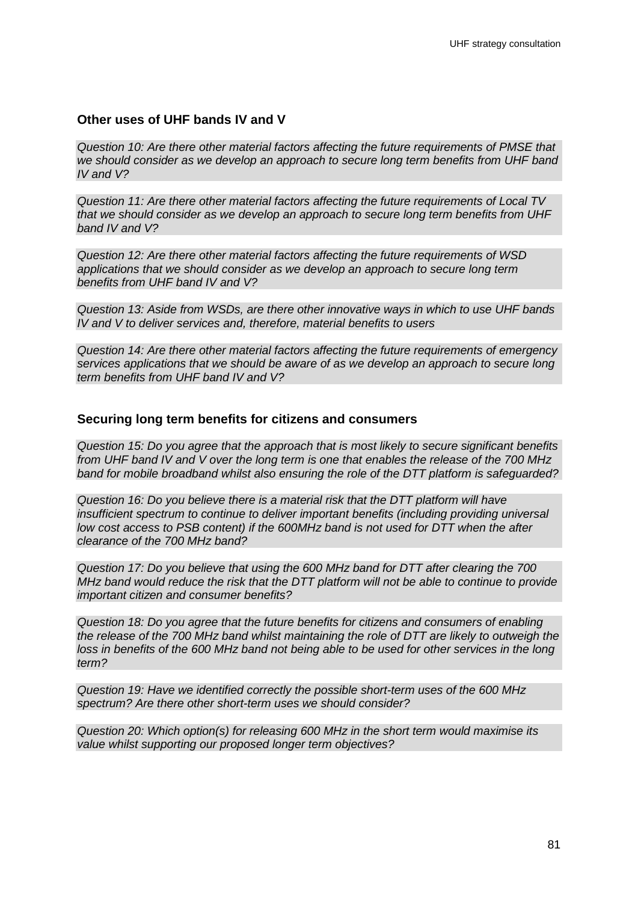### Other uses of UHF bands IV and V

*Question 10: Are there other material factors affecting the future requirements of PMSE that we should consider as we develop an approach to secure long term benefits from UHF band IV and V?*

*Question 11: Are there other material factors affecting the future requirements of Local TV that we should consider as we develop an approach to secure long term benefits from UHF band IV and V?*

*Question 12: Are there other material factors affecting the future requirements of WSD applications that we should consider as we develop an approach to secure long term benefits from UHF band IV and V?*

*Question 13: Aside from WSDs, are there other innovative ways in which to use UHF bands IV and V to deliver services and, therefore, material benefits to users*

*Question 14: Are there other material factors affecting the future requirements of emergency services applications that we should be aware of as we develop an approach to secure long term benefits from UHF band IV and V?*

### Securing long term benefits for citizens and consumers

*Question 15: Do you agree that the approach that is most likely to secure significant benefits from UHF band IV and V over the long term is one that enables the release of the 700 MHz band for mobile broadband whilst also ensuring the role of the DTT platform is safeguarded?*

*Question 16: Do you believe there is a material risk that the DTT platform will have insufficient spectrum to continue to deliver important benefits (including providing universal low cost access to PSB content) if the 600MHz band is not used for DTT when the after clearance of the 700 MHz band?*

*Question 17: Do you believe that using the 600 MHz band for DTT after clearing the 700 MHz band would reduce the risk that the DTT platform will not be able to continue to provide important citizen and consumer benefits?*

*Question 18: Do you agree that the future benefits for citizens and consumers of enabling the release of the 700 MHz band whilst maintaining the role of DTT are likely to outweigh the loss in benefits of the 600 MHz band not being able to be used for other services in the long term?*

*Question 19: Have we identified correctly the possible short-term uses of the 600 MHz spectrum? Are there other short-term uses we should consider?*

*Question 20: Which option(s) for releasing 600 MHz in the short term would maximise its value whilst supporting our proposed longer term objectives?*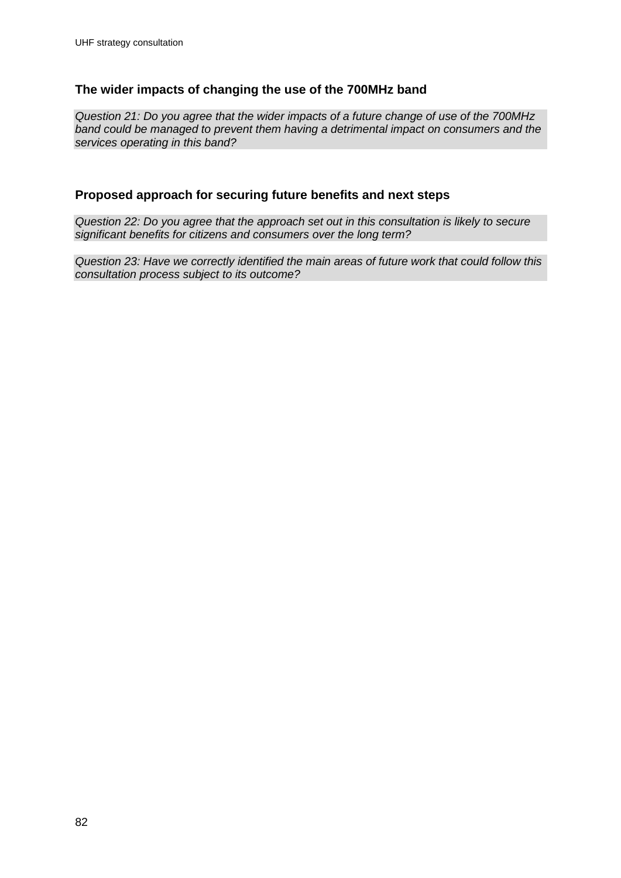### The wider impacts of changing the use of the 700MHz band

*Question 21: Do you agree that the wider impacts of a future change of use of the 700MHz band could be managed to prevent them having a detrimental impact on consumers and the services operating in this band?*

### Proposed approach for securing future benefits and next steps

*Question 22: Do you agree that the approach set out in this consultation is likely to secure significant benefits for citizens and consumers over the long term?*

*Question 23: Have we correctly identified the main areas of future work that could follow this consultation process subject to its outcome?*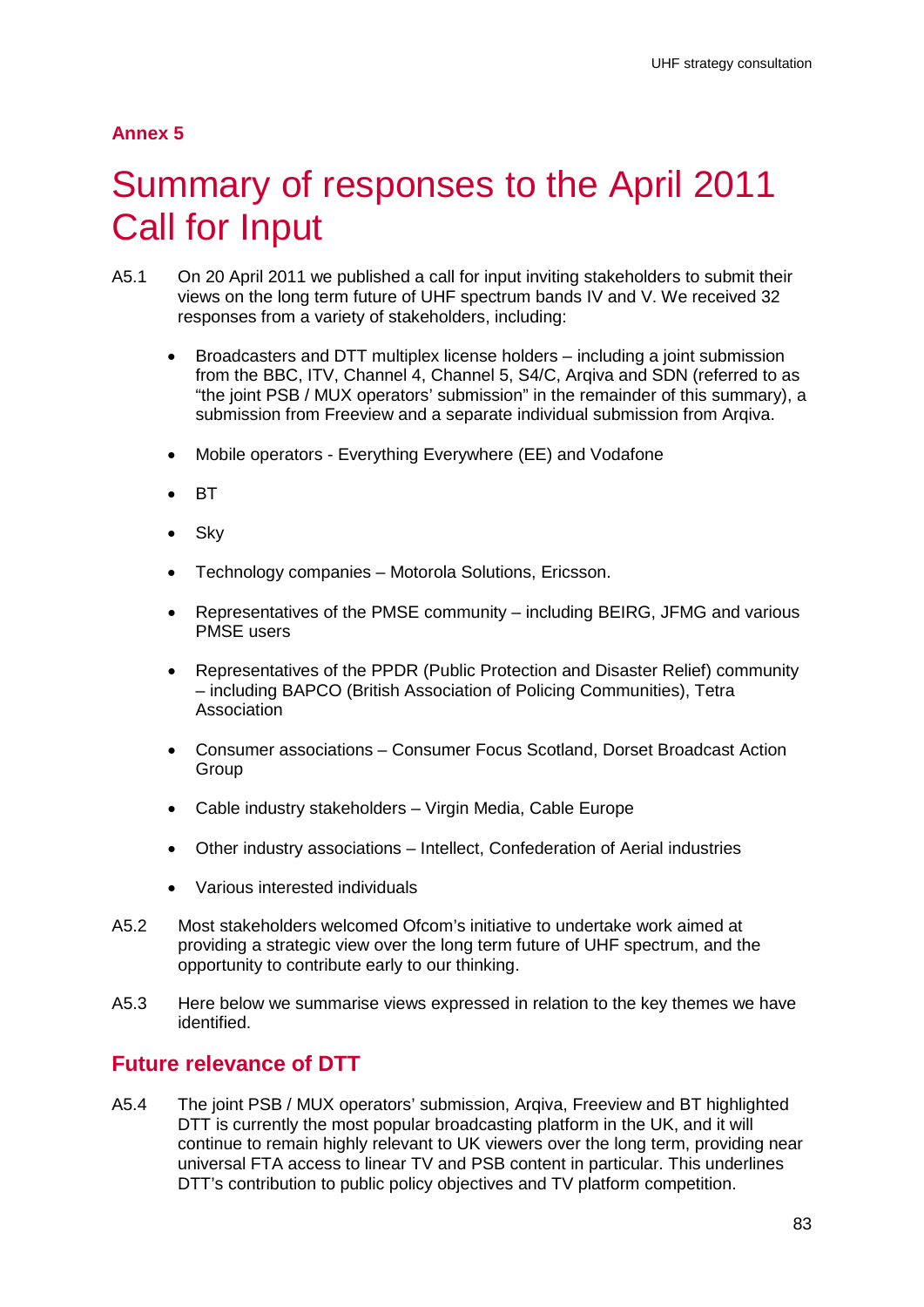## Annex 5

# Summary of responses to the April 2011 Call for Input

A5.1 On 20 April 2011 we published a call for input inviting stakeholders to submit their views on the long term future of UHF spectrum bands IV and V. We received 32 responses from a variety of stakeholders, including:

- Broadcasters and DTT multiplex license holders – including a joint submission from the BBC, ITV, Channel 4, Channel 5, S4/C, Arqiva and SDN (referred to as "the joint PSB / MUX operators' submission" in the remainder of this summary), a submission from Freeview and a separate individual submission from Arqiva.
- Mobile operators - Everything Everywhere (EE) and Vodafone
- BT
- Sky
- Technology companies – Motorola Solutions, Ericsson.
- Representatives of the PMSE community – including BEIRG, JFMG and various PMSE users
- Representatives of the PPDR (Public Protection and Disaster Relief) community – including BAPCO (British Association of Policing Communities), Tetra Association
- Consumer associations – Consumer Focus Scotland, Dorset Broadcast Action Group
- Cable industry stakeholders – Virgin Media, Cable Europe
- Other industry associations – Intellect, Confederation of Aerial industries
- Various interested individuals

A5.2 Most stakeholders welcomed Ofcom's initiative to undertake work aimed at providing a strategic view over the long term future of UHF spectrum, and the opportunity to contribute early to our thinking.

A5.3 Here below we summarise views expressed in relation to the key themes we have identified.

## Future relevance of DTT

A5.4 The joint PSB / MUX operators' submission, Arqiva, Freeview and BT highlighted DTT is currently the most popular broadcasting platform in the UK, and it will continue to remain highly relevant to UK viewers over the long term, providing near universal FTA access to linear TV and PSB content in particular. This underlines DTT's contribution to public policy objectives and TV platform competition.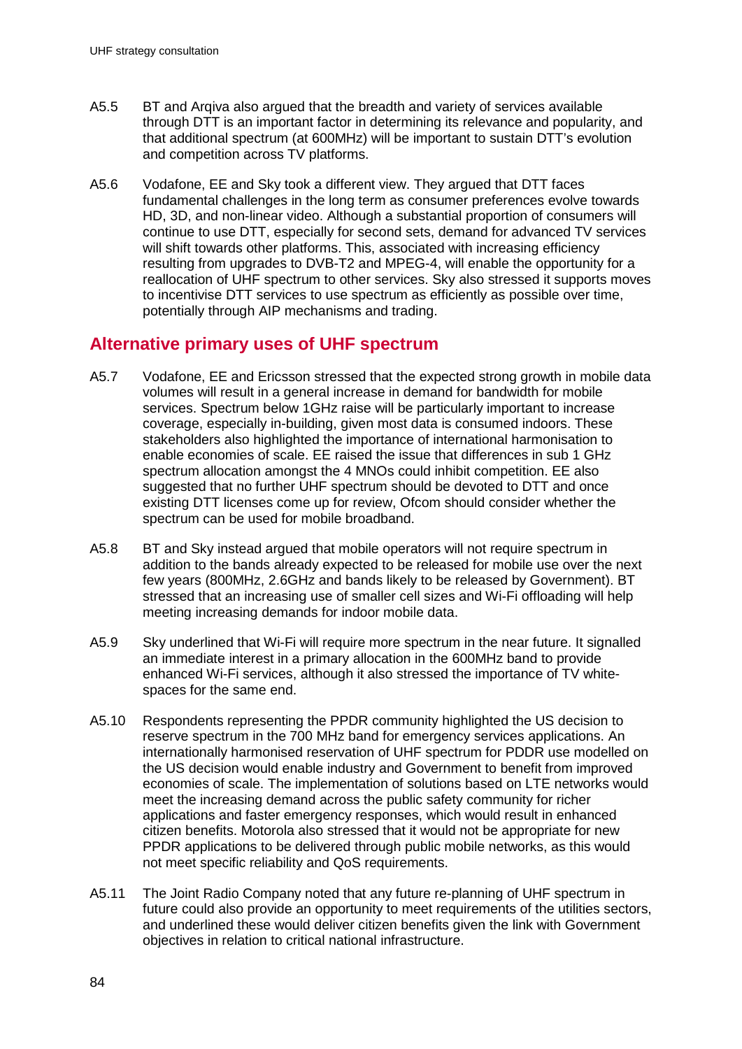A5.5 BT and Arqiva also argued that the breadth and variety of services available through DTT is an important factor in determining its relevance and popularity, and that additional spectrum (at 600MHz) will be important to sustain DTT's evolution and competition across TV platforms.

A5.6 Vodafone, EE and Sky took a different view. They argued that DTT faces fundamental challenges in the long term as consumer preferences evolve towards HD, 3D, and non-linear video. Although a substantial proportion of consumers will continue to use DTT, especially for second sets, demand for advanced TV services will shift towards other platforms. This, associated with increasing efficiency resulting from upgrades to DVB-T2 and MPEG-4, will enable the opportunity for a reallocation of UHF spectrum to other services. Sky also stressed it supports moves to incentivise DTT services to use spectrum as efficiently as possible over time, potentially through AIP mechanisms and trading.

## Alternative primary uses of UHF spectrum

A5.7 Vodafone, EE and Ericsson stressed that the expected strong growth in mobile data volumes will result in a general increase in demand for bandwidth for mobile services. Spectrum below 1GHz raise will be particularly important to increase coverage, especially in-building, given most data is consumed indoors. These stakeholders also highlighted the importance of international harmonisation to enable economies of scale. EE raised the issue that differences in sub 1 GHz spectrum allocation amongst the 4 MNOs could inhibit competition. EE also suggested that no further UHF spectrum should be devoted to DTT and once existing DTT licenses come up for review, Ofcom should consider whether the spectrum can be used for mobile broadband.

A5.8 BT and Sky instead argued that mobile operators will not require spectrum in addition to the bands already expected to be released for mobile use over the next few years (800MHz, 2.6GHz and bands likely to be released by Government). BT stressed that an increasing use of smaller cell sizes and Wi-Fi offloading will help meeting increasing demands for indoor mobile data.

A5.9 Sky underlined that Wi-Fi will require more spectrum in the near future. It signalled an immediate interest in a primary allocation in the 600MHz band to provide enhanced Wi-Fi services, although it also stressed the importance of TV white-spaces for the same end.

A5.10 Respondents representing the PPDR community highlighted the US decision to reserve spectrum in the 700 MHz band for emergency services applications. An internationally harmonised reservation of UHF spectrum for PDDR use modelled on the US decision would enable industry and Government to benefit from improved economies of scale. The implementation of solutions based on LTE networks would meet the increasing demand across the public safety community for richer applications and faster emergency responses, which would result in enhanced citizen benefits. Motorola also stressed that it would not be appropriate for new PPDR applications to be delivered through public mobile networks, as this would not meet specific reliability and QoS requirements.

A5.11 The Joint Radio Company noted that any future re-planning of UHF spectrum in future could also provide an opportunity to meet requirements of the utilities sectors, and underlined these would deliver citizen benefits given the link with Government objectives in relation to critical national infrastructure.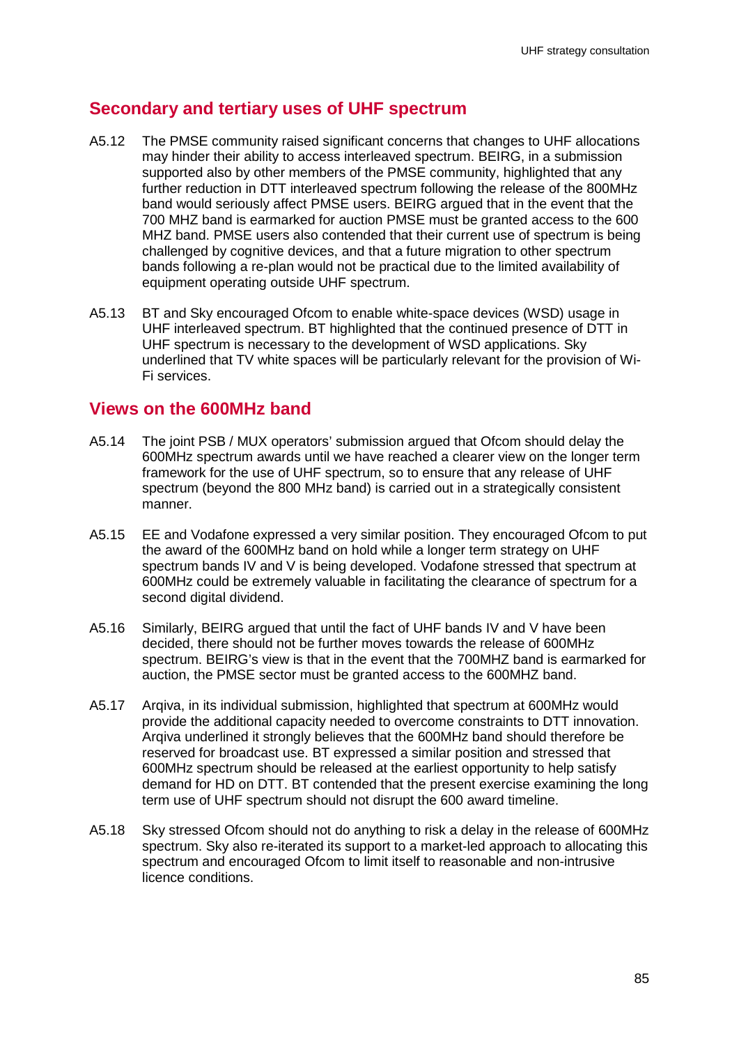## Secondary and tertiary uses of UHF spectrum

A5.12 The PMSE community raised significant concerns that changes to UHF allocations may hinder their ability to access interleaved spectrum. BEIRG, in a submission supported also by other members of the PMSE community, highlighted that any further reduction in DTT interleaved spectrum following the release of the 800MHz band would seriously affect PMSE users. BEIRG argued that in the event that the 700 MHZ band is earmarked for auction PMSE must be granted access to the 600 MHZ band. PMSE users also contended that their current use of spectrum is being challenged by cognitive devices, and that a future migration to other spectrum bands following a re-plan would not be practical due to the limited availability of equipment operating outside UHF spectrum.

A5.13 BT and Sky encouraged Ofcom to enable white-space devices (WSD) usage in UHF interleaved spectrum. BT highlighted that the continued presence of DTT in UHF spectrum is necessary to the development of WSD applications. Sky underlined that TV white spaces will be particularly relevant for the provision of Wi-Fi services.

## Views on the 600MHz band

A5.14 The joint PSB / MUX operators' submission argued that Ofcom should delay the 600MHz spectrum awards until we have reached a clearer view on the longer term framework for the use of UHF spectrum, so to ensure that any release of UHF spectrum (beyond the 800 MHz band) is carried out in a strategically consistent manner.

A5.15 EE and Vodafone expressed a very similar position. They encouraged Ofcom to put the award of the 600MHz band on hold while a longer term strategy on UHF spectrum bands IV and V is being developed. Vodafone stressed that spectrum at 600MHz could be extremely valuable in facilitating the clearance of spectrum for a second digital dividend.

A5.16 Similarly, BEIRG argued that until the fact of UHF bands IV and V have been decided, there should not be further moves towards the release of 600MHz spectrum. BEIRG's view is that in the event that the 700MHZ band is earmarked for auction, the PMSE sector must be granted access to the 600MHZ band.

A5.17 Arqiva, in its individual submission, highlighted that spectrum at 600MHz would provide the additional capacity needed to overcome constraints to DTT innovation. Arqiva underlined it strongly believes that the 600MHz band should therefore be reserved for broadcast use. BT expressed a similar position and stressed that 600MHz spectrum should be released at the earliest opportunity to help satisfy demand for HD on DTT. BT contended that the present exercise examining the long term use of UHF spectrum should not disrupt the 600 award timeline.

A5.18 Sky stressed Ofcom should not do anything to risk a delay in the release of 600MHz spectrum. Sky also re-iterated its support to a market-led approach to allocating this spectrum and encouraged Ofcom to limit itself to reasonable and non-intrusive licence conditions.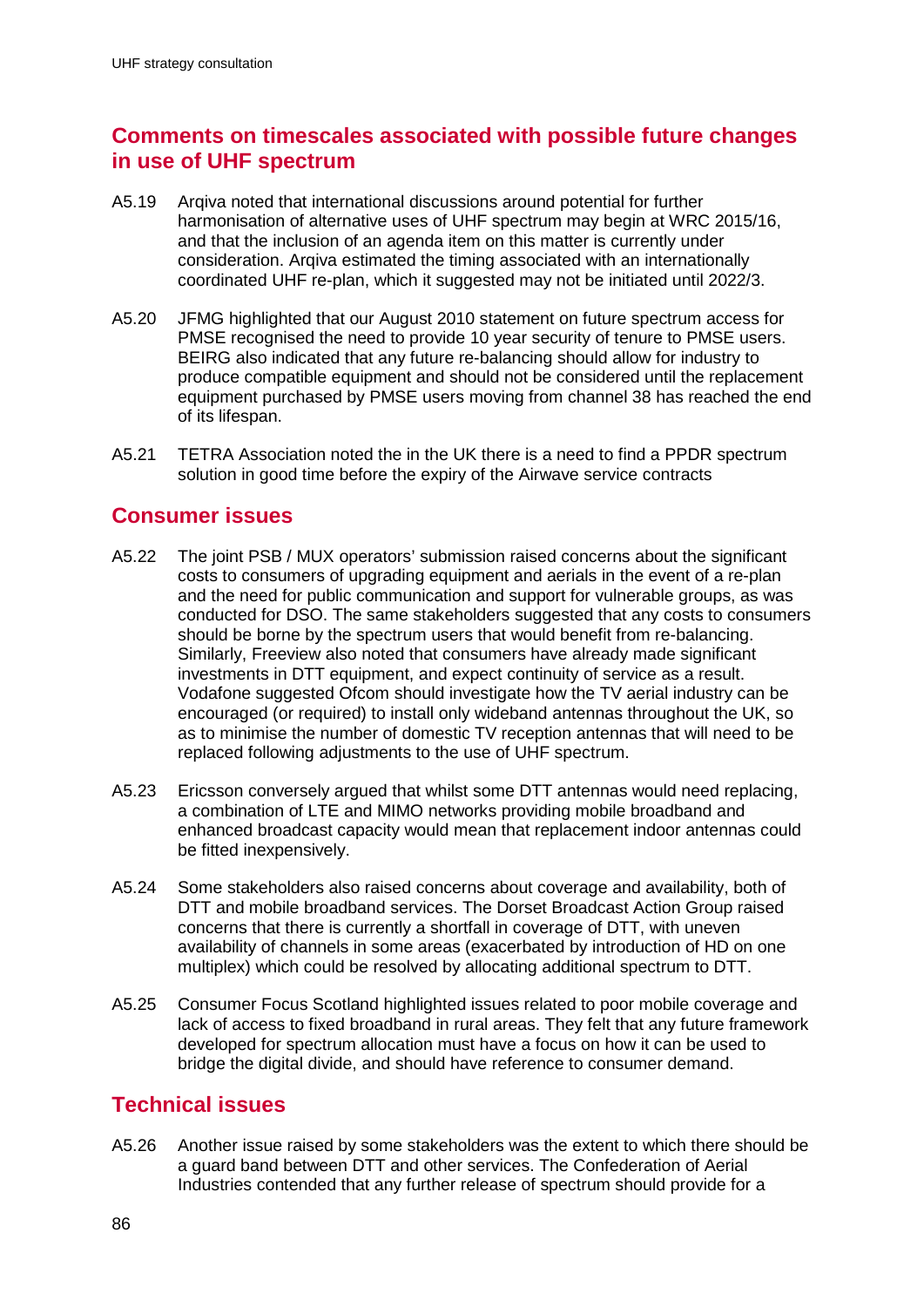## Comments on timescales associated with possible future changes in use of UHF spectrum

A5.19 Arqiva noted that international discussions around potential for further harmonisation of alternative uses of UHF spectrum may begin at WRC 2015/16, and that the inclusion of an agenda item on this matter is currently under consideration. Arqiva estimated the timing associated with an internationally coordinated UHF re-plan, which it suggested may not be initiated until 2022/3.

A5.20 JFMG highlighted that our August 2010 statement on future spectrum access for PMSE recognised the need to provide 10 year security of tenure to PMSE users. BEIRG also indicated that any future re-balancing should allow for industry to produce compatible equipment and should not be considered until the replacement equipment purchased by PMSE users moving from channel 38 has reached the end of its lifespan.

A5.21 TETRA Association noted the in the UK there is a need to find a PPDR spectrum solution in good time before the expiry of the Airwave service contracts

## Consumer issues

A5.22 The joint PSB / MUX operators' submission raised concerns about the significant costs to consumers of upgrading equipment and aerials in the event of a re-plan and the need for public communication and support for vulnerable groups, as was conducted for DSO. The same stakeholders suggested that any costs to consumers should be borne by the spectrum users that would benefit from re-balancing. Similarly, Freeview also noted that consumers have already made significant investments in DTT equipment, and expect continuity of service as a result. Vodafone suggested Ofcom should investigate how the TV aerial industry can be encouraged (or required) to install only wideband antennas throughout the UK, so as to minimise the number of domestic TV reception antennas that will need to be replaced following adjustments to the use of UHF spectrum.

A5.23 Ericsson conversely argued that whilst some DTT antennas would need replacing, a combination of LTE and MIMO networks providing mobile broadband and enhanced broadcast capacity would mean that replacement indoor antennas could be fitted inexpensively.

A5.24 Some stakeholders also raised concerns about coverage and availability, both of DTT and mobile broadband services. The Dorset Broadcast Action Group raised concerns that there is currently a shortfall in coverage of DTT, with uneven availability of channels in some areas (exacerbated by introduction of HD on one multiplex) which could be resolved by allocating additional spectrum to DTT.

A5.25 Consumer Focus Scotland highlighted issues related to poor mobile coverage and lack of access to fixed broadband in rural areas. They felt that any future framework developed for spectrum allocation must have a focus on how it can be used to bridge the digital divide, and should have reference to consumer demand.

## Technical issues

A5.26 Another issue raised by some stakeholders was the extent to which there should be a guard band between DTT and other services. The Confederation of Aerial Industries contended that any further release of spectrum should provide for a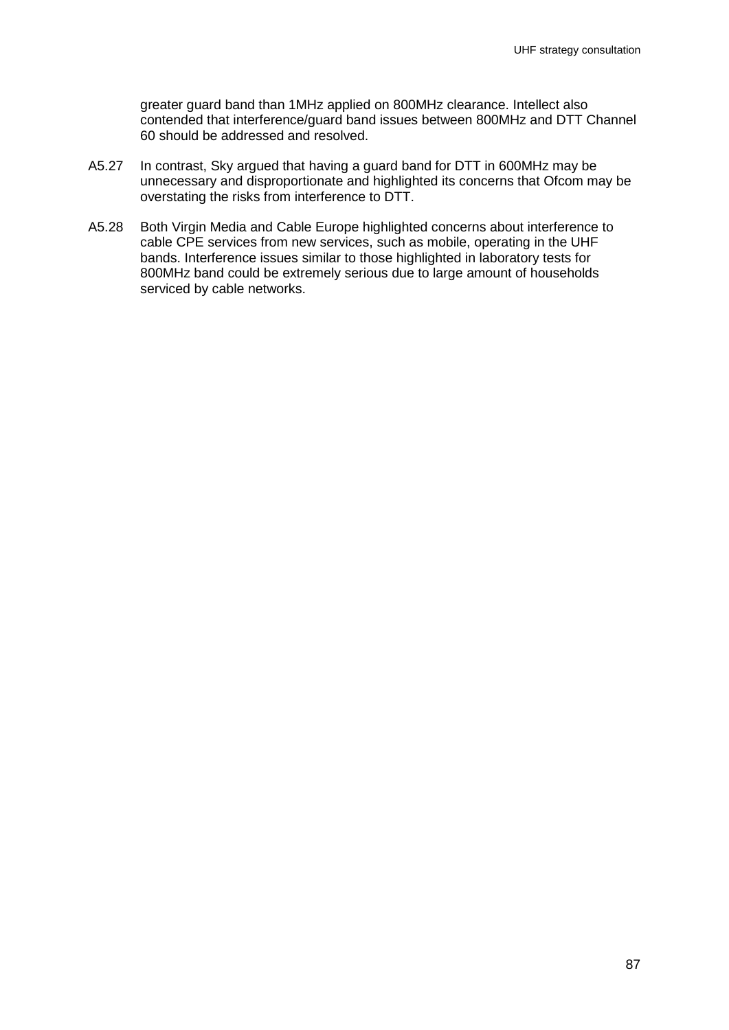greater guard band than 1MHz applied on 800MHz clearance. Intellect also contended that interference/guard band issues between 800MHz and DTT Channel 60 should be addressed and resolved.

A5.27 In contrast, Sky argued that having a guard band for DTT in 600MHz may be unnecessary and disproportionate and highlighted its concerns that Ofcom may be overstating the risks from interference to DTT.

A5.28 Both Virgin Media and Cable Europe highlighted concerns about interference to cable CPE services from new services, such as mobile, operating in the UHF bands. Interference issues similar to those highlighted in laboratory tests for 800MHz band could be extremely serious due to large amount of households serviced by cable networks.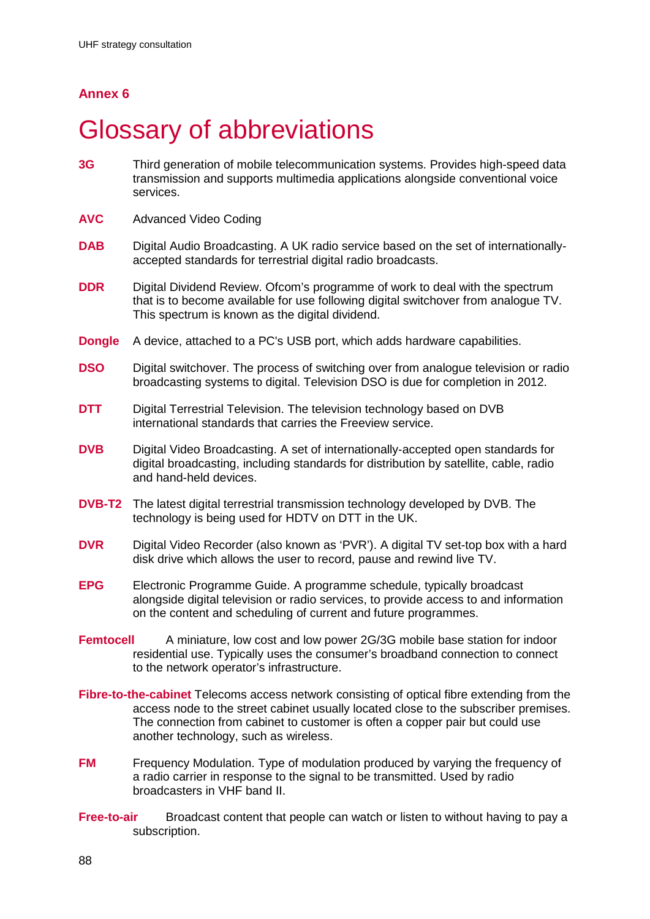## Annex 6

# Glossary of abbreviations

**3G** Third generation of mobile telecommunication systems. Provides high-speed data transmission and supports multimedia applications alongside conventional voice services.

**AVC** Advanced Video Coding

**DAB** Digital Audio Broadcasting. A UK radio service based on the set of internationally-accepted standards for terrestrial digital radio broadcasts.

**DDR** Digital Dividend Review. Ofcom's programme of work to deal with the spectrum that is to become available for use following digital switchover from analogue TV. This spectrum is known as the digital dividend.

**Dongle** A device, attached to a PC's USB port, which adds hardware capabilities.

**DSO** Digital switchover. The process of switching over from analogue television or radio broadcasting systems to digital. Television DSO is due for completion in 2012.

**DTT** Digital Terrestrial Television. The television technology based on DVB international standards that carries the Freeview service.

**DVB** Digital Video Broadcasting. A set of internationally-accepted open standards for digital broadcasting, including standards for distribution by satellite, cable, radio and hand-held devices.

**DVB-T2** The latest digital terrestrial transmission technology developed by DVB. The technology is being used for HDTV on DTT in the UK.

**DVR** Digital Video Recorder (also known as 'PVR'). A digital TV set-top box with a hard disk drive which allows the user to record, pause and rewind live TV.

**EPG** Electronic Programme Guide. A programme schedule, typically broadcast alongside digital television or radio services, to provide access to and information on the content and scheduling of current and future programmes.

**Femtocell** A miniature, low cost and low power 2G/3G mobile base station for indoor residential use. Typically uses the consumer's broadband connection to connect to the network operator's infrastructure.

**Fibre-to-the-cabinet** Telecoms access network consisting of optical fibre extending from the access node to the street cabinet usually located close to the subscriber premises. The connection from cabinet to customer is often a copper pair but could use another technology, such as wireless.

**FM** Frequency Modulation. Type of modulation produced by varying the frequency of a radio carrier in response to the signal to be transmitted. Used by radio broadcasters in VHF band II.

**Free-to-air** Broadcast content that people can watch or listen to without having to pay a subscription.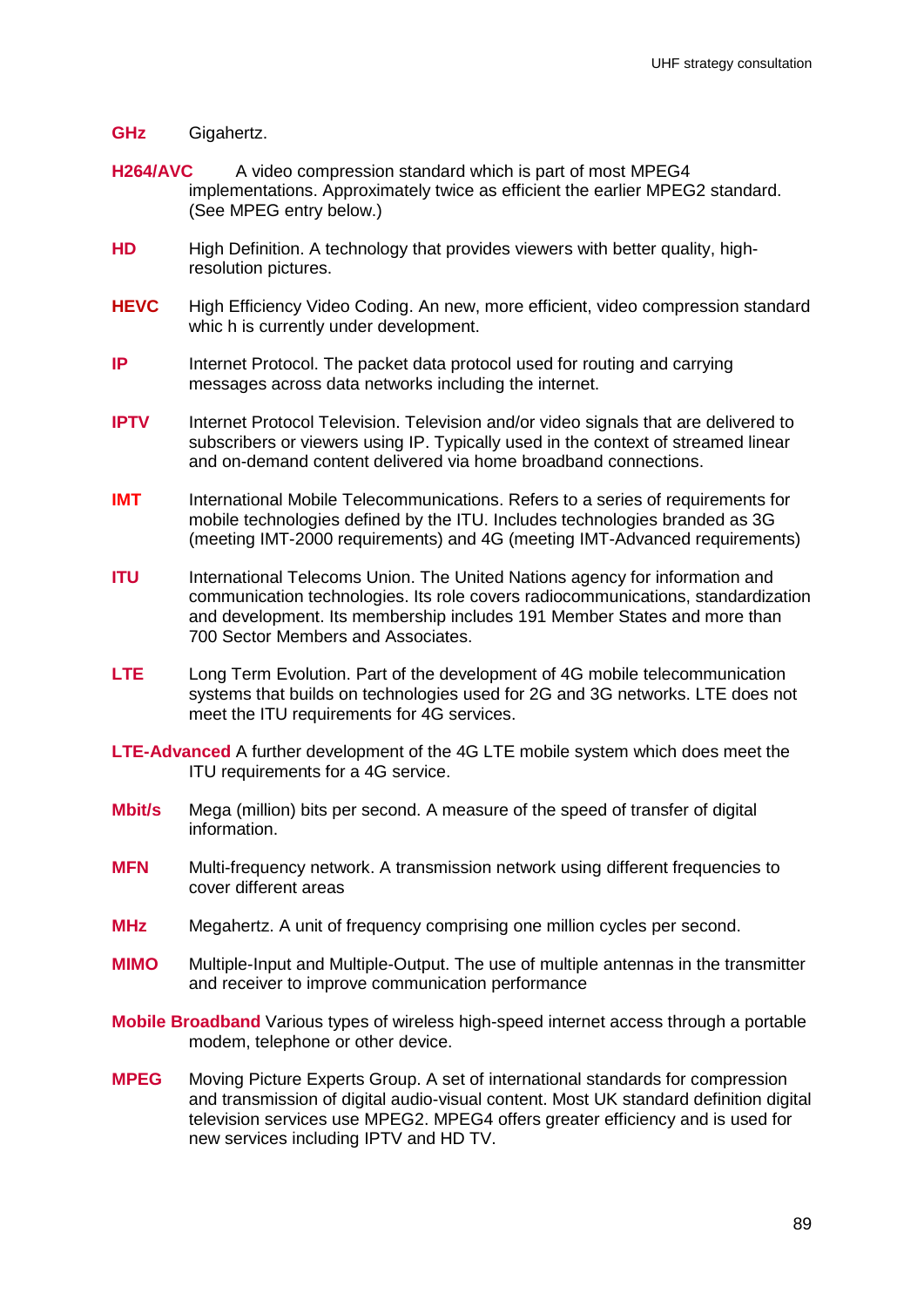**GHz** Gigahertz.

**H264/AVC** A video compression standard which is part of most MPEG4 implementations. Approximately twice as efficient the earlier MPEG2 standard. (See MPEG entry below.)

**HD** High Definition. A technology that provides viewers with better quality, high-resolution pictures.

**HEVC** High Efficiency Video Coding. An new, more efficient, video compression standard whic h is currently under development.

**IP** Internet Protocol. The packet data protocol used for routing and carrying messages across data networks including the internet.

**IPTV** Internet Protocol Television. Television and/or video signals that are delivered to subscribers or viewers using IP. Typically used in the context of streamed linear and on-demand content delivered via home broadband connections.

**IMT** International Mobile Telecommunications. Refers to a series of requirements for mobile technologies defined by the ITU. Includes technologies branded as 3G (meeting IMT-2000 requirements) and 4G (meeting IMT-Advanced requirements)

**ITU** International Telecoms Union. The United Nations agency for information and communication technologies. Its role covers radiocommunications, standardization and development. Its membership includes 191 Member States and more than 700 Sector Members and Associates.

**LTE** Long Term Evolution. Part of the development of 4G mobile telecommunication systems that builds on technologies used for 2G and 3G networks. LTE does not meet the ITU requirements for 4G services.

**LTE-Advanced** A further development of the 4G LTE mobile system which does meet the ITU requirements for a 4G service.

**Mbit/s** Mega (million) bits per second. A measure of the speed of transfer of digital information.

**MFN** Multi-frequency network. A transmission network using different frequencies to cover different areas

**MHz** Megahertz. A unit of frequency comprising one million cycles per second.

**MIMO** Multiple-Input and Multiple-Output. The use of multiple antennas in the transmitter and receiver to improve communication performance

**Mobile Broadband** Various types of wireless high-speed internet access through a portable modem, telephone or other device.

**MPEG** Moving Picture Experts Group. A set of international standards for compression and transmission of digital audio-visual content. Most UK standard definition digital television services use MPEG2. MPEG4 offers greater efficiency and is used for new services including IPTV and HD TV.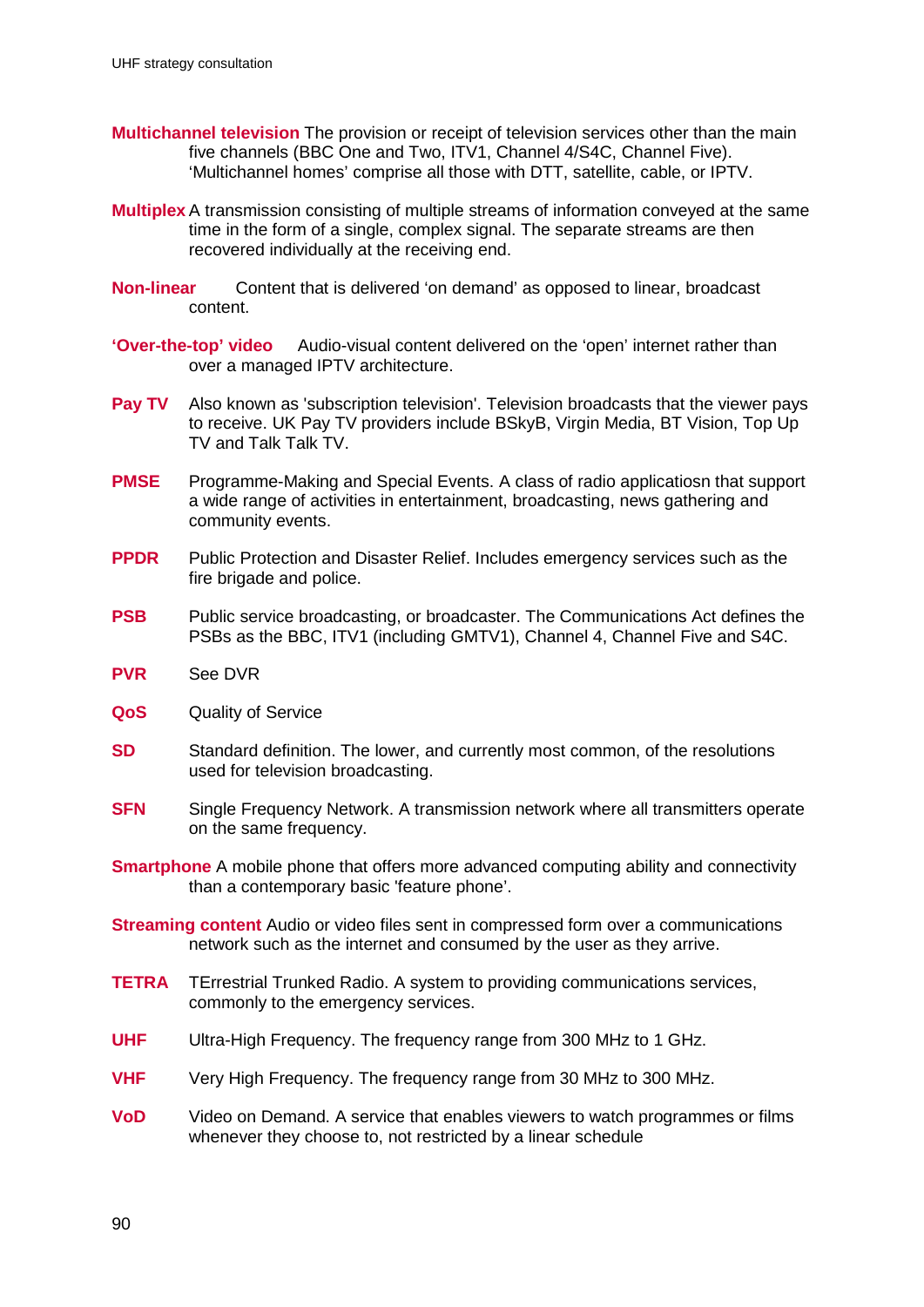**Multichannel television** The provision or receipt of television services other than the main five channels (BBC One and Two, ITV1, Channel 4/S4C, Channel Five). 'Multichannel homes' comprise all those with DTT, satellite, cable, or IPTV.

**Multiplex** A transmission consisting of multiple streams of information conveyed at the same time in the form of a single, complex signal. The separate streams are then recovered individually at the receiving end.

**Non-linear** Content that is delivered 'on demand' as opposed to linear, broadcast content.

**'Over-the-top' video** Audio-visual content delivered on the 'open' internet rather than over a managed IPTV architecture.

**Pay TV** Also known as 'subscription television'. Television broadcasts that the viewer pays to receive. UK Pay TV providers include BSkyB, Virgin Media, BT Vision, Top Up TV and Talk Talk TV.

**PMSE** Programme-Making and Special Events. A class of radio applicatiosn that support a wide range of activities in entertainment, broadcasting, news gathering and community events.

**PPDR** Public Protection and Disaster Relief. Includes emergency services such as the fire brigade and police.

**PSB** Public service broadcasting, or broadcaster. The Communications Act defines the PSBs as the BBC, ITV1 (including GMTV1), Channel 4, Channel Five and S4C.

**PVR** See DVR

**QoS** Quality of Service

**SD** Standard definition. The lower, and currently most common, of the resolutions used for television broadcasting.

**SFN** Single Frequency Network. A transmission network where all transmitters operate on the same frequency.

**Smartphone** A mobile phone that offers more advanced computing ability and connectivity than a contemporary basic 'feature phone'.

**Streaming content** Audio or video files sent in compressed form over a communications network such as the internet and consumed by the user as they arrive.

**TETRA** TErrestrial Trunked Radio. A system to providing communications services, commonly to the emergency services.

**UHF** Ultra-High Frequency. The frequency range from 300 MHz to 1 GHz.

**VHF** Very High Frequency. The frequency range from 30 MHz to 300 MHz.

**VoD** Video on Demand. A service that enables viewers to watch programmes or films whenever they choose to, not restricted by a linear schedule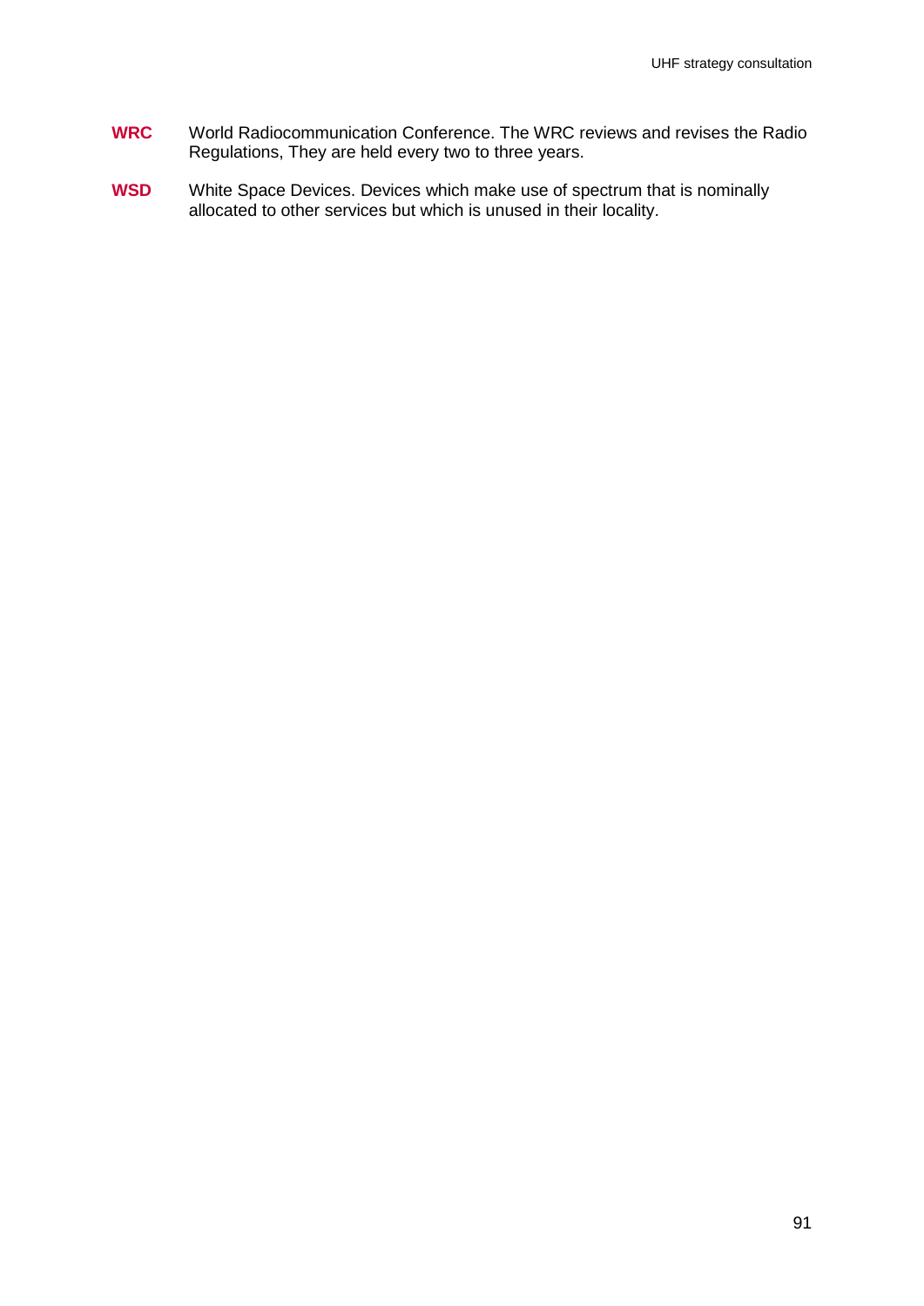**WRC** World Radiocommunication Conference. The WRC reviews and revises the Radio Regulations, They are held every two to three years.

**WSD** White Space Devices. Devices which make use of spectrum that is nominally allocated to other services but which is unused in their locality.